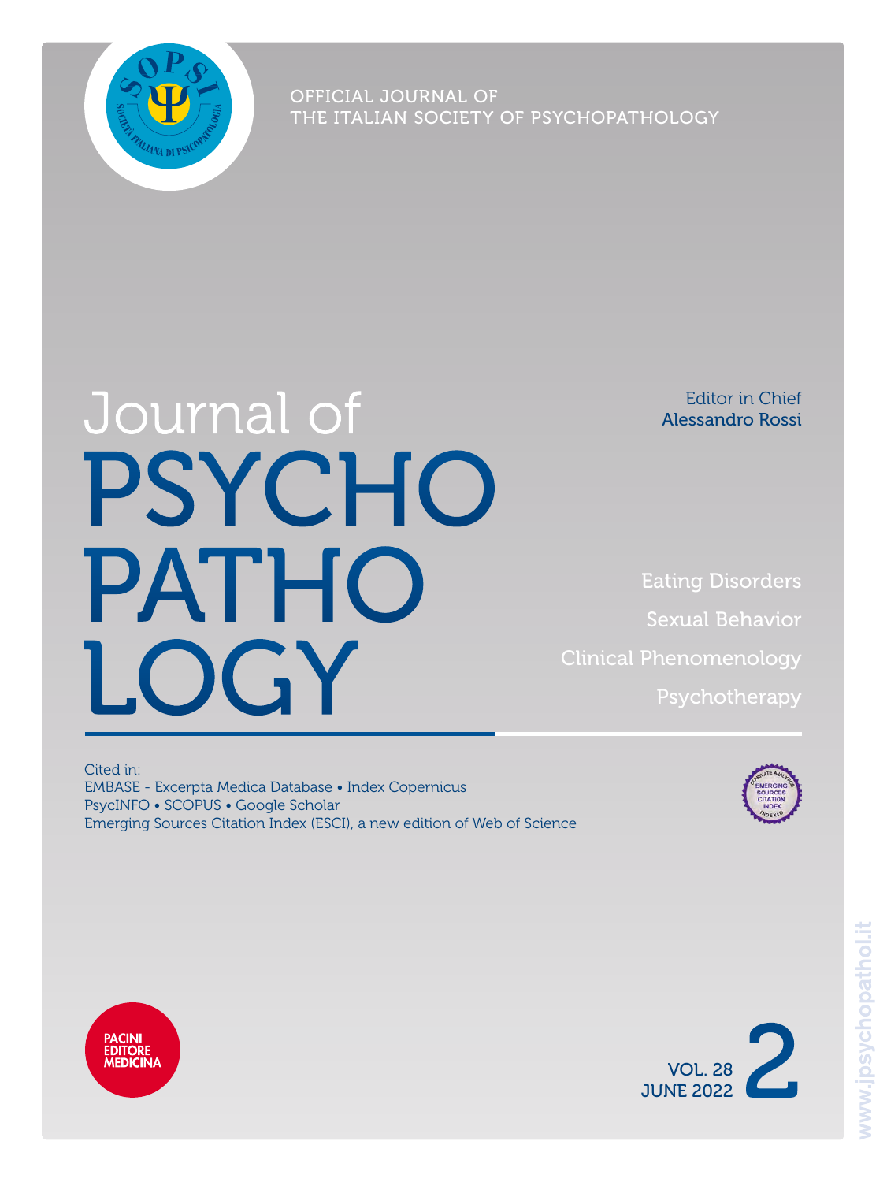OFFICIAL JOURNAL OF
THE ITALIAN SOCIETY OF PSYCHOPATHOLOGY

# Journal of PSYCHOPATHOLOGY

Editor in Chief
**Alessandro Rossi**

Eating Disorders

Sexual Behavior

Clinical Phenomenology

Psychotherapy

Cited in:
EMBASE - Excerpta Medica Database • Index Copernicus
PsycINFO • SCOPUS • Google Scholar
Emerging Sources Citation Index (ESCI), a new edition of Web of Science

PACINI EDITORE MEDICINA

VOL. 28 JUNE 2022 2

www.jpsychopathol.it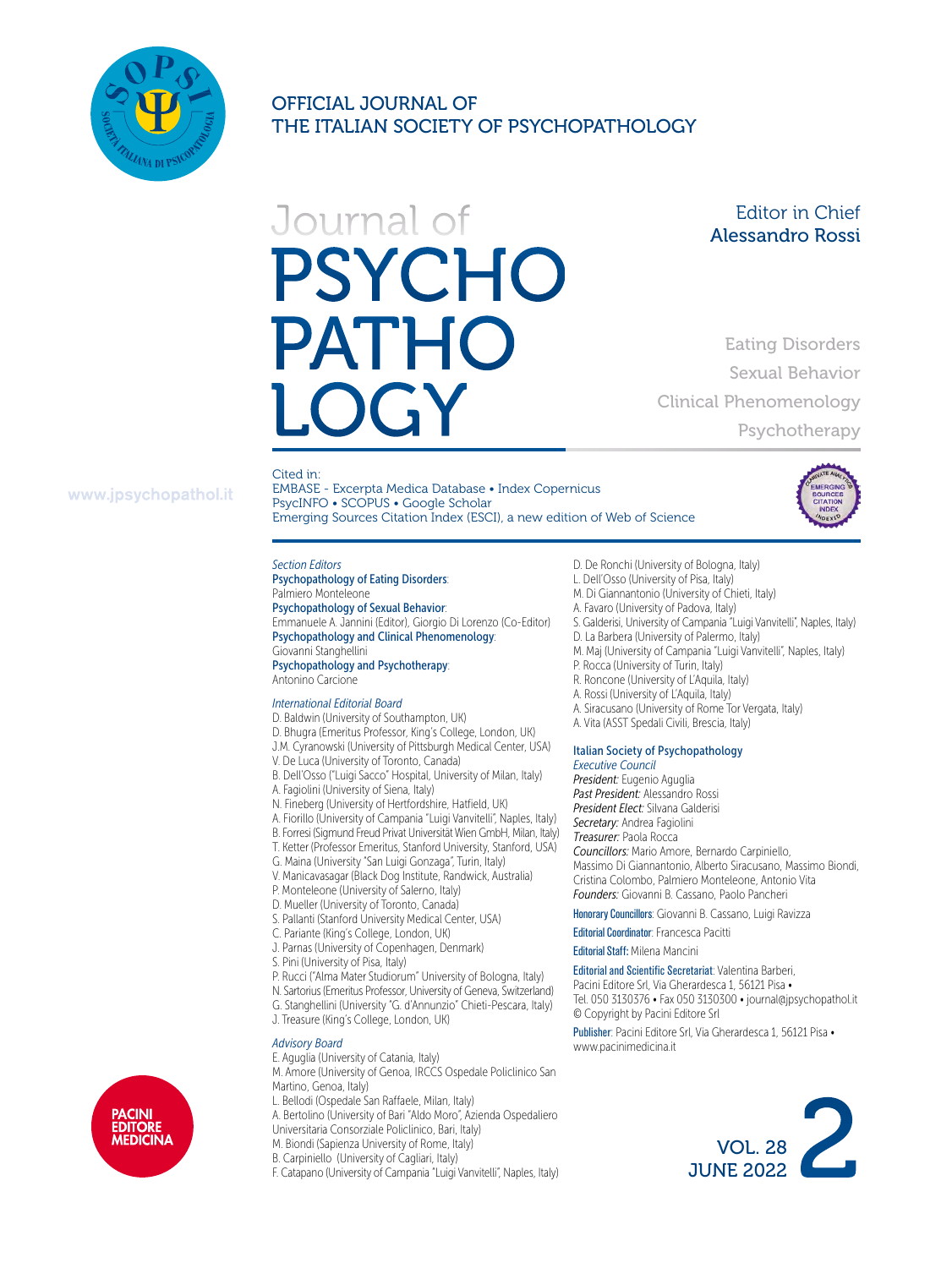OFFICIAL JOURNAL OF
THE ITALIAN SOCIETY OF PSYCHOPATHOLOGY

# Journal of PSYCHOPATHOLOGY

Editor in Chief
Alessandro Rossi

Eating Disorders
Sexual Behavior
Clinical Phenomenology
Psychotherapy

www.jpsychopathol.it

Cited in:
EMBASE - Excerpta Medica Database • Index Copernicus
PsycINFO • SCOPUS • Google Scholar
Emerging Sources Citation Index (ESCI), a new edition of Web of Science

*Section Editors*

**Psychopathology of Eating Disorders**: Palmiero Monteleone
**Psychopathology of Sexual Behavior**: Emmanuele A. Jannini (Editor), Giorgio Di Lorenzo (Co-Editor)
**Psychopathology and Clinical Phenomenology**: Giovanni Stanghellini
**Psychopathology and Psychotherapy**: Antonino Carcione

*International Editorial Board*

D. Baldwin (University of Southampton, UK)
D. Bhugra (Emeritus Professor, King's College, London, UK)
J.M. Cyranowski (University of Pittsburgh Medical Center, USA)
V. De Luca (University of Toronto, Canada)
B. Dell'Osso ("Luigi Sacco" Hospital, University of Milan, Italy)
A. Fagiolini (University of Siena, Italy)
N. Fineberg (University of Hertfordshire, Hatfield, UK)
A. Fiorillo (University of Campania "Luigi Vanvitelli", Naples, Italy)
B. Forresi (Sigmund Freud Privat Universität Wien GmbH, Milan, Italy)
T. Ketter (Professor Emeritus, Stanford University, Stanford, USA)
G. Maina (University "San Luigi Gonzaga", Turin, Italy)
V. Manicavasagar (Black Dog Institute, Randwick, Australia)
P. Monteleone (University of Salerno, Italy)
D. Mueller (University of Toronto, Canada)
S. Pallanti (Stanford University Medical Center, USA)
C. Pariante (King's College, London, UK)
J. Parnas (University of Copenhagen, Denmark)
S. Pini (University of Pisa, Italy)
P. Rucci ("Alma Mater Studiorum" University of Bologna, Italy)
N. Sartorius (Emeritus Professor, University of Geneva, Switzerland)
G. Stanghellini (University "G. d'Annunzio" Chieti-Pescara, Italy)
J. Treasure (King's College, London, UK)

*Advisory Board*

E. Aguglia (University of Catania, Italy)
M. Amore (University of Genoa, IRCCS Ospedale Policlinico San Martino, Genoa, Italy)
L. Bellodi (Ospedale San Raffaele, Milan, Italy)
A. Bertolino (University of Bari "Aldo Moro", Azienda Ospedaliero Universitaria Consorziale Policlinico, Bari, Italy)
M. Biondi (Sapienza University of Rome, Italy)
B. Carpiniello (University of Cagliari, Italy)
F. Catapano (University of Campania "Luigi Vanvitelli", Naples, Italy)
D. De Ronchi (University of Bologna, Italy)
L. Dell'Osso (University of Pisa, Italy)
M. Di Giannantonio (University of Chieti, Italy)
A. Favaro (University of Padova, Italy)
S. Galderisi, University of Campania "Luigi Vanvitelli", Naples, Italy)
D. La Barbera (University of Palermo, Italy)
M. Maj (University of Campania "Luigi Vanvitelli", Naples, Italy)
P. Rocca (University of Turin, Italy)
R. Roncone (University of L'Aquila, Italy)
A. Rossi (University of L'Aquila, Italy)
A. Siracusano (University of Rome Tor Vergata, Italy)
A. Vita (ASST Spedali Civili, Brescia, Italy)

**Italian Society of Psychopathology**
*Executive Council*
*President:* Eugenio Aguglia
*Past President:* Alessandro Rossi
*President Elect:* Silvana Galderisi
*Secretary:* Andrea Fagiolini
*Treasurer:* Paola Rocca
*Councillors:* Mario Amore, Bernardo Carpiniello, Massimo Di Giannantonio, Alberto Siracusano, Massimo Biondi, Cristina Colombo, Palmiero Monteleone, Antonio Vita
*Founders:* Giovanni B. Cassano, Paolo Pancheri

**Honorary Councillors**: Giovanni B. Cassano, Luigi Ravizza

**Editorial Coordinator**: Francesca Pacitti

**Editorial Staff:** Milena Mancini

**Editorial and Scientific Secretariat**: Valentina Barberi, Pacini Editore Srl, Via Gherardesca 1, 56121 Pisa • Tel. 050 3130376 • Fax 050 3130300 • journal@jpsychopathol.it
© Copyright by Pacini Editore Srl

**Publisher**: Pacini Editore Srl, Via Gherardesca 1, 56121 Pisa • www.pacinimedicina.it

PACINI EDITORE MEDICINA

VOL. 28 2
JUNE 2022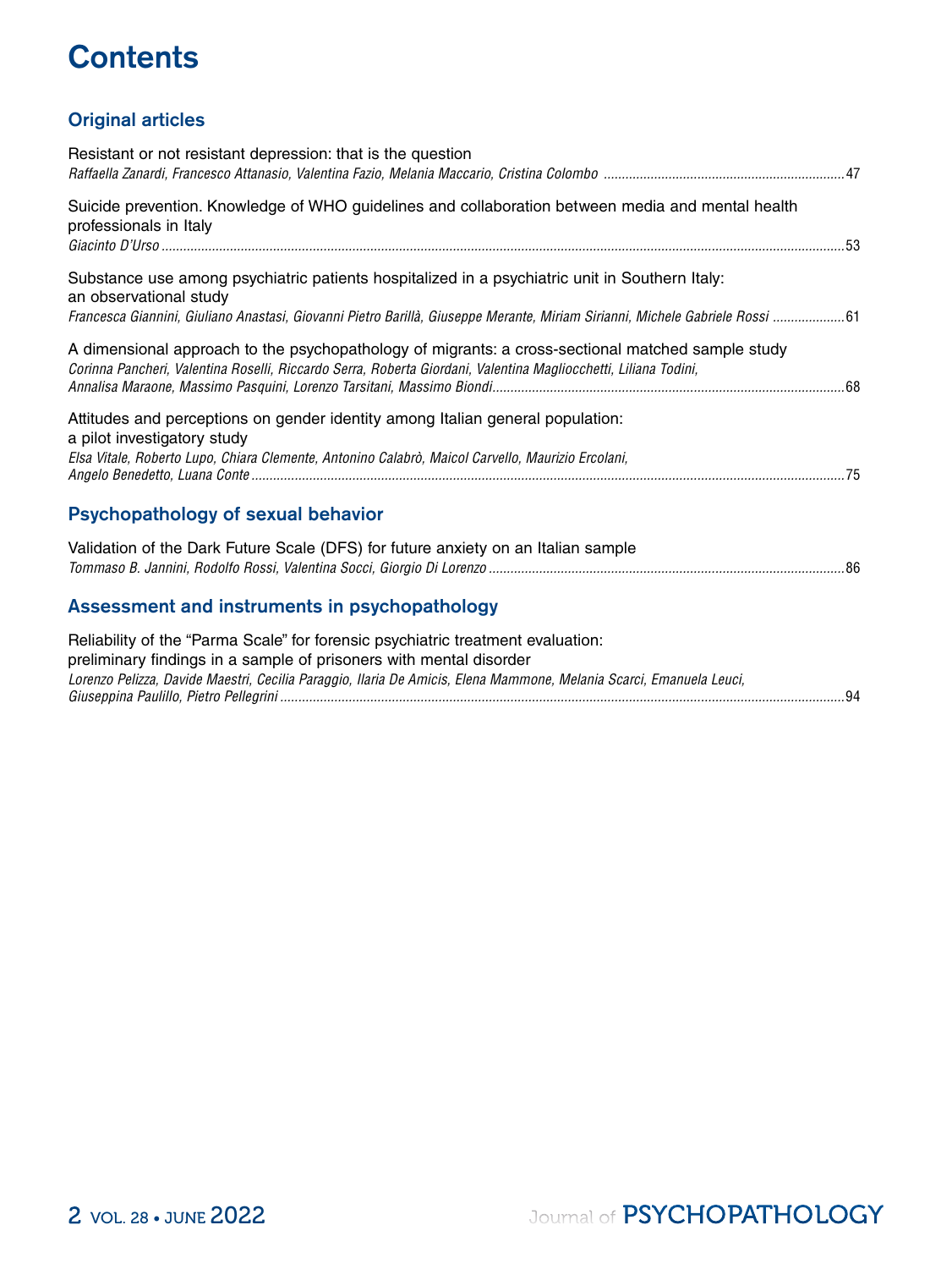# Contents

## Original articles

Resistant or not resistant depression: that is the question
*Raffaella Zanardi, Francesco Attanasio, Valentina Fazio, Melania Maccario, Cristina Colombo* ..... 47

Suicide prevention. Knowledge of WHO guidelines and collaboration between media and mental health professionals in Italy
*Giacinto D'Urso* ..... 53

Substance use among psychiatric patients hospitalized in a psychiatric unit in Southern Italy: an observational study
*Francesca Giannini, Giuliano Anastasi, Giovanni Pietro Barillà, Giuseppe Merante, Miriam Sirianni, Michele Gabriele Rossi* ..... 61

A dimensional approach to the psychopathology of migrants: a cross-sectional matched sample study
*Corinna Pancheri, Valentina Roselli, Riccardo Serra, Roberta Giordani, Valentina Magliocchetti, Liliana Todini, Annalisa Maraone, Massimo Pasquini, Lorenzo Tarsitani, Massimo Biondi* ..... 68

Attitudes and perceptions on gender identity among Italian general population: a pilot investigatory study
*Elsa Vitale, Roberto Lupo, Chiara Clemente, Antonino Calabrò, Maicol Carvello, Maurizio Ercolani, Angelo Benedetto, Luana Conte* ..... 75

## Psychopathology of sexual behavior

Validation of the Dark Future Scale (DFS) for future anxiety on an Italian sample
*Tommaso B. Jannini, Rodolfo Rossi, Valentina Socci, Giorgio Di Lorenzo* ..... 86

## Assessment and instruments in psychopathology

Reliability of the "Parma Scale" for forensic psychiatric treatment evaluation: preliminary findings in a sample of prisoners with mental disorder
*Lorenzo Pelizza, Davide Maestri, Cecilia Paraggio, Ilaria De Amicis, Elena Mammone, Melania Scarci, Emanuela Leuci, Giuseppina Paulillo, Pietro Pellegrini* ..... 94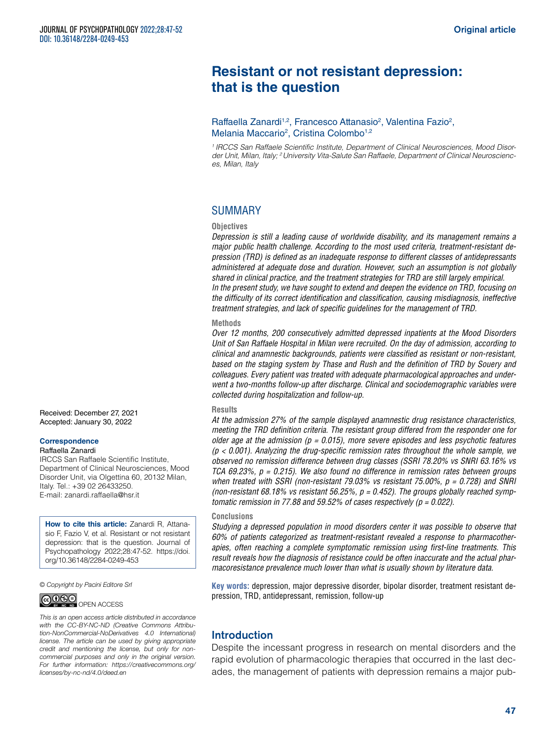# Resistant or not resistant depression: that is the question

Raffaella Zanardi[1,2], Francesco Attanasio[2], Valentina Fazio[2], Melania Maccario[2], Cristina Colombo[1,2]

*[1] IRCCS San Raffaele Scientific Institute, Department of Clinical Neurosciences, Mood Disorder Unit, Milan, Italy; [2] University Vita-Salute San Raffaele, Department of Clinical Neurosciences, Milan, Italy*

## SUMMARY

**Objectives**

*Depression is still a leading cause of worldwide disability, and its management remains a major public health challenge. According to the most used criteria, treatment-resistant depression (TRD) is defined as an inadequate response to different classes of antidepressants administered at adequate dose and duration. However, such an assumption is not globally shared in clinical practice, and the treatment strategies for TRD are still largely empirical.*
*In the present study, we have sought to extend and deepen the evidence on TRD, focusing on the difficulty of its correct identification and classification, causing misdiagnosis, ineffective treatment strategies, and lack of specific guidelines for the management of TRD.*

**Methods**

*Over 12 months, 200 consecutively admitted depressed inpatients at the Mood Disorders Unit of San Raffaele Hospital in Milan were recruited. On the day of admission, according to clinical and anamnestic backgrounds, patients were classified as resistant or non-resistant, based on the staging system by Thase and Rush and the definition of TRD by Souery and colleagues. Every patient was treated with adequate pharmacological approaches and underwent a two-months follow-up after discharge. Clinical and sociodemographic variables were collected during hospitalization and follow-up.*

**Results**

*At the admission 27% of the sample displayed anamnestic drug resistance characteristics, meeting the TRD definition criteria. The resistant group differed from the responder one for older age at the admission ($p = 0.015$), more severe episodes and less psychotic features ($p < 0.001$). Analyzing the drug-specific remission rates throughout the whole sample, we observed no remission difference between drug classes (SSRI 78.20% vs SNRI 63.16% vs TCA 69.23%, $p = 0.215$). We also found no difference in remission rates between groups when treated with SSRI (non-resistant 79.03% vs resistant 75.00%, $p = 0.728$) and SNRI (non-resistant 68.18% vs resistant 56.25%, $p = 0.452$). The groups globally reached symptomatic remission in 77.88 and 59.52% of cases respectively ($p = 0.022$).*

**Conclusions**

*Studying a depressed population in mood disorders center it was possible to observe that 60% of patients categorized as treatment-resistant revealed a response to pharmacotherapies, often reaching a complete symptomatic remission using first-line treatments. This result reveals how the diagnosis of resistance could be often inaccurate and the actual pharmacoresistance prevalence much lower than what is usually shown by literature data.*

**Key words:** depression, major depressive disorder, bipolar disorder, treatment resistant depression, TRD, antidepressant, remission, follow-up

Received: December 27, 2021
Accepted: January 30, 2022

**Correspondence**
Raffaella Zanardi
IRCCS San Raffaele Scientific Institute, Department of Clinical Neurosciences, Mood Disorder Unit, via Olgettina 60, 20132 Milan, Italy. Tel.: +39 02 26433250.
E-mail: zanardi.raffaella@hsr.it

**How to cite this article:** Zanardi R, Attanasio F, Fazio V, et al. Resistant or not resistant depression: that is the question. Journal of Psychopathology 2022;28:47-52. https://doi.org/10.36148/2284-0249-453

*© Copyright by Pacini Editore Srl*

OPEN ACCESS

*This is an open access article distributed in accordance with the CC-BY-NC-ND (Creative Commons Attribution-NonCommercial-NoDerivatives 4.0 International) license. The article can be used by giving appropriate credit and mentioning the license, but only for noncommercial purposes and only in the original version. For further information: https://creativecommons.org/licenses/by-nc-nd/4.0/deed.en*

## Introduction

Despite the incessant progress in research on mental disorders and the rapid evolution of pharmacologic therapies that occurred in the last decades, the management of patients with depression remains a major pub-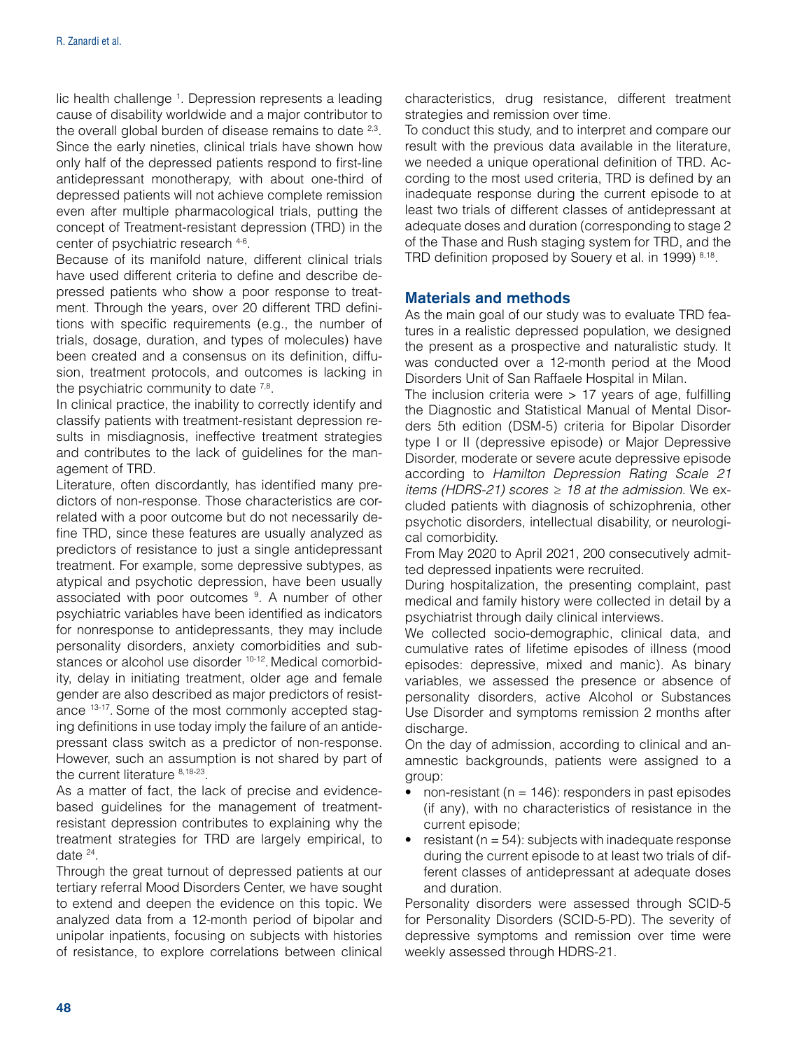lic health challenge [1]. Depression represents a leading cause of disability worldwide and a major contributor to the overall global burden of disease remains to date [2,3]. Since the early nineties, clinical trials have shown how only half of the depressed patients respond to first-line antidepressant monotherapy, with about one-third of depressed patients will not achieve complete remission even after multiple pharmacological trials, putting the concept of Treatment-resistant depression (TRD) in the center of psychiatric research [4-6].

Because of its manifold nature, different clinical trials have used different criteria to define and describe depressed patients who show a poor response to treatment. Through the years, over 20 different TRD definitions with specific requirements (e.g., the number of trials, dosage, duration, and types of molecules) have been created and a consensus on its definition, diffusion, treatment protocols, and outcomes is lacking in the psychiatric community to date [7,8].

In clinical practice, the inability to correctly identify and classify patients with treatment-resistant depression results in misdiagnosis, ineffective treatment strategies and contributes to the lack of guidelines for the management of TRD.

Literature, often discordantly, has identified many predictors of non-response. Those characteristics are correlated with a poor outcome but do not necessarily define TRD, since these features are usually analyzed as predictors of resistance to just a single antidepressant treatment. For example, some depressive subtypes, as atypical and psychotic depression, have been usually associated with poor outcomes [9]. A number of other psychiatric variables have been identified as indicators for nonresponse to antidepressants, they may include personality disorders, anxiety comorbidities and substances or alcohol use disorder [10-12]. Medical comorbidity, delay in initiating treatment, older age and female gender are also described as major predictors of resistance [13-17]. Some of the most commonly accepted staging definitions in use today imply the failure of an antidepressant class switch as a predictor of non-response. However, such an assumption is not shared by part of the current literature [8,18-23].

As a matter of fact, the lack of precise and evidence-based guidelines for the management of treatment-resistant depression contributes to explaining why the treatment strategies for TRD are largely empirical, to date [24].

Through the great turnout of depressed patients at our tertiary referral Mood Disorders Center, we have sought to extend and deepen the evidence on this topic. We analyzed data from a 12-month period of bipolar and unipolar inpatients, focusing on subjects with histories of resistance, to explore correlations between clinical characteristics, drug resistance, different treatment strategies and remission over time.

To conduct this study, and to interpret and compare our result with the previous data available in the literature, we needed a unique operational definition of TRD. According to the most used criteria, TRD is defined by an inadequate response during the current episode to at least two trials of different classes of antidepressant at adequate doses and duration (corresponding to stage 2 of the Thase and Rush staging system for TRD, and the TRD definition proposed by Souery et al. in 1999) [8,18].

## Materials and methods

As the main goal of our study was to evaluate TRD features in a realistic depressed population, we designed the present as a prospective and naturalistic study. It was conducted over a 12-month period at the Mood Disorders Unit of San Raffaele Hospital in Milan.

The inclusion criteria were > 17 years of age, fulfilling the Diagnostic and Statistical Manual of Mental Disorders 5th edition (DSM-5) criteria for Bipolar Disorder type I or II (depressive episode) or Major Depressive Disorder, moderate or severe acute depressive episode according to *Hamilton Depression Rating Scale 21 items (HDRS-21) scores ≥ 18 at the admission.* We excluded patients with diagnosis of schizophrenia, other psychotic disorders, intellectual disability, or neurological comorbidity.

From May 2020 to April 2021, 200 consecutively admitted depressed inpatients were recruited.

During hospitalization, the presenting complaint, past medical and family history were collected in detail by a psychiatrist through daily clinical interviews.

We collected socio-demographic, clinical data, and cumulative rates of lifetime episodes of illness (mood episodes: depressive, mixed and manic). As binary variables, we assessed the presence or absence of personality disorders, active Alcohol or Substances Use Disorder and symptoms remission 2 months after discharge.

On the day of admission, according to clinical and anamnestic backgrounds, patients were assigned to a group:

- non-resistant (n = 146): responders in past episodes (if any), with no characteristics of resistance in the current episode;
- resistant (n = 54): subjects with inadequate response during the current episode to at least two trials of different classes of antidepressant at adequate doses and duration.

Personality disorders were assessed through SCID-5 for Personality Disorders (SCID-5-PD). The severity of depressive symptoms and remission over time were weekly assessed through HDRS-21.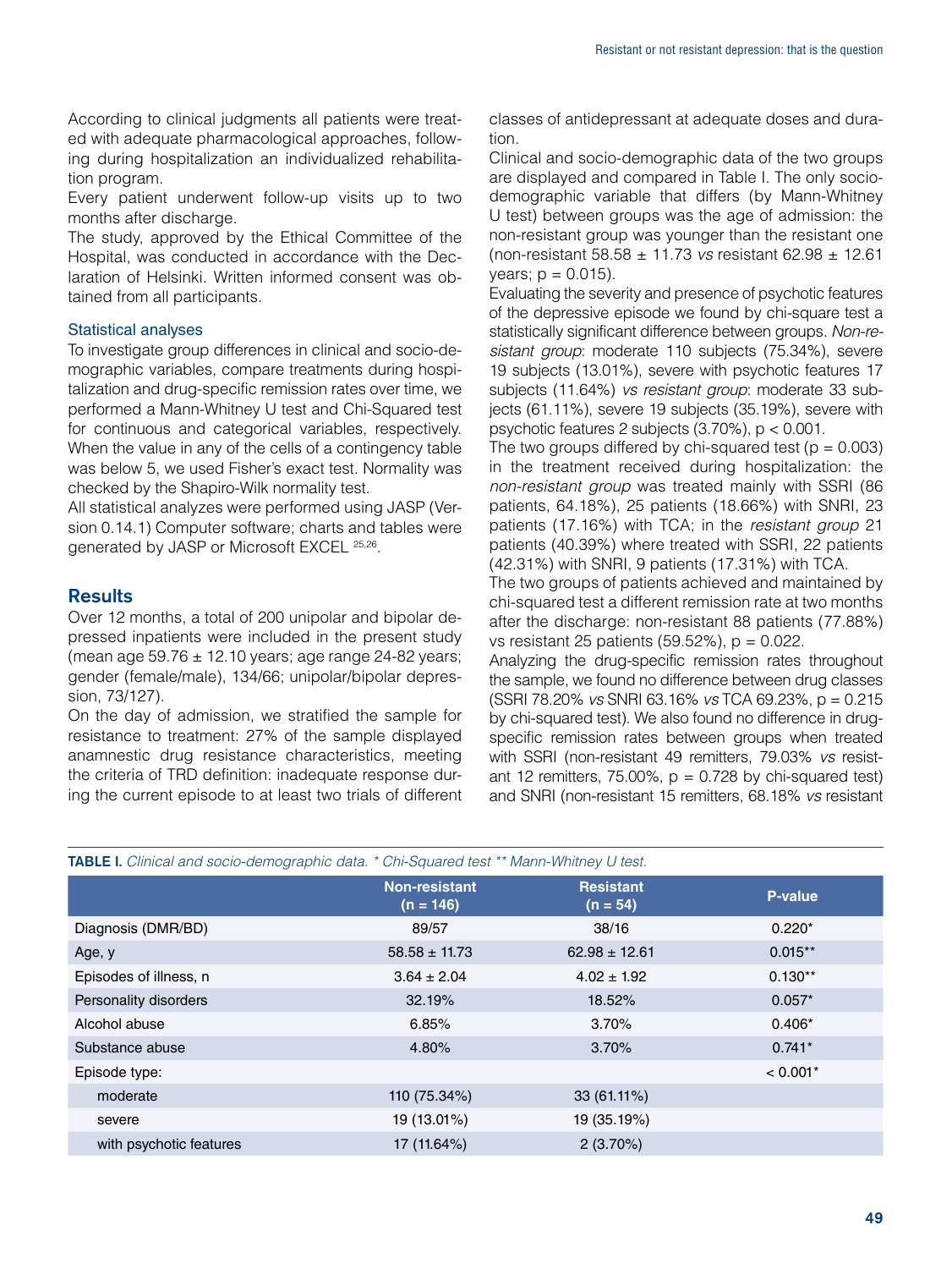According to clinical judgments all patients were treated with adequate pharmacological approaches, following during hospitalization an individualized rehabilitation program.

Every patient underwent follow-up visits up to two months after discharge.

The study, approved by the Ethical Committee of the Hospital, was conducted in accordance with the Declaration of Helsinki. Written informed consent was obtained from all participants.

### Statistical analyses

To investigate group differences in clinical and socio-demographic variables, compare treatments during hospitalization and drug-specific remission rates over time, we performed a Mann-Whitney U test and Chi-Squared test for continuous and categorical variables, respectively. When the value in any of the cells of a contingency table was below 5, we used Fisher's exact test. Normality was checked by the Shapiro-Wilk normality test.

All statistical analyzes were performed using JASP (Version 0.14.1) Computer software; charts and tables were generated by JASP or Microsoft EXCEL [25,26].

## Results

Over 12 months, a total of 200 unipolar and bipolar depressed inpatients were included in the present study (mean age 59.76 ± 12.10 years; age range 24-82 years; gender (female/male), 134/66; unipolar/bipolar depression, 73/127).

On the day of admission, we stratified the sample for resistance to treatment: 27% of the sample displayed anamnestic drug resistance characteristics, meeting the criteria of TRD definition: inadequate response during the current episode to at least two trials of different classes of antidepressant at adequate doses and duration.

Clinical and socio-demographic data of the two groups are displayed and compared in Table I. The only socio-demographic variable that differs (by Mann-Whitney U test) between groups was the age of admission: the non-resistant group was younger than the resistant one (non-resistant 58.58 ± 11.73 *vs* resistant 62.98 ± 12.61 years; p = 0.015).

Evaluating the severity and presence of psychotic features of the depressive episode we found by chi-square test a statistically significant difference between groups. *Non-resistant group*: moderate 110 subjects (75.34%), severe 19 subjects (13.01%), severe with psychotic features 17 subjects (11.64%) *vs resistant group*: moderate 33 subjects (61.11%), severe 19 subjects (35.19%), severe with psychotic features 2 subjects (3.70%), p < 0.001.

The two groups differed by chi-squared test (p = 0.003) in the treatment received during hospitalization: the *non-resistant group* was treated mainly with SSRI (86 patients, 64.18%), 25 patients (18.66%) with SNRI, 23 patients (17.16%) with TCA; in the *resistant group* 21 patients (40.39%) where treated with SSRI, 22 patients (42.31%) with SNRI, 9 patients (17.31%) with TCA.

The two groups of patients achieved and maintained by chi-squared test a different remission rate at two months after the discharge: non-resistant 88 patients (77.88%) vs resistant 25 patients (59.52%), p = 0.022.

Analyzing the drug-specific remission rates throughout the sample, we found no difference between drug classes (SSRI 78.20% *vs* SNRI 63.16% *vs* TCA 69.23%, p = 0.215 by chi-squared test). We also found no difference in drug-specific remission rates between groups when treated with SSRI (non-resistant 49 remitters, 79.03% *vs* resistant 12 remitters, 75.00%, p = 0.728 by chi-squared test) and SNRI (non-resistant 15 remitters, 68.18% *vs* resistant

**TABLE I.** *Clinical and socio-demographic data. * Chi-Squared test ** Mann-Whitney U test.*

| | Non-resistant (n = 146) | Resistant (n = 54) | P-value |
|---|---|---|---|
| Diagnosis (DMR/BD) | 89/57 | 38/16 | 0.220* |
| Age, y | 58.58 ± 11.73 | 62.98 ± 12.61 | 0.015** |
| Episodes of illness, n | 3.64 ± 2.04 | 4.02 ± 1.92 | 0.130** |
| Personality disorders | 32.19% | 18.52% | 0.057* |
| Alcohol abuse | 6.85% | 3.70% | 0.406* |
| Substance abuse | 4.80% | 3.70% | 0.741* |
| Episode type: | | | < 0.001* |
| moderate | 110 (75.34%) | 33 (61.11%) | |
| severe | 19 (13.01%) | 19 (35.19%) | |
| with psychotic features | 17 (11.64%) | 2 (3.70%) | |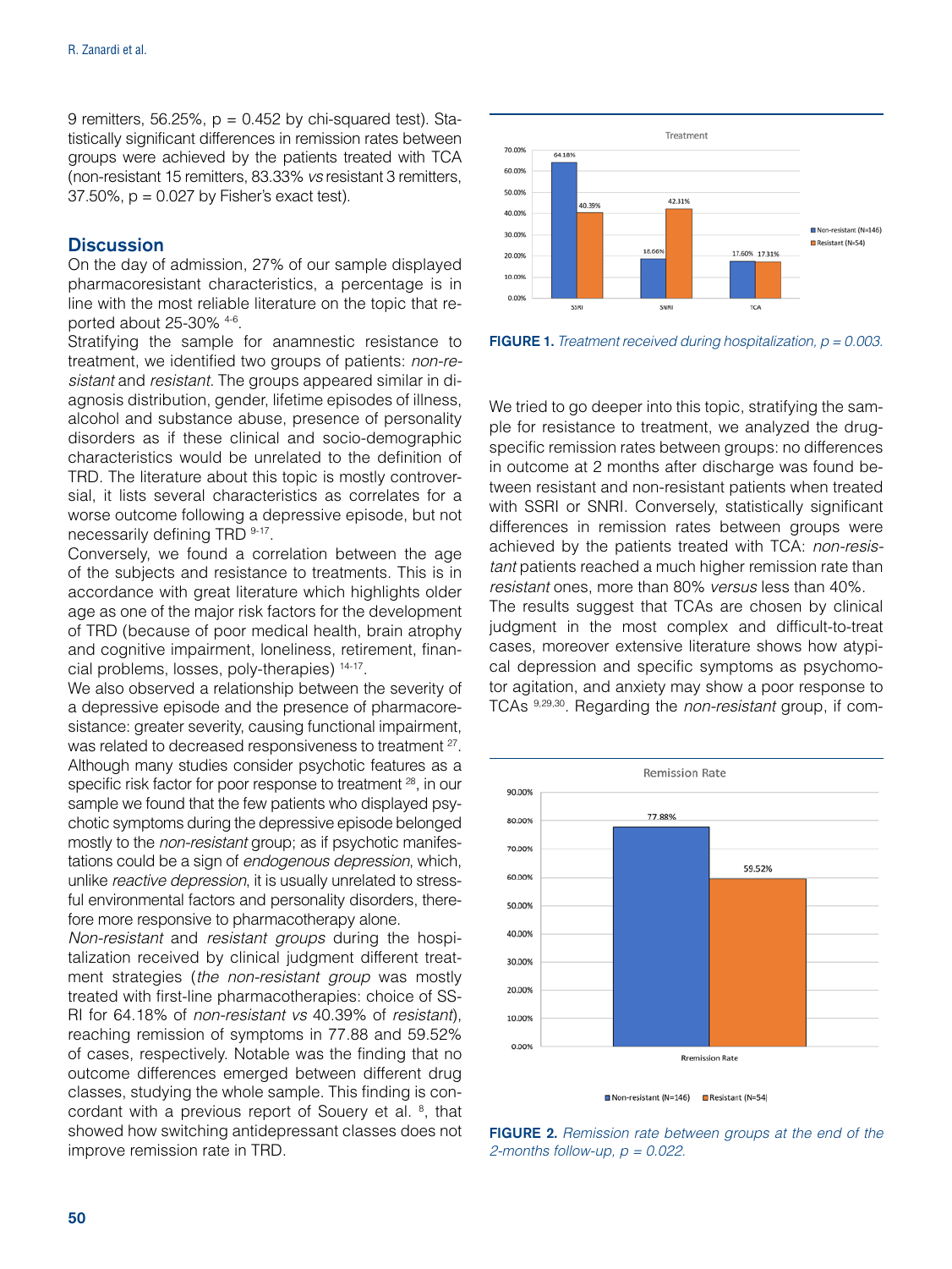9 remitters, 56.25%, p = 0.452 by chi-squared test). Statistically significant differences in remission rates between groups were achieved by the patients treated with TCA (non-resistant 15 remitters, 83.33% *vs* resistant 3 remitters, 37.50%, p = 0.027 by Fisher's exact test).

## Discussion

On the day of admission, 27% of our sample displayed pharmacoresistant characteristics, a percentage is in line with the most reliable literature on the topic that reported about 25-30% [4-6].

Stratifying the sample for anamnestic resistance to treatment, we identified two groups of patients: *non-resistant* and *resistant*. The groups appeared similar in diagnosis distribution, gender, lifetime episodes of illness, alcohol and substance abuse, presence of personality disorders as if these clinical and socio-demographic characteristics would be unrelated to the definition of TRD. The literature about this topic is mostly controversial, it lists several characteristics as correlates for a worse outcome following a depressive episode, but not necessarily defining TRD [9-17].

Conversely, we found a correlation between the age of the subjects and resistance to treatments. This is in accordance with great literature which highlights older age as one of the major risk factors for the development of TRD (because of poor medical health, brain atrophy and cognitive impairment, loneliness, retirement, financial problems, losses, poly-therapies) [14-17].

We also observed a relationship between the severity of a depressive episode and the presence of pharmacoresistance: greater severity, causing functional impairment, was related to decreased responsiveness to treatment [27]. Although many studies consider psychotic features as a specific risk factor for poor response to treatment [28], in our sample we found that the few patients who displayed psychotic symptoms during the depressive episode belonged mostly to the *non-resistant* group; as if psychotic manifestations could be a sign of *endogenous depression*, which, unlike *reactive depression*, it is usually unrelated to stressful environmental factors and personality disorders, therefore more responsive to pharmacotherapy alone.

*Non-resistant* and *resistant groups* during the hospitalization received by clinical judgment different treatment strategies (*the non-resistant group* was mostly treated with first-line pharmacotherapies: choice of SSRI for 64.18% of *non-resistant vs* 40.39% of *resistant*), reaching remission of symptoms in 77.88 and 59.52% of cases, respectively. Notable was the finding that no outcome differences emerged between different drug classes, studying the whole sample. This finding is concordant with a previous report of Souery et al. [8], that showed how switching antidepressant classes does not improve remission rate in TRD.

| Treatment | Non-resistant (N=146) | Resistant (N=54) |
|---|---|---|
| SSRI | 64.18% | 40.39% |
| SNRI | 18.66% | 42.31% |
| TCA | 17.60% | 17.31% |

**FIGURE 1.** *Treatment received during hospitalization, p = 0.003.*

We tried to go deeper into this topic, stratifying the sample for resistance to treatment, we analyzed the drug-specific remission rates between groups: no differences in outcome at 2 months after discharge was found between resistant and non-resistant patients when treated with SSRI or SNRI. Conversely, statistically significant differences in remission rates between groups were achieved by the patients treated with TCA: *non-resistant* patients reached a much higher remission rate than *resistant* ones, more than 80% *versus* less than 40%.

The results suggest that TCAs are chosen by clinical judgment in the most complex and difficult-to-treat cases, moreover extensive literature shows how atypical depression and specific symptoms as psychomotor agitation, and anxiety may show a poor response to TCAs [9,29,30]. Regarding the *non-resistant* group, if com-

| Remission Rate | Non-resistant (N=146) | Resistant (N=54) |
|---|---|---|
| Rremission Rate | 77.88% | 59.52% |

**FIGURE 2.** *Remission rate between groups at the end of the 2-months follow-up, p = 0.022.*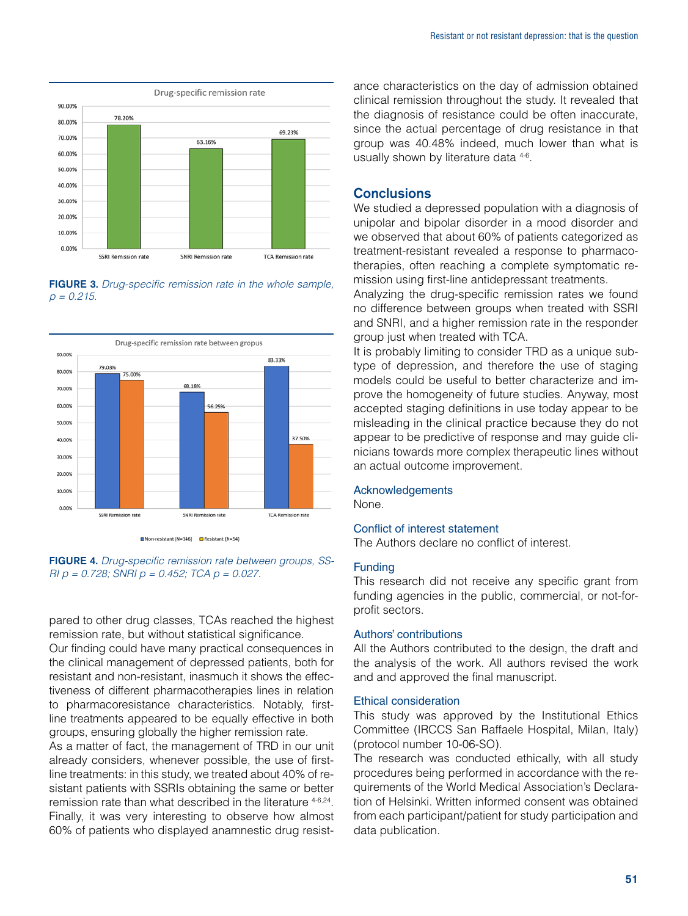FIGURE 3. *Drug-specific remission rate in the whole sample, p = 0.215.*

FIGURE 4. *Drug-specific remission rate between groups, SSRI p = 0.728; SNRI p = 0.452; TCA p = 0.027.*

pared to other drug classes, TCAs reached the highest remission rate, but without statistical significance.

Our finding could have many practical consequences in the clinical management of depressed patients, both for resistant and non-resistant, inasmuch it shows the effectiveness of different pharmacotherapies lines in relation to pharmacoresistance characteristics. Notably, first-line treatments appeared to be equally effective in both groups, ensuring globally the higher remission rate.

As a matter of fact, the management of TRD in our unit already considers, whenever possible, the use of first-line treatments: in this study, we treated about 40% of resistant patients with SSRIs obtaining the same or better remission rate than what described in the literature [4-6,24].

Finally, it was very interesting to observe how almost 60% of patients who displayed anamnestic drug resistance characteristics on the day of admission obtained clinical remission throughout the study. It revealed that the diagnosis of resistance could be often inaccurate, since the actual percentage of drug resistance in that group was 40.48% indeed, much lower than what is usually shown by literature data [4-6].

## Conclusions

We studied a depressed population with a diagnosis of unipolar and bipolar disorder in a mood disorder and we observed that about 60% of patients categorized as treatment-resistant revealed a response to pharmacotherapies, often reaching a complete symptomatic remission using first-line antidepressant treatments.

Analyzing the drug-specific remission rates we found no difference between groups when treated with SSRI and SNRI, and a higher remission rate in the responder group just when treated with TCA.

It is probably limiting to consider TRD as a unique subtype of depression, and therefore the use of staging models could be useful to better characterize and improve the homogeneity of future studies. Anyway, most accepted staging definitions in use today appear to be misleading in the clinical practice because they do not appear to be predictive of response and may guide clinicians towards more complex therapeutic lines without an actual outcome improvement.

### Acknowledgements

None.

### Conflict of interest statement

The Authors declare no conflict of interest.

### Funding

This research did not receive any specific grant from funding agencies in the public, commercial, or not-for-profit sectors.

### Authors' contributions

All the Authors contributed to the design, the draft and the analysis of the work. All authors revised the work and and approved the final manuscript.

### Ethical consideration

This study was approved by the Institutional Ethics Committee (IRCCS San Raffaele Hospital, Milan, Italy) (protocol number 10-06-SO).

The research was conducted ethically, with all study procedures being performed in accordance with the requirements of the World Medical Association's Declaration of Helsinki. Written informed consent was obtained from each participant/patient for study participation and data publication.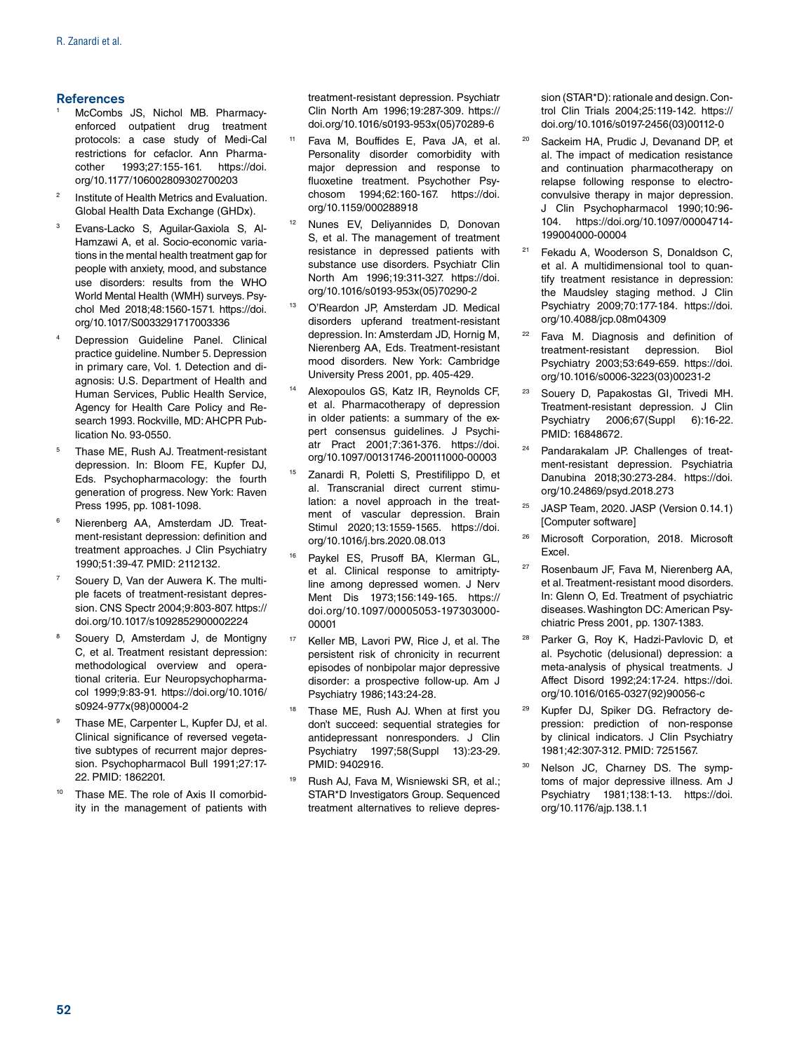## References

1. McCombs JS, Nichol MB. Pharmacy-enforced outpatient drug treatment protocols: a case study of Medi-Cal restrictions for cefaclor. Ann Pharmacother 1993;27:155-161. https://doi.org/10.1177/106002809302700203
2. Institute of Health Metrics and Evaluation. Global Health Data Exchange (GHDx).
3. Evans-Lacko S, Aguilar-Gaxiola S, Al-Hamzawi A, et al. Socio-economic variations in the mental health treatment gap for people with anxiety, mood, and substance use disorders: results from the WHO World Mental Health (WMH) surveys. Psychol Med 2018;48:1560-1571. https://doi.org/10.1017/S0033291717003336
4. Depression Guideline Panel. Clinical practice guideline. Number 5. Depression in primary care, Vol. 1. Detection and diagnosis: U.S. Department of Health and Human Services, Public Health Service, Agency for Health Care Policy and Research 1993. Rockville, MD: AHCPR Publication No. 93-0550.
5. Thase ME, Rush AJ. Treatment-resistant depression. In: Bloom FE, Kupfer DJ, Eds. Psychopharmacology: the fourth generation of progress. New York: Raven Press 1995, pp. 1081-1098.
6. Nierenberg AA, Amsterdam JD. Treatment-resistant depression: definition and treatment approaches. J Clin Psychiatry 1990;51:39-47. PMID: 2112132.
7. Souery D, Van der Auwera K. The multiple facets of treatment-resistant depression. CNS Spectr 2004;9:803-807. https://doi.org/10.1017/s1092852900002224
8. Souery D, Amsterdam J, de Montigny C, et al. Treatment resistant depression: methodological overview and operational criteria. Eur Neuropsychopharmacol 1999;9:83-91. https://doi.org/10.1016/s0924-977x(98)00004-2
9. Thase ME, Carpenter L, Kupfer DJ, et al. Clinical significance of reversed vegetative subtypes of recurrent major depression. Psychopharmacol Bull 1991;27:17-22. PMID: 1862201.
10. Thase ME. The role of Axis II comorbidity in the management of patients with treatment-resistant depression. Psychiatr Clin North Am 1996;19:287-309. https://doi.org/10.1016/s0193-953x(05)70289-6
11. Fava M, Bouffides E, Pava JA, et al. Personality disorder comorbidity with major depression and response to fluoxetine treatment. Psychother Psychosom 1994;62:160-167. https://doi.org/10.1159/000288918
12. Nunes EV, Deliyannides D, Donovan S, et al. The management of treatment resistance in depressed patients with substance use disorders. Psychiatr Clin North Am 1996;19:311-327. https://doi.org/10.1016/s0193-953x(05)70290-2
13. O'Reardon JP, Amsterdam JD. Medical disorders upferand treatment-resistant depression. In: Amsterdam JD, Hornig M, Nierenberg AA, Eds. Treatment-resistant mood disorders. New York: Cambridge University Press 2001, pp. 405-429.
14. Alexopoulos GS, Katz IR, Reynolds CF, et al. Pharmacotherapy of depression in older patients: a summary of the expert consensus guidelines. J Psychiatr Pract 2001;7:361-376. https://doi.org/10.1097/00131746-200111000-00003
15. Zanardi R, Poletti S, Prestifilippo D, et al. Transcranial direct current stimulation: a novel approach in the treatment of vascular depression. Brain Stimul 2020;13:1559-1565. https://doi.org/10.1016/j.brs.2020.08.013
16. Paykel ES, Prusoff BA, Klerman GL, et al. Clinical response to amitriptyline among depressed women. J Nerv Ment Dis 1973;156:149-165. https://doi.org/10.1097/00005053-197303000-00001
17. Keller MB, Lavori PW, Rice J, et al. The persistent risk of chronicity in recurrent episodes of nonbipolar major depressive disorder: a prospective follow-up. Am J Psychiatry 1986;143:24-28.
18. Thase ME, Rush AJ. When at first you don't succeed: sequential strategies for antidepressant nonresponders. J Clin Psychiatry 1997;58(Suppl 13):23-29. PMID: 9402916.
19. Rush AJ, Fava M, Wisniewski SR, et al.; STAR*D Investigators Group. Sequenced treatment alternatives to relieve depression (STAR*D): rationale and design. Control Clin Trials 2004;25:119-142. https://doi.org/10.1016/s0197-2456(03)00112-0
20. Sackeim HA, Prudic J, Devanand DP, et al. The impact of medication resistance and continuation pharmacotherapy on relapse following response to electroconvulsive therapy in major depression. J Clin Psychopharmacol 1990;10:96-104. https://doi.org/10.1097/00004714-199004000-00004
21. Fekadu A, Wooderson S, Donaldson C, et al. A multidimensional tool to quantify treatment resistance in depression: the Maudsley staging method. J Clin Psychiatry 2009;70:177-184. https://doi.org/10.4088/jcp.08m04309
22. Fava M. Diagnosis and definition of treatment-resistant depression. Biol Psychiatry 2003;53:649-659. https://doi.org/10.1016/s0006-3223(03)00231-2
23. Souery D, Papakostas GI, Trivedi MH. Treatment-resistant depression. J Clin Psychiatry 2006;67(Suppl 6):16-22. PMID: 16848672.
24. Pandarakalam JP. Challenges of treatment-resistant depression. Psychiatria Danubina 2018;30:273-284. https://doi.org/10.24869/psyd.2018.273
25. JASP Team, 2020. JASP (Version 0.14.1) [Computer software]
26. Microsoft Corporation, 2018. Microsoft Excel.
27. Rosenbaum JF, Fava M, Nierenberg AA, et al. Treatment-resistant mood disorders. In: Glenn O, Ed. Treatment of psychiatric diseases. Washington DC: American Psychiatric Press 2001, pp. 1307-1383.
28. Parker G, Roy K, Hadzi-Pavlovic D, et al. Psychotic (delusional) depression: a meta-analysis of physical treatments. J Affect Disord 1992;24:17-24. https://doi.org/10.1016/0165-0327(92)90056-c
29. Kupfer DJ, Spiker DG. Refractory depression: prediction of non-response by clinical indicators. J Clin Psychiatry 1981;42:307-312. PMID: 7251567.
30. Nelson JC, Charney DS. The symptoms of major depressive illness. Am J Psychiatry 1981;138:1-13. https://doi.org/10.1176/ajp.138.1.1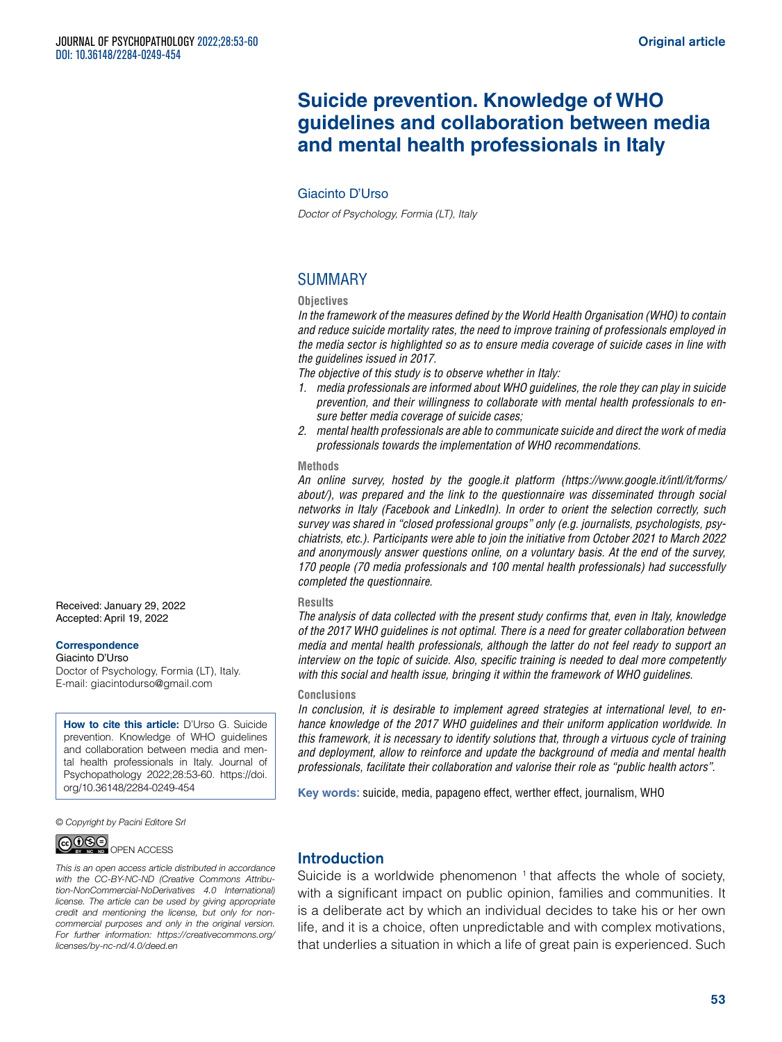# Suicide prevention. Knowledge of WHO guidelines and collaboration between media and mental health professionals in Italy

Giacinto D'Urso

*Doctor of Psychology, Formia (LT), Italy*

## SUMMARY

**Objectives**

*In the framework of the measures defined by the World Health Organisation (WHO) to contain and reduce suicide mortality rates, the need to improve training of professionals employed in the media sector is highlighted so as to ensure media coverage of suicide cases in line with the guidelines issued in 2017.*

*The objective of this study is to observe whether in Italy:*

1. *media professionals are informed about WHO guidelines, the role they can play in suicide prevention, and their willingness to collaborate with mental health professionals to ensure better media coverage of suicide cases;*
2. *mental health professionals are able to communicate suicide and direct the work of media professionals towards the implementation of WHO recommendations.*

**Methods**

*An online survey, hosted by the google.it platform (https://www.google.it/intl/it/forms/about/), was prepared and the link to the questionnaire was disseminated through social networks in Italy (Facebook and LinkedIn). In order to orient the selection correctly, such survey was shared in "closed professional groups" only (e.g. journalists, psychologists, psychiatrists, etc.). Participants were able to join the initiative from October 2021 to March 2022 and anonymously answer questions online, on a voluntary basis. At the end of the survey, 170 people (70 media professionals and 100 mental health professionals) had successfully completed the questionnaire.*

**Results**

*The analysis of data collected with the present study confirms that, even in Italy, knowledge of the 2017 WHO guidelines is not optimal. There is a need for greater collaboration between media and mental health professionals, although the latter do not feel ready to support an interview on the topic of suicide. Also, specific training is needed to deal more competently with this social and health issue, bringing it within the framework of WHO guidelines.*

**Conclusions**

*In conclusion, it is desirable to implement agreed strategies at international level, to enhance knowledge of the 2017 WHO guidelines and their uniform application worldwide. In this framework, it is necessary to identify solutions that, through a virtuous cycle of training and deployment, allow to reinforce and update the background of media and mental health professionals, facilitate their collaboration and valorise their role as "public health actors".*

**Key words:** suicide, media, papageno effect, werther effect, journalism, WHO

Received: January 29, 2022
Accepted: April 19, 2022

**Correspondence**
Giacinto D'Urso
Doctor of Psychology, Formia (LT), Italy.
E-mail: giacintodurso@gmail.com

**How to cite this article:** D'Urso G. Suicide prevention. Knowledge of WHO guidelines and collaboration between media and mental health professionals in Italy. Journal of Psychopathology 2022;28:53-60. https://doi.org/10.36148/2284-0249-454

*© Copyright by Pacini Editore Srl*

OPEN ACCESS

*This is an open access article distributed in accordance with the CC-BY-NC-ND (Creative Commons Attribution-NonCommercial-NoDerivatives 4.0 International) license. The article can be used by giving appropriate credit and mentioning the license, but only for noncommercial purposes and only in the original version. For further information: https://creativecommons.org/licenses/by-nc-nd/4.0/deed.en*

## Introduction

Suicide is a worldwide phenomenon [1] that affects the whole of society, with a significant impact on public opinion, families and communities. It is a deliberate act by which an individual decides to take his or her own life, and it is a choice, often unpredictable and with complex motivations, that underlies a situation in which a life of great pain is experienced. Such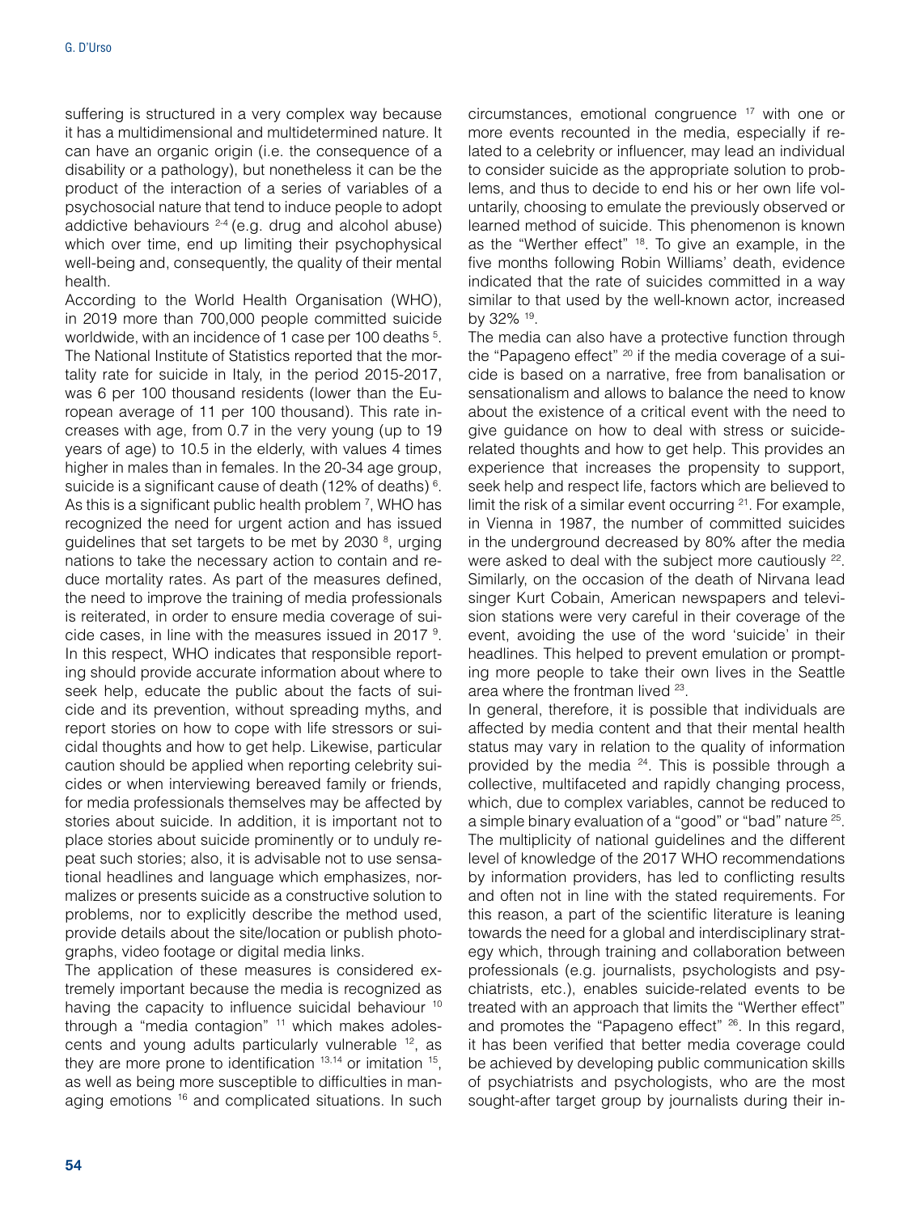suffering is structured in a very complex way because it has a multidimensional and multidetermined nature. It can have an organic origin (i.e. the consequence of a disability or a pathology), but nonetheless it can be the product of the interaction of a series of variables of a psychosocial nature that tend to induce people to adopt addictive behaviours [2-4] (e.g. drug and alcohol abuse) which over time, end up limiting their psychophysical well-being and, consequently, the quality of their mental health.

According to the World Health Organisation (WHO), in 2019 more than 700,000 people committed suicide worldwide, with an incidence of 1 case per 100 deaths [5]. The National Institute of Statistics reported that the mortality rate for suicide in Italy, in the period 2015-2017, was 6 per 100 thousand residents (lower than the European average of 11 per 100 thousand). This rate increases with age, from 0.7 in the very young (up to 19 years of age) to 10.5 in the elderly, with values 4 times higher in males than in females. In the 20-34 age group, suicide is a significant cause of death (12% of deaths) [6]. As this is a significant public health problem [7], WHO has recognized the need for urgent action and has issued guidelines that set targets to be met by 2030 [8], urging nations to take the necessary action to contain and reduce mortality rates. As part of the measures defined, the need to improve the training of media professionals is reiterated, in order to ensure media coverage of suicide cases, in line with the measures issued in 2017 [9]. In this respect, WHO indicates that responsible reporting should provide accurate information about where to seek help, educate the public about the facts of suicide and its prevention, without spreading myths, and report stories on how to cope with life stressors or suicidal thoughts and how to get help. Likewise, particular caution should be applied when reporting celebrity suicides or when interviewing bereaved family or friends, for media professionals themselves may be affected by stories about suicide. In addition, it is important not to place stories about suicide prominently or to unduly repeat such stories; also, it is advisable not to use sensational headlines and language which emphasizes, normalizes or presents suicide as a constructive solution to problems, nor to explicitly describe the method used, provide details about the site/location or publish photographs, video footage or digital media links.

The application of these measures is considered extremely important because the media is recognized as having the capacity to influence suicidal behaviour [10] through a "media contagion" [11] which makes adolescents and young adults particularly vulnerable [12], as they are more prone to identification [13,14] or imitation [15], as well as being more susceptible to difficulties in managing emotions [16] and complicated situations. In such circumstances, emotional congruence [17] with one or more events recounted in the media, especially if related to a celebrity or influencer, may lead an individual to consider suicide as the appropriate solution to problems, and thus to decide to end his or her own life voluntarily, choosing to emulate the previously observed or learned method of suicide. This phenomenon is known as the "Werther effect" [18]. To give an example, in the five months following Robin Williams' death, evidence indicated that the rate of suicides committed in a way similar to that used by the well-known actor, increased by 32% [19].

The media can also have a protective function through the "Papageno effect" [20] if the media coverage of a suicide is based on a narrative, free from banalisation or sensationalism and allows to balance the need to know about the existence of a critical event with the need to give guidance on how to deal with stress or suicide-related thoughts and how to get help. This provides an experience that increases the propensity to support, seek help and respect life, factors which are believed to limit the risk of a similar event occurring [21]. For example, in Vienna in 1987, the number of committed suicides in the underground decreased by 80% after the media were asked to deal with the subject more cautiously [22]. Similarly, on the occasion of the death of Nirvana lead singer Kurt Cobain, American newspapers and television stations were very careful in their coverage of the event, avoiding the use of the word 'suicide' in their headlines. This helped to prevent emulation or prompting more people to take their own lives in the Seattle area where the frontman lived [23].

In general, therefore, it is possible that individuals are affected by media content and that their mental health status may vary in relation to the quality of information provided by the media [24]. This is possible through a collective, multifaceted and rapidly changing process, which, due to complex variables, cannot be reduced to a simple binary evaluation of a "good" or "bad" nature [25]. The multiplicity of national guidelines and the different level of knowledge of the 2017 WHO recommendations by information providers, has led to conflicting results and often not in line with the stated requirements. For this reason, a part of the scientific literature is leaning towards the need for a global and interdisciplinary strategy which, through training and collaboration between professionals (e.g. journalists, psychologists and psychiatrists, etc.), enables suicide-related events to be treated with an approach that limits the "Werther effect" and promotes the "Papageno effect" [26]. In this regard, it has been verified that better media coverage could be achieved by developing public communication skills of psychiatrists and psychologists, who are the most sought-after target group by journalists during their in-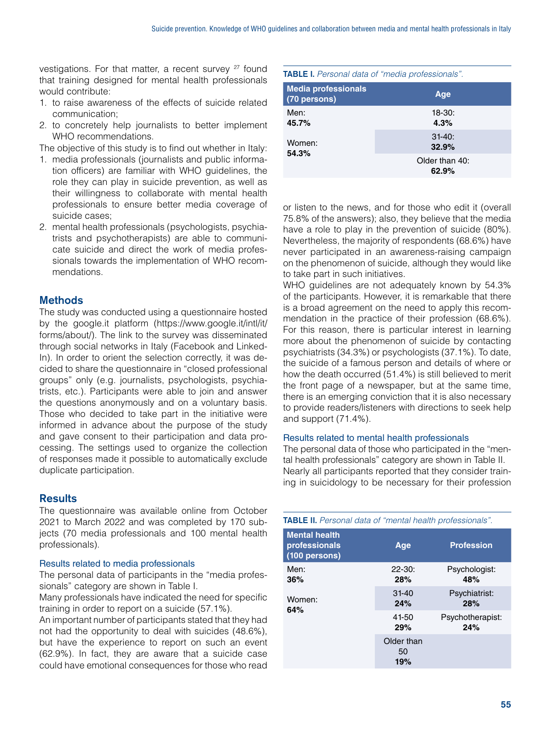vestigations. For that matter, a recent survey [27] found that training designed for mental health professionals would contribute:

1. to raise awareness of the effects of suicide related communication;
2. to concretely help journalists to better implement WHO recommendations.

The objective of this study is to find out whether in Italy:

1. media professionals (journalists and public information officers) are familiar with WHO guidelines, the role they can play in suicide prevention, as well as their willingness to collaborate with mental health professionals to ensure better media coverage of suicide cases;
2. mental health professionals (psychologists, psychiatrists and psychotherapists) are able to communicate suicide and direct the work of media professionals towards the implementation of WHO recommendations.

## Methods

The study was conducted using a questionnaire hosted by the google.it platform (https://www.google.it/intl/it/forms/about/). The link to the survey was disseminated through social networks in Italy (Facebook and LinkedIn). In order to orient the selection correctly, it was decided to share the questionnaire in "closed professional groups" only (e.g. journalists, psychologists, psychiatrists, etc.). Participants were able to join and answer the questions anonymously and on a voluntary basis. Those who decided to take part in the initiative were informed in advance about the purpose of the study and gave consent to their participation and data processing. The settings used to organize the collection of responses made it possible to automatically exclude duplicate participation.

## Results

The questionnaire was available online from October 2021 to March 2022 and was completed by 170 subjects (70 media professionals and 100 mental health professionals).

### Results related to media professionals

The personal data of participants in the "media professionals" category are shown in Table I.

**TABLE I.** *Personal data of "media professionals".*

| Media professionals (70 persons) | Age |
|---|---|
| Men: **45.7%** | 18-30: **4.3%** |
| Women: **54.3%** | 31-40: **32.9%** |
| | Older than 40: **62.9%** |

Many professionals have indicated the need for specific training in order to report on a suicide (57.1%).

An important number of participants stated that they had not had the opportunity to deal with suicides (48.6%), but have the experience to report on such an event (62.9%). In fact, they are aware that a suicide case could have emotional consequences for those who read or listen to the news, and for those who edit it (overall 75.8% of the answers); also, they believe that the media have a role to play in the prevention of suicide (80%). Nevertheless, the majority of respondents (68.6%) have never participated in an awareness-raising campaign on the phenomenon of suicide, although they would like to take part in such initiatives.

WHO guidelines are not adequately known by 54.3% of the participants. However, it is remarkable that there is a broad agreement on the need to apply this recommendation in the practice of their profession (68.6%). For this reason, there is particular interest in learning more about the phenomenon of suicide by contacting psychiatrists (34.3%) or psychologists (37.1%). To date, the suicide of a famous person and details of where or how the death occurred (51.4%) is still believed to merit the front page of a newspaper, but at the same time, there is an emerging conviction that it is also necessary to provide readers/listeners with directions to seek help and support (71.4%).

### Results related to mental health professionals

The personal data of those who participated in the "mental health professionals" category are shown in Table II.

**TABLE II.** *Personal data of "mental health professionals".*

| Mental health professionals (100 persons) | Age | Profession |
|---|---|---|
| Men: **36%** | 22-30: **28%** | Psychologist: **48%** |
| Women: **64%** | 31-40 **24%** | Psychiatrist: **28%** |
| | 41-50 **29%** | Psychotherapist: **24%** |
| | Older than 50 **19%** | |

Nearly all participants reported that they consider training in suicidology to be necessary for their profession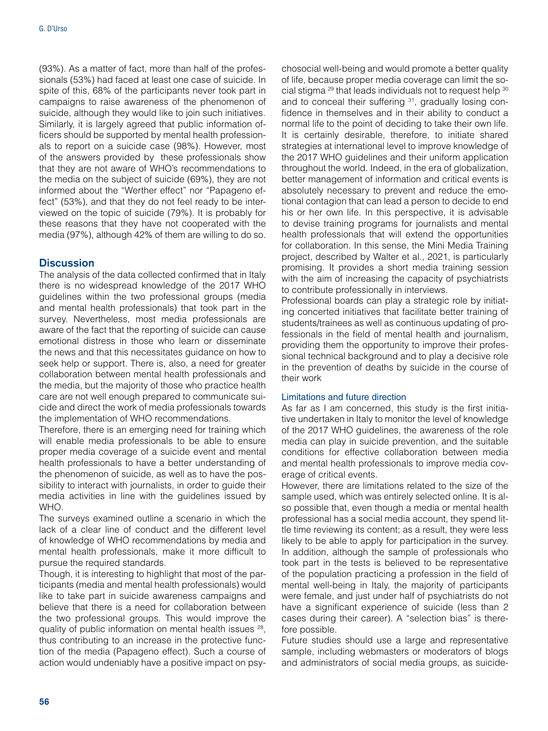(93%). As a matter of fact, more than half of the professionals (53%) had faced at least one case of suicide. In spite of this, 68% of the participants never took part in campaigns to raise awareness of the phenomenon of suicide, although they would like to join such initiatives. Similarly, it is largely agreed that public information officers should be supported by mental health professionals to report on a suicide case (98%). However, most of the answers provided by these professionals show that they are not aware of WHO's recommendations to the media on the subject of suicide (69%), they are not informed about the "Werther effect" nor "Papageno effect" (53%), and that they do not feel ready to be interviewed on the topic of suicide (79%). It is probably for these reasons that they have not cooperated with the media (97%), although 42% of them are willing to do so.

## Discussion

The analysis of the data collected confirmed that in Italy there is no widespread knowledge of the 2017 WHO guidelines within the two professional groups (media and mental health professionals) that took part in the survey. Nevertheless, most media professionals are aware of the fact that the reporting of suicide can cause emotional distress in those who learn or disseminate the news and that this necessitates guidance on how to seek help or support. There is, also, a need for greater collaboration between mental health professionals and the media, but the majority of those who practice health care are not well enough prepared to communicate suicide and direct the work of media professionals towards the implementation of WHO recommendations.

Therefore, there is an emerging need for training which will enable media professionals to be able to ensure proper media coverage of a suicide event and mental health professionals to have a better understanding of the phenomenon of suicide, as well as to have the possibility to interact with journalists, in order to guide their media activities in line with the guidelines issued by WHO.

The surveys examined outline a scenario in which the lack of a clear line of conduct and the different level of knowledge of WHO recommendations by media and mental health professionals, make it more difficult to pursue the required standards.

Though, it is interesting to highlight that most of the participants (media and mental health professionals) would like to take part in suicide awareness campaigns and believe that there is a need for collaboration between the two professional groups. This would improve the quality of public information on mental health issues [28], thus contributing to an increase in the protective function of the media (Papageno effect). Such a course of action would undeniably have a positive impact on psychosocial well-being and would promote a better quality of life, because proper media coverage can limit the social stigma [29] that leads individuals not to request help [30] and to conceal their suffering [31], gradually losing confidence in themselves and in their ability to conduct a normal life to the point of deciding to take their own life. It is certainly desirable, therefore, to initiate shared strategies at international level to improve knowledge of the 2017 WHO guidelines and their uniform application throughout the world. Indeed, in the era of globalization, better management of information and critical events is absolutely necessary to prevent and reduce the emotional contagion that can lead a person to decide to end his or her own life. In this perspective, it is advisable to devise training programs for journalists and mental health professionals that will extend the opportunities for collaboration. In this sense, the Mini Media Training project, described by Walter et al., 2021, is particularly promising. It provides a short media training session with the aim of increasing the capacity of psychiatrists to contribute professionally in interviews.

Professional boards can play a strategic role by initiating concerted initiatives that facilitate better training of students/trainees as well as continuous updating of professionals in the field of mental health and journalism, providing them the opportunity to improve their professional technical background and to play a decisive role in the prevention of deaths by suicide in the course of their work

### Limitations and future direction

As far as I am concerned, this study is the first initiative undertaken in Italy to monitor the level of knowledge of the 2017 WHO guidelines, the awareness of the role media can play in suicide prevention, and the suitable conditions for effective collaboration between media and mental health professionals to improve media coverage of critical events.

However, there are limitations related to the size of the sample used, which was entirely selected online. It is also possible that, even though a media or mental health professional has a social media account, they spend little time reviewing its content; as a result, they were less likely to be able to apply for participation in the survey. In addition, although the sample of professionals who took part in the tests is believed to be representative of the population practicing a profession in the field of mental well-being in Italy, the majority of participants were female, and just under half of psychiatrists do not have a significant experience of suicide (less than 2 cases during their career). A "selection bias" is therefore possible.

Future studies should use a large and representative sample, including webmasters or moderators of blogs and administrators of social media groups, as suicide-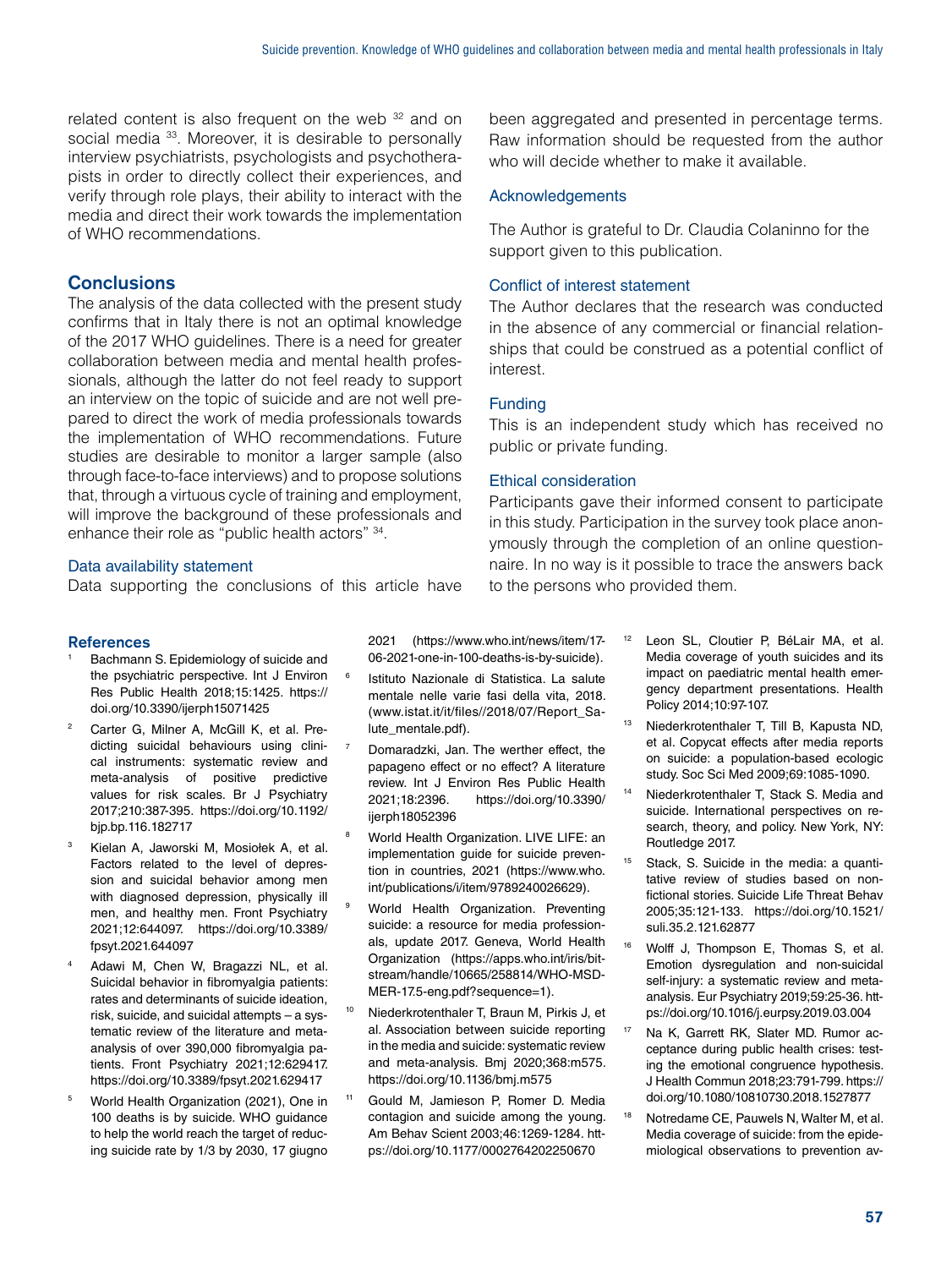related content is also frequent on the web [32] and on social media [33]. Moreover, it is desirable to personally interview psychiatrists, psychologists and psychotherapists in order to directly collect their experiences, and verify through role plays, their ability to interact with the media and direct their work towards the implementation of WHO recommendations.

## Conclusions

The analysis of the data collected with the present study confirms that in Italy there is not an optimal knowledge of the 2017 WHO guidelines. There is a need for greater collaboration between media and mental health professionals, although the latter do not feel ready to support an interview on the topic of suicide and are not well prepared to direct the work of media professionals towards the implementation of WHO recommendations. Future studies are desirable to monitor a larger sample (also through face-to-face interviews) and to propose solutions that, through a virtuous cycle of training and employment, will improve the background of these professionals and enhance their role as "public health actors" [34].

### Data availability statement

Data supporting the conclusions of this article have been aggregated and presented in percentage terms. Raw information should be requested from the author who will decide whether to make it available.

### Acknowledgements

The Author is grateful to Dr. Claudia Colaninno for the support given to this publication.

### Conflict of interest statement

The Author declares that the research was conducted in the absence of any commercial or financial relationships that could be construed as a potential conflict of interest.

### Funding

This is an independent study which has received no public or private funding.

### Ethical consideration

Participants gave their informed consent to participate in this study. Participation in the survey took place anonymously through the completion of an online questionnaire. In no way is it possible to trace the answers back to the persons who provided them.

## References

1. Bachmann S. Epidemiology of suicide and the psychiatric perspective. Int J Environ Res Public Health 2018;15:1425. https://doi.org/10.3390/ijerph15071425
2. Carter G, Milner A, McGill K, et al. Predicting suicidal behaviours using clinical instruments: systematic review and meta-analysis of positive predictive values for risk scales. Br J Psychiatry 2017;210:387-395. https://doi.org/10.1192/bjp.bp.116.182717
3. Kielan A, Jaworski M, Mosiołek A, et al. Factors related to the level of depression and suicidal behavior among men with diagnosed depression, physically ill men, and healthy men. Front Psychiatry 2021;12:644097. https://doi.org/10.3389/fpsyt.2021.644097
4. Adawi M, Chen W, Bragazzi NL, et al. Suicidal behavior in fibromyalgia patients: rates and determinants of suicide ideation, risk, suicide, and suicidal attempts – a systematic review of the literature and meta-analysis of over 390,000 fibromyalgia patients. Front Psychiatry 2021;12:629417. https://doi.org/10.3389/fpsyt.2021.629417
5. World Health Organization (2021), One in 100 deaths is by suicide. WHO guidance to help the world reach the target of reducing suicide rate by 1/3 by 2030, 17 giugno 2021 (https://www.who.int/news/item/17-06-2021-one-in-100-deaths-is-by-suicide).
6. Istituto Nazionale di Statistica. La salute mentale nelle varie fasi della vita, 2018. (www.istat.it/it/files//2018/07/Report_Salute_mentale.pdf).
7. Domaradzki, Jan. The werther effect, the papageno effect or no effect? A literature review. Int J Environ Res Public Health 2021;18:2396. https://doi.org/10.3390/ijerph18052396
8. World Health Organization. LIVE LIFE: an implementation guide for suicide prevention in countries, 2021 (https://www.who.int/publications/i/item/9789240026629).
9. World Health Organization. Preventing suicide: a resource for media professionals, update 2017. Geneva, World Health Organization (https://apps.who.int/iris/bitstream/handle/10665/258814/WHO-MSD-MER-17.5-eng.pdf?sequence=1).
10. Niederkrotenthaler T, Braun M, Pirkis J, et al. Association between suicide reporting in the media and suicide: systematic review and meta-analysis. Bmj 2020;368:m575. https://doi.org/10.1136/bmj.m575
11. Gould M, Jamieson P, Romer D. Media contagion and suicide among the young. Am Behav Scient 2003;46:1269-1284. https://doi.org/10.1177/0002764202250670
12. Leon SL, Cloutier P, BéLair MA, et al. Media coverage of youth suicides and its impact on paediatric mental health emergency department presentations. Health Policy 2014;10:97-107.
13. Niederkrotenthaler T, Till B, Kapusta ND, et al. Copycat effects after media reports on suicide: a population-based ecologic study. Soc Sci Med 2009;69:1085-1090.
14. Niederkrotenthaler T, Stack S. Media and suicide. International perspectives on research, theory, and policy. New York, NY: Routledge 2017.
15. Stack, S. Suicide in the media: a quantitative review of studies based on nonfictional stories. Suicide Life Threat Behav 2005;35:121-133. https://doi.org/10.1521/suli.35.2.121.62877
16. Wolff J, Thompson E, Thomas S, et al. Emotion dysregulation and non-suicidal self-injury: a systematic review and meta-analysis. Eur Psychiatry 2019;59:25-36. https://doi.org/10.1016/j.eurpsy.2019.03.004
17. Na K, Garrett RK, Slater MD. Rumor acceptance during public health crises: testing the emotional congruence hypothesis. J Health Commun 2018;23:791-799. https://doi.org/10.1080/10810730.2018.1527877
18. Notredame CE, Pauwels N, Walter M, et al. Media coverage of suicide: from the epidemiological observations to prevention av-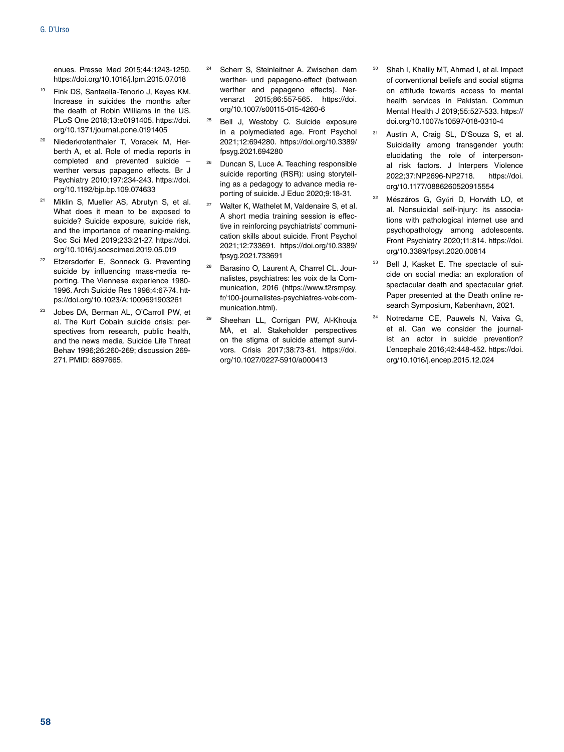enues. Presse Med 2015;44:1243-1250. https://doi.org/10.1016/j.lpm.2015.07.018

19. Fink DS, Santaella-Tenorio J, Keyes KM. Increase in suicides the months after the death of Robin Williams in the US. PLoS One 2018;13:e0191405. https://doi.org/10.1371/journal.pone.0191405
20. Niederkrotenthaler T, Voracek M, Herberth A, et al. Role of media reports in completed and prevented suicide – werther versus papageno effects. Br J Psychiatry 2010;197:234-243. https://doi.org/10.1192/bjp.bp.109.074633
21. Miklin S, Mueller AS, Abrutyn S, et al. What does it mean to be exposed to suicide? Suicide exposure, suicide risk, and the importance of meaning-making. Soc Sci Med 2019;233:21-27. https://doi.org/10.1016/j.socscimed.2019.05.019
22. Etzersdorfer E, Sonneck G. Preventing suicide by influencing mass-media reporting. The Viennese experience 1980-1996. Arch Suicide Res 1998;4:67-74. https://doi.org/10.1023/A:1009691903261
23. Jobes DA, Berman AL, O'Carroll PW, et al. The Kurt Cobain suicide crisis: perspectives from research, public health, and the news media. Suicide Life Threat Behav 1996;26:260-269; discussion 269-271. PMID: 8897665.
24. Scherr S, Steinleitner A. Zwischen dem werther- und papageno-effect (between werther and papageno effects). Nervenarzt 2015;86:557-565. https://doi.org/10.1007/s00115-015-4260-6
25. Bell J, Westoby C. Suicide exposure in a polymediated age. Front Psychol 2021;12:694280. https://doi.org/10.3389/fpsyg.2021.694280
26. Duncan S, Luce A. Teaching responsible suicide reporting (RSR): using storytelling as a pedagogy to advance media reporting of suicide. J Educ 2020;9:18-31.
27. Walter K, Wathelet M, Valdenaire S, et al. A short media training session is effective in reinforcing psychiatrists' communication skills about suicide. Front Psychol 2021;12:733691. https://doi.org/10.3389/fpsyg.2021.733691
28. Barasino O, Laurent A, Charrel CL. Journalistes, psychiatres: les voix de la Communication, 2016 (https://www.f2rsmpsy.fr/100-journalistes-psychiatres-voix-communication.html).
29. Sheehan LL, Corrigan PW, Al-Khouja MA, et al. Stakeholder perspectives on the stigma of suicide attempt survivors. Crisis 2017;38:73-81. https://doi.org/10.1027/0227-5910/a000413
30. Shah I, Khalily MT, Ahmad I, et al. Impact of conventional beliefs and social stigma on attitude towards access to mental health services in Pakistan. Commun Mental Health J 2019;55:527-533. https://doi.org/10.1007/s10597-018-0310-4
31. Austin A, Craig SL, D'Souza S, et al. Suicidality among transgender youth: elucidating the role of interpersonal risk factors. J Interpers Violence 2022;37:NP2696-NP2718. https://doi.org/10.1177/0886260520915554
32. Mészáros G, Győri D, Horváth LO, et al. Nonsuicidal self-injury: its associations with pathological internet use and psychopathology among adolescents. Front Psychiatry 2020;11:814. https://doi.org/10.3389/fpsyt.2020.00814
33. Bell J, Kasket E. The spectacle of suicide on social media: an exploration of spectacular death and spectacular grief. Paper presented at the Death online research Symposium, København, 2021.
34. Notredame CE, Pauwels N, Vaiva G, et al. Can we consider the journalist an actor in suicide prevention? L'encephale 2016;42:448-452. https://doi.org/10.1016/j.encep.2015.12.024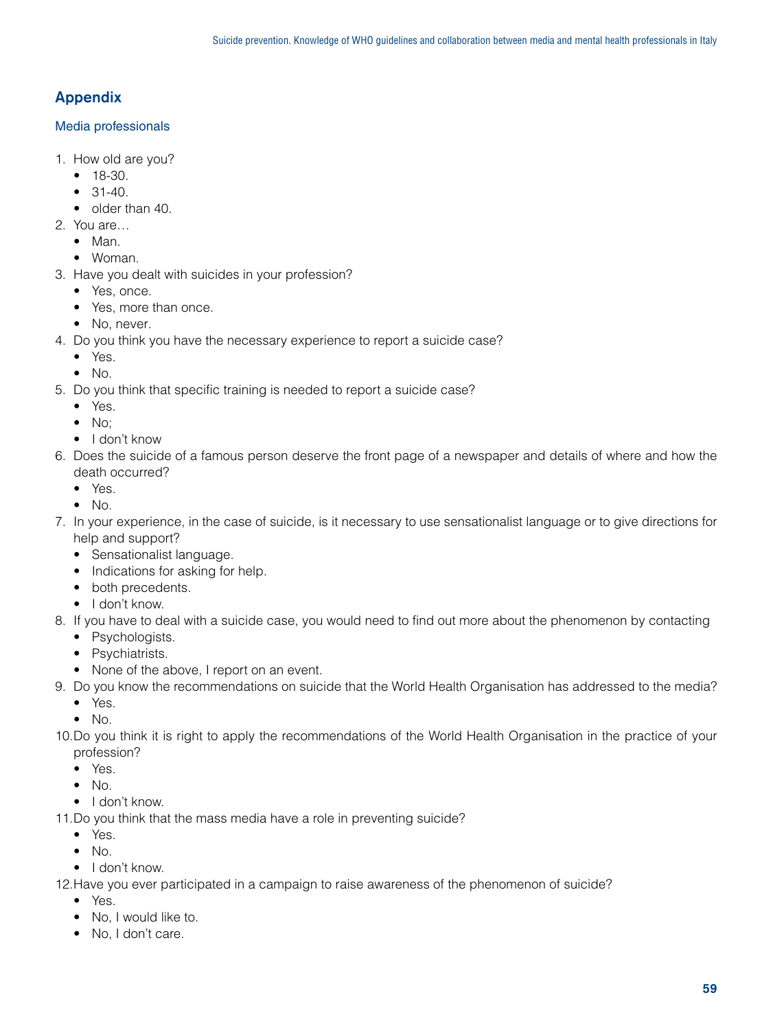## Appendix

### Media professionals

1. How old are you?
   - 18-30.
   - 31-40.
   - older than 40.
2. You are…
   - Man.
   - Woman.
3. Have you dealt with suicides in your profession?
   - Yes, once.
   - Yes, more than once.
   - No, never.
4. Do you think you have the necessary experience to report a suicide case?
   - Yes.
   - No.
5. Do you think that specific training is needed to report a suicide case?
   - Yes.
   - No;
   - I don't know
6. Does the suicide of a famous person deserve the front page of a newspaper and details of where and how the death occurred?
   - Yes.
   - No.
7. In your experience, in the case of suicide, is it necessary to use sensationalist language or to give directions for help and support?
   - Sensationalist language.
   - Indications for asking for help.
   - both precedents.
   - I don't know.
8. If you have to deal with a suicide case, you would need to find out more about the phenomenon by contacting
   - Psychologists.
   - Psychiatrists.
   - None of the above, I report on an event.
9. Do you know the recommendations on suicide that the World Health Organisation has addressed to the media?
   - Yes.
   - No.
10. Do you think it is right to apply the recommendations of the World Health Organisation in the practice of your profession?
    - Yes.
    - No.
    - I don't know.
11. Do you think that the mass media have a role in preventing suicide?
    - Yes.
    - No.
    - I don't know.
12. Have you ever participated in a campaign to raise awareness of the phenomenon of suicide?
    - Yes.
    - No, I would like to.
    - No, I don't care.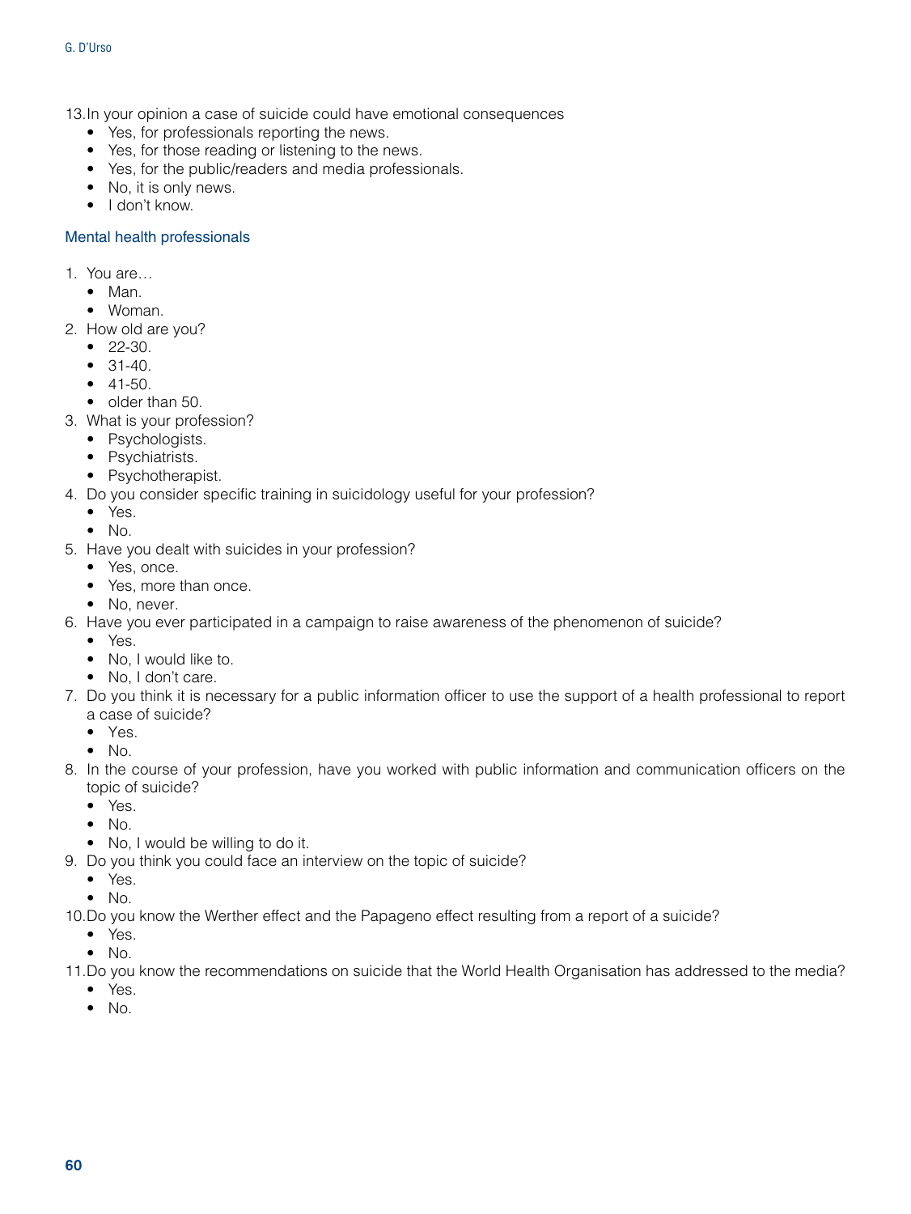13. In your opinion a case of suicide could have emotional consequences
    - Yes, for professionals reporting the news.
    - Yes, for those reading or listening to the news.
    - Yes, for the public/readers and media professionals.
    - No, it is only news.
    - I don't know.

### Mental health professionals

1. You are…
    - Man.
    - Woman.
2. How old are you?
    - 22-30.
    - 31-40.
    - 41-50.
    - older than 50.
3. What is your profession?
    - Psychologists.
    - Psychiatrists.
    - Psychotherapist.
4. Do you consider specific training in suicidology useful for your profession?
    - Yes.
    - No.
5. Have you dealt with suicides in your profession?
    - Yes, once.
    - Yes, more than once.
    - No, never.
6. Have you ever participated in a campaign to raise awareness of the phenomenon of suicide?
    - Yes.
    - No, I would like to.
    - No, I don't care.
7. Do you think it is necessary for a public information officer to use the support of a health professional to report a case of suicide?
    - Yes.
    - No.
8. In the course of your profession, have you worked with public information and communication officers on the topic of suicide?
    - Yes.
    - No.
    - No, I would be willing to do it.
9. Do you think you could face an interview on the topic of suicide?
    - Yes.
    - No.
10. Do you know the Werther effect and the Papageno effect resulting from a report of a suicide?
    - Yes.
    - No.
11. Do you know the recommendations on suicide that the World Health Organisation has addressed to the media?
    - Yes.
    - No.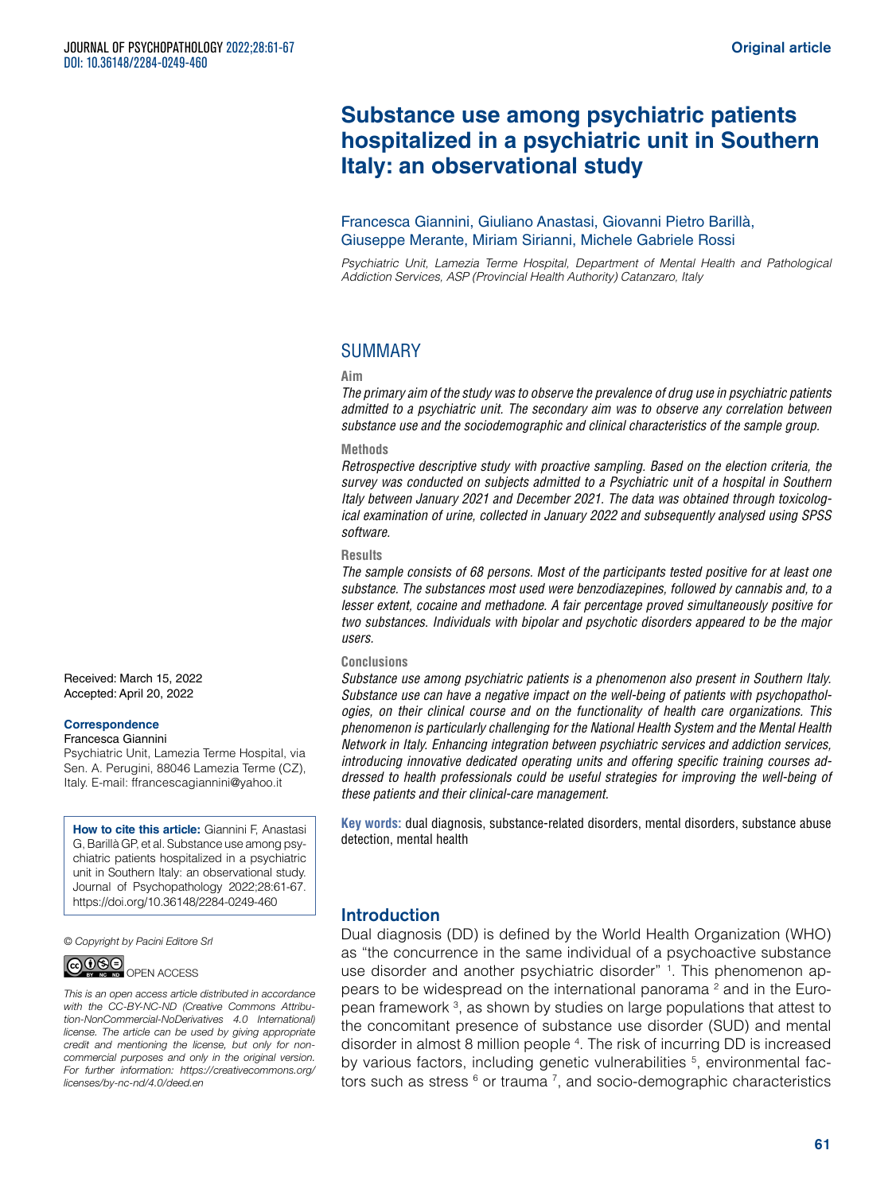Original article

# Substance use among psychiatric patients hospitalized in a psychiatric unit in Southern Italy: an observational study

Francesca Giannini, Giuliano Anastasi, Giovanni Pietro Barillà, Giuseppe Merante, Miriam Sirianni, Michele Gabriele Rossi

*Psychiatric Unit, Lamezia Terme Hospital, Department of Mental Health and Pathological Addiction Services, ASP (Provincial Health Authority) Catanzaro, Italy*

## SUMMARY

**Aim**

*The primary aim of the study was to observe the prevalence of drug use in psychiatric patients admitted to a psychiatric unit. The secondary aim was to observe any correlation between substance use and the sociodemographic and clinical characteristics of the sample group.*

**Methods**

*Retrospective descriptive study with proactive sampling. Based on the election criteria, the survey was conducted on subjects admitted to a Psychiatric unit of a hospital in Southern Italy between January 2021 and December 2021. The data was obtained through toxicological examination of urine, collected in January 2022 and subsequently analysed using SPSS software.*

**Results**

*The sample consists of 68 persons. Most of the participants tested positive for at least one substance. The substances most used were benzodiazepines, followed by cannabis and, to a lesser extent, cocaine and methadone. A fair percentage proved simultaneously positive for two substances. Individuals with bipolar and psychotic disorders appeared to be the major users.*

**Conclusions**

*Substance use among psychiatric patients is a phenomenon also present in Southern Italy. Substance use can have a negative impact on the well-being of patients with psychopathologies, on their clinical course and on the functionality of health care organizations. This phenomenon is particularly challenging for the National Health System and the Mental Health Network in Italy. Enhancing integration between psychiatric services and addiction services, introducing innovative dedicated operating units and offering specific training courses addressed to health professionals could be useful strategies for improving the well-being of these patients and their clinical-care management.*

**Key words:** dual diagnosis, substance-related disorders, mental disorders, substance abuse detection, mental health

Received: March 15, 2022
Accepted: April 20, 2022

**Correspondence**
Francesca Giannini
Psychiatric Unit, Lamezia Terme Hospital, via Sen. A. Perugini, 88046 Lamezia Terme (CZ), Italy. E-mail: ffrancescagiannini@yahoo.it

**How to cite this article:** Giannini F, Anastasi G, Barillà GP, et al. Substance use among psychiatric patients hospitalized in a psychiatric unit in Southern Italy: an observational study. Journal of Psychopathology 2022;28:61-67. https://doi.org/10.36148/2284-0249-460

*© Copyright by Pacini Editore Srl*

OPEN ACCESS

*This is an open access article distributed in accordance with the CC-BY-NC-ND (Creative Commons Attribution-NonCommercial-NoDerivatives 4.0 International) license. The article can be used by giving appropriate credit and mentioning the license, but only for non-commercial purposes and only in the original version. For further information: https://creativecommons.org/licenses/by-nc-nd/4.0/deed.en*

## Introduction

Dual diagnosis (DD) is defined by the World Health Organization (WHO) as "the concurrence in the same individual of a psychoactive substance use disorder and another psychiatric disorder" [1]. This phenomenon appears to be widespread on the international panorama [2] and in the European framework [3], as shown by studies on large populations that attest to the concomitant presence of substance use disorder (SUD) and mental disorder in almost 8 million people [4]. The risk of incurring DD is increased by various factors, including genetic vulnerabilities [5], environmental factors such as stress [6] or trauma [7], and socio-demographic characteristics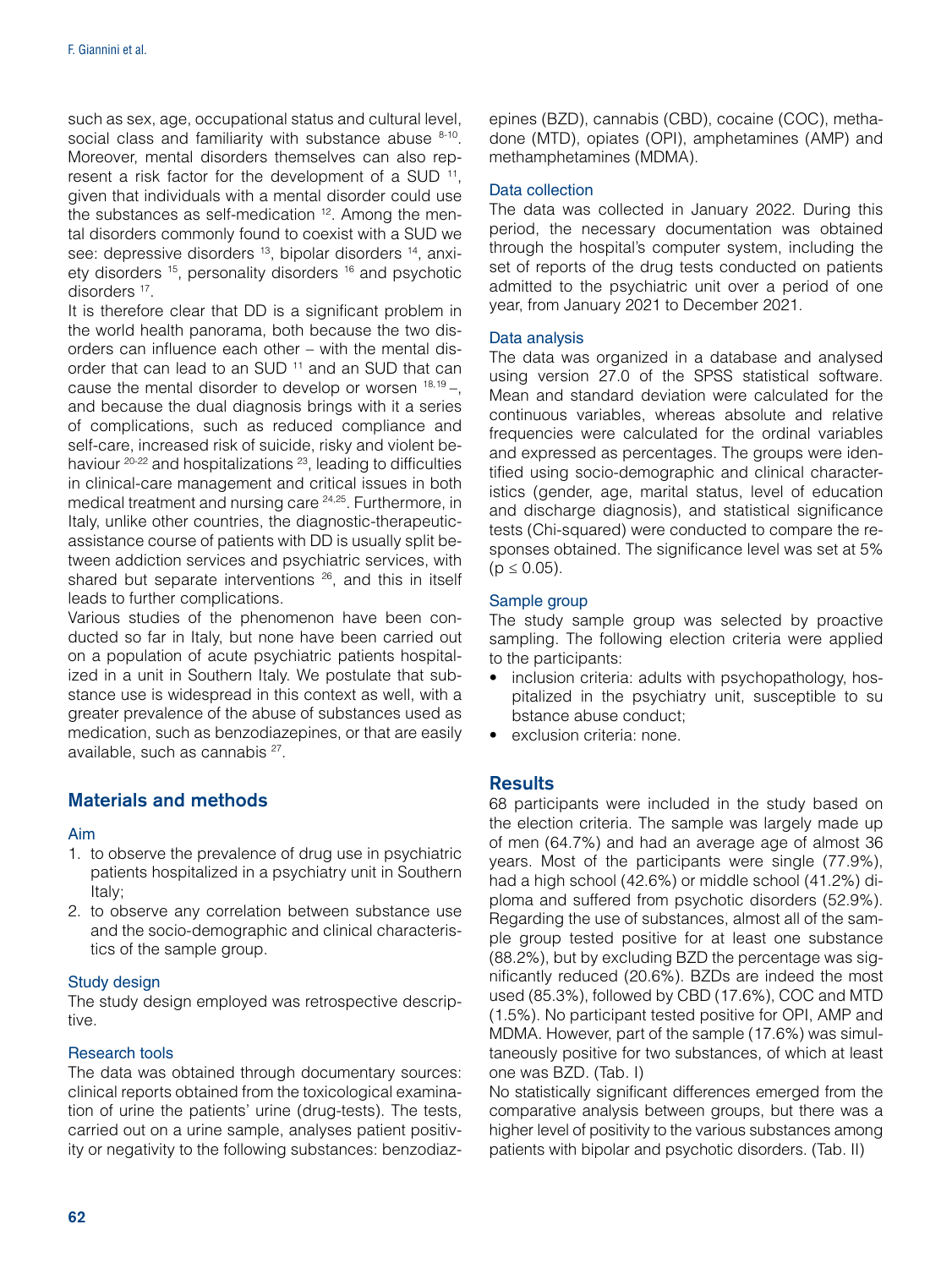such as sex, age, occupational status and cultural level, social class and familiarity with substance abuse [8-10]. Moreover, mental disorders themselves can also represent a risk factor for the development of a SUD [11], given that individuals with a mental disorder could use the substances as self-medication [12]. Among the mental disorders commonly found to coexist with a SUD we see: depressive disorders [13], bipolar disorders [14], anxiety disorders [15], personality disorders [16] and psychotic disorders [17].

It is therefore clear that DD is a significant problem in the world health panorama, both because the two disorders can influence each other – with the mental disorder that can lead to an SUD [11] and an SUD that can cause the mental disorder to develop or worsen [18,19] –, and because the dual diagnosis brings with it a series of complications, such as reduced compliance and self-care, increased risk of suicide, risky and violent behaviour [20-22] and hospitalizations [23], leading to difficulties in clinical-care management and critical issues in both medical treatment and nursing care [24,25]. Furthermore, in Italy, unlike other countries, the diagnostic-therapeutic-assistance course of patients with DD is usually split between addiction services and psychiatric services, with shared but separate interventions [26], and this in itself leads to further complications.

Various studies of the phenomenon have been conducted so far in Italy, but none have been carried out on a population of acute psychiatric patients hospitalized in a unit in Southern Italy. We postulate that substance use is widespread in this context as well, with a greater prevalence of the abuse of substances used as medication, such as benzodiazepines, or that are easily available, such as cannabis [27].

## Materials and methods

### Aim

1. to observe the prevalence of drug use in psychiatric patients hospitalized in a psychiatry unit in Southern Italy;
2. to observe any correlation between substance use and the socio-demographic and clinical characteristics of the sample group.

### Study design

The study design employed was retrospective descriptive.

### Research tools

The data was obtained through documentary sources: clinical reports obtained from the toxicological examination of urine the patients' urine (drug-tests). The tests, carried out on a urine sample, analyses patient positivity or negativity to the following substances: benzodiazepines (BZD), cannabis (CBD), cocaine (COC), methadone (MTD), opiates (OPI), amphetamines (AMP) and methamphetamines (MDMA).

### Data collection

The data was collected in January 2022. During this period, the necessary documentation was obtained through the hospital's computer system, including the set of reports of the drug tests conducted on patients admitted to the psychiatric unit over a period of one year, from January 2021 to December 2021.

### Data analysis

The data was organized in a database and analysed using version 27.0 of the SPSS statistical software. Mean and standard deviation were calculated for the continuous variables, whereas absolute and relative frequencies were calculated for the ordinal variables and expressed as percentages. The groups were identified using socio-demographic and clinical characteristics (gender, age, marital status, level of education and discharge diagnosis), and statistical significance tests (Chi-squared) were conducted to compare the responses obtained. The significance level was set at 5% ($p \leq 0.05$).

### Sample group

The study sample group was selected by proactive sampling. The following election criteria were applied to the participants:

- inclusion criteria: adults with psychopathology, hospitalized in the psychiatry unit, susceptible to su bstance abuse conduct;
- exclusion criteria: none.

## Results

68 participants were included in the study based on the election criteria. The sample was largely made up of men (64.7%) and had an average age of almost 36 years. Most of the participants were single (77.9%), had a high school (42.6%) or middle school (41.2%) diploma and suffered from psychotic disorders (52.9%). Regarding the use of substances, almost all of the sample group tested positive for at least one substance (88.2%), but by excluding BZD the percentage was significantly reduced (20.6%). BZDs are indeed the most used (85.3%), followed by CBD (17.6%), COC and MTD (1.5%). No participant tested positive for OPI, AMP and MDMA. However, part of the sample (17.6%) was simultaneously positive for two substances, of which at least one was BZD. (Tab. I)

No statistically significant differences emerged from the comparative analysis between groups, but there was a higher level of positivity to the various substances among patients with bipolar and psychotic disorders. (Tab. II)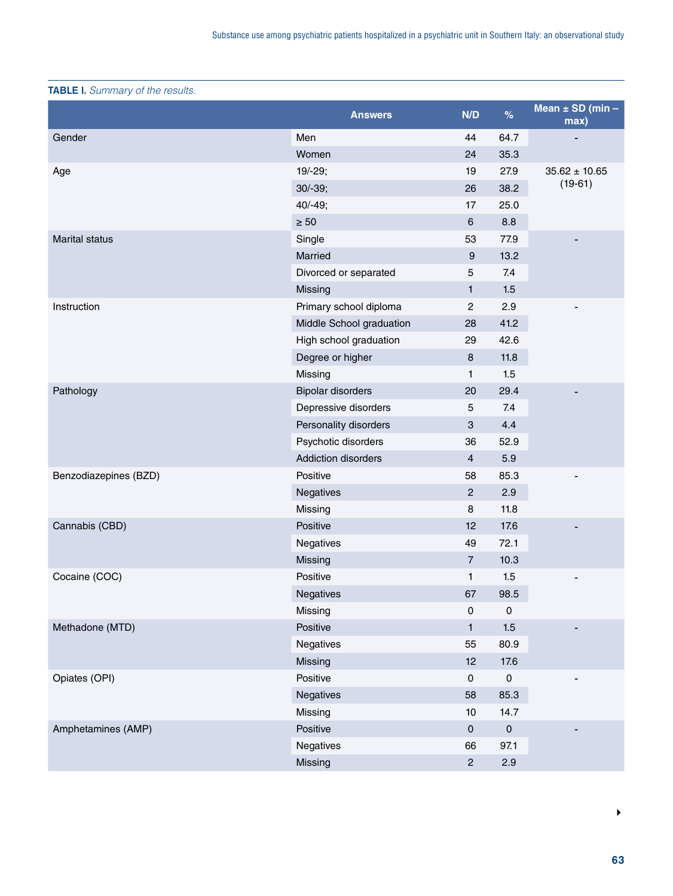**TABLE I.** *Summary of the results.*

| | Answers | N/D | % | Mean ± SD (min – max) |
|---|---|---|---|---|
| Gender | Men | 44 | 64.7 | - |
| | Women | 24 | 35.3 | |
| Age | 19/-29; | 19 | 27.9 | 35.62 ± 10.65 (19-61) |
| | 30/-39; | 26 | 38.2 | |
| | 40/-49; | 17 | 25.0 | |
| | ≥ 50 | 6 | 8.8 | |
| Marital status | Single | 53 | 77.9 | - |
| | Married | 9 | 13.2 | |
| | Divorced or separated | 5 | 7.4 | |
| | Missing | 1 | 1.5 | |
| Instruction | Primary school diploma | 2 | 2.9 | - |
| | Middle School graduation | 28 | 41.2 | |
| | High school graduation | 29 | 42.6 | |
| | Degree or higher | 8 | 11.8 | |
| | Missing | 1 | 1.5 | |
| Pathology | Bipolar disorders | 20 | 29.4 | - |
| | Depressive disorders | 5 | 7.4 | |
| | Personality disorders | 3 | 4.4 | |
| | Psychotic disorders | 36 | 52.9 | |
| | Addiction disorders | 4 | 5.9 | |
| Benzodiazepines (BZD) | Positive | 58 | 85.3 | - |
| | Negatives | 2 | 2.9 | |
| | Missing | 8 | 11.8 | |
| Cannabis (CBD) | Positive | 12 | 17.6 | - |
| | Negatives | 49 | 72.1 | |
| | Missing | 7 | 10.3 | |
| Cocaine (COC) | Positive | 1 | 1.5 | - |
| | Negatives | 67 | 98.5 | |
| | Missing | 0 | 0 | |
| Methadone (MTD) | Positive | 1 | 1.5 | - |
| | Negatives | 55 | 80.9 | |
| | Missing | 12 | 17.6 | |
| Opiates (OPI) | Positive | 0 | 0 | - |
| | Negatives | 58 | 85.3 | |
| | Missing | 10 | 14.7 | |
| Amphetamines (AMP) | Positive | 0 | 0 | - |
| | Negatives | 66 | 97.1 | |
| | Missing | 2 | 2.9 | |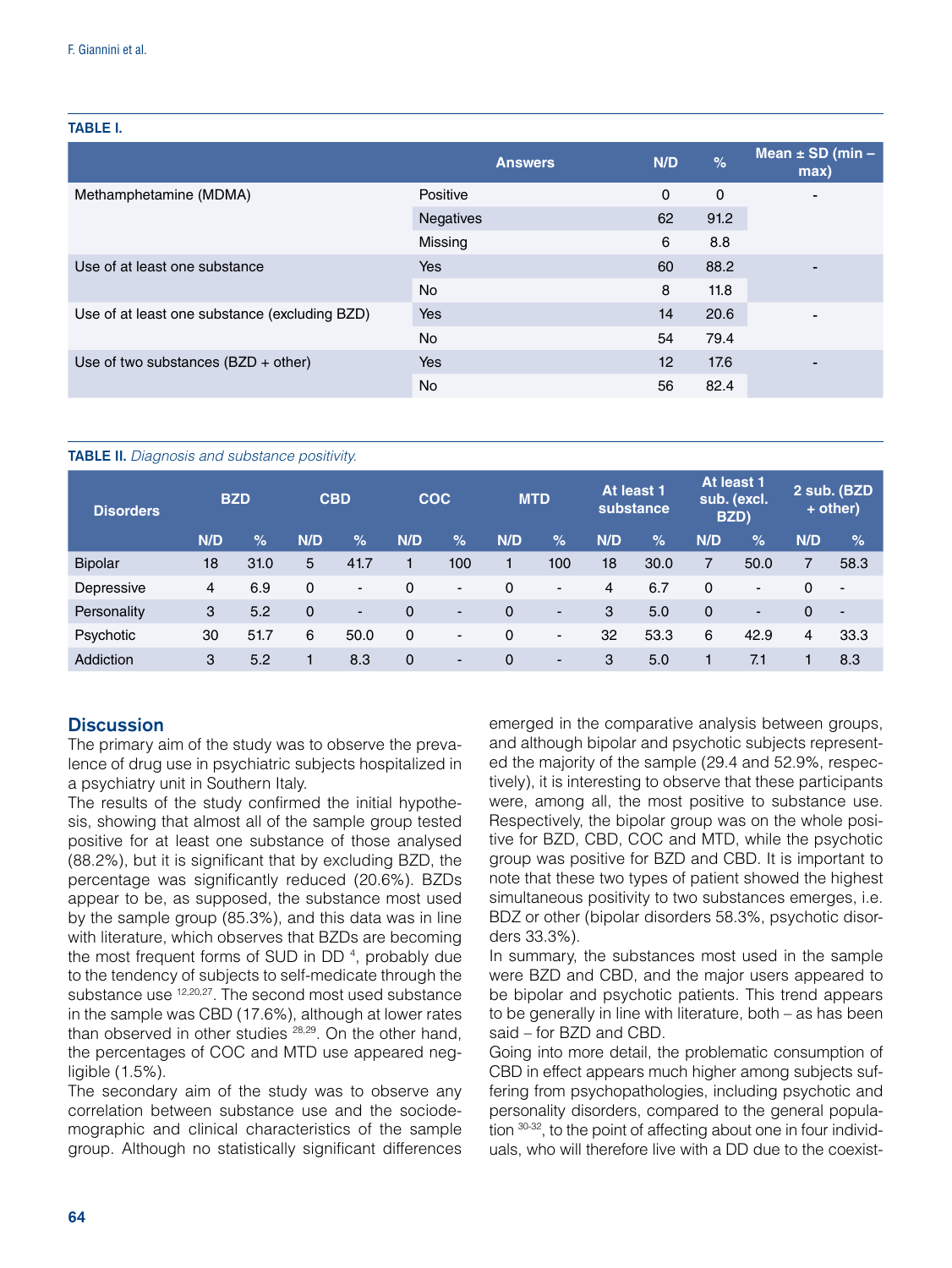**TABLE I.**

| | Answers | N/D | % | Mean ± SD (min – max) |
|---|---|---|---|---|
| Methamphetamine (MDMA) | Positive | 0 | 0 | - |
| | Negatives | 62 | 91.2 | |
| | Missing | 6 | 8.8 | |
| Use of at least one substance | Yes | 60 | 88.2 | - |
| | No | 8 | 11.8 | |
| Use of at least one substance (excluding BZD) | Yes | 14 | 20.6 | - |
| | No | 54 | 79.4 | |
| Use of two substances (BZD + other) | Yes | 12 | 17.6 | - |
| | No | 56 | 82.4 | |

**TABLE II.** *Diagnosis and substance positivity.*

| Disorders | BZD | | CBD | | COC | | MTD | | At least 1 substance | | At least 1 sub. (excl. BZD) | | 2 sub. (BZD + other) | |
|---|---|---|---|---|---|---|---|---|---|---|---|---|---|---|
| | N/D | % | N/D | % | N/D | % | N/D | % | N/D | % | N/D | % | N/D | % |
| Bipolar | 18 | 31.0 | 5 | 41.7 | 1 | 100 | 1 | 100 | 18 | 30.0 | 7 | 50.0 | 7 | 58.3 |
| Depressive | 4 | 6.9 | 0 | - | 0 | - | 0 | - | 4 | 6.7 | 0 | - | 0 | - |
| Personality | 3 | 5.2 | 0 | - | 0 | - | 0 | - | 3 | 5.0 | 0 | - | 0 | - |
| Psychotic | 30 | 51.7 | 6 | 50.0 | 0 | - | 0 | - | 32 | 53.3 | 6 | 42.9 | 4 | 33.3 |
| Addiction | 3 | 5.2 | 1 | 8.3 | 0 | - | 0 | - | 3 | 5.0 | 1 | 7.1 | 1 | 8.3 |

## Discussion

The primary aim of the study was to observe the prevalence of drug use in psychiatric subjects hospitalized in a psychiatry unit in Southern Italy.

The results of the study confirmed the initial hypothesis, showing that almost all of the sample group tested positive for at least one substance of those analysed (88.2%), but it is significant that by excluding BZD, the percentage was significantly reduced (20.6%). BZDs appear to be, as supposed, the substance most used by the sample group (85.3%), and this data was in line with literature, which observes that BZDs are becoming the most frequent forms of SUD in DD [4], probably due to the tendency of subjects to self-medicate through the substance use [12,20,27]. The second most used substance in the sample was CBD (17.6%), although at lower rates than observed in other studies [28,29]. On the other hand, the percentages of COC and MTD use appeared negligible (1.5%).

The secondary aim of the study was to observe any correlation between substance use and the sociodemographic and clinical characteristics of the sample group. Although no statistically significant differences emerged in the comparative analysis between groups, and although bipolar and psychotic subjects represented the majority of the sample (29.4 and 52.9%, respectively), it is interesting to observe that these participants were, among all, the most positive to substance use. Respectively, the bipolar group was on the whole positive for BZD, CBD, COC and MTD, while the psychotic group was positive for BZD and CBD. It is important to note that these two types of patient showed the highest simultaneous positivity to two substances emerges, i.e. BDZ or other (bipolar disorders 58.3%, psychotic disorders 33.3%).

In summary, the substances most used in the sample were BZD and CBD, and the major users appeared to be bipolar and psychotic patients. This trend appears to be generally in line with literature, both – as has been said – for BZD and CBD.

Going into more detail, the problematic consumption of CBD in effect appears much higher among subjects suffering from psychopathologies, including psychotic and personality disorders, compared to the general population [30-32], to the point of affecting about one in four individuals, who will therefore live with a DD due to the coexist-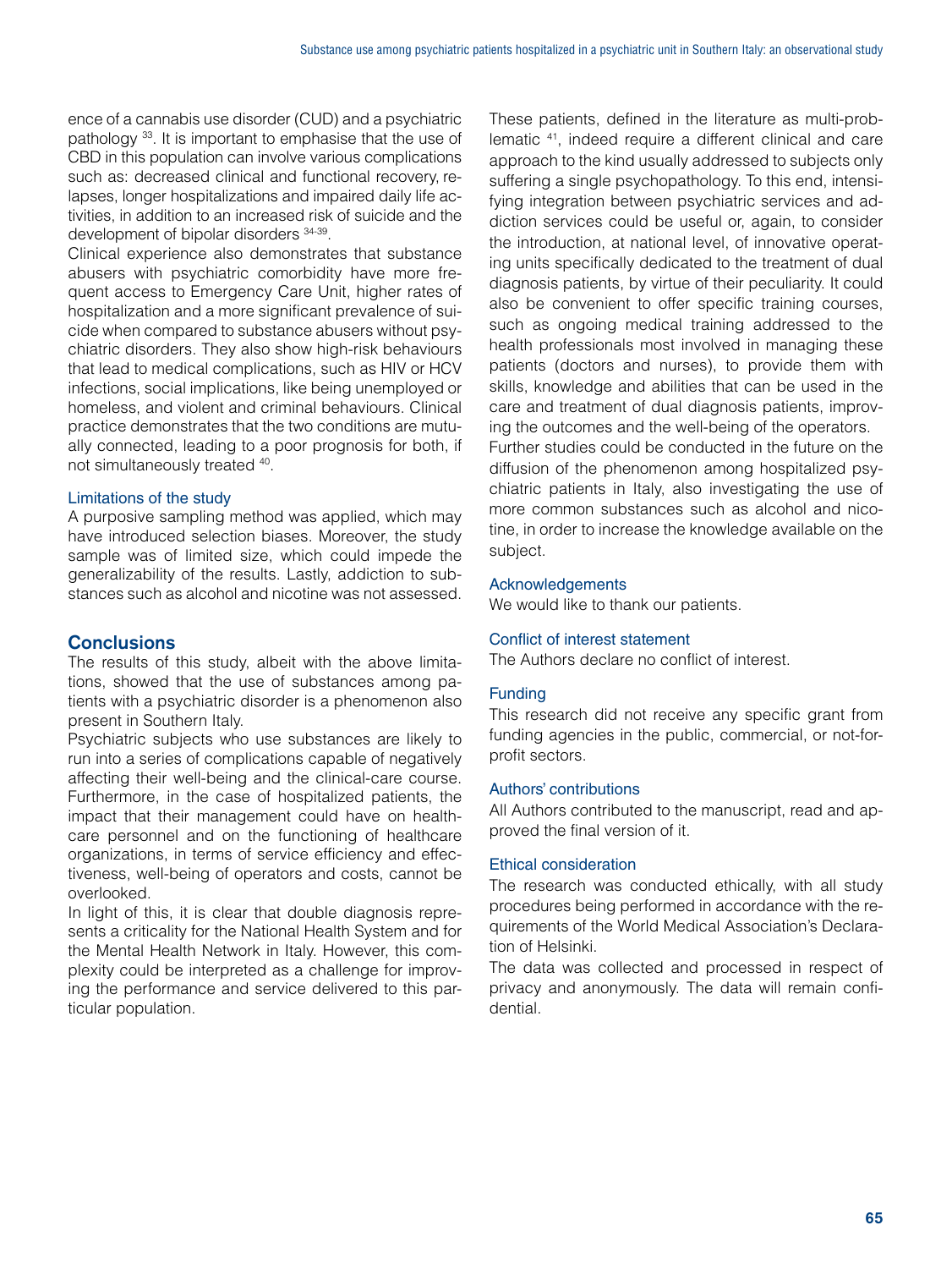ence of a cannabis use disorder (CUD) and a psychiatric pathology [33]. It is important to emphasise that the use of CBD in this population can involve various complications such as: decreased clinical and functional recovery, relapses, longer hospitalizations and impaired daily life activities, in addition to an increased risk of suicide and the development of bipolar disorders [34-39].

Clinical experience also demonstrates that substance abusers with psychiatric comorbidity have more frequent access to Emergency Care Unit, higher rates of hospitalization and a more significant prevalence of suicide when compared to substance abusers without psychiatric disorders. They also show high-risk behaviours that lead to medical complications, such as HIV or HCV infections, social implications, like being unemployed or homeless, and violent and criminal behaviours. Clinical practice demonstrates that the two conditions are mutually connected, leading to a poor prognosis for both, if not simultaneously treated [40].

### Limitations of the study

A purposive sampling method was applied, which may have introduced selection biases. Moreover, the study sample was of limited size, which could impede the generalizability of the results. Lastly, addiction to substances such as alcohol and nicotine was not assessed.

## Conclusions

The results of this study, albeit with the above limitations, showed that the use of substances among patients with a psychiatric disorder is a phenomenon also present in Southern Italy.

Psychiatric subjects who use substances are likely to run into a series of complications capable of negatively affecting their well-being and the clinical-care course. Furthermore, in the case of hospitalized patients, the impact that their management could have on healthcare personnel and on the functioning of healthcare organizations, in terms of service efficiency and effectiveness, well-being of operators and costs, cannot be overlooked.

In light of this, it is clear that double diagnosis represents a criticality for the National Health System and for the Mental Health Network in Italy. However, this complexity could be interpreted as a challenge for improving the performance and service delivered to this particular population.

These patients, defined in the literature as multi-problematic [41], indeed require a different clinical and care approach to the kind usually addressed to subjects only suffering a single psychopathology. To this end, intensifying integration between psychiatric services and addiction services could be useful or, again, to consider the introduction, at national level, of innovative operating units specifically dedicated to the treatment of dual diagnosis patients, by virtue of their peculiarity. It could also be convenient to offer specific training courses, such as ongoing medical training addressed to the health professionals most involved in managing these patients (doctors and nurses), to provide them with skills, knowledge and abilities that can be used in the care and treatment of dual diagnosis patients, improving the outcomes and the well-being of the operators.

Further studies could be conducted in the future on the diffusion of the phenomenon among hospitalized psychiatric patients in Italy, also investigating the use of more common substances such as alcohol and nicotine, in order to increase the knowledge available on the subject.

### Acknowledgements

We would like to thank our patients.

### Conflict of interest statement

The Authors declare no conflict of interest.

### Funding

This research did not receive any specific grant from funding agencies in the public, commercial, or not-for-profit sectors.

### Authors' contributions

All Authors contributed to the manuscript, read and approved the final version of it.

### Ethical consideration

The research was conducted ethically, with all study procedures being performed in accordance with the requirements of the World Medical Association's Declaration of Helsinki.

The data was collected and processed in respect of privacy and anonymously. The data will remain confidential.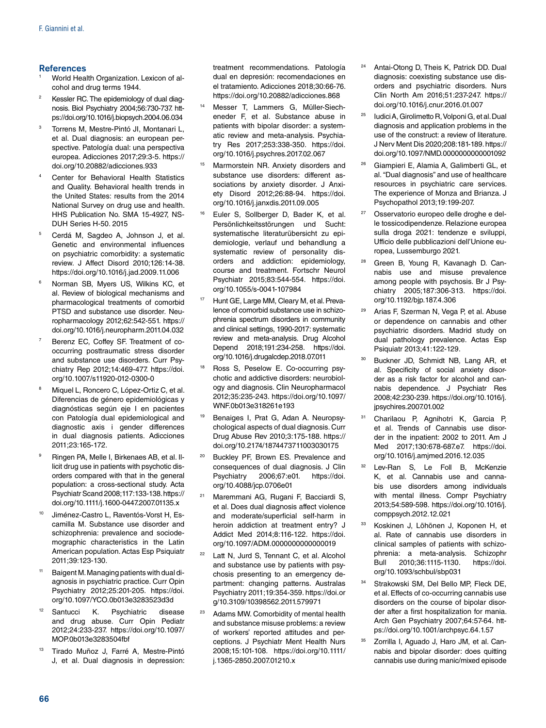## References

1. World Health Organization. Lexicon of alcohol and drug terms 1944.
2. Kessler RC. The epidemiology of dual diagnosis. Biol Psychiatry 2004;56:730-737. https://doi.org/10.1016/j.biopsych.2004.06.034
3. Torrens M, Mestre-Pintó JI, Montanari L, et al. Dual diagnosis: an european perspective. Patología dual: una perspectiva europea. Adicciones 2017;29:3-5. https://doi.org/10.20882/adicciones.933
4. Center for Behavioral Health Statistics and Quality. Behavioral health trends in the United States: results from the 2014 National Survey on drug use and health. HHS Publication No. SMA 15-4927, NSDUH Series H-50. 2015
5. Cerdá M, Sagdeo A, Johnson J, et al. Genetic and environmental influences on psychiatric comorbidity: a systematic review. J Affect Disord 2010;126:14-38. https://doi.org/10.1016/j.jad.2009.11.006
6. Norman SB, Myers US, Wilkins KC, et al. Review of biological mechanisms and pharmacological treatments of comorbid PTSD and substance use disorder. Neuropharmacology 2012;62:542-551. https://doi.org/10.1016/j.neuropharm.2011.04.032
7. Berenz EC, Coffey SF. Treatment of co-occurring posttraumatic stress disorder and substance use disorders. Curr Psychiatry Rep 2012;14:469-477. https://doi.org/10.1007/s11920-012-0300-0
8. Miquel L, Roncero C, López-Ortiz C, et al. Diferencias de género epidemiológicas y diagnósticas según eje I en pacientes con Patología dual epidemiological and diagnostic axis i gender differences in dual diagnosis patients. Adicciones 2011;23:165-172.
9. Ringen PA, Melle I, Birkenaes AB, et al. Illicit drug use in patients with psychotic disorders compared with that in the general population: a cross-sectional study. Acta Psychiatr Scand 2008;117:133-138. https://doi.org/10.1111/j.1600-0447.2007.01135.x
10. Jiménez-Castro L, Raventós-Vorst H, Escamilla M. Substance use disorder and schizophrenia: prevalence and sociodemographic characteristics in the Latin American population. Actas Esp Psiquiatr 2011;39:123-130.
11. Baigent M. Managing patients with dual diagnosis in psychiatric practice. Curr Opin Psychiatry 2012;25:201-205. https://doi.org/10.1097/YCO.0b013e3283523d3d
12. Santucci K. Psychiatric disease and drug abuse. Curr Opin Pediatr 2012;24:233-237. https://doi.org/10.1097/MOP.0b013e3283504fbf
13. Tirado Muñoz J, Farré A, Mestre-Pintó J, et al. Dual diagnosis in depression: treatment recommendations. Patología dual en depresión: recomendaciones en el tratamiento. Adicciones 2018;30:66-76. https://doi.org/10.20882/adicciones.868
14. Messer T, Lammers G, Müller-Siecheneder F, et al. Substance abuse in patients with bipolar disorder: a systematic review and meta-analysis. Psychiatry Res 2017;253:338-350. https://doi.org/10.1016/j.psychres.2017.02.067
15. Marmorstein NR. Anxiety disorders and substance use disorders: different associations by anxiety disorder. J Anxiety Disord 2012;26:88-94. https://doi.org/10.1016/j.janxdis.2011.09.005
16. Euler S, Sollberger D, Bader K, et al. Persönlichkeitsstörungen und Sucht: systematische literaturübersicht zu epidemiologie, verlauf und behandlung a systematic review of personality disorders and addiction: epidemiology, course and treatment. Fortschr Neurol Psychiatr 2015;83:544-554. https://doi.org/10.1055/s-0041-107984
17. Hunt GE, Large MM, Cleary M, et al. Prevalence of comorbid substance use in schizophrenia spectrum disorders in community and clinical settings, 1990-2017: systematic review and meta-analysis. Drug Alcohol Depend 2018;191:234-258. https://doi.org/10.1016/j.drugalcdep.2018.07.011
18. Ross S, Peselow E. Co-occurring psychotic and addictive disorders: neurobiology and diagnosis. Clin Neuropharmacol 2012;35:235-243. https://doi.org/10.1097/WNF.0b013e318261e193
19. Benaiges I, Prat G, Adan A. Neuropsychological aspects of dual diagnosis. Curr Drug Abuse Rev 2010;3:175-188. https://doi.org/10.2174/1874473711003030175
20. Buckley PF, Brown ES. Prevalence and consequences of dual diagnosis. J Clin Psychiatry 2006;67:e01. https://doi.org/10.4088/jcp.0706e01
21. Maremmani AG, Rugani F, Bacciardi S, et al. Does dual diagnosis affect violence and moderate/superficial self-harm in heroin addiction at treatment entry? J Addict Med 2014;8:116-122. https://doi.org/10.1097/ADM.0000000000000019
22. Latt N, Jurd S, Tennant C, et al. Alcohol and substance use by patients with psychosis presenting to an emergency department: changing patterns. Australas Psychiatry 2011;19:354-359. https://doi.org/10.3109/10398562.2011.579971
23. Adams MW. Comorbidity of mental health and substance misuse problems: a review of workers' reported attitudes and perceptions. J Psychiatr Ment Health Nurs 2008;15:101-108. https://doi.org/10.1111/j.1365-2850.2007.01210.x
24. Antai-Otong D, Theis K, Patrick DD. Dual diagnosis: coexisting substance use disorders and psychiatric disorders. Nurs Clin North Am 2016;51:237-247. https://doi.org/10.1016/j.cnur.2016.01.007
25. Iudici A, Girolimetto R, Volponi G, et al. Dual diagnosis and application problems in the use of the construct: a review of literature. J Nerv Ment Dis 2020;208:181-189. https://doi.org/10.1097/NMD.0000000000001092
26. Giampieri E, Alamia A, Galimberti GL, et al. "Dual diagnosis" and use of healthcare resources in psychiatric care services. The experience of Monza and Brianza. J Psychopathol 2013;19:199-207.
27. Osservatorio europeo delle droghe e delle tossicodipendenze. Relazione europea sulla droga 2021: tendenze e sviluppi, Ufficio delle pubblicazioni dell'Unione europea, Lussemburgo 2021.
28. Green B, Young R, Kavanagh D. Cannabis use and misuse prevalence among people with psychosis. Br J Psychiatry 2005;187:306-313. https://doi.org/10.1192/bjp.187.4.306
29. Arias F, Szerman N, Vega P, et al. Abuse or dependence on cannabis and other psychiatric disorders. Madrid study on dual pathology prevalence. Actas Esp Psiquiatr 2013;41:122-129.
30. Buckner JD, Schmidt NB, Lang AR, et al. Specificity of social anxiety disorder as a risk factor for alcohol and cannabis dependence. J Psychiatr Res 2008;42:230-239. https://doi.org/10.1016/j.jpsychires.2007.01.002
31. Charilaou P, Agnihotri K, Garcia P, et al. Trends of Cannabis use disorder in the inpatient: 2002 to 2011. Am J Med 2017;130:678-687.e7. https://doi.org/10.1016/j.amjmed.2016.12.035
32. Lev-Ran S, Le Foll B, McKenzie K, et al. Cannabis use and cannabis use disorders among individuals with mental illness. Compr Psychiatry 2013;54:589-598. https://doi.org/10.1016/j.comppsych.2012.12.021
33. Koskinen J, Löhönen J, Koponen H, et al. Rate of cannabis use disorders in clinical samples of patients with schizophrenia: a meta-analysis. Schizophr Bull 2010;36:1115-1130. https://doi.org/10.1093/schbul/sbp031
34. Strakowski SM, Del Bello MP, Fleck DE, et al. Effects of co-occurring cannabis use disorders on the course of bipolar disorder after a first hospitalization for mania. Arch Gen Psychiatry 2007;64:57-64. https://doi.org/10.1001/archpsyc.64.1.57
35. Zorrilla I, Aguado J, Haro JM, et al. Cannabis and bipolar disorder: does quitting cannabis use during manic/mixed episode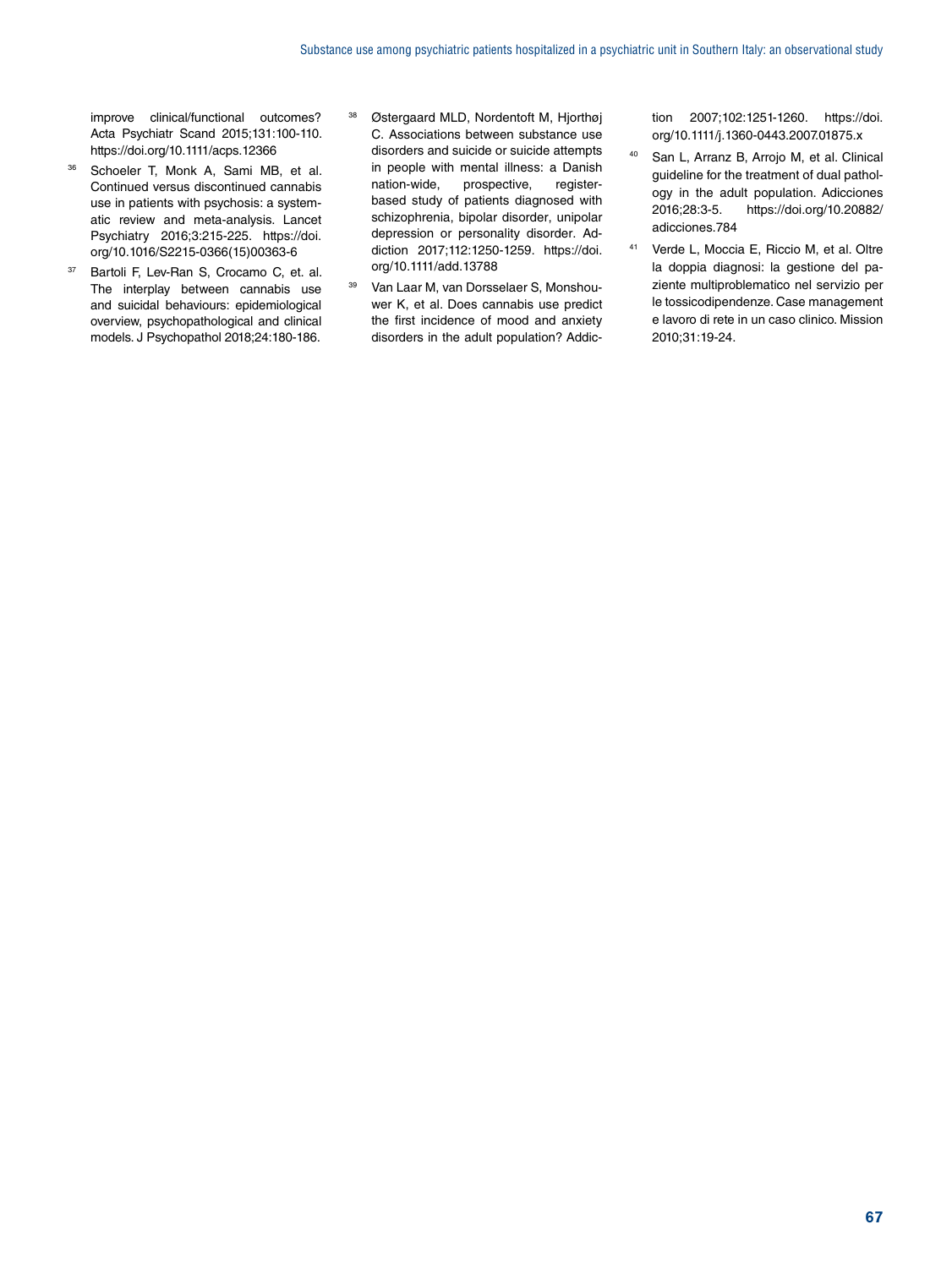improve clinical/functional outcomes? Acta Psychiatr Scand 2015;131:100-110. https://doi.org/10.1111/acps.12366

36. Schoeler T, Monk A, Sami MB, et al. Continued versus discontinued cannabis use in patients with psychosis: a systematic review and meta-analysis. Lancet Psychiatry 2016;3:215-225. https://doi.org/10.1016/S2215-0366(15)00363-6

37. Bartoli F, Lev-Ran S, Crocamo C, et. al. The interplay between cannabis use and suicidal behaviours: epidemiological overview, psychopathological and clinical models. J Psychopathol 2018;24:180-186.

38. Østergaard MLD, Nordentoft M, Hjorthøj C. Associations between substance use disorders and suicide or suicide attempts in people with mental illness: a Danish nation-wide, prospective, register-based study of patients diagnosed with schizophrenia, bipolar disorder, unipolar depression or personality disorder. Addiction 2017;112:1250-1259. https://doi.org/10.1111/add.13788

39. Van Laar M, van Dorsselaer S, Monshouwer K, et al. Does cannabis use predict the first incidence of mood and anxiety disorders in the adult population? Addiction 2007;102:1251-1260. https://doi.org/10.1111/j.1360-0443.2007.01875.x

40. San L, Arranz B, Arrojo M, et al. Clinical guideline for the treatment of dual pathology in the adult population. Adicciones 2016;28:3-5. https://doi.org/10.20882/adicciones.784

41. Verde L, Moccia E, Riccio M, et al. Oltre la doppia diagnosi: la gestione del paziente multiproblematico nel servizio per le tossicodipendenze. Case management e lavoro di rete in un caso clinico. Mission 2010;31:19-24.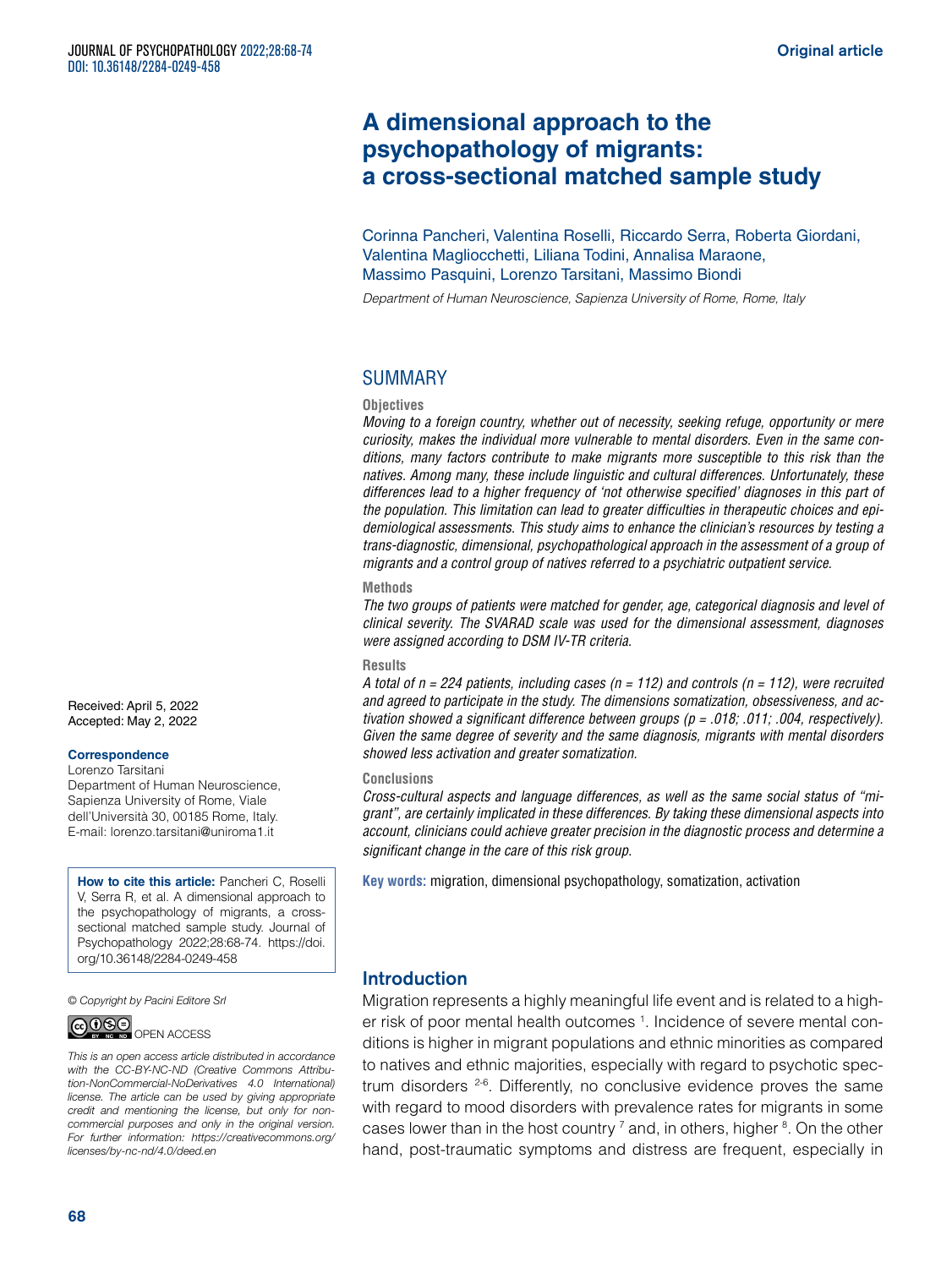# A dimensional approach to the psychopathology of migrants: a cross-sectional matched sample study

Corinna Pancheri, Valentina Roselli, Riccardo Serra, Roberta Giordani, Valentina Magliocchetti, Liliana Todini, Annalisa Maraone, Massimo Pasquini, Lorenzo Tarsitani, Massimo Biondi

*Department of Human Neuroscience, Sapienza University of Rome, Rome, Italy*

## SUMMARY

### Objectives

*Moving to a foreign country, whether out of necessity, seeking refuge, opportunity or mere curiosity, makes the individual more vulnerable to mental disorders. Even in the same conditions, many factors contribute to make migrants more susceptible to this risk than the natives. Among many, these include linguistic and cultural differences. Unfortunately, these differences lead to a higher frequency of 'not otherwise specified' diagnoses in this part of the population. This limitation can lead to greater difficulties in therapeutic choices and epidemiological assessments. This study aims to enhance the clinician's resources by testing a trans-diagnostic, dimensional, psychopathological approach in the assessment of a group of migrants and a control group of natives referred to a psychiatric outpatient service.*

### Methods

*The two groups of patients were matched for gender, age, categorical diagnosis and level of clinical severity. The SVARAD scale was used for the dimensional assessment, diagnoses were assigned according to DSM IV-TR criteria.*

### Results

*A total of n = 224 patients, including cases (n = 112) and controls (n = 112), were recruited and agreed to participate in the study. The dimensions somatization, obsessiveness, and activation showed a significant difference between groups (p = .018; .011; .004, respectively). Given the same degree of severity and the same diagnosis, migrants with mental disorders showed less activation and greater somatization.*

### Conclusions

*Cross-cultural aspects and language differences, as well as the same social status of "migrant", are certainly implicated in these differences. By taking these dimensional aspects into account, clinicians could achieve greater precision in the diagnostic process and determine a significant change in the care of this risk group.*

**Key words:** migration, dimensional psychopathology, somatization, activation

Received: April 5, 2022
Accepted: May 2, 2022

**Correspondence**
Lorenzo Tarsitani
Department of Human Neuroscience, Sapienza University of Rome, Viale dell'Università 30, 00185 Rome, Italy.
E-mail: lorenzo.tarsitani@uniroma1.it

**How to cite this article:** Pancheri C, Roselli V, Serra R, et al. A dimensional approach to the psychopathology of migrants, a cross-sectional matched sample study. Journal of Psychopathology 2022;28:68-74. https://doi.org/10.36148/2284-0249-458

*© Copyright by Pacini Editore Srl*

OPEN ACCESS

*This is an open access article distributed in accordance with the CC-BY-NC-ND (Creative Commons Attribution-NonCommercial-NoDerivatives 4.0 International) license. The article can be used by giving appropriate credit and mentioning the license, but only for noncommercial purposes and only in the original version. For further information: https://creativecommons.org/licenses/by-nc-nd/4.0/deed.en*

## Introduction

Migration represents a highly meaningful life event and is related to a higher risk of poor mental health outcomes [1]. Incidence of severe mental conditions is higher in migrant populations and ethnic minorities as compared to natives and ethnic majorities, especially with regard to psychotic spectrum disorders [2-6]. Differently, no conclusive evidence proves the same with regard to mood disorders with prevalence rates for migrants in some cases lower than in the host country [7] and, in others, higher [8]. On the other hand, post-traumatic symptoms and distress are frequent, especially in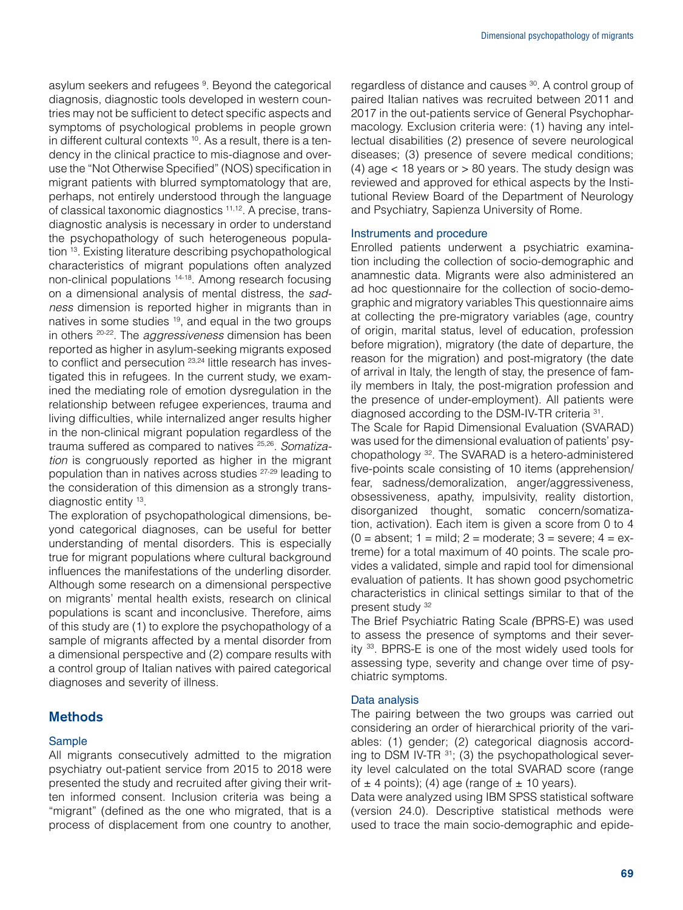asylum seekers and refugees [9]. Beyond the categorical diagnosis, diagnostic tools developed in western countries may not be sufficient to detect specific aspects and symptoms of psychological problems in people grown in different cultural contexts [10]. As a result, there is a tendency in the clinical practice to mis-diagnose and overuse the "Not Otherwise Specified" (NOS) specification in migrant patients with blurred symptomatology that are, perhaps, not entirely understood through the language of classical taxonomic diagnostics [11,12]. A precise, transdiagnostic analysis is necessary in order to understand the psychopathology of such heterogeneous population [13]. Existing literature describing psychopathological characteristics of migrant populations often analyzed non-clinical populations [14-18]. Among research focusing on a dimensional analysis of mental distress, the *sadness* dimension is reported higher in migrants than in natives in some studies [19], and equal in the two groups in others [20-22]. The *aggressiveness* dimension has been reported as higher in asylum-seeking migrants exposed to conflict and persecution [23,24] little research has investigated this in refugees. In the current study, we examined the mediating role of emotion dysregulation in the relationship between refugee experiences, trauma and living difficulties, while internalized anger results higher in the non-clinical migrant population regardless of the trauma suffered as compared to natives [25,26]. *Somatization* is congruously reported as higher in the migrant population than in natives across studies [27-29] leading to the consideration of this dimension as a strongly transdiagnostic entity [13].

The exploration of psychopathological dimensions, beyond categorical diagnoses, can be useful for better understanding of mental disorders. This is especially true for migrant populations where cultural background influences the manifestations of the underling disorder. Although some research on a dimensional perspective on migrants' mental health exists, research on clinical populations is scant and inconclusive. Therefore, aims of this study are (1) to explore the psychopathology of a sample of migrants affected by a mental disorder from a dimensional perspective and (2) compare results with a control group of Italian natives with paired categorical diagnoses and severity of illness.

## Methods

### Sample

All migrants consecutively admitted to the migration psychiatry out-patient service from 2015 to 2018 were presented the study and recruited after giving their written informed consent. Inclusion criteria was being a "migrant" (defined as the one who migrated, that is a process of displacement from one country to another, regardless of distance and causes [30]. A control group of paired Italian natives was recruited between 2011 and 2017 in the out-patients service of General Psychopharmacology. Exclusion criteria were: (1) having any intellectual disabilities (2) presence of severe neurological diseases; (3) presence of severe medical conditions; (4) age < 18 years or > 80 years. The study design was reviewed and approved for ethical aspects by the Institutional Review Board of the Department of Neurology and Psychiatry, Sapienza University of Rome.

### Instruments and procedure

Enrolled patients underwent a psychiatric examination including the collection of socio-demographic and anamnestic data. Migrants were also administered an ad hoc questionnaire for the collection of socio-demographic and migratory variables This questionnaire aims at collecting the pre-migratory variables (age, country of origin, marital status, level of education, profession before migration), migratory (the date of departure, the reason for the migration) and post-migratory (the date of arrival in Italy, the length of stay, the presence of family members in Italy, the post-migration profession and the presence of under-employment). All patients were diagnosed according to the DSM-IV-TR criteria [31].

The Scale for Rapid Dimensional Evaluation (SVARAD) was used for the dimensional evaluation of patients' psychopathology [32]. The SVARAD is a hetero-administered five-points scale consisting of 10 items (apprehension/fear, sadness/demoralization, anger/aggressiveness, obsessiveness, apathy, impulsivity, reality distortion, disorganized thought, somatic concern/somatization, activation). Each item is given a score from 0 to 4 (0 = absent; 1 = mild; 2 = moderate; 3 = severe; 4 = extreme) for a total maximum of 40 points. The scale provides a validated, simple and rapid tool for dimensional evaluation of patients. It has shown good psychometric characteristics in clinical settings similar to that of the present study [32]

The Brief Psychiatric Rating Scale *(*BPRS-E) was used to assess the presence of symptoms and their severity [33]. BPRS-E is one of the most widely used tools for assessing type, severity and change over time of psychiatric symptoms.

### Data analysis

The pairing between the two groups was carried out considering an order of hierarchical priority of the variables: (1) gender; (2) categorical diagnosis according to DSM IV-TR [31]; (3) the psychopathological severity level calculated on the total SVARAD score (range of ± 4 points); (4) age (range of ± 10 years).

Data were analyzed using IBM SPSS statistical software (version 24.0). Descriptive statistical methods were used to trace the main socio-demographic and epide-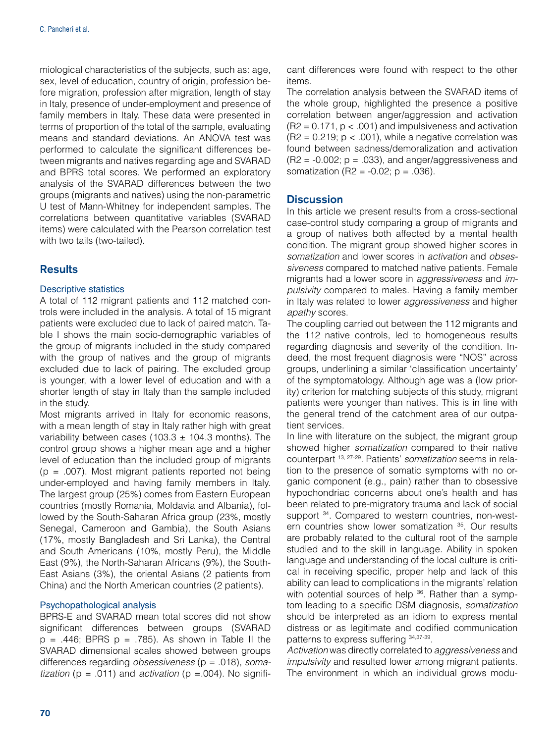miological characteristics of the subjects, such as: age, sex, level of education, country of origin, profession before migration, profession after migration, length of stay in Italy, presence of under-employment and presence of family members in Italy. These data were presented in terms of proportion of the total of the sample, evaluating means and standard deviations. An ANOVA test was performed to calculate the significant differences between migrants and natives regarding age and SVARAD and BPRS total scores. We performed an exploratory analysis of the SVARAD differences between the two groups (migrants and natives) using the non-parametric U test of Mann-Whitney for independent samples. The correlations between quantitative variables (SVARAD items) were calculated with the Pearson correlation test with two tails (two-tailed).

## Results

### Descriptive statistics

A total of 112 migrant patients and 112 matched controls were included in the analysis. A total of 15 migrant patients were excluded due to lack of paired match. Table I shows the main socio-demographic variables of the group of migrants included in the study compared with the group of natives and the group of migrants excluded due to lack of pairing. The excluded group is younger, with a lower level of education and with a shorter length of stay in Italy than the sample included in the study.

Most migrants arrived in Italy for economic reasons, with a mean length of stay in Italy rather high with great variability between cases (103.3 ± 104.3 months). The control group shows a higher mean age and a higher level of education than the included group of migrants ($p = .007$). Most migrant patients reported not being under-employed and having family members in Italy. The largest group (25%) comes from Eastern European countries (mostly Romania, Moldavia and Albania), followed by the South-Saharan Africa group (23%, mostly Senegal, Cameroon and Gambia), the South Asians (17%, mostly Bangladesh and Sri Lanka), the Central and South Americans (10%, mostly Peru), the Middle East (9%), the North-Saharan Africans (9%), the South-East Asians (3%), the oriental Asians (2 patients from China) and the North American countries (2 patients).

### Psychopathological analysis

BPRS-E and SVARAD mean total scores did not show significant differences between groups (SVARAD $p = .446$; BPRS $p = .785$). As shown in Table II the SVARAD dimensional scales showed between groups differences regarding *obsessiveness* ($p = .018$), *somatization* ($p = .011$) and *activation* ($p = .004$). No significant differences were found with respect to the other items.

The correlation analysis between the SVARAD items of the whole group, highlighted the presence a positive correlation between anger/aggression and activation ($R2 = 0.171$, $p < .001$) and impulsiveness and activation ($R2 = 0.219$; $p < .001$), while a negative correlation was found between sadness/demoralization and activation ($R2 = -0.002$; $p = .033$), and anger/aggressiveness and somatization ($R2 = -0.02$; $p = .036$).

## Discussion

In this article we present results from a cross-sectional case-control study comparing a group of migrants and a group of natives both affected by a mental health condition. The migrant group showed higher scores in *somatization* and lower scores in *activation* and *obsessiveness* compared to matched native patients. Female migrants had a lower score in *aggressiveness* and *impulsivity* compared to males. Having a family member in Italy was related to lower *aggressiveness* and higher *apathy* scores.

The coupling carried out between the 112 migrants and the 112 native controls, led to homogeneous results regarding diagnosis and severity of the condition. Indeed, the most frequent diagnosis were "NOS" across groups, underlining a similar 'classification uncertainty' of the symptomatology. Although age was a (low priority) criterion for matching subjects of this study, migrant patients were younger than natives. This is in line with the general trend of the catchment area of our outpatient services.

In line with literature on the subject, the migrant group showed higher *somatization* compared to their native counterpart [13, 27-29]. Patients' *somatization* seems in relation to the presence of somatic symptoms with no organic component (e.g., pain) rather than to obsessive hypochondriac concerns about one's health and has been related to pre-migratory trauma and lack of social support [34]. Compared to western countries, non-western countries show lower somatization [35]. Our results are probably related to the cultural root of the sample studied and to the skill in language. Ability in spoken language and understanding of the local culture is critical in receiving specific, proper help and lack of this ability can lead to complications in the migrants' relation with potential sources of help [36]. Rather than a symptom leading to a specific DSM diagnosis, *somatization* should be interpreted as an idiom to express mental distress or as legitimate and codified communication patterns to express suffering [34,37-39].

*Activation* was directly correlated to *aggressiveness* and *impulsivity* and resulted lower among migrant patients. The environment in which an individual grows modu-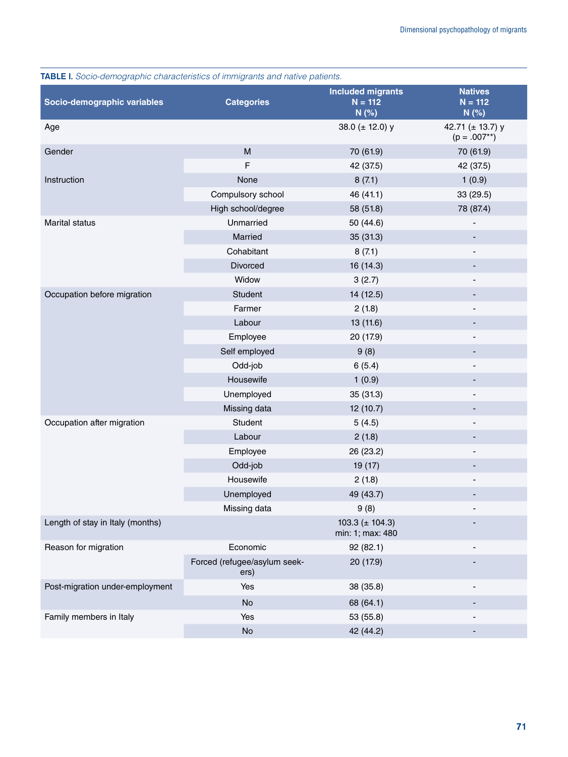**TABLE I.** *Socio-demographic characteristics of immigrants and native patients.*

| Socio-demographic variables | Categories | Included migrants N = 112 N (%) | Natives N = 112 N (%) |
|---|---|---|---|
| Age | | 38.0 (± 12.0) y | 42.71 (± 13.7) y (p = .007**) |
| Gender | M | 70 (61.9) | 70 (61.9) |
| | F | 42 (37.5) | 42 (37.5) |
| Instruction | None | 8 (7.1) | 1 (0.9) |
| | Compulsory school | 46 (41.1) | 33 (29.5) |
| | High school/degree | 58 (51.8) | 78 (87.4) |
| Marital status | Unmarried | 50 (44.6) | - |
| | Married | 35 (31.3) | - |
| | Cohabitant | 8 (7.1) | - |
| | Divorced | 16 (14.3) | - |
| | Widow | 3 (2.7) | - |
| Occupation before migration | Student | 14 (12.5) | - |
| | Farmer | 2 (1.8) | - |
| | Labour | 13 (11.6) | - |
| | Employee | 20 (17.9) | - |
| | Self employed | 9 (8) | - |
| | Odd-job | 6 (5.4) | - |
| | Housewife | 1 (0.9) | - |
| | Unemployed | 35 (31.3) | - |
| | Missing data | 12 (10.7) | - |
| Occupation after migration | Student | 5 (4.5) | - |
| | Labour | 2 (1.8) | - |
| | Employee | 26 (23.2) | - |
| | Odd-job | 19 (17) | - |
| | Housewife | 2 (1.8) | - |
| | Unemployed | 49 (43.7) | - |
| | Missing data | 9 (8) | - |
| Length of stay in Italy (months) | | 103.3 (± 104.3) min: 1; max: 480 | - |
| Reason for migration | Economic | 92 (82.1) | - |
| | Forced (refugee/asylum seekers) | 20 (17.9) | - |
| Post-migration under-employment | Yes | 38 (35.8) | - |
| | No | 68 (64.1) | - |
| Family members in Italy | Yes | 53 (55.8) | - |
| | No | 42 (44.2) | - |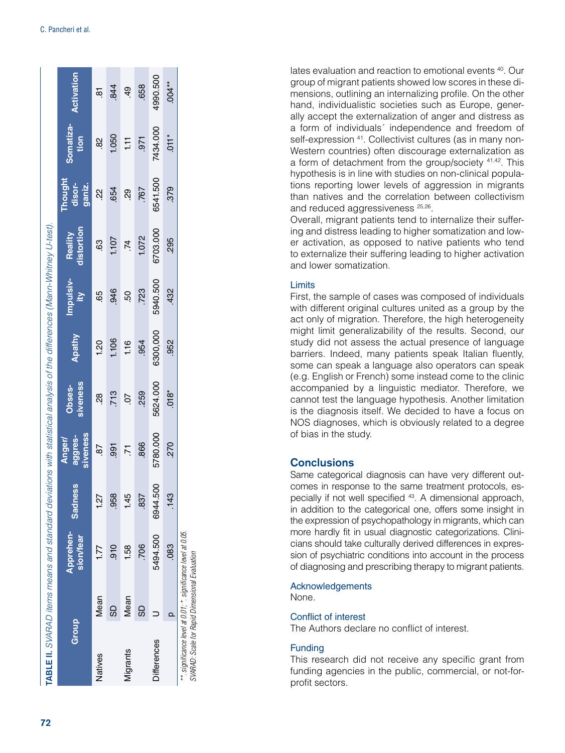**TABLE II.** *SVARAD items means and standard deviations with statistical analysis of the differences (Mann-Whitney U-test).*

| Group | | Apprehension/fear | Sadness | Anger/aggressiveness | Obsessiveness | Apathy | Impulsivity | Reality distortion | Thought disorganiz. | Somatization | Activation |
|---|---|---|---|---|---|---|---|---|---|---|---|
| Natives | Mean | 1.77 | 1.27 | .87 | .28 | 1.20 | .65 | .63 | .22 | .82 | .81 |
| | SD | .910 | .958 | .991 | .713 | 1.106 | .946 | 1.107 | .654 | 1.050 | .844 |
| Migrants | Mean | 1.58 | 1.45 | .71 | .07 | 1.16 | .50 | .74 | .29 | 1.11 | .49 |
| | SD | .706 | .837 | .866 | .259 | .954 | .723 | 1.072 | .767 | .971 | .658 |
| Differences | U | 5494.500 | 6944.500 | 5780.000 | 5624.000 | 6300,000 | 5940.500 | 6703.000 | 6541.500 | 7434.000 | 4990.500 |
| | p | .083 | .143 | .270 | .018* | .952 | .432 | .295 | .379 | .011* | .004** |

*\*\*: significance level at 0.01; \*: significance level at 0.05.*
*SVARAD: Scale for Rapid Dimensional Evaluation*

lates evaluation and reaction to emotional events [40]. Our group of migrant patients showed low scores in these dimensions, outlining an internalizing profile. On the other hand, individualistic societies such as Europe, generally accept the externalization of anger and distress as a form of individuals´ independence and freedom of self-expression [41]. Collectivist cultures (as in many non-Western countries) often discourage externalization as a form of detachment from the group/society [41,42]. This hypothesis is in line with studies on non-clinical populations reporting lower levels of aggression in migrants than natives and the correlation between collectivism and reduced aggressiveness [25,26].

Overall, migrant patients tend to internalize their suffering and distress leading to higher somatization and lower activation, as opposed to native patients who tend to externalize their suffering leading to higher activation and lower somatization.

### Limits

First, the sample of cases was composed of individuals with different original cultures united as a group by the act only of migration. Therefore, the high heterogeneity might limit generalizability of the results. Second, our study did not assess the actual presence of language barriers. Indeed, many patients speak Italian fluently, some can speak a language also operators can speak (e.g. English or French) some instead come to the clinic accompanied by a linguistic mediator. Therefore, we cannot test the language hypothesis. Another limitation is the diagnosis itself. We decided to have a focus on NOS diagnoses, which is obviously related to a degree of bias in the study.

## Conclusions

Same categorical diagnosis can have very different outcomes in response to the same treatment protocols, especially if not well specified [43]. A dimensional approach, in addition to the categorical one, offers some insight in the expression of psychopathology in migrants, which can more hardly fit in usual diagnostic categorizations. Clinicians should take culturally derived differences in expression of psychiatric conditions into account in the process of diagnosing and prescribing therapy to migrant patients.

### Acknowledgements

None.

### Conflict of interest

The Authors declare no conflict of interest.

### Funding

This research did not receive any specific grant from funding agencies in the public, commercial, or not-for-profit sectors.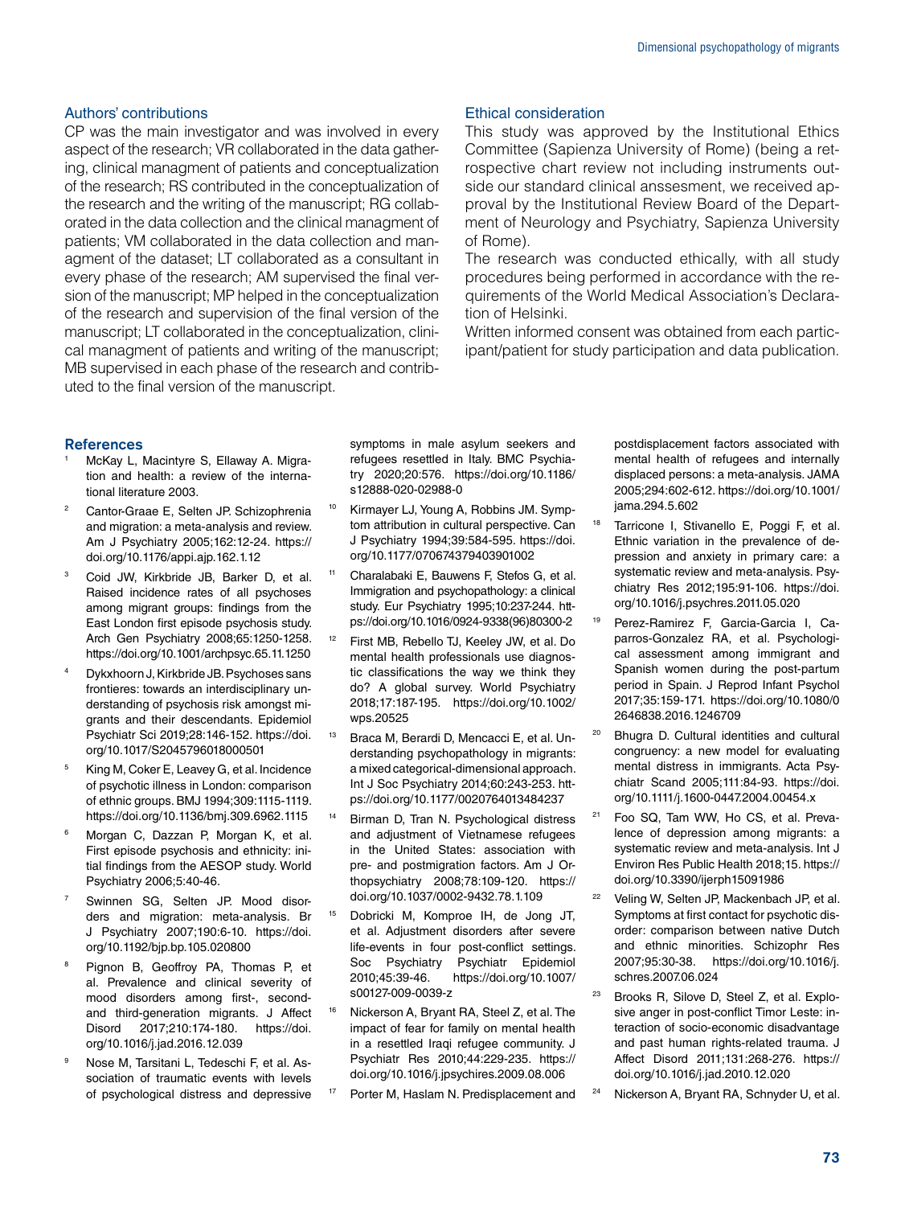## Authors' contributions

CP was the main investigator and was involved in every aspect of the research; VR collaborated in the data gathering, clinical managment of patients and conceptualization of the research; RS contributed in the conceptualization of the research and the writing of the manuscript; RG collaborated in the data collection and the clinical managment of patients; VM collaborated in the data collection and managment of the dataset; LT collaborated as a consultant in every phase of the research; AM supervised the final version of the manuscript; MP helped in the conceptualization of the research and supervision of the final version of the manuscript; LT collaborated in the conceptualization, clinical managment of patients and writing of the manuscript; MB supervised in each phase of the research and contributed to the final version of the manuscript.

## Ethical consideration

This study was approved by the Institutional Ethics Committee (Sapienza University of Rome) (being a retrospective chart review not including instruments outside our standard clinical anssesment, we received approval by the Institutional Review Board of the Department of Neurology and Psychiatry, Sapienza University of Rome).

The research was conducted ethically, with all study procedures being performed in accordance with the requirements of the World Medical Association's Declaration of Helsinki.

Written informed consent was obtained from each participant/patient for study participation and data publication.

## References

1. McKay L, Macintyre S, Ellaway A. Migration and health: a review of the international literature 2003.
2. Cantor-Graae E, Selten JP. Schizophrenia and migration: a meta-analysis and review. Am J Psychiatry 2005;162:12-24. https://doi.org/10.1176/appi.ajp.162.1.12
3. Coid JW, Kirkbride JB, Barker D, et al. Raised incidence rates of all psychoses among migrant groups: findings from the East London first episode psychosis study. Arch Gen Psychiatry 2008;65:1250-1258. https://doi.org/10.1001/archpsyc.65.11.1250
4. Dykxhoorn J, Kirkbride JB. Psychoses sans frontieres: towards an interdisciplinary understanding of psychosis risk amongst migrants and their descendants. Epidemiol Psychiatr Sci 2019;28:146-152. https://doi.org/10.1017/S2045796018000501
5. King M, Coker E, Leavey G, et al. Incidence of psychotic illness in London: comparison of ethnic groups. BMJ 1994;309:1115-1119. https://doi.org/10.1136/bmj.309.6962.1115
6. Morgan C, Dazzan P, Morgan K, et al. First episode psychosis and ethnicity: initial findings from the AESOP study. World Psychiatry 2006;5:40-46.
7. Swinnen SG, Selten JP. Mood disorders and migration: meta-analysis. Br J Psychiatry 2007;190:6-10. https://doi.org/10.1192/bjp.bp.105.020800
8. Pignon B, Geoffroy PA, Thomas P, et al. Prevalence and clinical severity of mood disorders among first-, second- and third-generation migrants. J Affect Disord 2017;210:174-180. https://doi.org/10.1016/j.jad.2016.12.039
9. Nose M, Tarsitani L, Tedeschi F, et al. Association of traumatic events with levels of psychological distress and depressive symptoms in male asylum seekers and refugees resettled in Italy. BMC Psychiatry 2020;20:576. https://doi.org/10.1186/s12888-020-02988-0
10. Kirmayer LJ, Young A, Robbins JM. Symptom attribution in cultural perspective. Can J Psychiatry 1994;39:584-595. https://doi.org/10.1177/070674379403901002
11. Charalabaki E, Bauwens F, Stefos G, et al. Immigration and psychopathology: a clinical study. Eur Psychiatry 1995;10:237-244. https://doi.org/10.1016/0924-9338(96)80300-2
12. First MB, Rebello TJ, Keeley JW, et al. Do mental health professionals use diagnostic classifications the way we think they do? A global survey. World Psychiatry 2018;17:187-195. https://doi.org/10.1002/wps.20525
13. Braca M, Berardi D, Mencacci E, et al. Understanding psychopathology in migrants: a mixed categorical-dimensional approach. Int J Soc Psychiatry 2014;60:243-253. https://doi.org/10.1177/0020764013484237
14. Birman D, Tran N. Psychological distress and adjustment of Vietnamese refugees in the United States: association with pre- and postmigration factors. Am J Orthopsychiatry 2008;78:109-120. https://doi.org/10.1037/0002-9432.78.1.109
15. Dobricki M, Komproe IH, de Jong JT, et al. Adjustment disorders after severe life-events in four post-conflict settings. Soc Psychiatry Psychiatr Epidemiol 2010;45:39-46. https://doi.org/10.1007/s00127-009-0039-z
16. Nickerson A, Bryant RA, Steel Z, et al. The impact of fear for family on mental health in a resettled Iraqi refugee community. J Psychiatr Res 2010;44:229-235. https://doi.org/10.1016/j.jpsychires.2009.08.006
17. Porter M, Haslam N. Predisplacement and postdisplacement factors associated with mental health of refugees and internally displaced persons: a meta-analysis. JAMA 2005;294:602-612. https://doi.org/10.1001/jama.294.5.602
18. Tarricone I, Stivanello E, Poggi F, et al. Ethnic variation in the prevalence of depression and anxiety in primary care: a systematic review and meta-analysis. Psychiatry Res 2012;195:91-106. https://doi.org/10.1016/j.psychres.2011.05.020
19. Perez-Ramirez F, Garcia-Garcia I, Caparros-Gonzalez RA, et al. Psychological assessment among immigrant and Spanish women during the post-partum period in Spain. J Reprod Infant Psychol 2017;35:159-171. https://doi.org/10.1080/02646838.2016.1246709
20. Bhugra D. Cultural identities and cultural congruency: a new model for evaluating mental distress in immigrants. Acta Psychiatr Scand 2005;111:84-93. https://doi.org/10.1111/j.1600-0447.2004.00454.x
21. Foo SQ, Tam WW, Ho CS, et al. Prevalence of depression among migrants: a systematic review and meta-analysis. Int J Environ Res Public Health 2018;15. https://doi.org/10.3390/ijerph15091986
22. Veling W, Selten JP, Mackenbach JP, et al. Symptoms at first contact for psychotic disorder: comparison between native Dutch and ethnic minorities. Schizophr Res 2007;95:30-38. https://doi.org/10.1016/j.schres.2007.06.024
23. Brooks R, Silove D, Steel Z, et al. Explosive anger in post-conflict Timor Leste: interaction of socio-economic disadvantage and past human rights-related trauma. J Affect Disord 2011;131:268-276. https://doi.org/10.1016/j.jad.2010.12.020
24. Nickerson A, Bryant RA, Schnyder U, et al.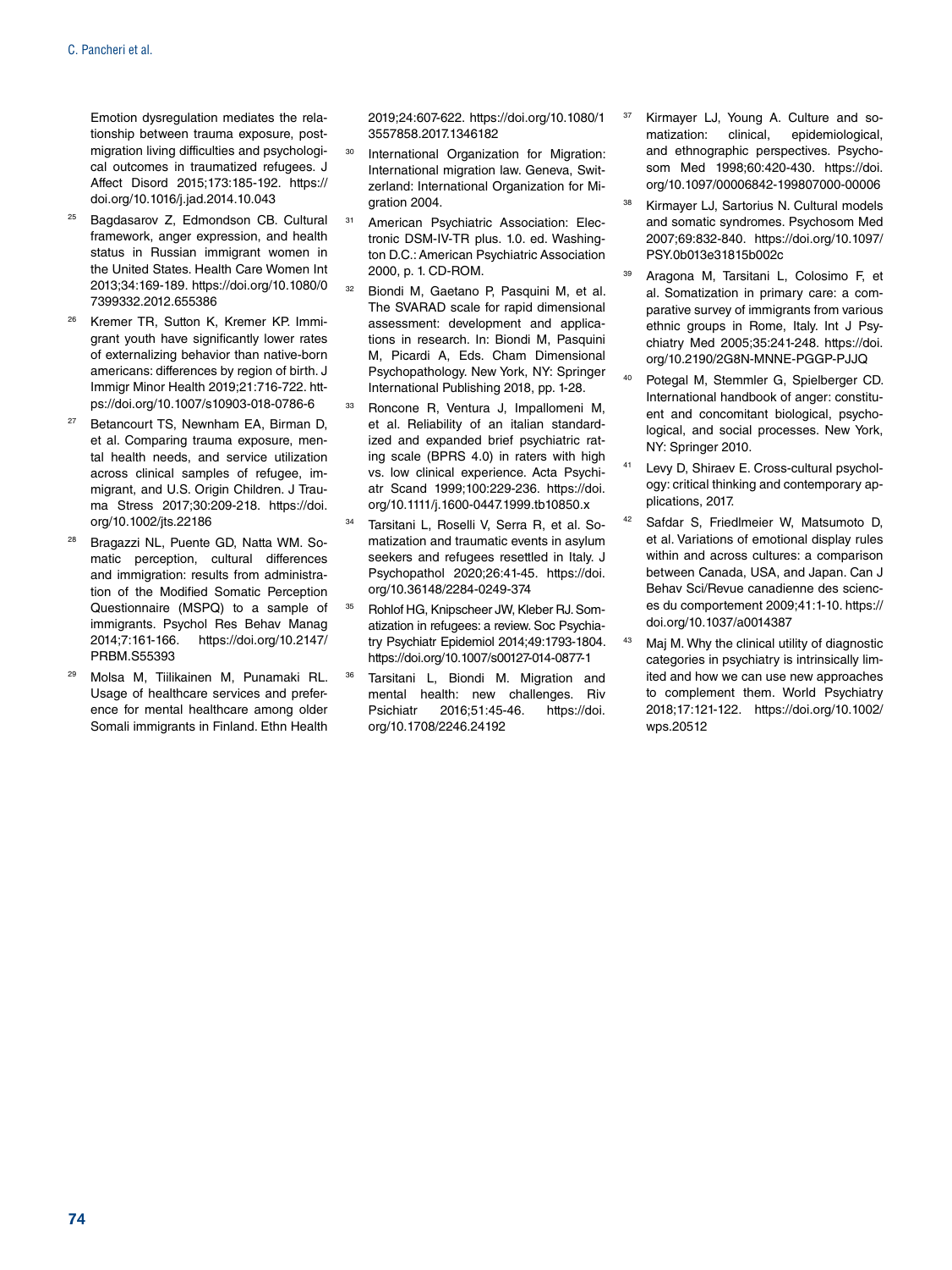Emotion dysregulation mediates the relationship between trauma exposure, post-migration living difficulties and psychological outcomes in traumatized refugees. J Affect Disord 2015;173:185-192. https://doi.org/10.1016/j.jad.2014.10.043

25. Bagdasarov Z, Edmondson CB. Cultural framework, anger expression, and health status in Russian immigrant women in the United States. Health Care Women Int 2013;34:169-189. https://doi.org/10.1080/07399332.2012.655386
26. Kremer TR, Sutton K, Kremer KP. Immigrant youth have significantly lower rates of externalizing behavior than native-born americans: differences by region of birth. J Immigr Minor Health 2019;21:716-722. https://doi.org/10.1007/s10903-018-0786-6
27. Betancourt TS, Newnham EA, Birman D, et al. Comparing trauma exposure, mental health needs, and service utilization across clinical samples of refugee, immigrant, and U.S. Origin Children. J Trauma Stress 2017;30:209-218. https://doi.org/10.1002/jts.22186
28. Bragazzi NL, Puente GD, Natta WM. Somatic perception, cultural differences and immigration: results from administration of the Modified Somatic Perception Questionnaire (MSPQ) to a sample of immigrants. Psychol Res Behav Manag 2014;7:161-166. https://doi.org/10.2147/PRBM.S55393
29. Molsa M, Tiilikainen M, Punamaki RL. Usage of healthcare services and preference for mental healthcare among older Somali immigrants in Finland. Ethn Health 2019;24:607-622. https://doi.org/10.1080/13557858.2017.1346182
30. International Organization for Migration: International migration law. Geneva, Switzerland: International Organization for Migration 2004.
31. American Psychiatric Association: Electronic DSM-IV-TR plus. 1.0. ed. Washington D.C.: American Psychiatric Association 2000, p. 1. CD-ROM.
32. Biondi M, Gaetano P, Pasquini M, et al. The SVARAD scale for rapid dimensional assessment: development and applications in research. In: Biondi M, Pasquini M, Picardi A, Eds. Cham Dimensional Psychopathology. New York, NY: Springer International Publishing 2018, pp. 1-28.
33. Roncone R, Ventura J, Impallomeni M, et al. Reliability of an italian standardized and expanded brief psychiatric rating scale (BPRS 4.0) in raters with high vs. low clinical experience. Acta Psychiatr Scand 1999;100:229-236. https://doi.org/10.1111/j.1600-0447.1999.tb10850.x
34. Tarsitani L, Roselli V, Serra R, et al. Somatization and traumatic events in asylum seekers and refugees resettled in Italy. J Psychopathol 2020;26:41-45. https://doi.org/10.36148/2284-0249-374
35. Rohlof HG, Knipscheer JW, Kleber RJ. Somatization in refugees: a review. Soc Psychiatry Psychiatr Epidemiol 2014;49:1793-1804. https://doi.org/10.1007/s00127-014-0877-1
36. Tarsitani L, Biondi M. Migration and mental health: new challenges. Riv Psichiatr 2016;51:45-46. https://doi.org/10.1708/2246.24192
37. Kirmayer LJ, Young A. Culture and somatization: clinical, epidemiological, and ethnographic perspectives. Psychosom Med 1998;60:420-430. https://doi.org/10.1097/00006842-199807000-00006
38. Kirmayer LJ, Sartorius N. Cultural models and somatic syndromes. Psychosom Med 2007;69:832-840. https://doi.org/10.1097/PSY.0b013e31815b002c
39. Aragona M, Tarsitani L, Colosimo F, et al. Somatization in primary care: a comparative survey of immigrants from various ethnic groups in Rome, Italy. Int J Psychiatry Med 2005;35:241-248. https://doi.org/10.2190/2G8N-MNNE-PGGP-PJJQ
40. Potegal M, Stemmler G, Spielberger CD. International handbook of anger: constituent and concomitant biological, psychological, and social processes. New York, NY: Springer 2010.
41. Levy D, Shiraev E. Cross-cultural psychology: critical thinking and contemporary applications, 2017.
42. Safdar S, Friedlmeier W, Matsumoto D, et al. Variations of emotional display rules within and across cultures: a comparison between Canada, USA, and Japan. Can J Behav Sci/Revue canadienne des sciences du comportement 2009;41:1-10. https://doi.org/10.1037/a0014387
43. Maj M. Why the clinical utility of diagnostic categories in psychiatry is intrinsically limited and how we can use new approaches to complement them. World Psychiatry 2018;17:121-122. https://doi.org/10.1002/wps.20512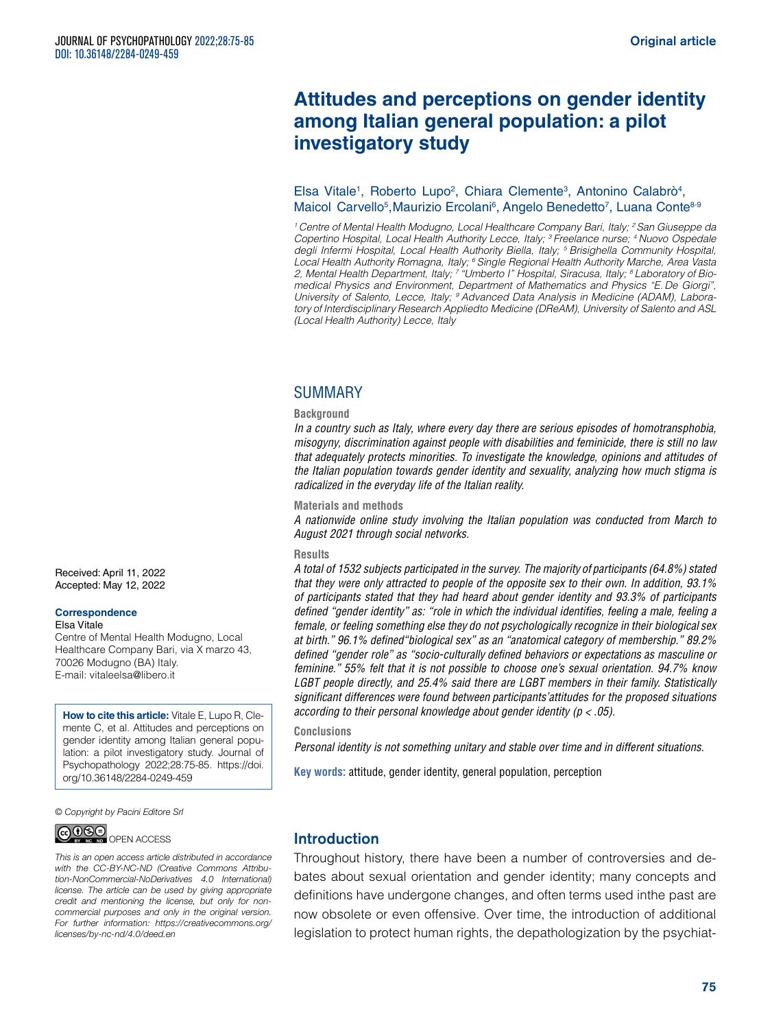Original article

# Attitudes and perceptions on gender identity among Italian general population: a pilot investigatory study

Elsa Vitale[1], Roberto Lupo[2], Chiara Clemente[3], Antonino Calabrò[4], Maicol Carvello[5], Maurizio Ercolani[6], Angelo Benedetto[7], Luana Conte[8-9]

*[1] Centre of Mental Health Modugno, Local Healthcare Company Bari, Italy; [2] San Giuseppe da Copertino Hospital, Local Health Authority Lecce, Italy; [3] Freelance nurse; [4] Nuovo Ospedale degli Infermi Hospital, Local Health Authority Biella, Italy; [5] Brisighella Community Hospital, Local Health Authority Romagna, Italy; [6] Single Regional Health Authority Marche, Area Vasta 2, Mental Health Department, Italy; [7] "Umberto I" Hospital, Siracusa, Italy; [8] Laboratory of Biomedical Physics and Environment, Department of Mathematics and Physics "E. De Giorgi", University of Salento, Lecce, Italy; [9] Advanced Data Analysis in Medicine (ADAM), Laboratory of Interdisciplinary Research Appliedto Medicine (DReAM), University of Salento and ASL (Local Health Authority) Lecce, Italy*

Received: April 11, 2022
Accepted: May 12, 2022

**Correspondence**
Elsa Vitale
Centre of Mental Health Modugno, Local Healthcare Company Bari, via X marzo 43, 70026 Modugno (BA) Italy.
E-mail: vitaleelsa@libero.it

**How to cite this article:** Vitale E, Lupo R, Clemente C, et al. Attitudes and perceptions on gender identity among Italian general population: a pilot investigatory study. Journal of Psychopathology 2022;28:75-85. https://doi.org/10.36148/2284-0249-459

*© Copyright by Pacini Editore Srl*

OPEN ACCESS

*This is an open access article distributed in accordance with the CC-BY-NC-ND (Creative Commons Attribution-NonCommercial-NoDerivatives 4.0 International) license. The article can be used by giving appropriate credit and mentioning the license, but only for noncommercial purposes and only in the original version. For further information: https://creativecommons.org/licenses/by-nc-nd/4.0/deed.en*

## SUMMARY

**Background**

*In a country such as Italy, where every day there are serious episodes of homotransphobia, misogyny, discrimination against people with disabilities and feminicide, there is still no law that adequately protects minorities. To investigate the knowledge, opinions and attitudes of the Italian population towards gender identity and sexuality, analyzing how much stigma is radicalized in the everyday life of the Italian reality.*

**Materials and methods**

*A nationwide online study involving the Italian population was conducted from March to August 2021 through social networks.*

**Results**

*A total of 1532 subjects participated in the survey. The majority of participants (64.8%) stated that they were only attracted to people of the opposite sex to their own. In addition, 93.1% of participants stated that they had heard about gender identity and 93.3% of participants defined "gender identity" as: "role in which the individual identifies, feeling a male, feeling a female, or feeling something else they do not psychologically recognize in their biological sex at birth." 96.1% defined"biological sex" as an "anatomical category of membership." 89.2% defined "gender role" as "socio-culturally defined behaviors or expectations as masculine or feminine." 55% felt that it is not possible to choose one's sexual orientation. 94.7% know LGBT people directly, and 25.4% said there are LGBT members in their family. Statistically significant differences were found between participants'attitudes for the proposed situations according to their personal knowledge about gender identity ($p < .05$).*

**Conclusions**

*Personal identity is not something unitary and stable over time and in different situations.*

**Key words:** attitude, gender identity, general population, perception

## Introduction

Throughout history, there have been a number of controversies and debates about sexual orientation and gender identity; many concepts and definitions have undergone changes, and often terms used inthe past are now obsolete or even offensive. Over time, the introduction of additional legislation to protect human rights, the depathologization by the psychiat-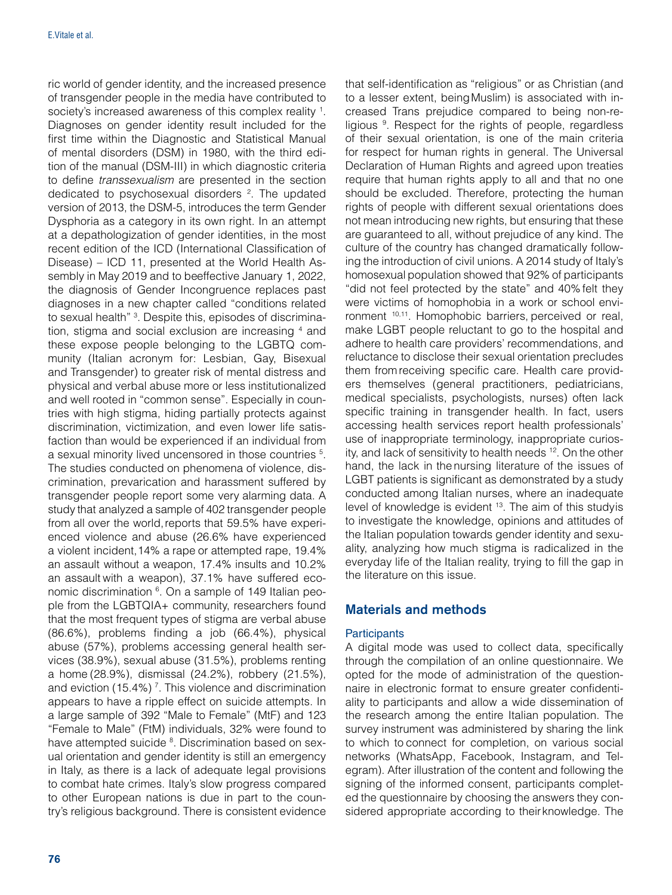ric world of gender identity, and the increased presence of transgender people in the media have contributed to society's increased awareness of this complex reality [1]. Diagnoses on gender identity result included for the first time within the Diagnostic and Statistical Manual of mental disorders (DSM) in 1980, with the third edition of the manual (DSM-III) in which diagnostic criteria to define *transsexualism* are presented in the section dedicated to psychosexual disorders [2]. The updated version of 2013, the DSM-5, introduces the term Gender Dysphoria as a category in its own right. In an attempt at a depathologization of gender identities, in the most recent edition of the ICD (International Classification of Disease) – ICD 11, presented at the World Health Assembly in May 2019 and to beeffective January 1, 2022, the diagnosis of Gender Incongruence replaces past diagnoses in a new chapter called "conditions related to sexual health" [3]. Despite this, episodes of discrimination, stigma and social exclusion are increasing [4] and these expose people belonging to the LGBTQ community (Italian acronym for: Lesbian, Gay, Bisexual and Transgender) to greater risk of mental distress and physical and verbal abuse more or less institutionalized and well rooted in "common sense". Especially in countries with high stigma, hiding partially protects against discrimination, victimization, and even lower life satisfaction than would be experienced if an individual from a sexual minority lived uncensored in those countries [5]. The studies conducted on phenomena of violence, discrimination, prevarication and harassment suffered by transgender people report some very alarming data. A study that analyzed a sample of 402 transgender people from all over the world, reports that 59.5% have experienced violence and abuse (26.6% have experienced a violent incident, 14% a rape or attempted rape, 19.4% an assault without a weapon, 17.4% insults and 10.2% an assault with a weapon), 37.1% have suffered economic discrimination [6]. On a sample of 149 Italian people from the LGBTQIA+ community, researchers found that the most frequent types of stigma are verbal abuse (86.6%), problems finding a job (66.4%), physical abuse (57%), problems accessing general health services (38.9%), sexual abuse (31.5%), problems renting a home (28.9%), dismissal (24.2%), robbery (21.5%), and eviction (15.4%) [7]. This violence and discrimination appears to have a ripple effect on suicide attempts. In a large sample of 392 "Male to Female" (MtF) and 123 "Female to Male" (FtM) individuals, 32% were found to have attempted suicide [8]. Discrimination based on sexual orientation and gender identity is still an emergency in Italy, as there is a lack of adequate legal provisions to combat hate crimes. Italy's slow progress compared to other European nations is due in part to the country's religious background. There is consistent evidence that self-identification as "religious" or as Christian (and to a lesser extent, being Muslim) is associated with increased Trans prejudice compared to being non-religious [9]. Respect for the rights of people, regardless of their sexual orientation, is one of the main criteria for respect for human rights in general. The Universal Declaration of Human Rights and agreed upon treaties require that human rights apply to all and that no one should be excluded. Therefore, protecting the human rights of people with different sexual orientations does not mean introducing new rights, but ensuring that these are guaranteed to all, without prejudice of any kind. The culture of the country has changed dramatically following the introduction of civil unions. A 2014 study of Italy's homosexual population showed that 92% of participants "did not feel protected by the state" and 40% felt they were victims of homophobia in a work or school environment [10,11]. Homophobic barriers, perceived or real, make LGBT people reluctant to go to the hospital and adhere to health care providers' recommendations, and reluctance to disclose their sexual orientation precludes them from receiving specific care. Health care providers themselves (general practitioners, pediatricians, medical specialists, psychologists, nurses) often lack specific training in transgender health. In fact, users accessing health services report health professionals' use of inappropriate terminology, inappropriate curiosity, and lack of sensitivity to health needs [12]. On the other hand, the lack in the nursing literature of the issues of LGBT patients is significant as demonstrated by a study conducted among Italian nurses, where an inadequate level of knowledge is evident [13]. The aim of this studyis to investigate the knowledge, opinions and attitudes of the Italian population towards gender identity and sexuality, analyzing how much stigma is radicalized in the everyday life of the Italian reality, trying to fill the gap in the literature on this issue.

## Materials and methods

### Participants

A digital mode was used to collect data, specifically through the compilation of an online questionnaire. We opted for the mode of administration of the questionnaire in electronic format to ensure greater confidentiality to participants and allow a wide dissemination of the research among the entire Italian population. The survey instrument was administered by sharing the link to which to connect for completion, on various social networks (WhatsApp, Facebook, Instagram, and Telegram). After illustration of the content and following the signing of the informed consent, participants completed the questionnaire by choosing the answers they considered appropriate according to their knowledge. The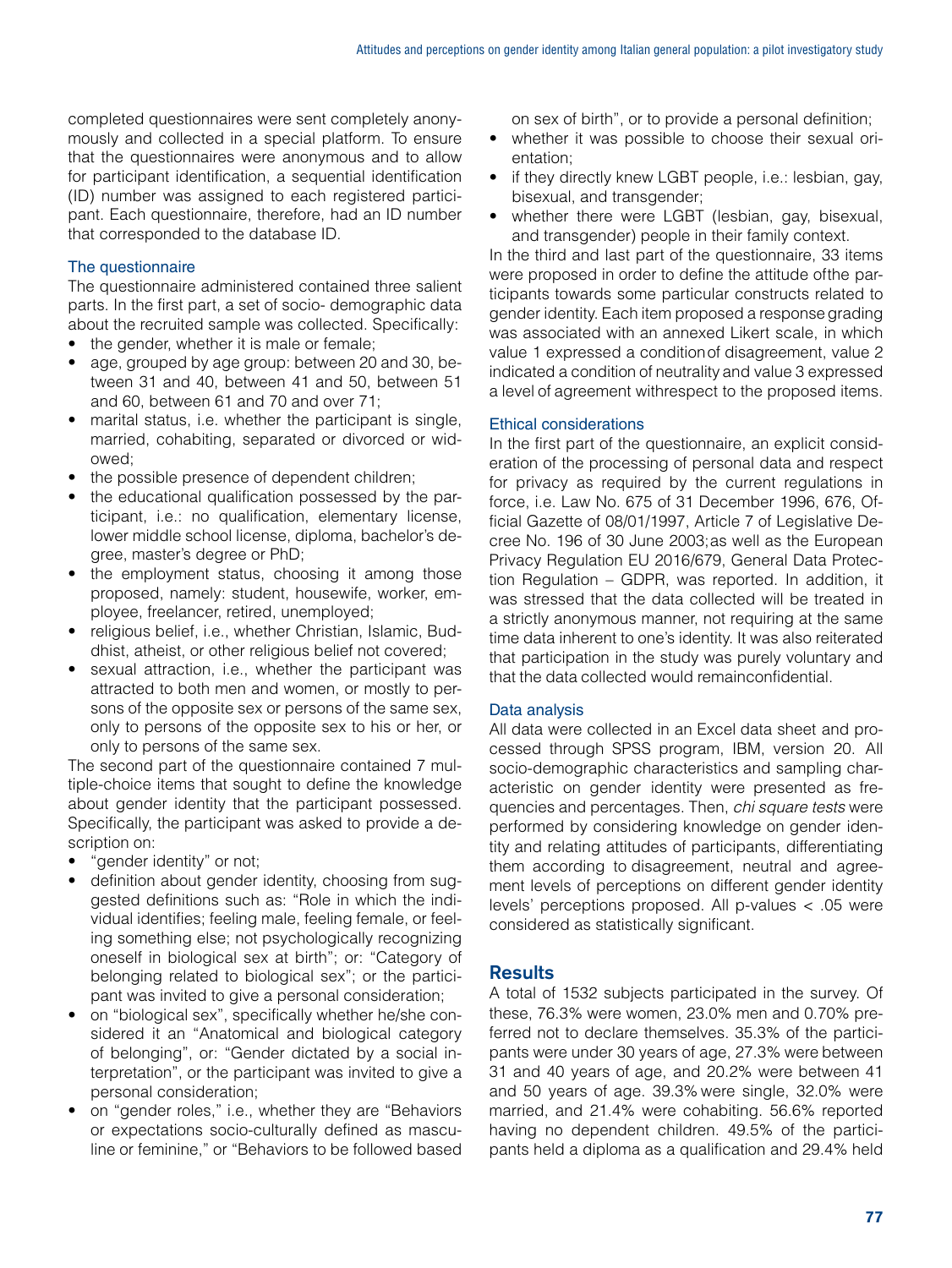completed questionnaires were sent completely anonymously and collected in a special platform. To ensure that the questionnaires were anonymous and to allow for participant identification, a sequential identification (ID) number was assigned to each registered participant. Each questionnaire, therefore, had an ID number that corresponded to the database ID.

### The questionnaire

The questionnaire administered contained three salient parts. In the first part, a set of socio- demographic data about the recruited sample was collected. Specifically:

- the gender, whether it is male or female;
- age, grouped by age group: between 20 and 30, between 31 and 40, between 41 and 50, between 51 and 60, between 61 and 70 and over 71;
- marital status, i.e. whether the participant is single, married, cohabiting, separated or divorced or widowed;
- the possible presence of dependent children;
- the educational qualification possessed by the participant, i.e.: no qualification, elementary license, lower middle school license, diploma, bachelor's degree, master's degree or PhD;
- the employment status, choosing it among those proposed, namely: student, housewife, worker, employee, freelancer, retired, unemployed;
- religious belief, i.e., whether Christian, Islamic, Buddhist, atheist, or other religious belief not covered;
- sexual attraction, i.e., whether the participant was attracted to both men and women, or mostly to persons of the opposite sex or persons of the same sex, only to persons of the opposite sex to his or her, or only to persons of the same sex.

The second part of the questionnaire contained 7 multiple-choice items that sought to define the knowledge about gender identity that the participant possessed. Specifically, the participant was asked to provide a description on:

- "gender identity" or not;
- definition about gender identity, choosing from suggested definitions such as: "Role in which the individual identifies; feeling male, feeling female, or feeling something else; not psychologically recognizing oneself in biological sex at birth"; or: "Category of belonging related to biological sex"; or the participant was invited to give a personal consideration;
- on "biological sex", specifically whether he/she considered it an "Anatomical and biological category of belonging", or: "Gender dictated by a social interpretation", or the participant was invited to give a personal consideration;
- on "gender roles," i.e., whether they are "Behaviors or expectations socio-culturally defined as masculine or feminine," or "Behaviors to be followed based on sex of birth", or to provide a personal definition;
- whether it was possible to choose their sexual orientation;
- if they directly knew LGBT people, i.e.: lesbian, gay, bisexual, and transgender;
- whether there were LGBT (lesbian, gay, bisexual, and transgender) people in their family context.

In the third and last part of the questionnaire, 33 items were proposed in order to define the attitude ofthe participants towards some particular constructs related to gender identity. Each item proposed a response grading was associated with an annexed Likert scale, in which value 1 expressed a conditionof disagreement, value 2 indicated a condition of neutrality and value 3 expressed a level of agreement withrespect to the proposed items.

### Ethical considerations

In the first part of the questionnaire, an explicit consideration of the processing of personal data and respect for privacy as required by the current regulations in force, i.e. Law No. 675 of 31 December 1996, 676, Official Gazette of 08/01/1997, Article 7 of Legislative Decree No. 196 of 30 June 2003;as well as the European Privacy Regulation EU 2016/679, General Data Protection Regulation – GDPR, was reported. In addition, it was stressed that the data collected will be treated in a strictly anonymous manner, not requiring at the same time data inherent to one's identity. It was also reiterated that participation in the study was purely voluntary and that the data collected would remainconfidential.

### Data analysis

All data were collected in an Excel data sheet and processed through SPSS program, IBM, version 20. All socio-demographic characteristics and sampling characteristic on gender identity were presented as frequencies and percentages. Then, *chi square tests* were performed by considering knowledge on gender identity and relating attitudes of participants, differentiating them according to disagreement, neutral and agreement levels of perceptions on different gender identity levels' perceptions proposed. All p-values $< .05$ were considered as statistically significant.

## Results

A total of 1532 subjects participated in the survey. Of these, 76.3% were women, 23.0% men and 0.70% preferred not to declare themselves. 35.3% of the participants were under 30 years of age, 27.3% were between 31 and 40 years of age, and 20.2% were between 41 and 50 years of age. 39.3% were single, 32.0% were married, and 21.4% were cohabiting. 56.6% reported having no dependent children. 49.5% of the participants held a diploma as a qualification and 29.4% held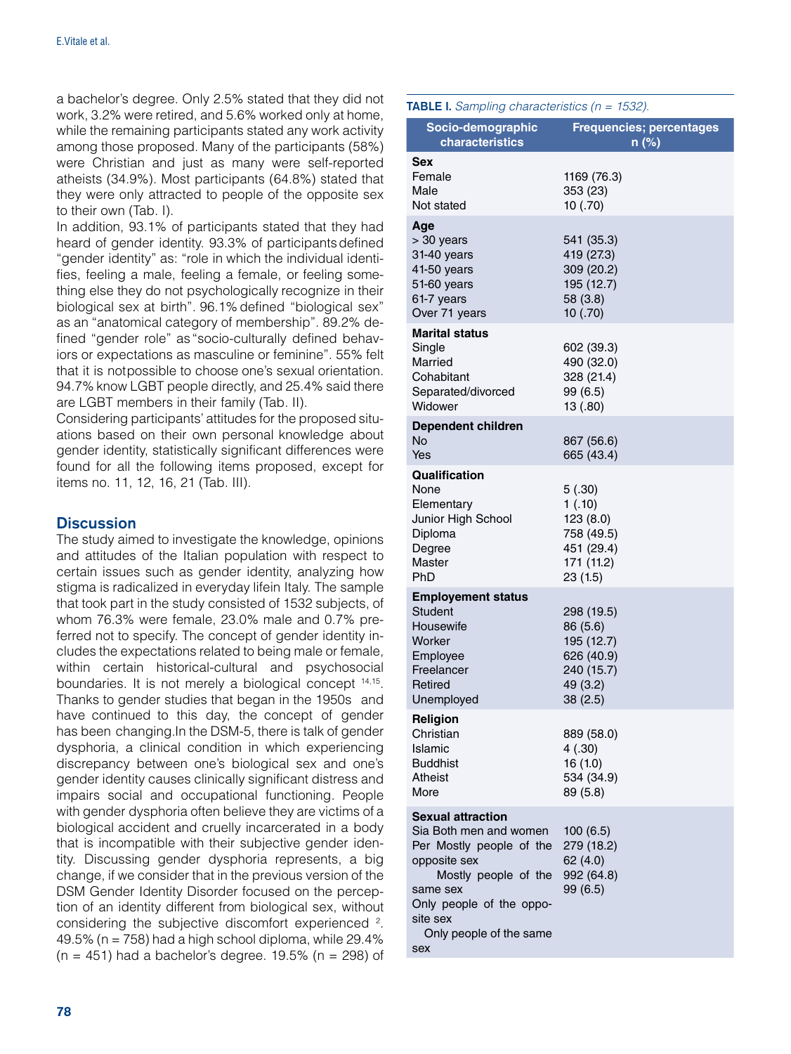a bachelor's degree. Only 2.5% stated that they did not work, 3.2% were retired, and 5.6% worked only at home, while the remaining participants stated any work activity among those proposed. Many of the participants (58%) were Christian and just as many were self-reported atheists (34.9%). Most participants (64.8%) stated that they were only attracted to people of the opposite sex to their own (Tab. I).

In addition, 93.1% of participants stated that they had heard of gender identity. 93.3% of participants defined "gender identity" as: "role in which the individual identifies, feeling a male, feeling a female, or feeling something else they do not psychologically recognize in their biological sex at birth". 96.1% defined "biological sex" as an "anatomical category of membership". 89.2% defined "gender role" as "socio-culturally defined behaviors or expectations as masculine or feminine". 55% felt that it is notpossible to choose one's sexual orientation. 94.7% know LGBT people directly, and 25.4% said there are LGBT members in their family (Tab. II).

Considering participants' attitudes for the proposed situations based on their own personal knowledge about gender identity, statistically significant differences were found for all the following items proposed, except for items no. 11, 12, 16, 21 (Tab. III).

## Discussion

The study aimed to investigate the knowledge, opinions and attitudes of the Italian population with respect to certain issues such as gender identity, analyzing how stigma is radicalized in everyday lifein Italy. The sample that took part in the study consisted of 1532 subjects, of whom 76.3% were female, 23.0% male and 0.7% preferred not to specify. The concept of gender identity includes the expectations related to being male or female, within certain historical-cultural and psychosocial boundaries. It is not merely a biological concept [14,15]. Thanks to gender studies that began in the 1950s and have continued to this day, the concept of gender has been changing.In the DSM-5, there is talk of gender dysphoria, a clinical condition in which experiencing discrepancy between one's biological sex and one's gender identity causes clinically significant distress and impairs social and occupational functioning. People with gender dysphoria often believe they are victims of a biological accident and cruelly incarcerated in a body that is incompatible with their subjective gender identity. Discussing gender dysphoria represents, a big change, if we consider that in the previous version of the DSM Gender Identity Disorder focused on the perception of an identity different from biological sex, without considering the subjective discomfort experienced [2]. 49.5% (n = 758) had a high school diploma, while 29.4% (n = 451) had a bachelor's degree. 19.5% (n = 298) of

**TABLE I.** *Sampling characteristics (n = 1532).*

| Socio-demographic characteristics | Frequencies; percentages n (%) |
|---|---|
| **Sex** | |
| Female | 1169 (76.3) |
| Male | 353 (23) |
| Not stated | 10 (.70) |
| **Age** | |
| > 30 years | 541 (35.3) |
| 31-40 years | 419 (27.3) |
| 41-50 years | 309 (20.2) |
| 51-60 years | 195 (12.7) |
| 61-7 years | 58 (3.8) |
| Over 71 years | 10 (.70) |
| **Marital status** | |
| Single | 602 (39.3) |
| Married | 490 (32.0) |
| Cohabitant | 328 (21.4) |
| Separated/divorced | 99 (6.5) |
| Widower | 13 (.80) |
| **Dependent children** | |
| No | 867 (56.6) |
| Yes | 665 (43.4) |
| **Qualification** | |
| None | 5 (.30) |
| Elementary | 1 (.10) |
| Junior High School | 123 (8.0) |
| Diploma | 758 (49.5) |
| Degree | 451 (29.4) |
| Master | 171 (11.2) |
| PhD | 23 (1.5) |
| **Employement status** | |
| Student | 298 (19.5) |
| Housewife | 86 (5.6) |
| Worker | 195 (12.7) |
| Employee | 626 (40.9) |
| Freelancer | 240 (15.7) |
| Retired | 49 (3.2) |
| Unemployed | 38 (2.5) |
| **Religion** | |
| Christian | 889 (58.0) |
| Islamic | 4 (.30) |
| Buddhist | 16 (1.0) |
| Atheist | 534 (34.9) |
| More | 89 (5.8) |
| **Sexual attraction** | |
| Sia Both men and women | 100 (6.5) |
| Per Mostly people of the opposite sex | 279 (18.2) |
| Mostly people of the same sex | 62 (4.0) |
| Only people of the opposite sex | 992 (64.8) |
| Only people of the same sex | 99 (6.5) |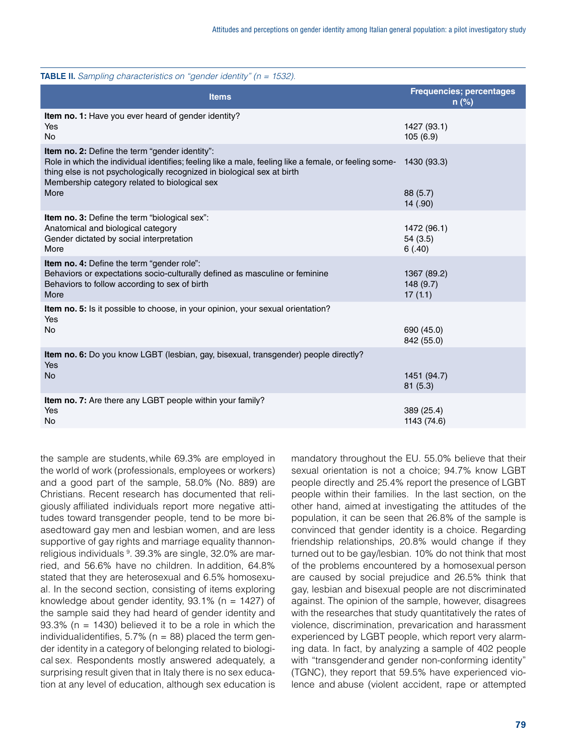**TABLE II.** *Sampling characteristics on "gender identity" (n = 1532).*

| Items | Frequencies; percentages n (%) |
|---|---|
| **Item no. 1:** Have you ever heard of gender identity? | |
| Yes | 1427 (93.1) |
| No | 105 (6.9) |
| **Item no. 2:** Define the term "gender identity": | |
| Role in which the individual identifies; feeling like a male, feeling like a female, or feeling something else is not psychologically recognized in biological sex at birth | 1430 (93.3) |
| Membership category related to biological sex | 88 (5.7) |
| More | 14 (.90) |
| **Item no. 3:** Define the term "biological sex": | |
| Anatomical and biological category | 1472 (96.1) |
| Gender dictated by social interpretation | 54 (3.5) |
| More | 6 (.40) |
| **Item no. 4:** Define the term "gender role": | |
| Behaviors or expectations socio-culturally defined as masculine or feminine | 1367 (89.2) |
| Behaviors to follow according to sex of birth | 148 (9.7) |
| More | 17 (1.1) |
| **Item no. 5:** Is it possible to choose, in your opinion, your sexual orientation? | |
| Yes | 690 (45.0) |
| No | 842 (55.0) |
| **Item no. 6:** Do you know LGBT (lesbian, gay, bisexual, transgender) people directly? | |
| Yes | 1451 (94.7) |
| No | 81 (5.3) |
| **Item no. 7:** Are there any LGBT people within your family? | |
| Yes | 389 (25.4) |
| No | 1143 (74.6) |

the sample are students, while 69.3% are employed in the world of work (professionals, employees or workers) and a good part of the sample, 58.0% (No. 889) are Christians. Recent research has documented that religiously affiliated individuals report more negative attitudes toward transgender people, tend to be more biasedtoward gay men and lesbian women, and are less supportive of gay rights and marriage equality thannonreligious individuals [9]. 39.3% are single, 32.0% are married, and 56.6% have no children. In addition, 64.8% stated that they are heterosexual and 6.5% homosexual. In the second section, consisting of items exploring knowledge about gender identity, 93.1% (n = 1427) of the sample said they had heard of gender identity and 93.3% (n = 1430) believed it to be a role in which the individualidentifies, 5.7% (n = 88) placed the term gender identity in a category of belonging related to biological sex. Respondents mostly answered adequately, a surprising result given that in Italy there is no sex education at any level of education, although sex education is mandatory throughout the EU. 55.0% believe that their sexual orientation is not a choice; 94.7% know LGBT people directly and 25.4% report the presence of LGBT people within their families. In the last section, on the other hand, aimed at investigating the attitudes of the population, it can be seen that 26.8% of the sample is convinced that gender identity is a choice. Regarding friendship relationships, 20.8% would change if they turned out to be gay/lesbian. 10% do not think that most of the problems encountered by a homosexual person are caused by social prejudice and 26.5% think that gay, lesbian and bisexual people are not discriminated against. The opinion of the sample, however, disagrees with the researches that study quantitatively the rates of violence, discrimination, prevarication and harassment experienced by LGBT people, which report very alarming data. In fact, by analyzing a sample of 402 people with "transgenderand gender non-conforming identity" (TGNC), they report that 59.5% have experienced violence and abuse (violent accident, rape or attempted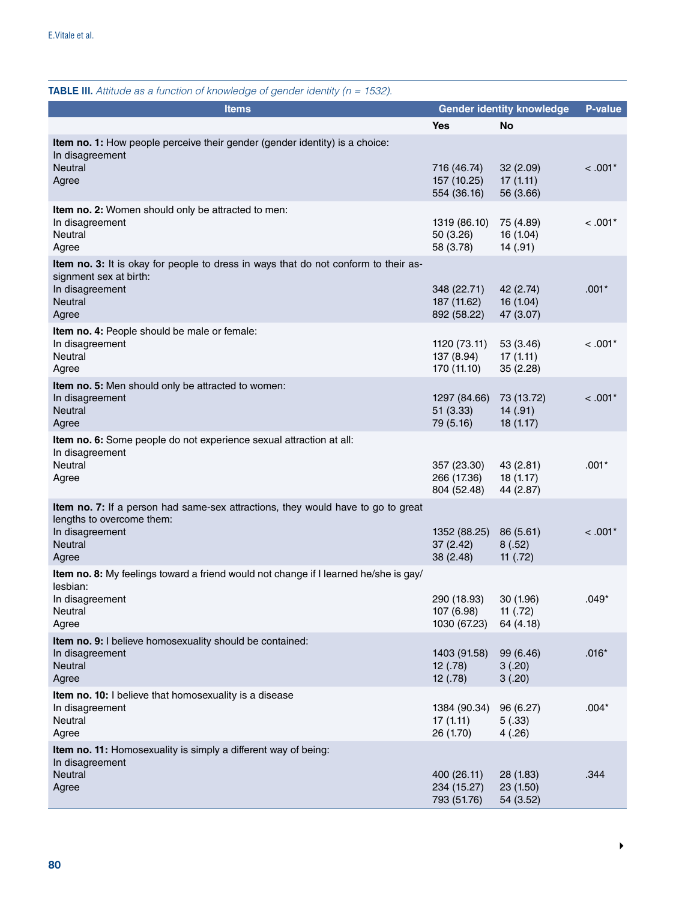**TABLE III.** *Attitude as a function of knowledge of gender identity (n = 1532).*

| Items | Gender identity knowledge | | P-value |
|---|---|---|---|
| | Yes | No | |
| **Item no. 1:** How people perceive their gender (gender identity) is a choice: | | | |
| In disagreement | 716 (46.74) | 32 (2.09) | < .001* |
| Neutral | 157 (10.25) | 17 (1.11) | |
| Agree | 554 (36.16) | 56 (3.66) | |
| **Item no. 2:** Women should only be attracted to men: | | | |
| In disagreement | 1319 (86.10) | 75 (4.89) | < .001* |
| Neutral | 50 (3.26) | 16 (1.04) | |
| Agree | 58 (3.78) | 14 (.91) | |
| **Item no. 3:** It is okay for people to dress in ways that do not conform to their assignment sex at birth: | | | |
| In disagreement | 348 (22.71) | 42 (2.74) | .001* |
| Neutral | 187 (11.62) | 16 (1.04) | |
| Agree | 892 (58.22) | 47 (3.07) | |
| **Item no. 4:** People should be male or female: | | | |
| In disagreement | 1120 (73.11) | 53 (3.46) | < .001* |
| Neutral | 137 (8.94) | 17 (1.11) | |
| Agree | 170 (11.10) | 35 (2.28) | |
| **Item no. 5:** Men should only be attracted to women: | | | |
| In disagreement | 1297 (84.66) | 73 (13.72) | < .001* |
| Neutral | 51 (3.33) | 14 (.91) | |
| Agree | 79 (5.16) | 18 (1.17) | |
| **Item no. 6:** Some people do not experience sexual attraction at all: | | | |
| In disagreement | 357 (23.30) | 43 (2.81) | .001* |
| Neutral | 266 (17.36) | 18 (1.17) | |
| Agree | 804 (52.48) | 44 (2.87) | |
| **Item no. 7:** If a person had same-sex attractions, they would have to go to great lengths to overcome them: | | | |
| In disagreement | 1352 (88.25) | 86 (5.61) | < .001* |
| Neutral | 37 (2.42) | 8 (.52) | |
| Agree | 38 (2.48) | 11 (.72) | |
| **Item no. 8:** My feelings toward a friend would not change if I learned he/she is gay/lesbian: | | | |
| In disagreement | 290 (18.93) | 30 (1.96) | .049* |
| Neutral | 107 (6.98) | 11 (.72) | |
| Agree | 1030 (67.23) | 64 (4.18) | |
| **Item no. 9:** I believe homosexuality should be contained: | | | |
| In disagreement | 1403 (91.58) | 99 (6.46) | .016* |
| Neutral | 12 (.78) | 3 (.20) | |
| Agree | 12 (.78) | 3 (.20) | |
| **Item no. 10:** I believe that homosexuality is a disease | | | |
| In disagreement | 1384 (90.34) | 96 (6.27) | .004* |
| Neutral | 17 (1.11) | 5 (.33) | |
| Agree | 26 (1.70) | 4 (.26) | |
| **Item no. 11:** Homosexuality is simply a different way of being: | | | |
| In disagreement | 400 (26.11) | 28 (1.83) | .344 |
| Neutral | 234 (15.27) | 23 (1.50) | |
| Agree | 793 (51.76) | 54 (3.52) | |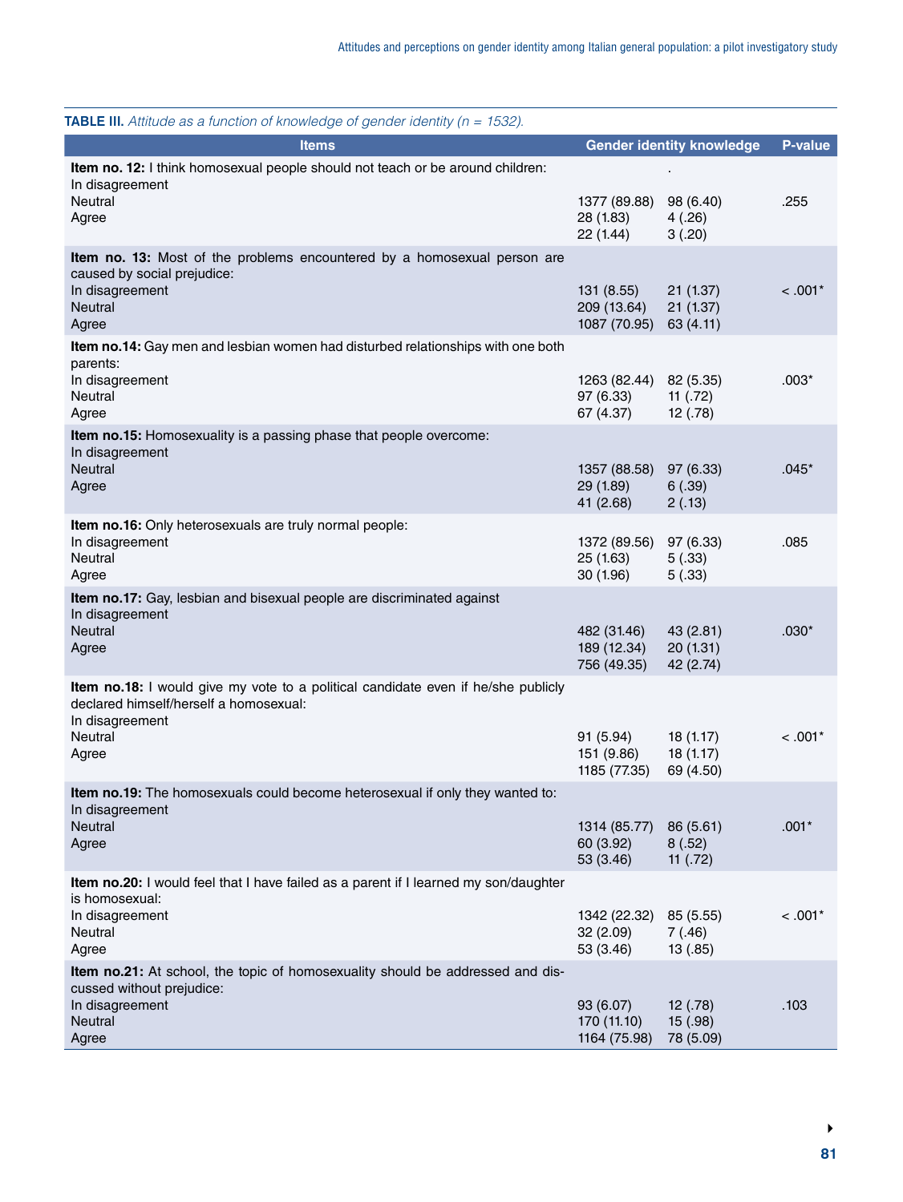**TABLE III.** *Attitude as a function of knowledge of gender identity (n = 1532).*

| Items | Gender identity knowledge | | P-value |
|---|---|---|---|
| **Item no. 12:** I think homosexual people should not teach or be around children: | | . | |
| In disagreement | 1377 (89.88) | 98 (6.40) | .255 |
| Neutral | 28 (1.83) | 4 (.26) | |
| Agree | 22 (1.44) | 3 (.20) | |
| **Item no. 13:** Most of the problems encountered by a homosexual person are caused by social prejudice: | | | |
| In disagreement | 131 (8.55) | 21 (1.37) | < .001* |
| Neutral | 209 (13.64) | 21 (1.37) | |
| Agree | 1087 (70.95) | 63 (4.11) | |
| **Item no.14:** Gay men and lesbian women had disturbed relationships with one both parents: | | | |
| In disagreement | 1263 (82.44) | 82 (5.35) | .003* |
| Neutral | 97 (6.33) | 11 (.72) | |
| Agree | 67 (4.37) | 12 (.78) | |
| **Item no.15:** Homosexuality is a passing phase that people overcome: | | | |
| In disagreement | 1357 (88.58) | 97 (6.33) | .045* |
| Neutral | 29 (1.89) | 6 (.39) | |
| Agree | 41 (2.68) | 2 (.13) | |
| **Item no.16:** Only heterosexuals are truly normal people: | | | |
| In disagreement | 1372 (89.56) | 97 (6.33) | .085 |
| Neutral | 25 (1.63) | 5 (.33) | |
| Agree | 30 (1.96) | 5 (.33) | |
| **Item no.17:** Gay, lesbian and bisexual people are discriminated against | | | |
| In disagreement | 482 (31.46) | 43 (2.81) | .030* |
| Neutral | 189 (12.34) | 20 (1.31) | |
| Agree | 756 (49.35) | 42 (2.74) | |
| **Item no.18:** I would give my vote to a political candidate even if he/she publicly declared himself/herself a homosexual: | | | |
| In disagreement | 91 (5.94) | 18 (1.17) | < .001* |
| Neutral | 151 (9.86) | 18 (1.17) | |
| Agree | 1185 (77.35) | 69 (4.50) | |
| **Item no.19:** The homosexuals could become heterosexual if only they wanted to: | | | |
| In disagreement | 1314 (85.77) | 86 (5.61) | .001* |
| Neutral | 60 (3.92) | 8 (.52) | |
| Agree | 53 (3.46) | 11 (.72) | |
| **Item no.20:** I would feel that I have failed as a parent if I learned my son/daughter is homosexual: | | | |
| In disagreement | 1342 (22.32) | 85 (5.55) | < .001* |
| Neutral | 32 (2.09) | 7 (.46) | |
| Agree | 53 (3.46) | 13 (.85) | |
| **Item no.21:** At school, the topic of homosexuality should be addressed and discussed without prejudice: | | | |
| In disagreement | 93 (6.07) | 12 (.78) | .103 |
| Neutral | 170 (11.10) | 15 (.98) | |
| Agree | 1164 (75.98) | 78 (5.09) | |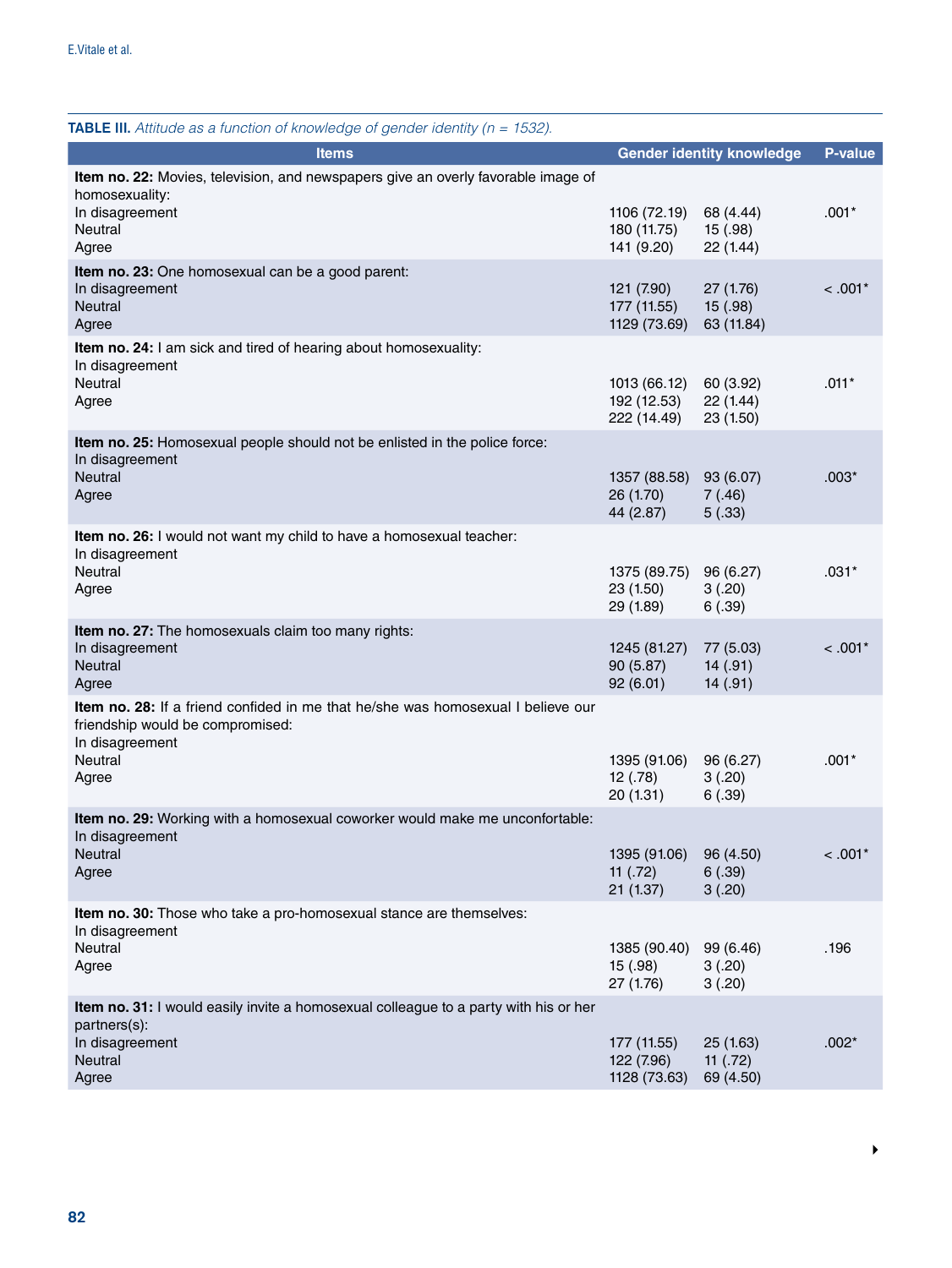**TABLE III.** *Attitude as a function of knowledge of gender identity (n = 1532).*

| Items | Gender identity knowledge | | P-value |
|---|---|---|---|
| **Item no. 22:** Movies, television, and newspapers give an overly favorable image of homosexuality: | | | |
| In disagreement | 1106 (72.19) | 68 (4.44) | .001* |
| Neutral | 180 (11.75) | 15 (.98) | |
| Agree | 141 (9.20) | 22 (1.44) | |
| **Item no. 23:** One homosexual can be a good parent: | | | |
| In disagreement | 121 (7.90) | 27 (1.76) | < .001* |
| Neutral | 177 (11.55) | 15 (.98) | |
| Agree | 1129 (73.69) | 63 (11.84) | |
| **Item no. 24:** I am sick and tired of hearing about homosexuality: | | | |
| In disagreement | 1013 (66.12) | 60 (3.92) | .011* |
| Neutral | 192 (12.53) | 22 (1.44) | |
| Agree | 222 (14.49) | 23 (1.50) | |
| **Item no. 25:** Homosexual people should not be enlisted in the police force: | | | |
| In disagreement | 1357 (88.58) | 93 (6.07) | .003* |
| Neutral | 26 (1.70) | 7 (.46) | |
| Agree | 44 (2.87) | 5 (.33) | |
| **Item no. 26:** I would not want my child to have a homosexual teacher: | | | |
| In disagreement | 1375 (89.75) | 96 (6.27) | .031* |
| Neutral | 23 (1.50) | 3 (.20) | |
| Agree | 29 (1.89) | 6 (.39) | |
| **Item no. 27:** The homosexuals claim too many rights: | | | |
| In disagreement | 1245 (81.27) | 77 (5.03) | < .001* |
| Neutral | 90 (5.87) | 14 (.91) | |
| Agree | 92 (6.01) | 14 (.91) | |
| **Item no. 28:** If a friend confided in me that he/she was homosexual I believe our friendship would be compromised: | | | |
| In disagreement | 1395 (91.06) | 96 (6.27) | .001* |
| Neutral | 12 (.78) | 3 (.20) | |
| Agree | 20 (1.31) | 6 (.39) | |
| **Item no. 29:** Working with a homosexual coworker would make me unconfortable: | | | |
| In disagreement | 1395 (91.06) | 96 (4.50) | < .001* |
| Neutral | 11 (.72) | 6 (.39) | |
| Agree | 21 (1.37) | 3 (.20) | |
| **Item no. 30:** Those who take a pro-homosexual stance are themselves: | | | |
| In disagreement | 1385 (90.40) | 99 (6.46) | .196 |
| Neutral | 15 (.98) | 3 (.20) | |
| Agree | 27 (1.76) | 3 (.20) | |
| **Item no. 31:** I would easily invite a homosexual colleague to a party with his or her partners(s): | | | |
| In disagreement | 177 (11.55) | 25 (1.63) | .002* |
| Neutral | 122 (7.96) | 11 (.72) | |
| Agree | 1128 (73.63) | 69 (4.50) | |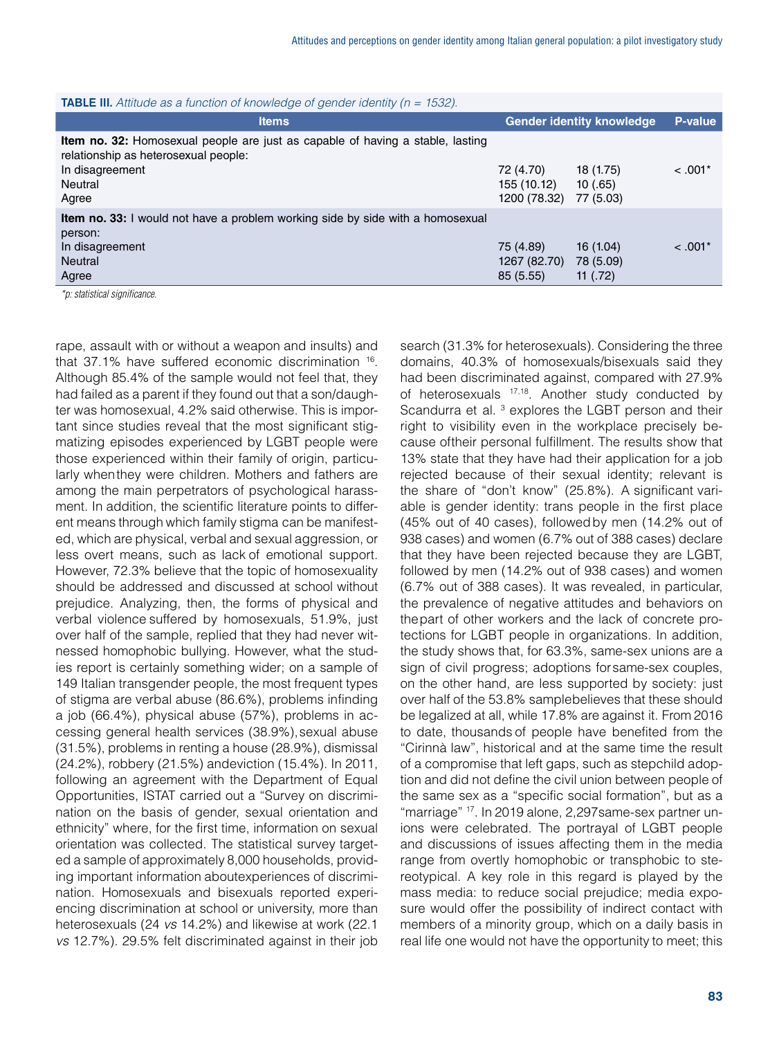**TABLE III.** *Attitude as a function of knowledge of gender identity (n = 1532).*

| Items | Gender identity knowledge | | P-value |
|---|---|---|---|
| **Item no. 32:** Homosexual people are just as capable of having a stable, lasting relationship as heterosexual people: | | | |
| In disagreement | 72 (4.70) | 18 (1.75) | < .001* |
| Neutral | 155 (10.12) | 10 (.65) | |
| Agree | 1200 (78.32) | 77 (5.03) | |
| **Item no. 33:** I would not have a problem working side by side with a homosexual person: | | | |
| In disagreement | 75 (4.89) | 16 (1.04) | < .001* |
| Neutral | 1267 (82.70) | 78 (5.09) | |
| Agree | 85 (5.55) | 11 (.72) | |

*\*p: statistical significance.*

rape, assault with or without a weapon and insults) and that 37.1% have suffered economic discrimination [16]. Although 85.4% of the sample would not feel that, they had failed as a parent if they found out that a son/daughter was homosexual, 4.2% said otherwise. This is important since studies reveal that the most significant stigmatizing episodes experienced by LGBT people were those experienced within their family of origin, particularly when they were children. Mothers and fathers are among the main perpetrators of psychological harassment. In addition, the scientific literature points to different means through which family stigma can be manifested, which are physical, verbal and sexual aggression, or less overt means, such as lack of emotional support. However, 72.3% believe that the topic of homosexuality should be addressed and discussed at school without prejudice. Analyzing, then, the forms of physical and verbal violence suffered by homosexuals, 51.9%, just over half of the sample, replied that they had never witnessed homophobic bullying. However, what the studies report is certainly something wider; on a sample of 149 Italian transgender people, the most frequent types of stigma are verbal abuse (86.6%), problems infinding a job (66.4%), physical abuse (57%), problems in accessing general health services (38.9%), sexual abuse (31.5%), problems in renting a house (28.9%), dismissal (24.2%), robbery (21.5%) andeviction (15.4%). In 2011, following an agreement with the Department of Equal Opportunities, ISTAT carried out a "Survey on discrimination on the basis of gender, sexual orientation and ethnicity" where, for the first time, information on sexual orientation was collected. The statistical survey targeted a sample of approximately 8,000 households, providing important information aboutexperiences of discrimination. Homosexuals and bisexuals reported experiencing discrimination at school or university, more than heterosexuals (24 *vs* 14.2%) and likewise at work (22.1 *vs* 12.7%). 29.5% felt discriminated against in their job search (31.3% for heterosexuals). Considering the three domains, 40.3% of homosexuals/bisexuals said they had been discriminated against, compared with 27.9% of heterosexuals [17,18]. Another study conducted by Scandurra et al. [3] explores the LGBT person and their right to visibility even in the workplace precisely because oftheir personal fulfillment. The results show that 13% state that they have had their application for a job rejected because of their sexual identity; relevant is the share of "don't know" (25.8%). A significant variable is gender identity: trans people in the first place (45% out of 40 cases), followedby men (14.2% out of 938 cases) and women (6.7% out of 388 cases) declare that they have been rejected because they are LGBT, followed by men (14.2% out of 938 cases) and women (6.7% out of 388 cases). It was revealed, in particular, the prevalence of negative attitudes and behaviors on thepart of other workers and the lack of concrete protections for LGBT people in organizations. In addition, the study shows that, for 63.3%, same-sex unions are a sign of civil progress; adoptions forsame-sex couples, on the other hand, are less supported by society: just over half of the 53.8% samplebelieves that these should be legalized at all, while 17.8% are against it. From 2016 to date, thousands of people have benefited from the "Cirinnà law", historical and at the same time the result of a compromise that left gaps, such as stepchild adoption and did not define the civil union between people of the same sex as a "specific social formation", but as a "marriage" [17]. In 2019 alone, 2,297same-sex partner unions were celebrated. The portrayal of LGBT people and discussions of issues affecting them in the media range from overtly homophobic or transphobic to stereotypical. A key role in this regard is played by the mass media: to reduce social prejudice; media exposure would offer the possibility of indirect contact with members of a minority group, which on a daily basis in real life one would not have the opportunity to meet; this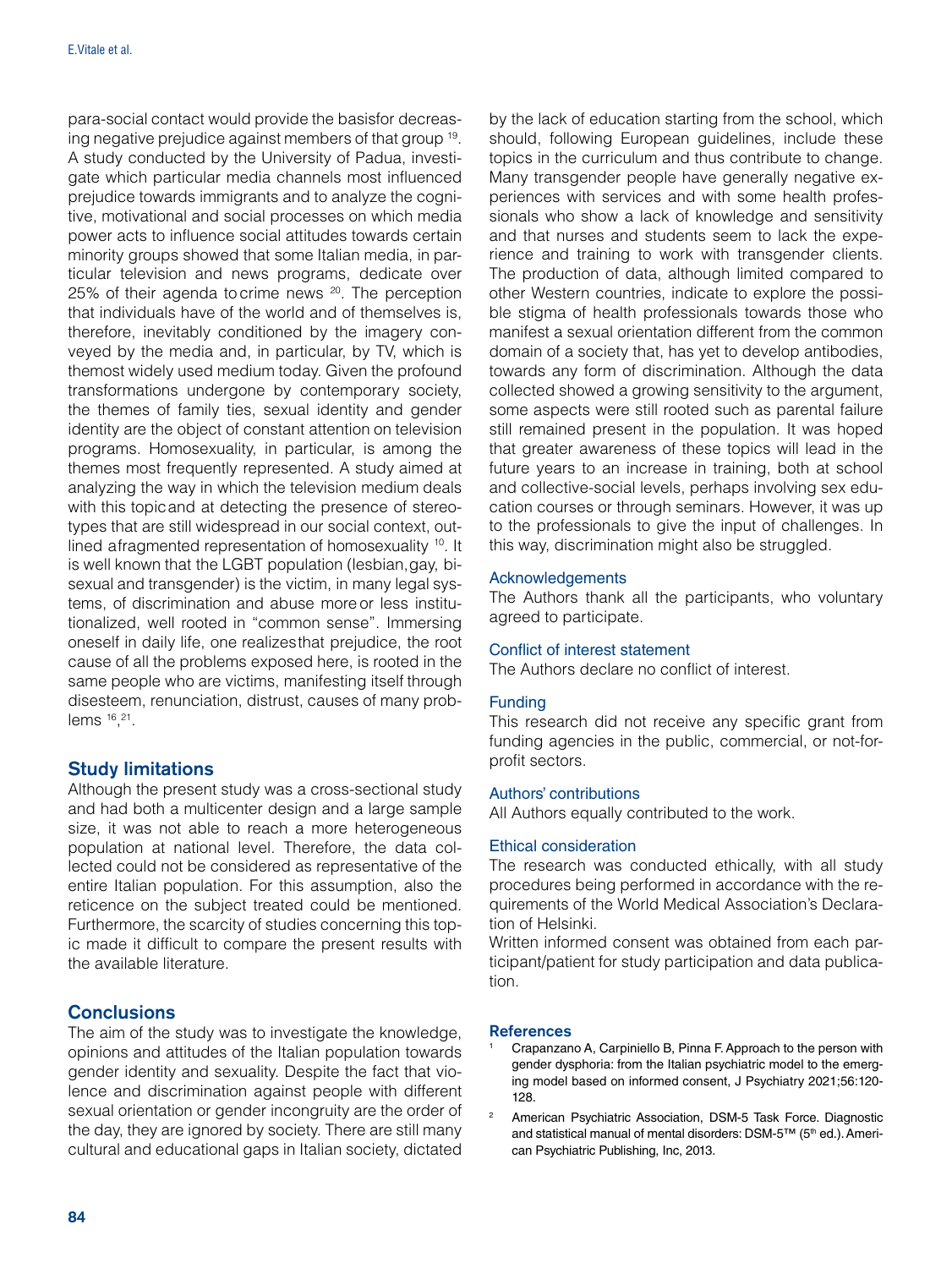para-social contact would provide the basisfor decreasing negative prejudice against members of that group [19]. A study conducted by the University of Padua, investigate which particular media channels most influenced prejudice towards immigrants and to analyze the cognitive, motivational and social processes on which media power acts to influence social attitudes towards certain minority groups showed that some Italian media, in particular television and news programs, dedicate over 25% of their agenda tocrime news [20]. The perception that individuals have of the world and of themselves is, therefore, inevitably conditioned by the imagery conveyed by the media and, in particular, by TV, which is themost widely used medium today. Given the profound transformations undergone by contemporary society, the themes of family ties, sexual identity and gender identity are the object of constant attention on television programs. Homosexuality, in particular, is among the themes most frequently represented. A study aimed at analyzing the way in which the television medium deals with this topicand at detecting the presence of stereotypes that are still widespread in our social context, outlined afragmented representation of homosexuality [10]. It is well known that the LGBT population (lesbian,gay, bisexual and transgender) is the victim, in many legal systems, of discrimination and abuse moreor less institutionalized, well rooted in "common sense". Immersing oneself in daily life, one realizesthat prejudice, the root cause of all the problems exposed here, is rooted in the same people who are victims, manifesting itself through disesteem, renunciation, distrust, causes of many problems [16,21].

## Study limitations

Although the present study was a cross-sectional study and had both a multicenter design and a large sample size, it was not able to reach a more heterogeneous population at national level. Therefore, the data collected could not be considered as representative of the entire Italian population. For this assumption, also the reticence on the subject treated could be mentioned. Furthermore, the scarcity of studies concerning this topic made it difficult to compare the present results with the available literature.

## Conclusions

The aim of the study was to investigate the knowledge, opinions and attitudes of the Italian population towards gender identity and sexuality. Despite the fact that violence and discrimination against people with different sexual orientation or gender incongruity are the order of the day, they are ignored by society. There are still many cultural and educational gaps in Italian society, dictated by the lack of education starting from the school, which should, following European guidelines, include these topics in the curriculum and thus contribute to change. Many transgender people have generally negative experiences with services and with some health professionals who show a lack of knowledge and sensitivity and that nurses and students seem to lack the experience and training to work with transgender clients. The production of data, although limited compared to other Western countries, indicate to explore the possible stigma of health professionals towards those who manifest a sexual orientation different from the common domain of a society that, has yet to develop antibodies, towards any form of discrimination. Although the data collected showed a growing sensitivity to the argument, some aspects were still rooted such as parental failure still remained present in the population. It was hoped that greater awareness of these topics will lead in the future years to an increase in training, both at school and collective-social levels, perhaps involving sex education courses or through seminars. However, it was up to the professionals to give the input of challenges. In this way, discrimination might also be struggled.

### Acknowledgements

The Authors thank all the participants, who voluntary agreed to participate.

### Conflict of interest statement

The Authors declare no conflict of interest.

### Funding

This research did not receive any specific grant from funding agencies in the public, commercial, or not-for-profit sectors.

### Authors' contributions

All Authors equally contributed to the work.

### Ethical consideration

The research was conducted ethically, with all study procedures being performed in accordance with the requirements of the World Medical Association's Declaration of Helsinki.

Written informed consent was obtained from each participant/patient for study participation and data publication.

### References

1. Crapanzano A, Carpiniello B, Pinna F. Approach to the person with gender dysphoria: from the Italian psychiatric model to the emerging model based on informed consent, J Psychiatry 2021;56:120-128.
2. American Psychiatric Association, DSM-5 Task Force. Diagnostic and statistical manual of mental disorders: DSM-5™ (5th ed.). American Psychiatric Publishing, Inc, 2013.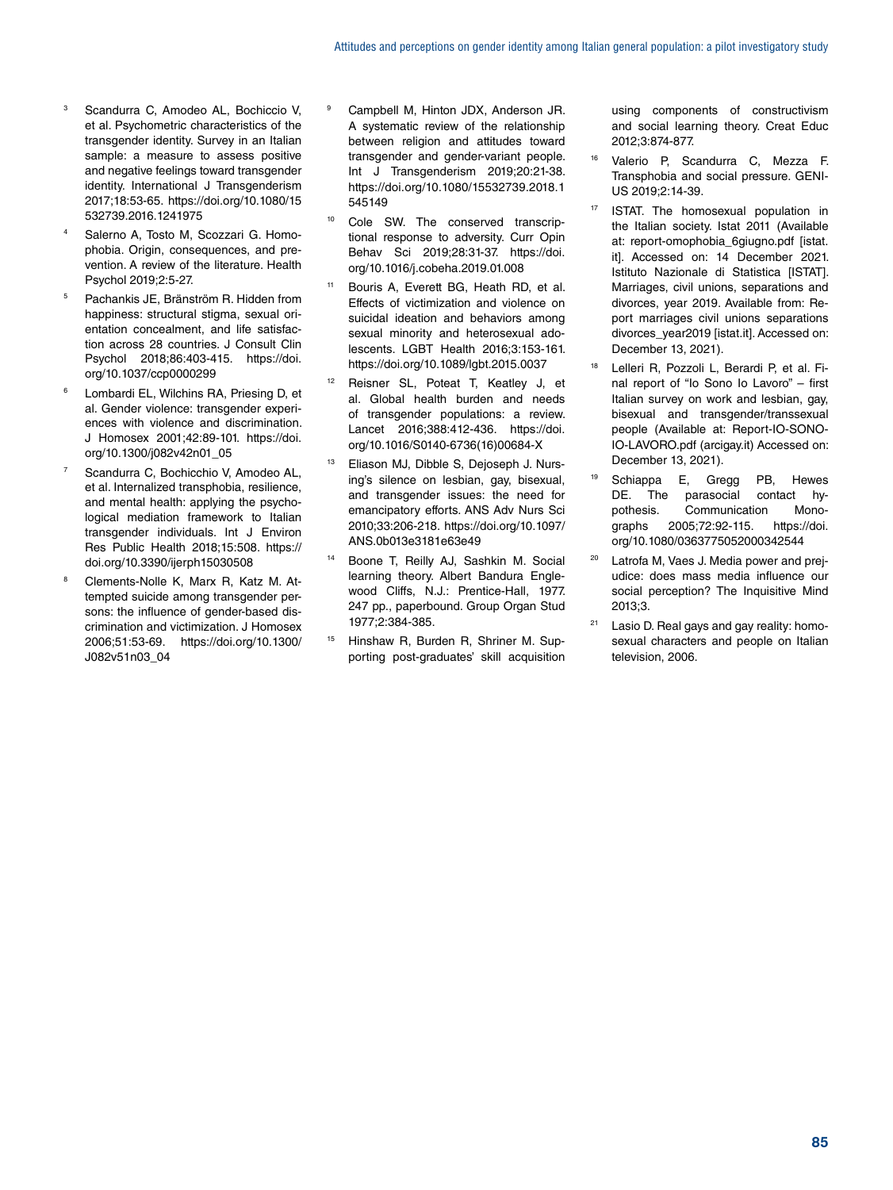3. Scandurra C, Amodeo AL, Bochiccio V, et al. Psychometric characteristics of the transgender identity. Survey in an Italian sample: a measure to assess positive and negative feelings toward transgender identity. International J Transgenderism 2017;18:53-65. https://doi.org/10.1080/15532739.2016.1241975
4. Salerno A, Tosto M, Scozzari G. Homophobia. Origin, consequences, and prevention. A review of the literature. Health Psychol 2019;2:5-27.
5. Pachankis JE, Bränström R. Hidden from happiness: structural stigma, sexual orientation concealment, and life satisfaction across 28 countries. J Consult Clin Psychol 2018;86:403-415. https://doi.org/10.1037/ccp0000299
6. Lombardi EL, Wilchins RA, Priesing D, et al. Gender violence: transgender experiences with violence and discrimination. J Homosex 2001;42:89-101. https://doi.org/10.1300/j082v42n01_05
7. Scandurra C, Bochicchio V, Amodeo AL, et al. Internalized transphobia, resilience, and mental health: applying the psychological mediation framework to Italian transgender individuals. Int J Environ Res Public Health 2018;15:508. https://doi.org/10.3390/ijerph15030508
8. Clements-Nolle K, Marx R, Katz M. Attempted suicide among transgender persons: the influence of gender-based discrimination and victimization. J Homosex 2006;51:53-69. https://doi.org/10.1300/J082v51n03_04
9. Campbell M, Hinton JDX, Anderson JR. A systematic review of the relationship between religion and attitudes toward transgender and gender-variant people. Int J Transgenderism 2019;20:21-38. https://doi.org/10.1080/15532739.2018.1545149
10. Cole SW. The conserved transcriptional response to adversity. Curr Opin Behav Sci 2019;28:31-37. https://doi.org/10.1016/j.cobeha.2019.01.008
11. Bouris A, Everett BG, Heath RD, et al. Effects of victimization and violence on suicidal ideation and behaviors among sexual minority and heterosexual adolescents. LGBT Health 2016;3:153-161. https://doi.org/10.1089/lgbt.2015.0037
12. Reisner SL, Poteat T, Keatley J, et al. Global health burden and needs of transgender populations: a review. Lancet 2016;388:412-436. https://doi.org/10.1016/S0140-6736(16)00684-X
13. Eliason MJ, Dibble S, Dejoseph J. Nursing's silence on lesbian, gay, bisexual, and transgender issues: the need for emancipatory efforts. ANS Adv Nurs Sci 2010;33:206-218. https://doi.org/10.1097/ANS.0b013e3181e63e49
14. Boone T, Reilly AJ, Sashkin M. Social learning theory. Albert Bandura Englewood Cliffs, N.J.: Prentice-Hall, 1977. 247 pp., paperbound. Group Organ Stud 1977;2:384-385.
15. Hinshaw R, Burden R, Shriner M. Supporting post-graduates' skill acquisition using components of constructivism and social learning theory. Creat Educ 2012;3:874-877.
16. Valerio P, Scandurra C, Mezza F. Transphobia and social pressure. GENIUS 2019;2:14-39.
17. ISTAT. The homosexual population in the Italian society. Istat 2011 (Available at: report-omophobia_6giugno.pdf [istat.it]. Accessed on: 14 December 2021. Istituto Nazionale di Statistica [ISTAT]. Marriages, civil unions, separations and divorces, year 2019. Available from: Report marriages civil unions separations divorces_year2019 [istat.it]. Accessed on: December 13, 2021).
18. Lelleri R, Pozzoli L, Berardi P, et al. Final report of "Io Sono Io Lavoro" – first Italian survey on work and lesbian, gay, bisexual and transgender/transsexual people (Available at: Report-IO-SONO-IO-LAVORO.pdf (arcigay.it) Accessed on: December 13, 2021).
19. Schiappa E, Gregg PB, Hewes DE. The parasocial contact hypothesis. Communication Monographs 2005;72:92-115. https://doi.org/10.1080/0363775052000342544
20. Latrofa M, Vaes J. Media power and prejudice: does mass media influence our social perception? The Inquisitive Mind 2013;3.
21. Lasio D. Real gays and gay reality: homosexual characters and people on Italian television, 2006.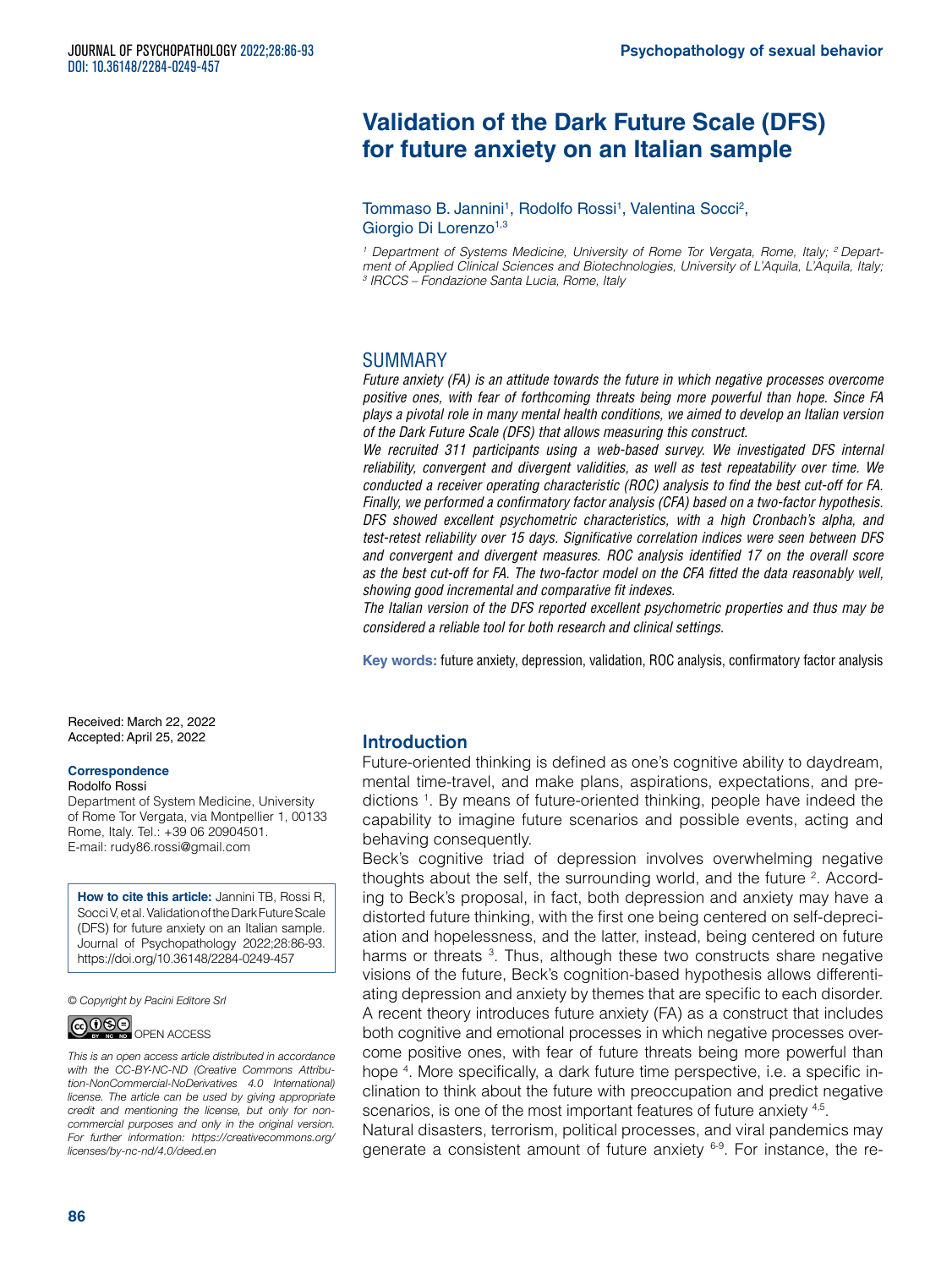# Validation of the Dark Future Scale (DFS) for future anxiety on an Italian sample

Tommaso B. Jannini[1], Rodolfo Rossi[1], Valentina Socci[2], Giorgio Di Lorenzo[1,3]

[1] Department of Systems Medicine, University of Rome Tor Vergata, Rome, Italy; [2] Department of Applied Clinical Sciences and Biotechnologies, University of L'Aquila, L'Aquila, Italy; [3] IRCCS – Fondazione Santa Lucia, Rome, Italy

## SUMMARY

*Future anxiety (FA) is an attitude towards the future in which negative processes overcome positive ones, with fear of forthcoming threats being more powerful than hope. Since FA plays a pivotal role in many mental health conditions, we aimed to develop an Italian version of the Dark Future Scale (DFS) that allows measuring this construct.*

*We recruited 311 participants using a web-based survey. We investigated DFS internal reliability, convergent and divergent validities, as well as test repeatability over time. We conducted a receiver operating characteristic (ROC) analysis to find the best cut-off for FA. Finally, we performed a confirmatory factor analysis (CFA) based on a two-factor hypothesis. DFS showed excellent psychometric characteristics, with a high Cronbach's alpha, and test-retest reliability over 15 days. Significative correlation indices were seen between DFS and convergent and divergent measures. ROC analysis identified 17 on the overall score as the best cut-off for FA. The two-factor model on the CFA fitted the data reasonably well, showing good incremental and comparative fit indexes.*

*The Italian version of the DFS reported excellent psychometric properties and thus may be considered a reliable tool for both research and clinical settings.*

**Key words:** future anxiety, depression, validation, ROC analysis, confirmatory factor analysis

Received: March 22, 2022
Accepted: April 25, 2022

**Correspondence**
Rodolfo Rossi
Department of System Medicine, University of Rome Tor Vergata, via Montpellier 1, 00133 Rome, Italy. Tel.: +39 06 20904501.
E-mail: rudy86.rossi@gmail.com

**How to cite this article:** Jannini TB, Rossi R, Socci V, et al. Validation of the Dark Future Scale (DFS) for future anxiety on an Italian sample. Journal of Psychopathology 2022;28:86-93. https://doi.org/10.36148/2284-0249-457

*© Copyright by Pacini Editore Srl*

OPEN ACCESS

*This is an open access article distributed in accordance with the CC-BY-NC-ND (Creative Commons Attribution-NonCommercial-NoDerivatives 4.0 International) license. The article can be used by giving appropriate credit and mentioning the license, but only for noncommercial purposes and only in the original version. For further information: https://creativecommons.org/licenses/by-nc-nd/4.0/deed.en*

## Introduction

Future-oriented thinking is defined as one's cognitive ability to daydream, mental time-travel, and make plans, aspirations, expectations, and predictions [1]. By means of future-oriented thinking, people have indeed the capability to imagine future scenarios and possible events, acting and behaving consequently.

Beck's cognitive triad of depression involves overwhelming negative thoughts about the self, the surrounding world, and the future [2]. According to Beck's proposal, in fact, both depression and anxiety may have a distorted future thinking, with the first one being centered on self-depreciation and hopelessness, and the latter, instead, being centered on future harms or threats [3]. Thus, although these two constructs share negative visions of the future, Beck's cognition-based hypothesis allows differentiating depression and anxiety by themes that are specific to each disorder. A recent theory introduces future anxiety (FA) as a construct that includes both cognitive and emotional processes in which negative processes overcome positive ones, with fear of future threats being more powerful than hope [4]. More specifically, a dark future time perspective, i.e. a specific inclination to think about the future with preoccupation and predict negative scenarios, is one of the most important features of future anxiety [4,5].

Natural disasters, terrorism, political processes, and viral pandemics may generate a consistent amount of future anxiety [6-9]. For instance, the re-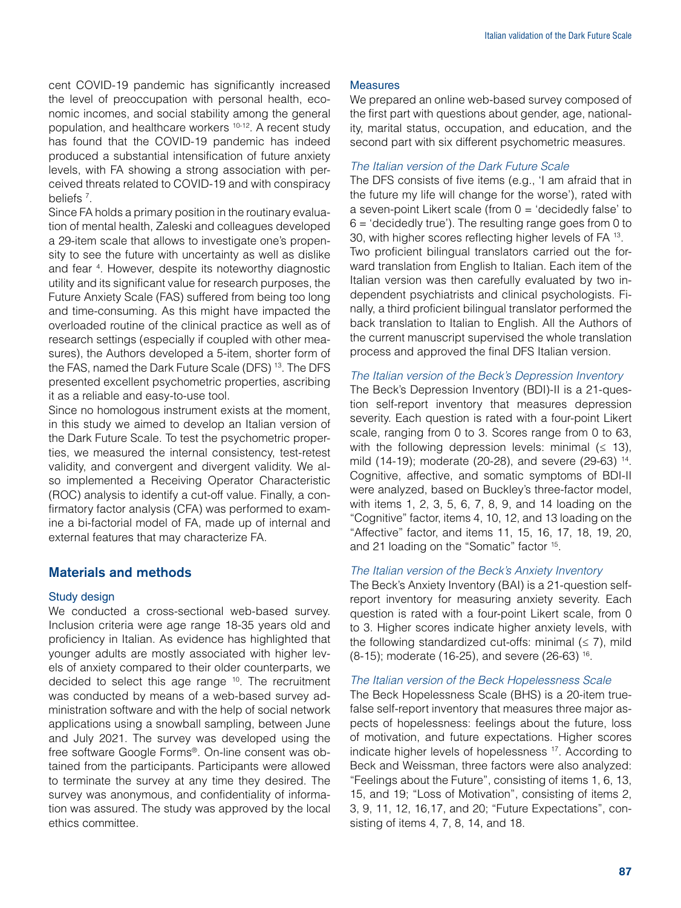cent COVID-19 pandemic has significantly increased the level of preoccupation with personal health, economic incomes, and social stability among the general population, and healthcare workers [10-12]. A recent study has found that the COVID-19 pandemic has indeed produced a substantial intensification of future anxiety levels, with FA showing a strong association with perceived threats related to COVID-19 and with conspiracy beliefs [7].

Since FA holds a primary position in the routinary evaluation of mental health, Zaleski and colleagues developed a 29-item scale that allows to investigate one's propensity to see the future with uncertainty as well as dislike and fear [4]. However, despite its noteworthy diagnostic utility and its significant value for research purposes, the Future Anxiety Scale (FAS) suffered from being too long and time-consuming. As this might have impacted the overloaded routine of the clinical practice as well as of research settings (especially if coupled with other measures), the Authors developed a 5-item, shorter form of the FAS, named the Dark Future Scale (DFS) [13]. The DFS presented excellent psychometric properties, ascribing it as a reliable and easy-to-use tool.

Since no homologous instrument exists at the moment, in this study we aimed to develop an Italian version of the Dark Future Scale. To test the psychometric properties, we measured the internal consistency, test-retest validity, and convergent and divergent validity. We also implemented a Receiving Operator Characteristic (ROC) analysis to identify a cut-off value. Finally, a confirmatory factor analysis (CFA) was performed to examine a bi-factorial model of FA, made up of internal and external features that may characterize FA.

## Materials and methods

### Study design

We conducted a cross-sectional web-based survey. Inclusion criteria were age range 18-35 years old and proficiency in Italian. As evidence has highlighted that younger adults are mostly associated with higher levels of anxiety compared to their older counterparts, we decided to select this age range [10]. The recruitment was conducted by means of a web-based survey administration software and with the help of social network applications using a snowball sampling, between June and July 2021. The survey was developed using the free software Google Forms®. On-line consent was obtained from the participants. Participants were allowed to terminate the survey at any time they desired. The survey was anonymous, and confidentiality of information was assured. The study was approved by the local ethics committee.

### Measures

We prepared an online web-based survey composed of the first part with questions about gender, age, nationality, marital status, occupation, and education, and the second part with six different psychometric measures.

*The Italian version of the Dark Future Scale*

The DFS consists of five items (e.g., 'I am afraid that in the future my life will change for the worse'), rated with a seven-point Likert scale (from 0 = 'decidedly false' to 6 = 'decidedly true'). The resulting range goes from 0 to 30, with higher scores reflecting higher levels of FA [13].

Two proficient bilingual translators carried out the forward translation from English to Italian. Each item of the Italian version was then carefully evaluated by two independent psychiatrists and clinical psychologists. Finally, a third proficient bilingual translator performed the back translation to Italian to English. All the Authors of the current manuscript supervised the whole translation process and approved the final DFS Italian version.

*The Italian version of the Beck's Depression Inventory*

The Beck's Depression Inventory (BDI)-II is a 21-question self-report inventory that measures depression severity. Each question is rated with a four-point Likert scale, ranging from 0 to 3. Scores range from 0 to 63, with the following depression levels: minimal (≤ 13), mild (14-19); moderate (20-28), and severe (29-63) [14]. Cognitive, affective, and somatic symptoms of BDI-II were analyzed, based on Buckley's three-factor model, with items 1, 2, 3, 5, 6, 7, 8, 9, and 14 loading on the "Cognitive" factor, items 4, 10, 12, and 13 loading on the "Affective" factor, and items 11, 15, 16, 17, 18, 19, 20, and 21 loading on the "Somatic" factor [15].

*The Italian version of the Beck's Anxiety Inventory*

The Beck's Anxiety Inventory (BAI) is a 21-question self-report inventory for measuring anxiety severity. Each question is rated with a four-point Likert scale, from 0 to 3. Higher scores indicate higher anxiety levels, with the following standardized cut-offs: minimal (≤ 7), mild (8-15); moderate (16-25), and severe (26-63) [16].

*The Italian version of the Beck Hopelessness Scale*

The Beck Hopelessness Scale (BHS) is a 20-item true-false self-report inventory that measures three major aspects of hopelessness: feelings about the future, loss of motivation, and future expectations. Higher scores indicate higher levels of hopelessness [17]. According to Beck and Weissman, three factors were also analyzed: "Feelings about the Future", consisting of items 1, 6, 13, 15, and 19; "Loss of Motivation", consisting of items 2, 3, 9, 11, 12, 16,17, and 20; "Future Expectations", consisting of items 4, 7, 8, 14, and 18.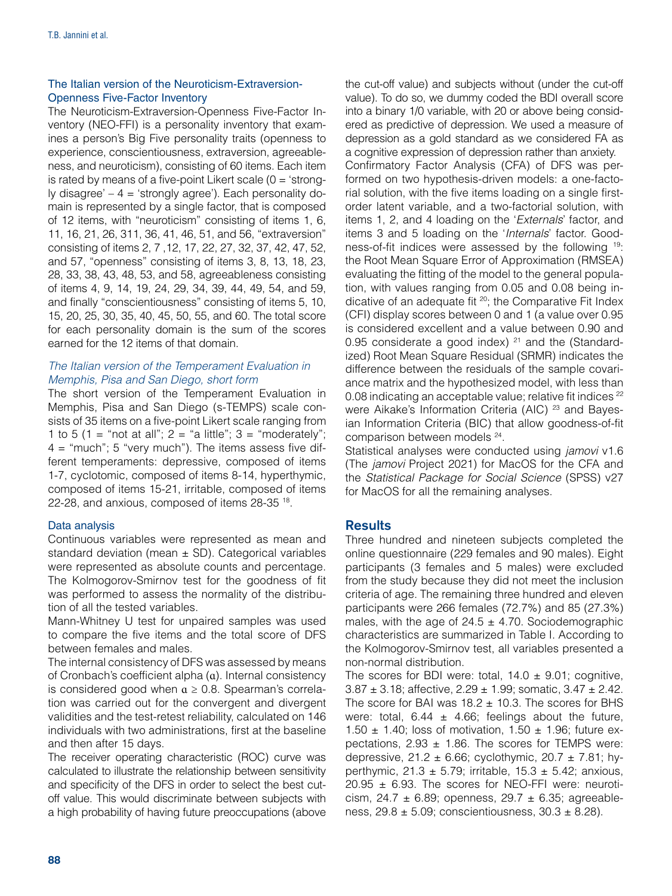### The Italian version of the Neuroticism-Extraversion-Openness Five-Factor Inventory

The Neuroticism-Extraversion-Openness Five-Factor Inventory (NEO-FFI) is a personality inventory that examines a person's Big Five personality traits (openness to experience, conscientiousness, extraversion, agreeableness, and neuroticism), consisting of 60 items. Each item is rated by means of a five-point Likert scale (0 = 'strongly disagree' – 4 = 'strongly agree'). Each personality domain is represented by a single factor, that is composed of 12 items, with "neuroticism" consisting of items 1, 6, 11, 16, 21, 26, 311, 36, 41, 46, 51, and 56, "extraversion" consisting of items 2, 7 ,12, 17, 22, 27, 32, 37, 42, 47, 52, and 57, "openness" consisting of items 3, 8, 13, 18, 23, 28, 33, 38, 43, 48, 53, and 58, agreeableness consisting of items 4, 9, 14, 19, 24, 29, 34, 39, 44, 49, 54, and 59, and finally "conscientiousness" consisting of items 5, 10, 15, 20, 25, 30, 35, 40, 45, 50, 55, and 60. The total score for each personality domain is the sum of the scores earned for the 12 items of that domain.

### *The Italian version of the Temperament Evaluation in Memphis, Pisa and San Diego, short form*

The short version of the Temperament Evaluation in Memphis, Pisa and San Diego (s-TEMPS) scale consists of 35 items on a five-point Likert scale ranging from 1 to 5 (1 = "not at all"; 2 = "a little"; 3 = "moderately"; 4 = "much"; 5 "very much"). The items assess five different temperaments: depressive, composed of items 1-7, cyclotomic, composed of items 8-14, hyperthymic, composed of items 15-21, irritable, composed of items 22-28, and anxious, composed of items 28-35 [18].

### Data analysis

Continuous variables were represented as mean and standard deviation (mean ± SD). Categorical variables were represented as absolute counts and percentage. The Kolmogorov-Smirnov test for the goodness of fit was performed to assess the normality of the distribution of all the tested variables.

Mann-Whitney U test for unpaired samples was used to compare the five items and the total score of DFS between females and males.

The internal consistency of DFS was assessed by means of Cronbach's coefficient alpha ($\alpha$). Internal consistency is considered good when $\alpha \geq 0.8$. Spearman's correlation was carried out for the convergent and divergent validities and the test-retest reliability, calculated on 146 individuals with two administrations, first at the baseline and then after 15 days.

The receiver operating characteristic (ROC) curve was calculated to illustrate the relationship between sensitivity and specificity of the DFS in order to select the best cut-off value. This would discriminate between subjects with a high probability of having future preoccupations (above the cut-off value) and subjects without (under the cut-off value). To do so, we dummy coded the BDI overall score into a binary 1/0 variable, with 20 or above being considered as predictive of depression. We used a measure of depression as a gold standard as we considered FA as a cognitive expression of depression rather than anxiety.

Confirmatory Factor Analysis (CFA) of DFS was performed on two hypothesis-driven models: a one-factorial solution, with the five items loading on a single first-order latent variable, and a two-factorial solution, with items 1, 2, and 4 loading on the '*Externals*' factor, and items 3 and 5 loading on the '*Internals*' factor. Goodness-of-fit indices were assessed by the following [19]: the Root Mean Square Error of Approximation (RMSEA) evaluating the fitting of the model to the general population, with values ranging from 0.05 and 0.08 being indicative of an adequate fit [20]; the Comparative Fit Index (CFI) display scores between 0 and 1 (a value over 0.95 is considered excellent and a value between 0.90 and 0.95 considerate a good index) [21] and the (Standardized) Root Mean Square Residual (SRMR) indicates the difference between the residuals of the sample covariance matrix and the hypothesized model, with less than 0.08 indicating an acceptable value; relative fit indices [22] were Aikake's Information Criteria (AIC) [23] and Bayesian Information Criteria (BIC) that allow goodness-of-fit comparison between models [24].

Statistical analyses were conducted using *jamovi* v1.6 (The *jamovi* Project 2021) for MacOS for the CFA and the *Statistical Package for Social Science* (SPSS) v27 for MacOS for all the remaining analyses.

## Results

Three hundred and nineteen subjects completed the online questionnaire (229 females and 90 males). Eight participants (3 females and 5 males) were excluded from the study because they did not meet the inclusion criteria of age. The remaining three hundred and eleven participants were 266 females (72.7%) and 85 (27.3%) males, with the age of 24.5 ± 4.70. Sociodemographic characteristics are summarized in Table I. According to the Kolmogorov-Smirnov test, all variables presented a non-normal distribution.

The scores for BDI were: total, 14.0 ± 9.01; cognitive, 3.87 ± 3.18; affective, 2.29 ± 1.99; somatic, 3.47 ± 2.42. The score for BAI was 18.2 ± 10.3. The scores for BHS were: total, 6.44 ± 4.66; feelings about the future, 1.50 ± 1.40; loss of motivation, 1.50 ± 1.96; future expectations, 2.93 ± 1.86. The scores for TEMPS were: depressive, 21.2 ± 6.66; cyclothymic, 20.7 ± 7.81; hyperthymic, 21.3 ± 5.79; irritable, 15.3 ± 5.42; anxious, 20.95 ± 6.93. The scores for NEO-FFI were: neuroticism, 24.7 ± 6.89; openness, 29.7 ± 6.35; agreeableness, 29.8 ± 5.09; conscientiousness, 30.3 ± 8.28).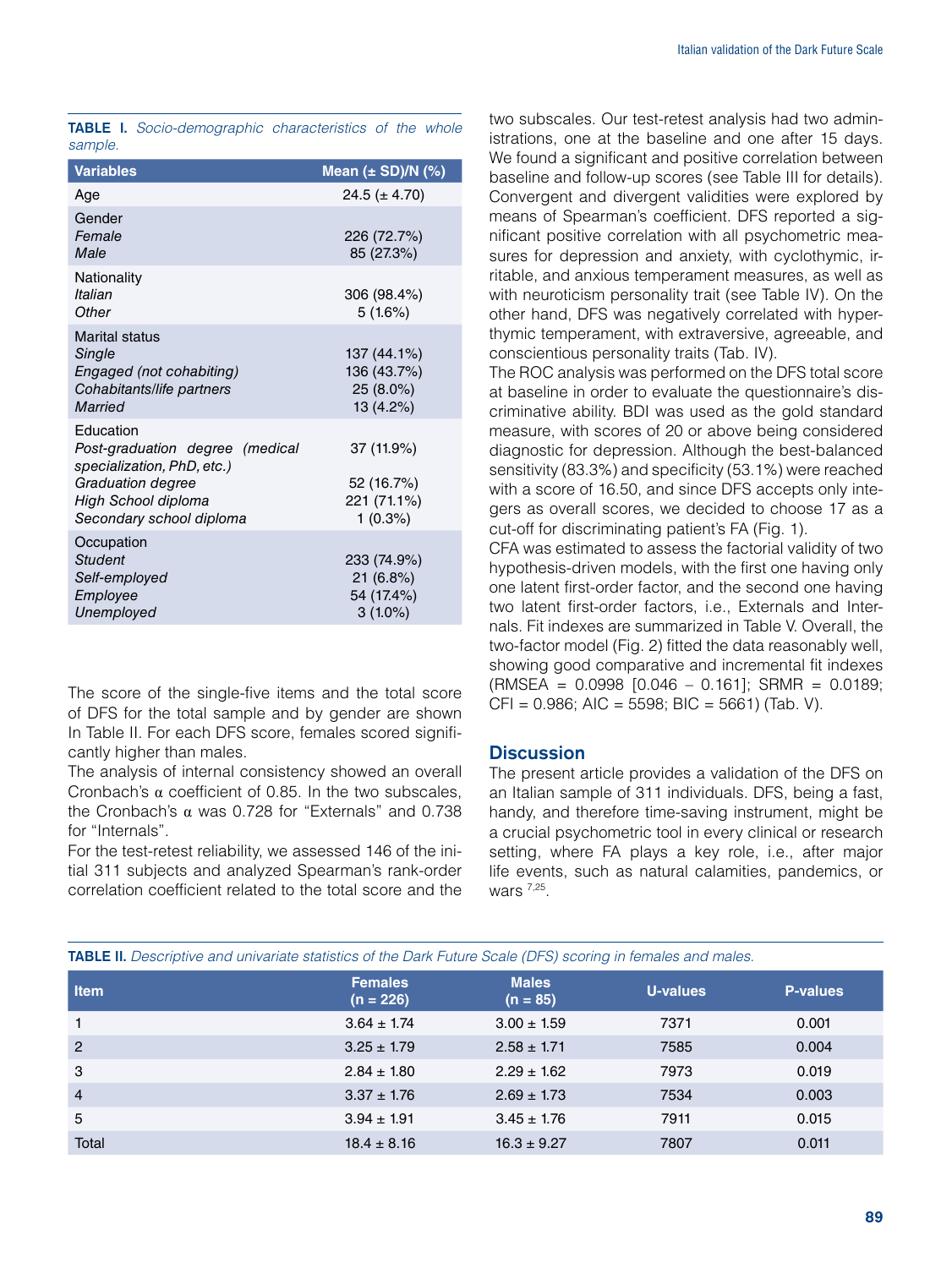**TABLE I.** *Socio-demographic characteristics of the whole sample.*

| Variables | Mean (± SD)/N (%) |
|---|---|
| Age | 24.5 (± 4.70) |
| Gender | |
| *Female* | 226 (72.7%) |
| *Male* | 85 (27.3%) |
| Nationality | |
| *Italian* | 306 (98.4%) |
| *Other* | 5 (1.6%) |
| Marital status | |
| *Single* | 137 (44.1%) |
| *Engaged (not cohabiting)* | 136 (43.7%) |
| *Cohabitants/life partners* | 25 (8.0%) |
| *Married* | 13 (4.2%) |
| Education | |
| *Post-graduation degree (medical specialization, PhD, etc.)* | 37 (11.9%) |
| *Graduation degree* | 52 (16.7%) |
| *High School diploma* | 221 (71.1%) |
| *Secondary school diploma* | 1 (0.3%) |
| Occupation | |
| *Student* | 233 (74.9%) |
| *Self-employed* | 21 (6.8%) |
| *Employee* | 54 (17.4%) |
| *Unemployed* | 3 (1.0%) |

The score of the single-five items and the total score of DFS for the total sample and by gender are shown In Table II. For each DFS score, females scored significantly higher than males.

The analysis of internal consistency showed an overall Cronbach's $\alpha$ coefficient of 0.85. In the two subscales, the Cronbach's $\alpha$ was 0.728 for "Externals" and 0.738 for "Internals".

For the test-retest reliability, we assessed 146 of the initial 311 subjects and analyzed Spearman's rank-order correlation coefficient related to the total score and the two subscales. Our test-retest analysis had two administrations, one at the baseline and one after 15 days. We found a significant and positive correlation between baseline and follow-up scores (see Table III for details). Convergent and divergent validities were explored by means of Spearman's coefficient. DFS reported a significant positive correlation with all psychometric measures for depression and anxiety, with cyclothymic, irritable, and anxious temperament measures, as well as with neuroticism personality trait (see Table IV). On the other hand, DFS was negatively correlated with hyperthymic temperament, with extraversive, agreeable, and conscientious personality traits (Tab. IV).

The ROC analysis was performed on the DFS total score at baseline in order to evaluate the questionnaire's discriminative ability. BDI was used as the gold standard measure, with scores of 20 or above being considered diagnostic for depression. Although the best-balanced sensitivity (83.3%) and specificity (53.1%) were reached with a score of 16.50, and since DFS accepts only integers as overall scores, we decided to choose 17 as a cut-off for discriminating patient's FA (Fig. 1).

CFA was estimated to assess the factorial validity of two hypothesis-driven models, with the first one having only one latent first-order factor, and the second one having two latent first-order factors, i.e., Externals and Internals. Fit indexes are summarized in Table V. Overall, the two-factor model (Fig. 2) fitted the data reasonably well, showing good comparative and incremental fit indexes (RMSEA = 0.0998 [0.046 – 0.161]; SRMR = 0.0189; CFI = 0.986; AIC = 5598; BIC = 5661) (Tab. V).

## Discussion

The present article provides a validation of the DFS on an Italian sample of 311 individuals. DFS, being a fast, handy, and therefore time-saving instrument, might be a crucial psychometric tool in every clinical or research setting, where FA plays a key role, i.e., after major life events, such as natural calamities, pandemics, or wars [7,25].

**TABLE II.** *Descriptive and univariate statistics of the Dark Future Scale (DFS) scoring in females and males.*

| Item | Females (n = 226) | Males (n = 85) | U-values | P-values |
|---|---|---|---|---|
| 1 | 3.64 ± 1.74 | 3.00 ± 1.59 | 7371 | 0.001 |
| 2 | 3.25 ± 1.79 | 2.58 ± 1.71 | 7585 | 0.004 |
| 3 | 2.84 ± 1.80 | 2.29 ± 1.62 | 7973 | 0.019 |
| 4 | 3.37 ± 1.76 | 2.69 ± 1.73 | 7534 | 0.003 |
| 5 | 3.94 ± 1.91 | 3.45 ± 1.76 | 7911 | 0.015 |
| Total | 18.4 ± 8.16 | 16.3 ± 9.27 | 7807 | 0.011 |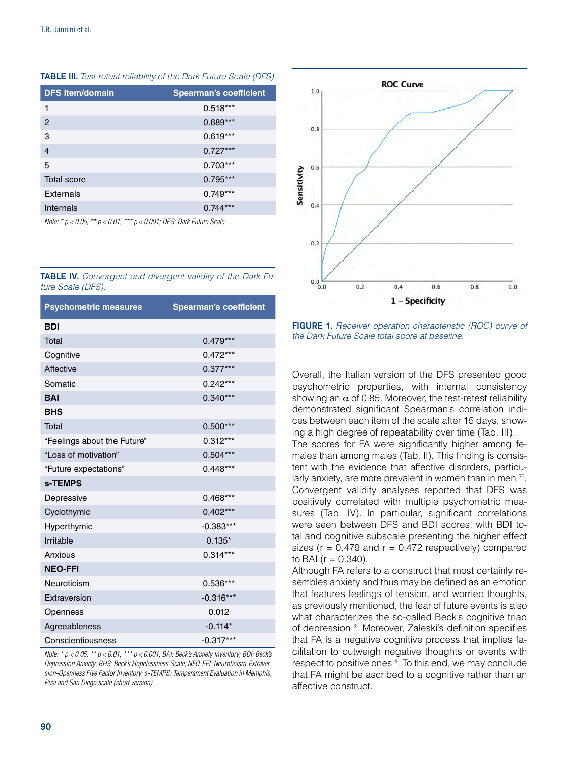**TABLE III.** *Test-retest reliability of the Dark Future Scale (DFS).*

| DFS item/domain | Spearman's coefficient |
|---|---|
| 1 | 0.518*** |
| 2 | 0.689*** |
| 3 | 0.619*** |
| 4 | 0.727*** |
| 5 | 0.703*** |
| Total score | 0.795*** |
| Externals | 0.749*** |
| Internals | 0.744*** |

*Note: * p < 0.05, ** p < 0.01, *** p < 0.001; DFS: Dark Future Scale*

**TABLE IV.** *Convergent and divergent validity of the Dark Future Scale (DFS).*

| Psychometric measures | Spearman's coefficient |
|---|---|
| **BDI** | |
| Total | 0.479*** |
| Cognitive | 0.472*** |
| Affective | 0.377*** |
| Somatic | 0.242*** |
| **BAI** | 0.340*** |
| **BHS** | |
| Total | 0.500*** |
| "Feelings about the Future" | 0.312*** |
| "Loss of motivation" | 0.504*** |
| "Future expectations" | 0.448*** |
| **s-TEMPS** | |
| Depressive | 0.468*** |
| Cyclothymic | 0.402*** |
| Hyperthymic | -0.383*** |
| Irritable | 0.135* |
| Anxious | 0.314*** |
| **NEO-FFI** | |
| Neuroticism | 0.536*** |
| Extraversion | -0.316*** |
| Openness | 0.012 |
| Agreeableness | -0.114* |
| Conscientiousness | -0.317*** |

*Note: * p < 0.05, ** p < 0.01, *** p < 0.001; BAI: Beck's Anxiety Inventory; BDI: Beck's Depression Anxiety; BHS: Beck's Hopelessness Scale; NEO-FFI: Neuroticism-Extraversion-Openness Five Factor Inventory; s-TEMPS: Temperament Evaluation in Memphis, Pisa and San Diego scale (short version).*

**FIGURE 1.** *Receiver operation characteristic (ROC) curve of the Dark Future Scale total score at baseline.*

Overall, the Italian version of the DFS presented good psychometric properties, with internal consistency showing an α of 0.85. Moreover, the test-retest reliability demonstrated significant Spearman's correlation indices between each item of the scale after 15 days, showing a high degree of repeatability over time (Tab. III).

The scores for FA were significantly higher among females than among males (Tab. II). This finding is consistent with the evidence that affective disorders, particularly anxiety, are more prevalent in women than in men [26].

Convergent validity analyses reported that DFS was positively correlated with multiple psychometric measures (Tab. IV). In particular, significant correlations were seen between DFS and BDI scores, with BDI total and cognitive subscale presenting the higher effect sizes (r = 0.479 and r = 0.472 respectively) compared to BAI (r = 0.340).

Although FA refers to a construct that most certainly resembles anxiety and thus may be defined as an emotion that features feelings of tension, and worried thoughts, as previously mentioned, the fear of future events is also what characterizes the so-called Beck's cognitive triad of depression [2]. Moreover, Zaleski's definition specifies that FA is a negative cognitive process that implies facilitation to outweigh negative thoughts or events with respect to positive ones [4]. To this end, we may conclude that FA might be ascribed to a cognitive rather than an affective construct.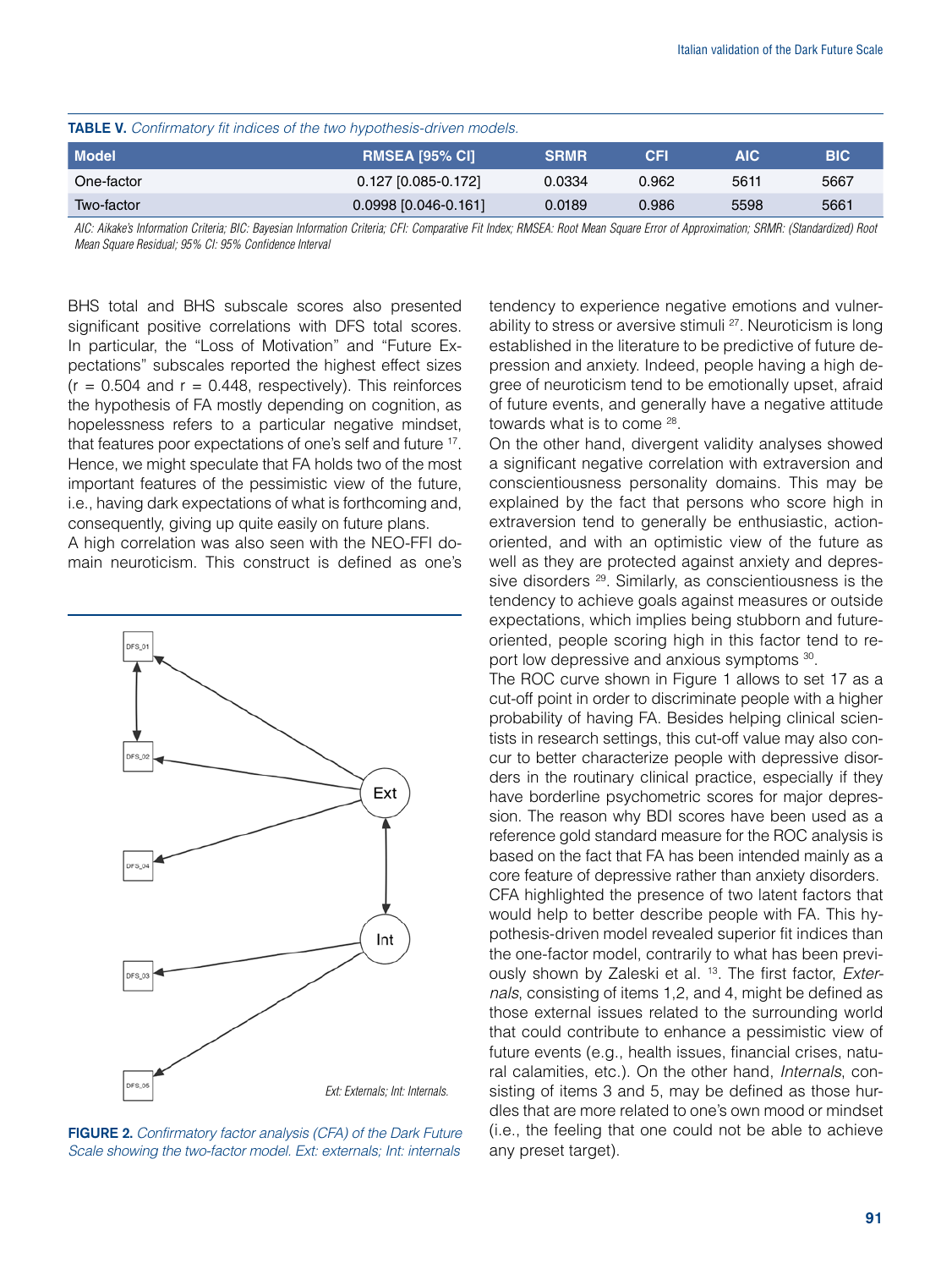**TABLE V.** *Confirmatory fit indices of the two hypothesis-driven models.*

| Model | RMSEA [95% CI] | SRMR | CFI | AIC | BIC |
|---|---|---|---|---|---|
| One-factor | 0.127 [0.085-0.172] | 0.0334 | 0.962 | 5611 | 5667 |
| Two-factor | 0.0998 [0.046-0.161] | 0.0189 | 0.986 | 5598 | 5661 |

*AIC: Aikake's Information Criteria; BIC: Bayesian Information Criteria; CFI: Comparative Fit Index; RMSEA: Root Mean Square Error of Approximation; SRMR: (Standardized) Root Mean Square Residual; 95% CI: 95% Confidence Interval*

BHS total and BHS subscale scores also presented significant positive correlations with DFS total scores. In particular, the "Loss of Motivation" and "Future Expectations" subscales reported the highest effect sizes ($r = 0.504$ and $r = 0.448$, respectively). This reinforces the hypothesis of FA mostly depending on cognition, as hopelessness refers to a particular negative mindset, that features poor expectations of one's self and future [17]. Hence, we might speculate that FA holds two of the most important features of the pessimistic view of the future, i.e., having dark expectations of what is forthcoming and, consequently, giving up quite easily on future plans.

A high correlation was also seen with the NEO-FFI domain neuroticism. This construct is defined as one's tendency to experience negative emotions and vulnerability to stress or aversive stimuli [27]. Neuroticism is long established in the literature to be predictive of future depression and anxiety. Indeed, people having a high degree of neuroticism tend to be emotionally upset, afraid of future events, and generally have a negative attitude towards what is to come [28].

On the other hand, divergent validity analyses showed a significant negative correlation with extraversion and conscientiousness personality domains. This may be explained by the fact that persons who score high in extraversion tend to generally be enthusiastic, action-oriented, and with an optimistic view of the future as well as they are protected against anxiety and depressive disorders [29]. Similarly, as conscientiousness is the tendency to achieve goals against measures or outside expectations, which implies being stubborn and future-oriented, people scoring high in this factor tend to report low depressive and anxious symptoms [30].

The ROC curve shown in Figure 1 allows to set 17 as a cut-off point in order to discriminate people with a higher probability of having FA. Besides helping clinical scientists in research settings, this cut-off value may also concur to better characterize people with depressive disorders in the routinary clinical practice, especially if they have borderline psychometric scores for major depression. The reason why BDI scores have been used as a reference gold standard measure for the ROC analysis is based on the fact that FA has been intended mainly as a core feature of depressive rather than anxiety disorders.

CFA highlighted the presence of two latent factors that would help to better describe people with FA. This hypothesis-driven model revealed superior fit indices than the one-factor model, contrarily to what has been previously shown by Zaleski et al. [13]. The first factor, *Externals*, consisting of items 1,2, and 4, might be defined as those external issues related to the surrounding world that could contribute to enhance a pessimistic view of future events (e.g., health issues, financial crises, natural calamities, etc.). On the other hand, *Internals*, consisting of items 3 and 5, may be defined as those hurdles that are more related to one's own mood or mindset (i.e., the feeling that one could not be able to achieve any preset target).

Ext: Externals; Int: Internals.

**FIGURE 2.** *Confirmatory factor analysis (CFA) of the Dark Future Scale showing the two-factor model. Ext: externals; Int: internals*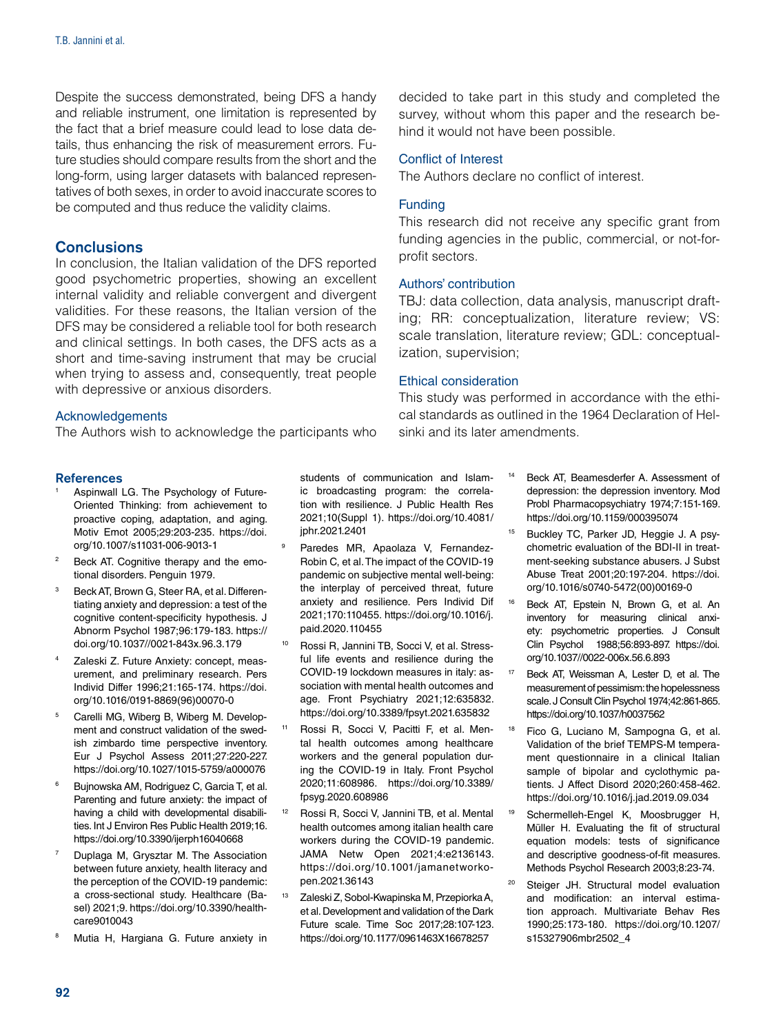Despite the success demonstrated, being DFS a handy and reliable instrument, one limitation is represented by the fact that a brief measure could lead to lose data details, thus enhancing the risk of measurement errors. Future studies should compare results from the short and the long-form, using larger datasets with balanced representatives of both sexes, in order to avoid inaccurate scores to be computed and thus reduce the validity claims.

## Conclusions

In conclusion, the Italian validation of the DFS reported good psychometric properties, showing an excellent internal validity and reliable convergent and divergent validities. For these reasons, the Italian version of the DFS may be considered a reliable tool for both research and clinical settings. In both cases, the DFS acts as a short and time-saving instrument that may be crucial when trying to assess and, consequently, treat people with depressive or anxious disorders.

### Acknowledgements

The Authors wish to acknowledge the participants who decided to take part in this study and completed the survey, without whom this paper and the research behind it would not have been possible.

### Conflict of Interest

The Authors declare no conflict of interest.

### Funding

This research did not receive any specific grant from funding agencies in the public, commercial, or not-for-profit sectors.

### Authors' contribution

TBJ: data collection, data analysis, manuscript drafting; RR: conceptualization, literature review; VS: scale translation, literature review; GDL: conceptualization, supervision;

### Ethical consideration

This study was performed in accordance with the ethical standards as outlined in the 1964 Declaration of Helsinki and its later amendments.

## References

1. Aspinwall LG. The Psychology of Future-Oriented Thinking: from achievement to proactive coping, adaptation, and aging. Motiv Emot 2005;29:203-235. https://doi.org/10.1007/s11031-006-9013-1
2. Beck AT. Cognitive therapy and the emotional disorders. Penguin 1979.
3. Beck AT, Brown G, Steer RA, et al. Differentiating anxiety and depression: a test of the cognitive content-specificity hypothesis. J Abnorm Psychol 1987;96:179-183. https://doi.org/10.1037//0021-843x.96.3.179
4. Zaleski Z. Future Anxiety: concept, measurement, and preliminary research. Pers Individ Differ 1996;21:165-174. https://doi.org/10.1016/0191-8869(96)00070-0
5. Carelli MG, Wiberg B, Wiberg M. Development and construct validation of the swedish zimbardo time perspective inventory. Eur J Psychol Assess 2011;27:220-227. https://doi.org/10.1027/1015-5759/a000076
6. Bujnowska AM, Rodriguez C, Garcia T, et al. Parenting and future anxiety: the impact of having a child with developmental disabilities. Int J Environ Res Public Health 2019;16. https://doi.org/10.3390/ijerph16040668
7. Duplaga M, Grysztar M. The Association between future anxiety, health literacy and the perception of the COVID-19 pandemic: a cross-sectional study. Healthcare (Basel) 2021;9. https://doi.org/10.3390/healthcare9010043
8. Mutia H, Hargiana G. Future anxiety in students of communication and Islamic broadcasting program: the correlation with resilience. J Public Health Res 2021;10(Suppl 1). https://doi.org/10.4081/jphr.2021.2401
9. Paredes MR, Apaolaza V, Fernandez-Robin C, et al. The impact of the COVID-19 pandemic on subjective mental well-being: the interplay of perceived threat, future anxiety and resilience. Pers Individ Dif 2021;170:110455. https://doi.org/10.1016/j.paid.2020.110455
10. Rossi R, Jannini TB, Socci V, et al. Stressful life events and resilience during the COVID-19 lockdown measures in italy: association with mental health outcomes and age. Front Psychiatry 2021;12:635832. https://doi.org/10.3389/fpsyt.2021.635832
11. Rossi R, Socci V, Pacitti F, et al. Mental health outcomes among healthcare workers and the general population during the COVID-19 in Italy. Front Psychol 2020;11:608986. https://doi.org/10.3389/fpsyg.2020.608986
12. Rossi R, Socci V, Jannini TB, et al. Mental health outcomes among italian health care workers during the COVID-19 pandemic. JAMA Netw Open 2021;4:e2136143. https://doi.org/10.1001/jamanetworkopen.2021.36143
13. Zaleski Z, Sobol-Kwapinska M, Przepiorka A, et al. Development and validation of the Dark Future scale. Time Soc 2017;28:107-123. https://doi.org/10.1177/0961463X16678257
14. Beck AT, Beamesderfer A. Assessment of depression: the depression inventory. Mod Probl Pharmacopsychiatry 1974;7:151-169. https://doi.org/10.1159/000395074
15. Buckley TC, Parker JD, Heggie J. A psychometric evaluation of the BDI-II in treatment-seeking substance abusers. J Subst Abuse Treat 2001;20:197-204. https://doi.org/10.1016/s0740-5472(00)00169-0
16. Beck AT, Epstein N, Brown G, et al. An inventory for measuring clinical anxiety: psychometric properties. J Consult Clin Psychol 1988;56:893-897. https://doi.org/10.1037//0022-006x.56.6.893
17. Beck AT, Weissman A, Lester D, et al. The measurement of pessimism: the hopelessness scale. J Consult Clin Psychol 1974;42:861-865. https://doi.org/10.1037/h0037562
18. Fico G, Luciano M, Sampogna G, et al. Validation of the brief TEMPS-M temperament questionnaire in a clinical Italian sample of bipolar and cyclothymic patients. J Affect Disord 2020;260:458-462. https://doi.org/10.1016/j.jad.2019.09.034
19. Schermelleh-Engel K, Moosbrugger H, Müller H. Evaluating the fit of structural equation models: tests of significance and descriptive goodness-of-fit measures. Methods Psychol Research 2003;8:23-74.
20. Steiger JH. Structural model evaluation and modification: an interval estimation approach. Multivariate Behav Res 1990;25:173-180. https://doi.org/10.1207/s15327906mbr2502_4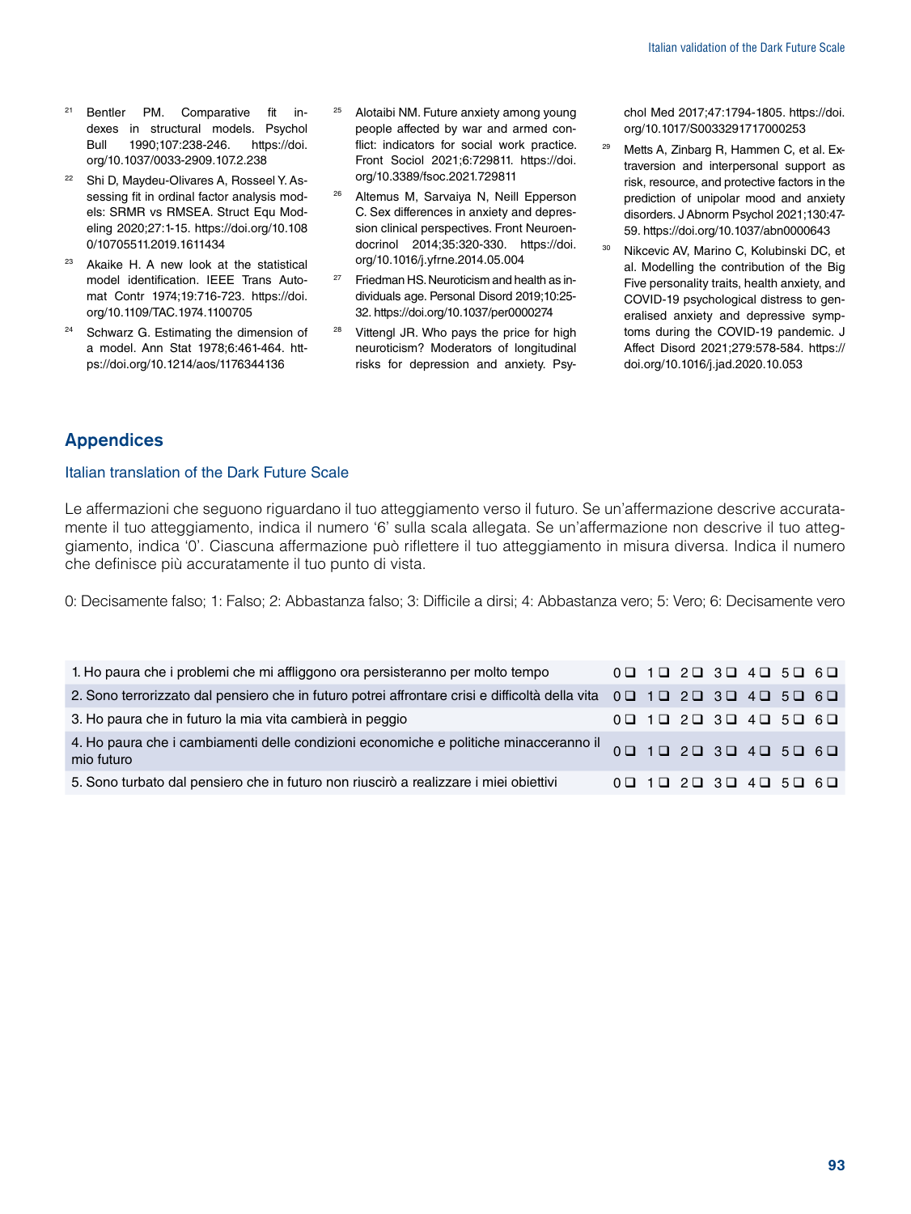21. Bentler PM. Comparative fit indexes in structural models. Psychol Bull 1990;107:238-246. https://doi.org/10.1037/0033-2909.107.2.238
22. Shi D, Maydeu-Olivares A, Rosseel Y. Assessing fit in ordinal factor analysis models: SRMR vs RMSEA. Struct Equ Modeling 2020;27:1-15. https://doi.org/10.1080/10705511.2019.1611434
23. Akaike H. A new look at the statistical model identification. IEEE Trans Automat Contr 1974;19:716-723. https://doi.org/10.1109/TAC.1974.1100705
24. Schwarz G. Estimating the dimension of a model. Ann Stat 1978;6:461-464. https://doi.org/10.1214/aos/1176344136
25. Alotaibi NM. Future anxiety among young people affected by war and armed conflict: indicators for social work practice. Front Sociol 2021;6:729811. https://doi.org/10.3389/fsoc.2021.729811
26. Altemus M, Sarvaiya N, Neill Epperson C. Sex differences in anxiety and depression clinical perspectives. Front Neuroendocrinol 2014;35:320-330. https://doi.org/10.1016/j.yfrne.2014.05.004
27. Friedman HS. Neuroticism and health as individuals age. Personal Disord 2019;10:25-32. https://doi.org/10.1037/per0000274
28. Vittengl JR. Who pays the price for high neuroticism? Moderators of longitudinal risks for depression and anxiety. Psychol Med 2017;47:1794-1805. https://doi.org/10.1017/S0033291717000253
29. Metts A, Zinbarg R, Hammen C, et al. Extraversion and interpersonal support as risk, resource, and protective factors in the prediction of unipolar mood and anxiety disorders. J Abnorm Psychol 2021;130:47-59. https://doi.org/10.1037/abn0000643
30. Nikcevic AV, Marino C, Kolubinski DC, et al. Modelling the contribution of the Big Five personality traits, health anxiety, and COVID-19 psychological distress to generalised anxiety and depressive symptoms during the COVID-19 pandemic. J Affect Disord 2021;279:578-584. https://doi.org/10.1016/j.jad.2020.10.053

## Appendices

### Italian translation of the Dark Future Scale

Le affermazioni che seguono riguardano il tuo atteggiamento verso il futuro. Se un'affermazione descrive accuratamente il tuo atteggiamento, indica il numero '6' sulla scala allegata. Se un'affermazione non descrive il tuo atteggiamento, indica '0'. Ciascuna affermazione può riflettere il tuo atteggiamento in misura diversa. Indica il numero che definisce più accuratamente il tuo punto di vista.

0: Decisamente falso; 1: Falso; 2: Abbastanza falso; 3: Difficile a dirsi; 4: Abbastanza vero; 5: Vero; 6: Decisamente vero

| Item | 0 | 1 | 2 | 3 | 4 | 5 | 6 |
|---|---|---|---|---|---|---|---|
| 1. Ho paura che i problemi che mi affliggono ora persisteranno per molto tempo | ❑ | ❑ | ❑ | ❑ | ❑ | ❑ | ❑ |
| 2. Sono terrorizzato dal pensiero che in futuro potrei affrontare crisi e difficoltà della vita | ❑ | ❑ | ❑ | ❑ | ❑ | ❑ | ❑ |
| 3. Ho paura che in futuro la mia vita cambierà in peggio | ❑ | ❑ | ❑ | ❑ | ❑ | ❑ | ❑ |
| 4. Ho paura che i cambiamenti delle condizioni economiche e politiche minacceranno il mio futuro | ❑ | ❑ | ❑ | ❑ | ❑ | ❑ | ❑ |
| 5. Sono turbato dal pensiero che in futuro non riuscirò a realizzare i miei obiettivi | ❑ | ❑ | ❑ | ❑ | ❑ | ❑ | ❑ |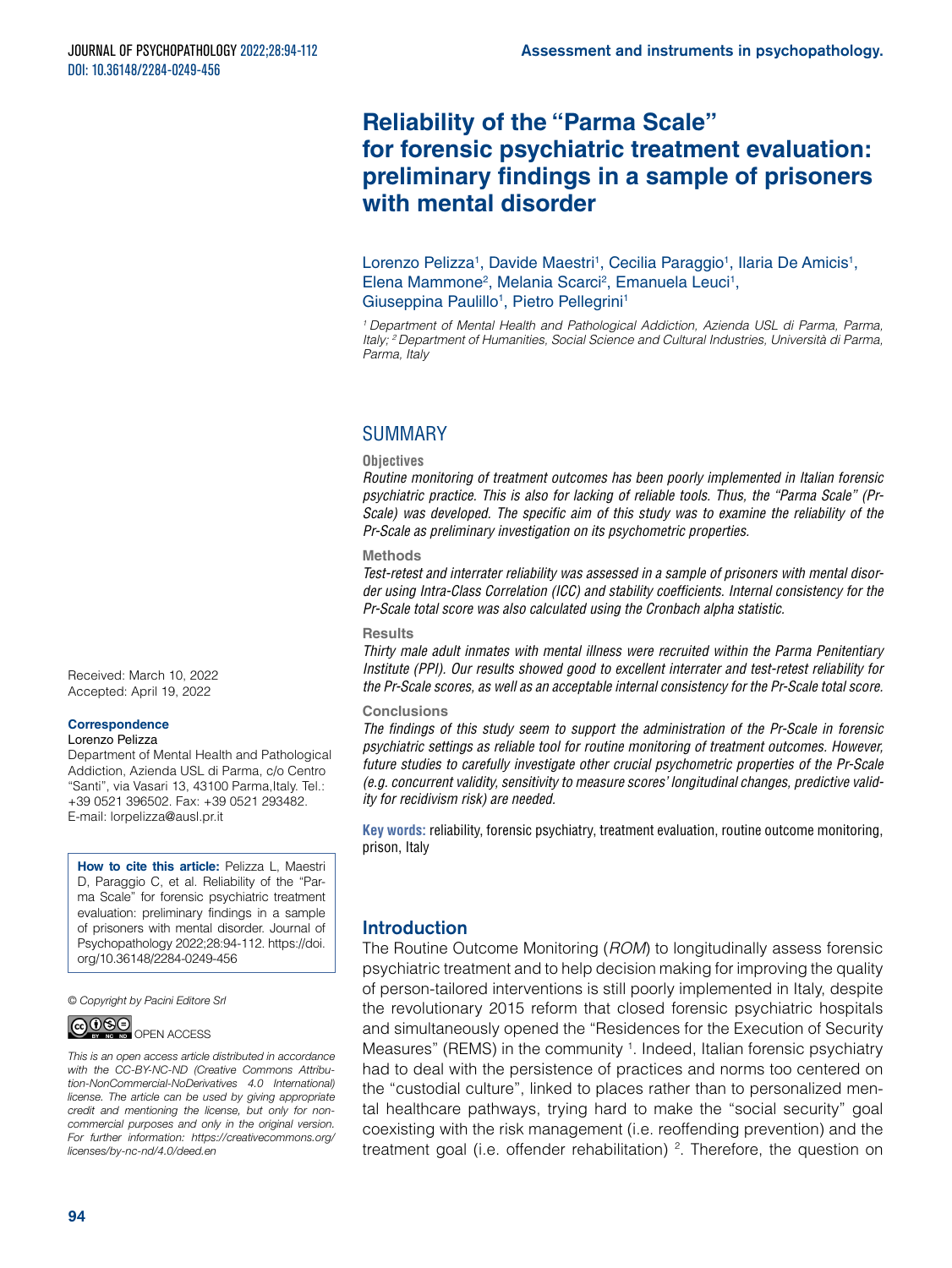# Reliability of the "Parma Scale" for forensic psychiatric treatment evaluation: preliminary findings in a sample of prisoners with mental disorder

Lorenzo Pelizza[1], Davide Maestri[1], Cecilia Paraggio[1], Ilaria De Amicis[1], Elena Mammone[2], Melania Scarci[2], Emanuela Leuci[1], Giuseppina Paulillo[1], Pietro Pellegrini[1]

*[1] Department of Mental Health and Pathological Addiction, Azienda USL di Parma, Parma, Italy; [2] Department of Humanities, Social Science and Cultural Industries, Università di Parma, Parma, Italy*

Received: March 10, 2022
Accepted: April 19, 2022

**Correspondence**
Lorenzo Pelizza
Department of Mental Health and Pathological Addiction, Azienda USL di Parma, c/o Centro "Santi", via Vasari 13, 43100 Parma,Italy. Tel.: +39 0521 396502. Fax: +39 0521 293482.
E-mail: lorpelizza@ausl.pr.it

**How to cite this article:** Pelizza L, Maestri D, Paraggio C, et al. Reliability of the "Parma Scale" for forensic psychiatric treatment evaluation: preliminary findings in a sample of prisoners with mental disorder. Journal of Psychopathology 2022;28:94-112. https://doi.org/10.36148/2284-0249-456

*© Copyright by Pacini Editore Srl*

OPEN ACCESS

*This is an open access article distributed in accordance with the CC-BY-NC-ND (Creative Commons Attribution-NonCommercial-NoDerivatives 4.0 International) license. The article can be used by giving appropriate credit and mentioning the license, but only for noncommercial purposes and only in the original version. For further information: https://creativecommons.org/licenses/by-nc-nd/4.0/deed.en*

## SUMMARY

**Objectives**

*Routine monitoring of treatment outcomes has been poorly implemented in Italian forensic psychiatric practice. This is also for lacking of reliable tools. Thus, the "Parma Scale" (Pr-Scale) was developed. The specific aim of this study was to examine the reliability of the Pr-Scale as preliminary investigation on its psychometric properties.*

**Methods**

*Test-retest and interrater reliability was assessed in a sample of prisoners with mental disorder using Intra-Class Correlation (ICC) and stability coefficients. Internal consistency for the Pr-Scale total score was also calculated using the Cronbach alpha statistic.*

**Results**

*Thirty male adult inmates with mental illness were recruited within the Parma Penitentiary Institute (PPI). Our results showed good to excellent interrater and test-retest reliability for the Pr-Scale scores, as well as an acceptable internal consistency for the Pr-Scale total score.*

**Conclusions**

*The findings of this study seem to support the administration of the Pr-Scale in forensic psychiatric settings as reliable tool for routine monitoring of treatment outcomes. However, future studies to carefully investigate other crucial psychometric properties of the Pr-Scale (e.g. concurrent validity, sensitivity to measure scores' longitudinal changes, predictive validity for recidivism risk) are needed.*

**Key words:** reliability, forensic psychiatry, treatment evaluation, routine outcome monitoring, prison, Italy

## Introduction

The Routine Outcome Monitoring (*ROM*) to longitudinally assess forensic psychiatric treatment and to help decision making for improving the quality of person-tailored interventions is still poorly implemented in Italy, despite the revolutionary 2015 reform that closed forensic psychiatric hospitals and simultaneously opened the "Residences for the Execution of Security Measures" (REMS) in the community [1]. Indeed, Italian forensic psychiatry had to deal with the persistence of practices and norms too centered on the "custodial culture", linked to places rather than to personalized mental healthcare pathways, trying hard to make the "social security" goal coexisting with the risk management (i.e. reoffending prevention) and the treatment goal (i.e. offender rehabilitation) [2]. Therefore, the question on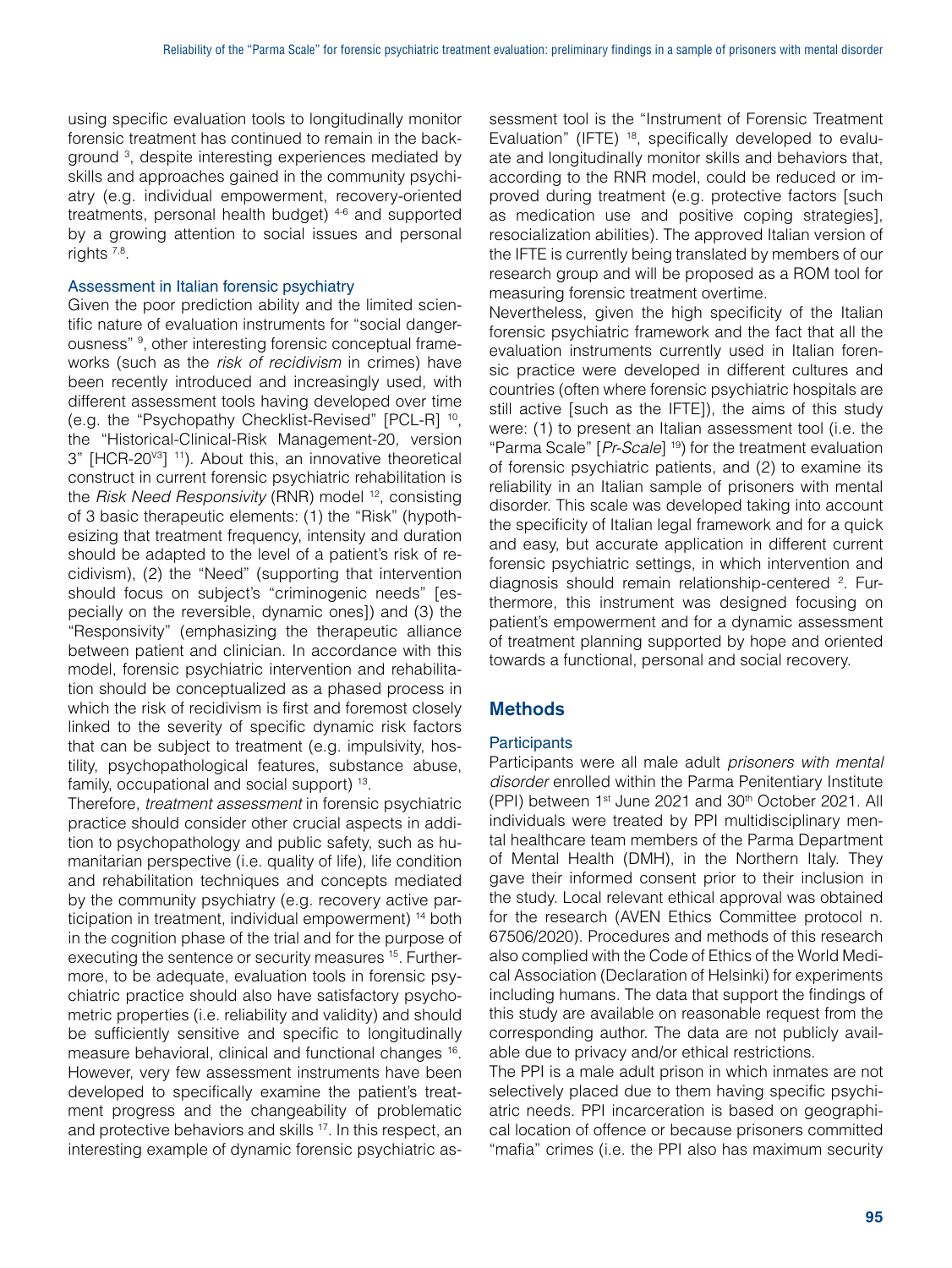using specific evaluation tools to longitudinally monitor forensic treatment has continued to remain in the background [3], despite interesting experiences mediated by skills and approaches gained in the community psychiatry (e.g. individual empowerment, recovery-oriented treatments, personal health budget) [4-6] and supported by a growing attention to social issues and personal rights [7,8].

### Assessment in Italian forensic psychiatry

Given the poor prediction ability and the limited scientific nature of evaluation instruments for "social dangerousness" [9], other interesting forensic conceptual frameworks (such as the *risk of recidivism* in crimes) have been recently introduced and increasingly used, with different assessment tools having developed over time (e.g. the "Psychopathy Checklist-Revised" [PCL-R] [10], the "Historical-Clinical-Risk Management-20, version 3" [HCR-20$^{V3}$] [11]). About this, an innovative theoretical construct in current forensic psychiatric rehabilitation is the *Risk Need Responsivity* (RNR) model [12], consisting of 3 basic therapeutic elements: (1) the "Risk" (hypothesizing that treatment frequency, intensity and duration should be adapted to the level of a patient's risk of recidivism), (2) the "Need" (supporting that intervention should focus on subject's "criminogenic needs" [especially on the reversible, dynamic ones]) and (3) the "Responsivity" (emphasizing the therapeutic alliance between patient and clinician. In accordance with this model, forensic psychiatric intervention and rehabilitation should be conceptualized as a phased process in which the risk of recidivism is first and foremost closely linked to the severity of specific dynamic risk factors that can be subject to treatment (e.g. impulsivity, hostility, psychopathological features, substance abuse, family, occupational and social support) [13].

Therefore, *treatment assessment* in forensic psychiatric practice should consider other crucial aspects in addition to psychopathology and public safety, such as humanitarian perspective (i.e. quality of life), life condition and rehabilitation techniques and concepts mediated by the community psychiatry (e.g. recovery active participation in treatment, individual empowerment) [14] both in the cognition phase of the trial and for the purpose of executing the sentence or security measures [15]. Furthermore, to be adequate, evaluation tools in forensic psychiatric practice should also have satisfactory psychometric properties (i.e. reliability and validity) and should be sufficiently sensitive and specific to longitudinally measure behavioral, clinical and functional changes [16]. However, very few assessment instruments have been developed to specifically examine the patient's treatment progress and the changeability of problematic and protective behaviors and skills [17]. In this respect, an interesting example of dynamic forensic psychiatric assessment tool is the "Instrument of Forensic Treatment Evaluation" (IFTE) [18], specifically developed to evaluate and longitudinally monitor skills and behaviors that, according to the RNR model, could be reduced or improved during treatment (e.g. protective factors [such as medication use and positive coping strategies], resocialization abilities). The approved Italian version of the IFTE is currently being translated by members of our research group and will be proposed as a ROM tool for measuring forensic treatment overtime.

Nevertheless, given the high specificity of the Italian forensic psychiatric framework and the fact that all the evaluation instruments currently used in Italian forensic practice were developed in different cultures and countries (often where forensic psychiatric hospitals are still active [such as the IFTE]), the aims of this study were: (1) to present an Italian assessment tool (i.e. the "Parma Scale" [*Pr-Scale*] [19]) for the treatment evaluation of forensic psychiatric patients, and (2) to examine its reliability in an Italian sample of prisoners with mental disorder. This scale was developed taking into account the specificity of Italian legal framework and for a quick and easy, but accurate application in different current forensic psychiatric settings, in which intervention and diagnosis should remain relationship-centered [2]. Furthermore, this instrument was designed focusing on patient's empowerment and for a dynamic assessment of treatment planning supported by hope and oriented towards a functional, personal and social recovery.

## Methods

### Participants

Participants were all male adult *prisoners with mental disorder* enrolled within the Parma Penitentiary Institute (PPI) between 1st June 2021 and 30th October 2021. All individuals were treated by PPI multidisciplinary mental healthcare team members of the Parma Department of Mental Health (DMH), in the Northern Italy. They gave their informed consent prior to their inclusion in the study. Local relevant ethical approval was obtained for the research (AVEN Ethics Committee protocol n. 67506/2020). Procedures and methods of this research also complied with the Code of Ethics of the World Medical Association (Declaration of Helsinki) for experiments including humans. The data that support the findings of this study are available on reasonable request from the corresponding author. The data are not publicly available due to privacy and/or ethical restrictions.

The PPI is a male adult prison in which inmates are not selectively placed due to them having specific psychiatric needs. PPI incarceration is based on geographical location of offence or because prisoners committed "mafia" crimes (i.e. the PPI also has maximum security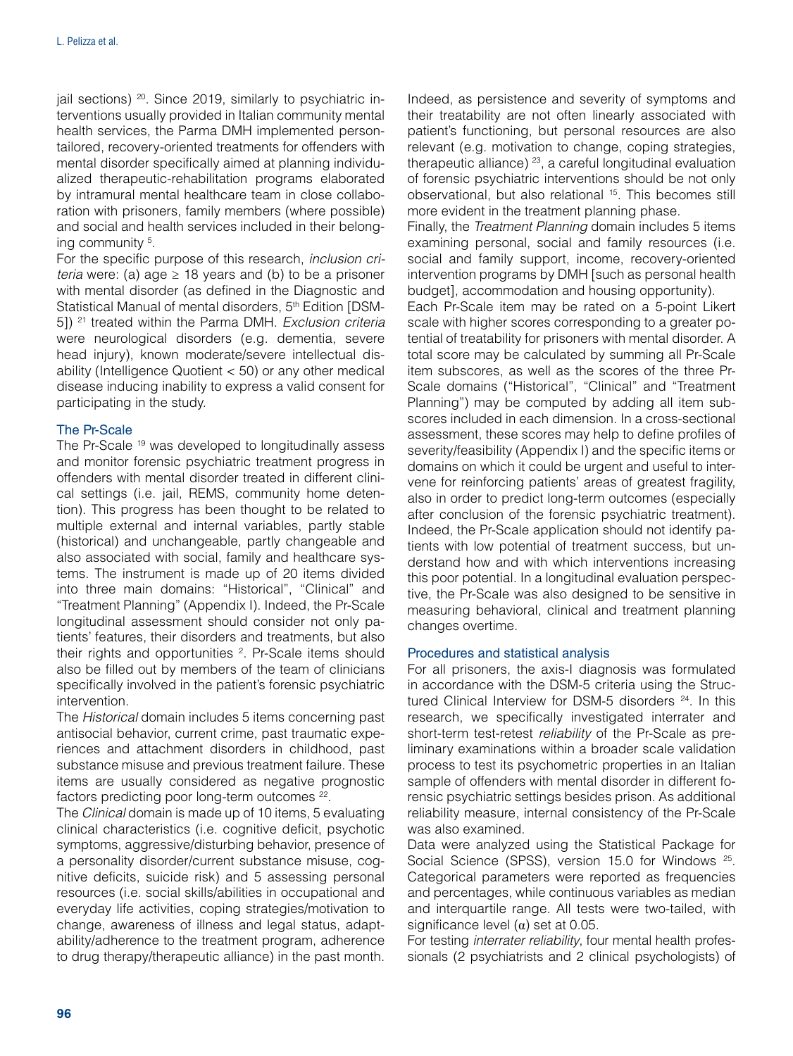jail sections) [20]. Since 2019, similarly to psychiatric interventions usually provided in Italian community mental health services, the Parma DMH implemented person-tailored, recovery-oriented treatments for offenders with mental disorder specifically aimed at planning individualized therapeutic-rehabilitation programs elaborated by intramural mental healthcare team in close collaboration with prisoners, family members (where possible) and social and health services included in their belonging community [5].

For the specific purpose of this research, *inclusion criteria* were: (a) age ≥ 18 years and (b) to be a prisoner with mental disorder (as defined in the Diagnostic and Statistical Manual of mental disorders, 5th Edition [DSM-5]) [21] treated within the Parma DMH. *Exclusion criteria* were neurological disorders (e.g. dementia, severe head injury), known moderate/severe intellectual disability (Intelligence Quotient < 50) or any other medical disease inducing inability to express a valid consent for participating in the study.

### The Pr-Scale

The Pr-Scale [19] was developed to longitudinally assess and monitor forensic psychiatric treatment progress in offenders with mental disorder treated in different clinical settings (i.e. jail, REMS, community home detention). This progress has been thought to be related to multiple external and internal variables, partly stable (historical) and unchangeable, partly changeable and also associated with social, family and healthcare systems. The instrument is made up of 20 items divided into three main domains: "Historical", "Clinical" and "Treatment Planning" (Appendix I). Indeed, the Pr-Scale longitudinal assessment should consider not only patients' features, their disorders and treatments, but also their rights and opportunities [2]. Pr-Scale items should also be filled out by members of the team of clinicians specifically involved in the patient's forensic psychiatric intervention.

The *Historical* domain includes 5 items concerning past antisocial behavior, current crime, past traumatic experiences and attachment disorders in childhood, past substance misuse and previous treatment failure. These items are usually considered as negative prognostic factors predicting poor long-term outcomes [22].

The *Clinical* domain is made up of 10 items, 5 evaluating clinical characteristics (i.e. cognitive deficit, psychotic symptoms, aggressive/disturbing behavior, presence of a personality disorder/current substance misuse, cognitive deficits, suicide risk) and 5 assessing personal resources (i.e. social skills/abilities in occupational and everyday life activities, coping strategies/motivation to change, awareness of illness and legal status, adaptability/adherence to the treatment program, adherence to drug therapy/therapeutic alliance) in the past month. Indeed, as persistence and severity of symptoms and their treatability are not often linearly associated with patient's functioning, but personal resources are also relevant (e.g. motivation to change, coping strategies, therapeutic alliance) [23], a careful longitudinal evaluation of forensic psychiatric interventions should be not only observational, but also relational [15]. This becomes still more evident in the treatment planning phase.

Finally, the *Treatment Planning* domain includes 5 items examining personal, social and family resources (i.e. social and family support, income, recovery-oriented intervention programs by DMH [such as personal health budget], accommodation and housing opportunity).

Each Pr-Scale item may be rated on a 5-point Likert scale with higher scores corresponding to a greater potential of treatability for prisoners with mental disorder. A total score may be calculated by summing all Pr-Scale item subscores, as well as the scores of the three Pr-Scale domains ("Historical", "Clinical" and "Treatment Planning") may be computed by adding all item subscores included in each dimension. In a cross-sectional assessment, these scores may help to define profiles of severity/feasibility (Appendix I) and the specific items or domains on which it could be urgent and useful to intervene for reinforcing patients' areas of greatest fragility, also in order to predict long-term outcomes (especially after conclusion of the forensic psychiatric treatment). Indeed, the Pr-Scale application should not identify patients with low potential of treatment success, but understand how and with which interventions increasing this poor potential. In a longitudinal evaluation perspective, the Pr-Scale was also designed to be sensitive in measuring behavioral, clinical and treatment planning changes overtime.

### Procedures and statistical analysis

For all prisoners, the axis-I diagnosis was formulated in accordance with the DSM-5 criteria using the Structured Clinical Interview for DSM-5 disorders [24]. In this research, we specifically investigated interrater and short-term test-retest *reliability* of the Pr-Scale as preliminary examinations within a broader scale validation process to test its psychometric properties in an Italian sample of offenders with mental disorder in different forensic psychiatric settings besides prison. As additional reliability measure, internal consistency of the Pr-Scale was also examined.

Data were analyzed using the Statistical Package for Social Science (SPSS), version 15.0 for Windows [25]. Categorical parameters were reported as frequencies and percentages, while continuous variables as median and interquartile range. All tests were two-tailed, with significance level ($\alpha$) set at 0.05.

For testing *interrater reliability*, four mental health professionals (2 psychiatrists and 2 clinical psychologists) of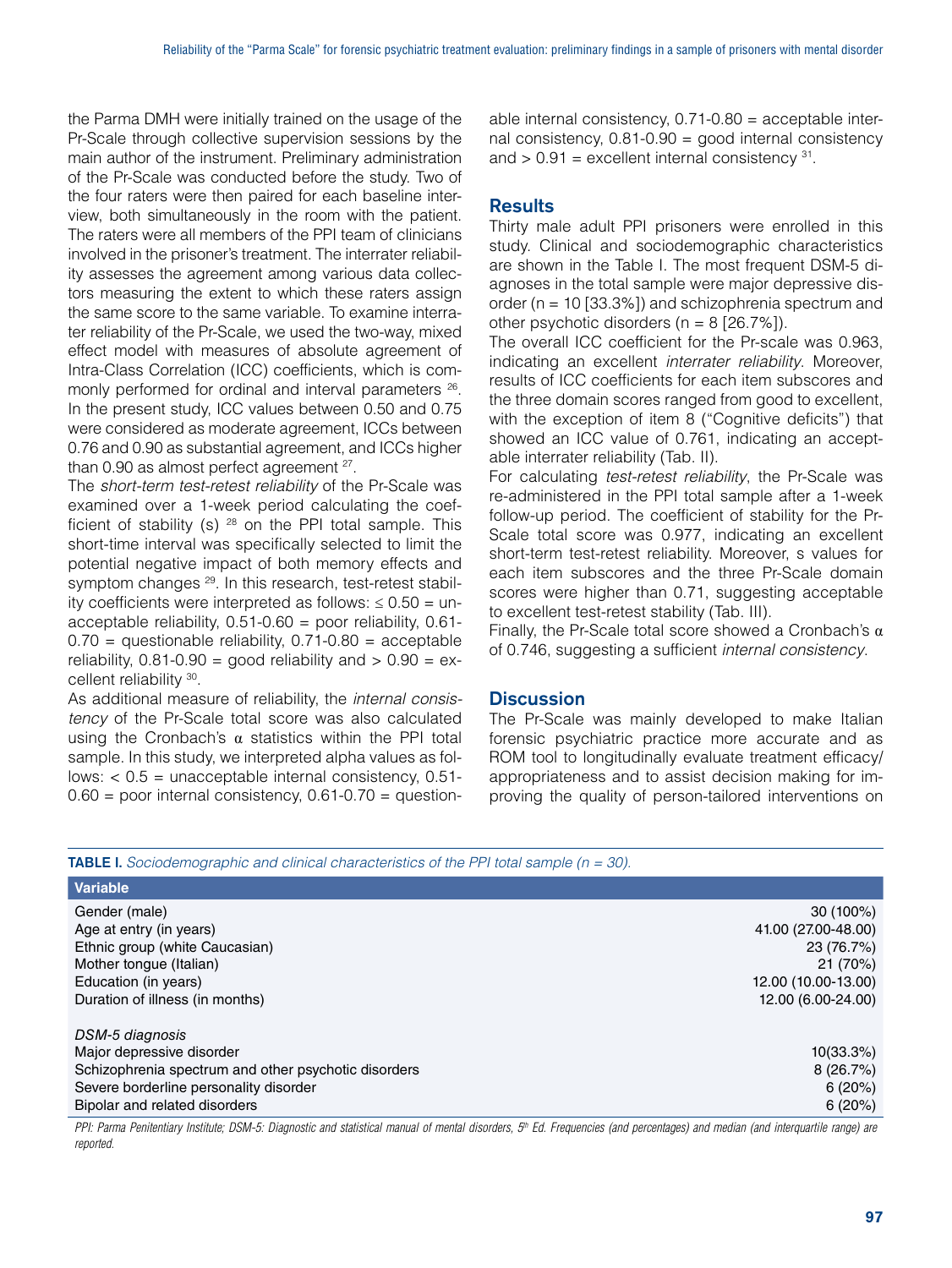the Parma DMH were initially trained on the usage of the Pr-Scale through collective supervision sessions by the main author of the instrument. Preliminary administration of the Pr-Scale was conducted before the study. Two of the four raters were then paired for each baseline interview, both simultaneously in the room with the patient. The raters were all members of the PPI team of clinicians involved in the prisoner's treatment. The interrater reliability assesses the agreement among various data collectors measuring the extent to which these raters assign the same score to the same variable. To examine interrater reliability of the Pr-Scale, we used the two-way, mixed effect model with measures of absolute agreement of Intra-Class Correlation (ICC) coefficients, which is commonly performed for ordinal and interval parameters [26]. In the present study, ICC values between 0.50 and 0.75 were considered as moderate agreement, ICCs between 0.76 and 0.90 as substantial agreement, and ICCs higher than 0.90 as almost perfect agreement [27].

The *short-term test-retest reliability* of the Pr-Scale was examined over a 1-week period calculating the coefficient of stability (s) [28] on the PPI total sample. This short-time interval was specifically selected to limit the potential negative impact of both memory effects and symptom changes [29]. In this research, test-retest stability coefficients were interpreted as follows: ≤ 0.50 = unacceptable reliability, 0.51-0.60 = poor reliability, 0.61-0.70 = questionable reliability, 0.71-0.80 = acceptable reliability, 0.81-0.90 = good reliability and > 0.90 = excellent reliability [30].

As additional measure of reliability, the *internal consistency* of the Pr-Scale total score was also calculated using the Cronbach's α statistics within the PPI total sample. In this study, we interpreted alpha values as follows: < 0.5 = unacceptable internal consistency, 0.51-0.60 = poor internal consistency, 0.61-0.70 = questionable internal consistency, 0.71-0.80 = acceptable internal consistency, 0.81-0.90 = good internal consistency and > 0.91 = excellent internal consistency [31].

## Results

Thirty male adult PPI prisoners were enrolled in this study. Clinical and sociodemographic characteristics are shown in the Table I. The most frequent DSM-5 diagnoses in the total sample were major depressive disorder (n = 10 [33.3%]) and schizophrenia spectrum and other psychotic disorders (n = 8 [26.7%]).

The overall ICC coefficient for the Pr-scale was 0.963, indicating an excellent *interrater reliability*. Moreover, results of ICC coefficients for each item subscores and the three domain scores ranged from good to excellent, with the exception of item 8 ("Cognitive deficits") that showed an ICC value of 0.761, indicating an acceptable interrater reliability (Tab. II).

For calculating *test-retest reliability*, the Pr-Scale was re-administered in the PPI total sample after a 1-week follow-up period. The coefficient of stability for the Pr-Scale total score was 0.977, indicating an excellent short-term test-retest reliability. Moreover, s values for each item subscores and the three Pr-Scale domain scores were higher than 0.71, suggesting acceptable to excellent test-retest stability (Tab. III).

Finally, the Pr-Scale total score showed a Cronbach's α of 0.746, suggesting a sufficient *internal consistency*.

## Discussion

The Pr-Scale was mainly developed to make Italian forensic psychiatric practice more accurate and as ROM tool to longitudinally evaluate treatment efficacy/appropriateness and to assist decision making for improving the quality of person-tailored interventions on

**TABLE I.** *Sociodemographic and clinical characteristics of the PPI total sample (n = 30).*

| Variable | |
|---|---|
| Gender (male) | 30 (100%) |
| Age at entry (in years) | 41.00 (27.00-48.00) |
| Ethnic group (white Caucasian) | 23 (76.7%) |
| Mother tongue (Italian) | 21 (70%) |
| Education (in years) | 12.00 (10.00-13.00) |
| Duration of illness (in months) | 12.00 (6.00-24.00) |
| *DSM-5 diagnosis* | |
| Major depressive disorder | 10(33.3%) |
| Schizophrenia spectrum and other psychotic disorders | 8 (26.7%) |
| Severe borderline personality disorder | 6 (20%) |
| Bipolar and related disorders | 6 (20%) |

*PPI: Parma Penitentiary Institute; DSM-5: Diagnostic and statistical manual of mental disorders, 5th Ed. Frequencies (and percentages) and median (and interquartile range) are reported.*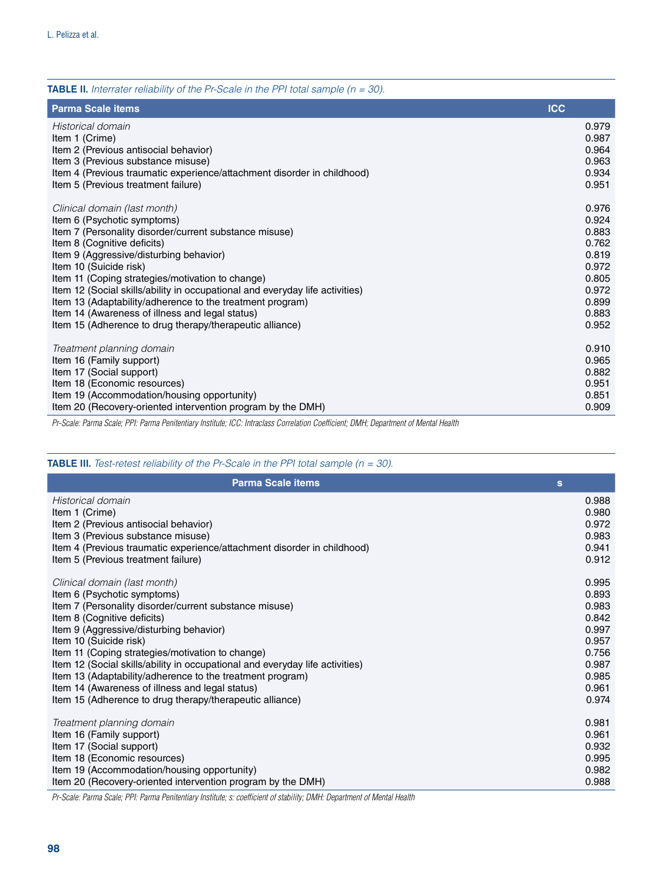**TABLE II.** *Interrater reliability of the Pr-Scale in the PPI total sample (n = 30).*

| Parma Scale items | ICC |
|---|---|
| *Historical domain* | 0.979 |
| Item 1 (Crime) | 0.987 |
| Item 2 (Previous antisocial behavior) | 0.964 |
| Item 3 (Previous substance misuse) | 0.963 |
| Item 4 (Previous traumatic experience/attachment disorder in childhood) | 0.934 |
| Item 5 (Previous treatment failure) | 0.951 |
| *Clinical domain (last month)* | 0.976 |
| Item 6 (Psychotic symptoms) | 0.924 |
| Item 7 (Personality disorder/current substance misuse) | 0.883 |
| Item 8 (Cognitive deficits) | 0.762 |
| Item 9 (Aggressive/disturbing behavior) | 0.819 |
| Item 10 (Suicide risk) | 0.972 |
| Item 11 (Coping strategies/motivation to change) | 0.805 |
| Item 12 (Social skills/ability in occupational and everyday life activities) | 0.972 |
| Item 13 (Adaptability/adherence to the treatment program) | 0.899 |
| Item 14 (Awareness of illness and legal status) | 0.883 |
| Item 15 (Adherence to drug therapy/therapeutic alliance) | 0.952 |
| *Treatment planning domain* | 0.910 |
| Item 16 (Family support) | 0.965 |
| Item 17 (Social support) | 0.882 |
| Item 18 (Economic resources) | 0.951 |
| Item 19 (Accommodation/housing opportunity) | 0.851 |
| Item 20 (Recovery-oriented intervention program by the DMH) | 0.909 |

*Pr-Scale: Parma Scale; PPI: Parma Penitentiary Institute; ICC: Intraclass Correlation Coefficient; DMH; Department of Mental Health*

**TABLE III.** *Test-retest reliability of the Pr-Scale in the PPI total sample (n = 30).*

| Parma Scale items | s |
|---|---|
| *Historical domain* | 0.988 |
| Item 1 (Crime) | 0.980 |
| Item 2 (Previous antisocial behavior) | 0.972 |
| Item 3 (Previous substance misuse) | 0.983 |
| Item 4 (Previous traumatic experience/attachment disorder in childhood) | 0.941 |
| Item 5 (Previous treatment failure) | 0.912 |
| *Clinical domain (last month)* | 0.995 |
| Item 6 (Psychotic symptoms) | 0.893 |
| Item 7 (Personality disorder/current substance misuse) | 0.983 |
| Item 8 (Cognitive deficits) | 0.842 |
| Item 9 (Aggressive/disturbing behavior) | 0.997 |
| Item 10 (Suicide risk) | 0.957 |
| Item 11 (Coping strategies/motivation to change) | 0.756 |
| Item 12 (Social skills/ability in occupational and everyday life activities) | 0.987 |
| Item 13 (Adaptability/adherence to the treatment program) | 0.985 |
| Item 14 (Awareness of illness and legal status) | 0.961 |
| Item 15 (Adherence to drug therapy/therapeutic alliance) | 0.974 |
| *Treatment planning domain* | 0.981 |
| Item 16 (Family support) | 0.961 |
| Item 17 (Social support) | 0.932 |
| Item 18 (Economic resources) | 0.995 |
| Item 19 (Accommodation/housing opportunity) | 0.982 |
| Item 20 (Recovery-oriented intervention program by the DMH) | 0.988 |

*Pr-Scale: Parma Scale; PPI: Parma Penitentiary Institute; s: coefficient of stability; DMH: Department of Mental Health*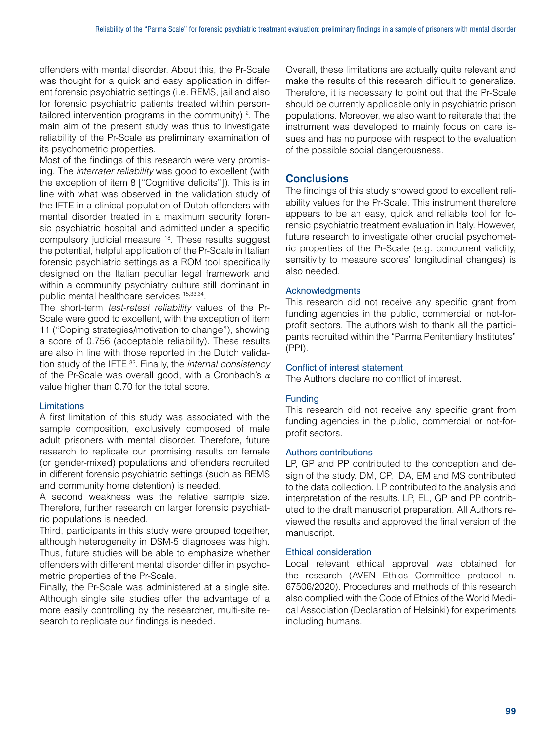offenders with mental disorder. About this, the Pr-Scale was thought for a quick and easy application in different forensic psychiatric settings (i.e. REMS, jail and also for forensic psychiatric patients treated within person-tailored intervention programs in the community) [2]. The main aim of the present study was thus to investigate reliability of the Pr-Scale as preliminary examination of its psychometric properties.

Most of the findings of this research were very promising. The *interrater reliability* was good to excellent (with the exception of item 8 ["Cognitive deficits"]). This is in line with what was observed in the validation study of the IFTE in a clinical population of Dutch offenders with mental disorder treated in a maximum security forensic psychiatric hospital and admitted under a specific compulsory judicial measure [18]. These results suggest the potential, helpful application of the Pr-Scale in Italian forensic psychiatric settings as a ROM tool specifically designed on the Italian peculiar legal framework and within a community psychiatry culture still dominant in public mental healthcare services [15,33,34].

The short-term *test-retest reliability* values of the Pr-Scale were good to excellent, with the exception of item 11 ("Coping strategies/motivation to change"), showing a score of 0.756 (acceptable reliability). These results are also in line with those reported in the Dutch validation study of the IFTE [32]. Finally, the *internal consistency* of the Pr-Scale was overall good, with a Cronbach's $\alpha$ value higher than 0.70 for the total score.

### Limitations

A first limitation of this study was associated with the sample composition, exclusively composed of male adult prisoners with mental disorder. Therefore, future research to replicate our promising results on female (or gender-mixed) populations and offenders recruited in different forensic psychiatric settings (such as REMS and community home detention) is needed.

A second weakness was the relative sample size. Therefore, further research on larger forensic psychiatric populations is needed.

Third, participants in this study were grouped together, although heterogeneity in DSM-5 diagnoses was high. Thus, future studies will be able to emphasize whether offenders with different mental disorder differ in psychometric properties of the Pr-Scale.

Finally, the Pr-Scale was administered at a single site. Although single site studies offer the advantage of a more easily controlling by the researcher, multi-site research to replicate our findings is needed.

Overall, these limitations are actually quite relevant and make the results of this research difficult to generalize. Therefore, it is necessary to point out that the Pr-Scale should be currently applicable only in psychiatric prison populations. Moreover, we also want to reiterate that the instrument was developed to mainly focus on care issues and has no purpose with respect to the evaluation of the possible social dangerousness.

## Conclusions

The findings of this study showed good to excellent reliability values for the Pr-Scale. This instrument therefore appears to be an easy, quick and reliable tool for forensic psychiatric treatment evaluation in Italy. However, future research to investigate other crucial psychometric properties of the Pr-Scale (e.g. concurrent validity, sensitivity to measure scores' longitudinal changes) is also needed.

### Acknowledgments

This research did not receive any specific grant from funding agencies in the public, commercial or not-for-profit sectors. The authors wish to thank all the participants recruited within the "Parma Penitentiary Institutes" (PPI).

### Conflict of interest statement

The Authors declare no conflict of interest.

### Funding

This research did not receive any specific grant from funding agencies in the public, commercial or not-for-profit sectors.

### Authors contributions

LP, GP and PP contributed to the conception and design of the study. DM, CP, IDA, EM and MS contributed to the data collection. LP contributed to the analysis and interpretation of the results. LP, EL, GP and PP contributed to the draft manuscript preparation. All Authors reviewed the results and approved the final version of the manuscript.

### Ethical consideration

Local relevant ethical approval was obtained for the research (AVEN Ethics Committee protocol n. 67506/2020). Procedures and methods of this research also complied with the Code of Ethics of the World Medical Association (Declaration of Helsinki) for experiments including humans.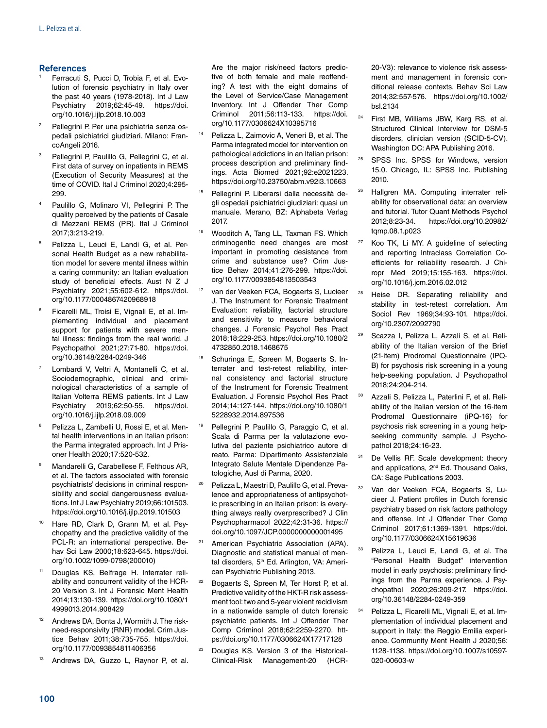## References

1. Ferracuti S, Pucci D, Trobia F, et al. Evolution of forensic psychiatry in Italy over the past 40 years (1978-2018). Int J Law Psychiatry 2019;62:45-49. https://doi.org/10.1016/j.ijlp.2018.10.003
2. Pellegrini P. Per una psichiatria senza ospedali psichiatrici giudiziari. Milano: FrancoAngeli 2016.
3. Pellegrini P, Paulillo G, Pellegrini C, et al. First data of survey on inpatients in REMS (Execution of Security Measures) at the time of COVID. Ital J Criminol 2020;4:295-299.
4. Paulillo G, Molinaro VI, Pellegrini P. The quality perceived by the patients of Casale di Mezzani REMS (PR). Ital J Criminol 2017;3:213-219.
5. Pelizza L, Leuci E, Landi G, et al. Personal Health Budget as a new rehabilitation model for severe mental illness within a caring community: an Italian evaluation study of beneficial effects. Aust N Z J Psychiatry 2021;55:602-612. https://doi.org/10.1177/0004867420968918
6. Ficarelli ML, Troisi E, Vignali E, et al. Implementing individual and placement support for patients with severe mental illness: findings from the real world. J Psychopathol 2021;27:71-80. https://doi.org/10.36148/2284-0249-346
7. Lombardi V, Veltri A, Montanelli C, et al. Sociodemographic, clinical and criminological characteristics of a sample of Italian Volterra REMS patients. Int J Law Psychiatry 2019;62:50-55. https://doi.org/10.1016/j.ijlp.2018.09.009
8. Pelizza L, Zambelli U, Rossi E, et al. Mental health interventions in an Italian prison: the Parma integrated approach. Int J Prisoner Health 2020;17:520-532.
9. Mandarelli G, Carabellese F, Felthous AR, et al. The factors associated with forensic psychiatrists' decisions in criminal responsibility and social dangerousness evaluations. Int J Law Psychiatry 2019;66:101503. https://doi.org/10.1016/j.ijlp.2019.101503
10. Hare RD, Clark D, Grann M, et al. Psychopathy and the predictive validity of the PCL-R: an international perspective. Behav Sci Law 2000;18:623-645. https://doi.org/10.1002/1099-0798(200010)
11. Douglas KS, Belfrage H. Interrater reliability and concurrent validity of the HCR-20 Version 3. Int J Forensic Ment Health 2014;13:130-139. https://doi.org/10.1080/14999013.2014.908429
12. Andrews DA, Bonta J, Wormith J. The risk-need-responsivity (RNR) model. Crim Justice Behav 2011;38:735-755. https://doi.org/10.1177/0093854811406356
13. Andrews DA, Guzzo L, Raynor P, et al. Are the major risk/need factors predictive of both female and male reoffending? A test with the eight domains of the Level of Service/Case Management Inventory. Int J Offender Ther Comp Criminol 2011;56:113-133. https://doi.org/10.1177/0306624X10395716
14. Pelizza L, Zaimovic A, Veneri B, et al. The Parma integrated model for intervention on pathological addictions in an Italian prison: process description and preliminary findings. Acta Biomed 2021;92:e2021223. https://doi.org/10.23750/abm.v92i3.10663
15. Pellegrini P. Liberarsi dalla necessità degli ospedali psichiatrici giudiziari: quasi un manuale. Merano, BZ: Alphabeta Verlag 2017.
16. Wooditch A, Tang LL, Taxman FS. Which criminogentic need changes are most important in promoting desistance from crime and substance use? Crim Justice Behav 2014;41:276-299. https://doi.org/10.1177/0093854813503543
17. van der Veeken FCA, Bogaerts S, Lucieer J. The Instrument for Forensic Treatment Evaluation: reliability, factorial structure and sensitivity to measure behavioral changes. J Forensic Psychol Res Pract 2018;18:229-253. https://doi.org/10.1080/24732850.2018.1468675
18. Schuringa E, Spreen M, Bogaerts S. Interrater and test-retest reliability, internal consistency and factorial structure of the Instrument for Forensic Treatment Evaluation. J Forensic Psychol Res Pract 2014;14:127-144. https://doi.org/10.1080/15228932.2014.897536
19. Pellegrini P, Paulillo G, Paraggio C, et al. Scala di Parma per la valutazione evolutiva del paziente psichiatrico autore di reato. Parma: Dipartimento Assistenziale Integrato Salute Mentale Dipendenze Patologiche, Ausl di Parma, 2020.
20. Pelizza L, Maestri D, Paulillo G, et al. Prevalence and appropriateness of antipsychotic prescribing in an Italian prison: is everything always really overprescribed? J Clin Psychopharmacol 2022;42:31-36. https://doi.org/10.1097/JCP.0000000000001495
21. American Psychiatric Association (APA). Diagnostic and statistical manual of mental disorders, 5th Ed. Arlington, VA: American Psychiatric Publishing 2013.
22. Bogaerts S, Spreen M, Ter Horst P, et al. Predictive validity of the HKT-R risk assessment tool: two and 5-year violent recidivism in a nationwide sample of dutch forensic psychiatric patients. Int J Offender Ther Comp Criminol 2018;62:2259-2270. https://doi.org/10.1177/0306624X17717128
23. Douglas KS. Version 3 of the Historical-Clinical-Risk Management-20 (HCR-20-V3): relevance to violence risk assessment and management in forensic conditional release contexts. Behav Sci Law 2014;32:557-576. https://doi.org/10.1002/bsl.2134
24. First MB, Williams JBW, Karg RS, et al. Structured Clinical Interview for DSM-5 disorders, clinician version (SCID-5-CV). Washington DC: APA Publishing 2016.
25. SPSS Inc. SPSS for Windows, version 15.0. Chicago, IL: SPSS Inc. Publishing 2010.
26. Hallgren MA. Computing interrater reliability for observational data: an overview and tutorial. Tutor Quant Methods Psychol 2012;8:23-34. https://doi.org/10.20982/tqmp.08.1.p023
27. Koo TK, Li MY. A guideline of selecting and reporting Intraclass Correlation Coefficients for reliability research. J Chiropr Med 2019;15:155-163. https://doi.org/10.1016/j.jcm.2016.02.012
28. Heise DR. Separating reliability and stability in test-retest correlation. Am Sociol Rev 1969;34:93-101. https://doi.org/10.2307/2092790
29. Scazza I, Pelizza L, Azzali S, et al. Reliability of the Italian version of the Brief (21-item) Prodromal Questionnaire (IPQ-B) for psychosis risk screening in a young help-seeking population. J Psychopathol 2018;24:204-214.
30. Azzali S, Pelizza L, Paterlini F, et al. Reliability of the Italian version of the 16-item Prodromal Questionnaire (iPQ-16) for psychosis risk screening in a young help-seeking community sample. J Psychopathol 2018;24:16-23.
31. De Vellis RF. Scale development: theory and applications, 2nd Ed. Thousand Oaks, CA: Sage Publications 2003.
32. Van der Veeken FCA, Bogaerts S, Lucieer J. Patient profiles in Dutch forensic psychiatry based on risk factors pathology and offense. Int J Offender Ther Comp Criminol 2017;61:1369-1391. https://doi.org/10.1177/0306624X15619636
33. Pelizza L, Leuci E, Landi G, et al. The "Personal Health Budget" intervention model in early psychosis: preliminary findings from the Parma experience. J Psychopathol 2020;26:209-217. https://doi.org/10.36148/2284-0249-359
34. Pelizza L, Ficarelli ML, Vignali E, et al. Implementation of individual placement and support in Italy: the Reggio Emilia experience. Community Ment Health J 2020;56:1128-1138. https://doi.org/10.1007/s10597-020-00603-w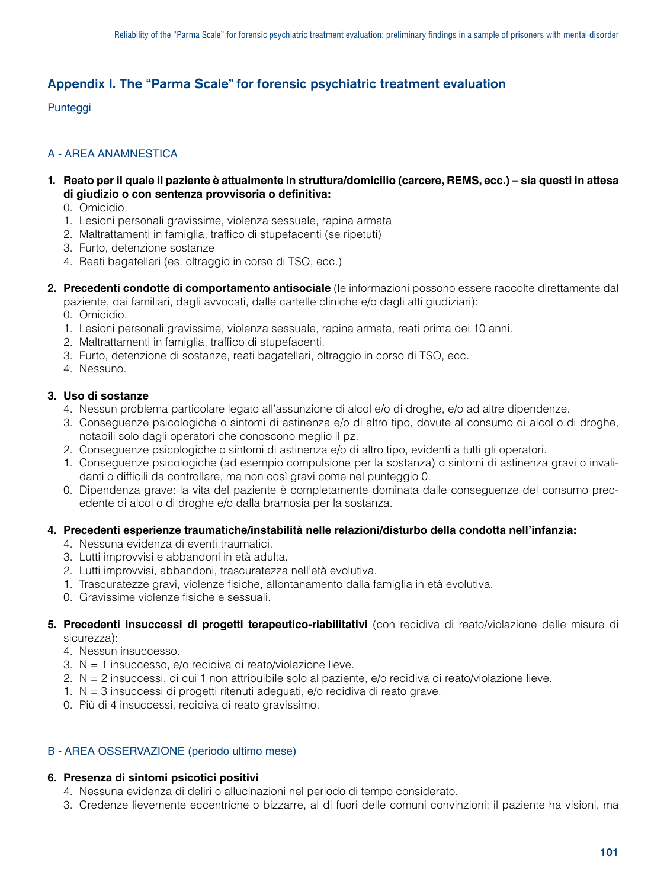## Appendix I. The "Parma Scale" for forensic psychiatric treatment evaluation

Punteggi

### A - AREA ANAMNESTICA

1. **Reato per il quale il paziente è attualmente in struttura/domicilio (carcere, REMS, ecc.) – sia questi in attesa di giudizio o con sentenza provvisoria o definitiva:**
   0. Omicidio
   1. Lesioni personali gravissime, violenza sessuale, rapina armata
   2. Maltrattamenti in famiglia, traffico di stupefacenti (se ripetuti)
   3. Furto, detenzione sostanze
   4. Reati bagatellari (es. oltraggio in corso di TSO, ecc.)

2. **Precedenti condotte di comportamento antisociale** (le informazioni possono essere raccolte direttamente dal paziente, dai familiari, dagli avvocati, dalle cartelle cliniche e/o dagli atti giudiziari):
   0. Omicidio.
   1. Lesioni personali gravissime, violenza sessuale, rapina armata, reati prima dei 10 anni.
   2. Maltrattamenti in famiglia, traffico di stupefacenti.
   3. Furto, detenzione di sostanze, reati bagatellari, oltraggio in corso di TSO, ecc.
   4. Nessuno.

3. **Uso di sostanze**
   4. Nessun problema particolare legato all'assunzione di alcol e/o di droghe, e/o ad altre dipendenze.
   3. Conseguenze psicologiche o sintomi di astinenza e/o di altro tipo, dovute al consumo di alcol o di droghe, notabili solo dagli operatori che conoscono meglio il pz.
   2. Conseguenze psicologiche o sintomi di astinenza e/o di altro tipo, evidenti a tutti gli operatori.
   1. Conseguenze psicologiche (ad esempio compulsione per la sostanza) o sintomi di astinenza gravi o invalidanti o difficili da controllare, ma non così gravi come nel punteggio 0.
   0. Dipendenza grave: la vita del paziente è completamente dominata dalle conseguenze del consumo precedente di alcol o di droghe e/o dalla bramosia per la sostanza.

4. **Precedenti esperienze traumatiche/instabilità nelle relazioni/disturbo della condotta nell'infanzia:**
   4. Nessuna evidenza di eventi traumatici.
   3. Lutti improvvisi e abbandoni in età adulta.
   2. Lutti improvvisi, abbandoni, trascuratezza nell'età evolutiva.
   1. Trascuratezze gravi, violenze fisiche, allontanamento dalla famiglia in età evolutiva.
   0. Gravissime violenze fisiche e sessuali.

5. **Precedenti insuccessi di progetti terapeutico-riabilitativi** (con recidiva di reato/violazione delle misure di sicurezza):
   4. Nessun insuccesso.
   3. N = 1 insuccesso, e/o recidiva di reato/violazione lieve.
   2. N = 2 insuccessi, di cui 1 non attribuibile solo al paziente, e/o recidiva di reato/violazione lieve.
   1. N = 3 insuccessi di progetti ritenuti adeguati, e/o recidiva di reato grave.
   0. Più di 4 insuccessi, recidiva di reato gravissimo.

### B - AREA OSSERVAZIONE (periodo ultimo mese)

6. **Presenza di sintomi psicotici positivi**
   4. Nessuna evidenza di deliri o allucinazioni nel periodo di tempo considerato.
   3. Credenze lievemente eccentriche o bizzarre, al di fuori delle comuni convinzioni; il paziente ha visioni, ma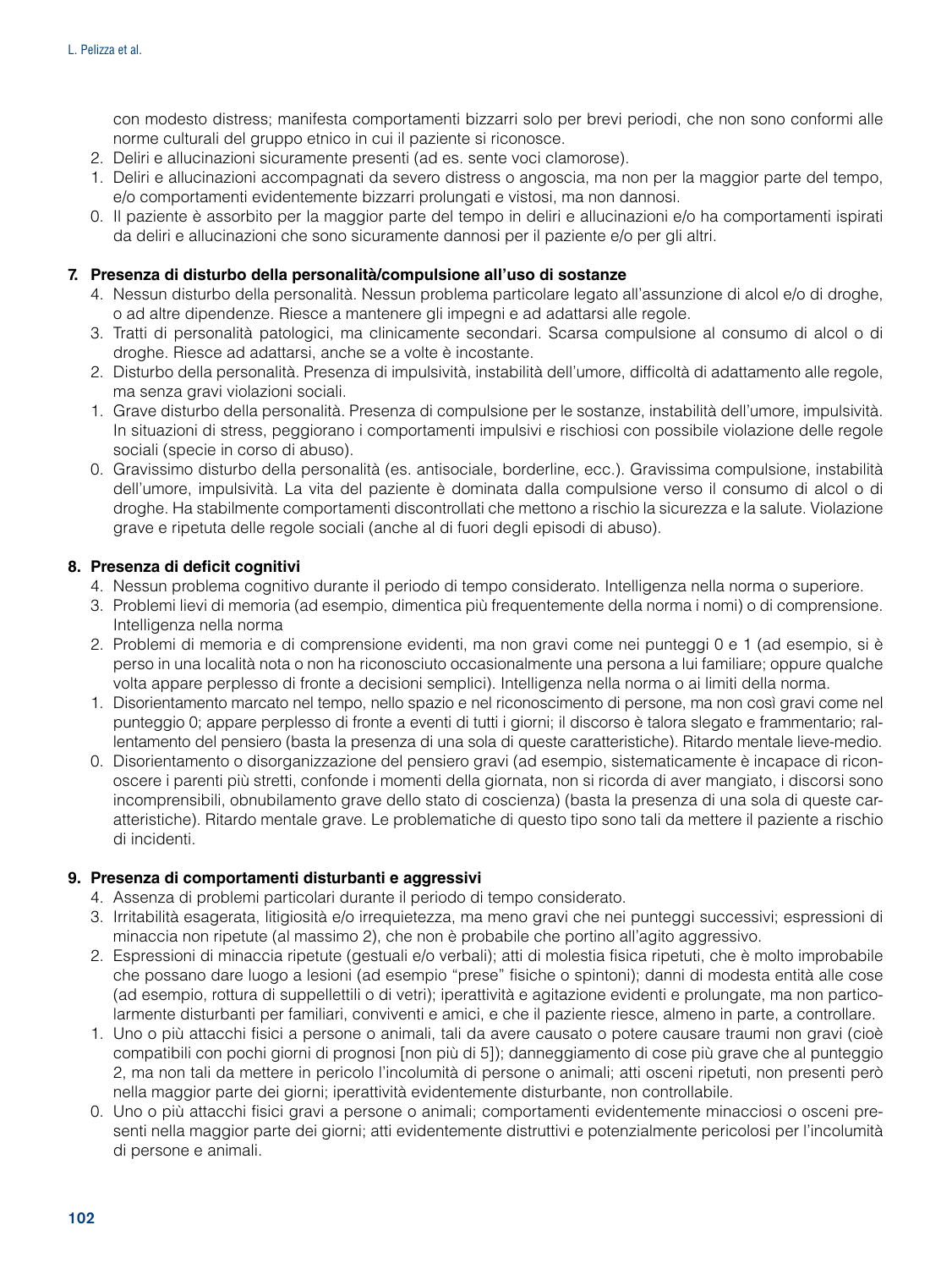con modesto distress; manifesta comportamenti bizzarri solo per brevi periodi, che non sono conformi alle norme culturali del gruppo etnico in cui il paziente si riconosce.

2. Deliri e allucinazioni sicuramente presenti (ad es. sente voci clamorose).
1. Deliri e allucinazioni accompagnati da severo distress o angoscia, ma non per la maggior parte del tempo, e/o comportamenti evidentemente bizzarri prolungati e vistosi, ma non dannosi.
0. Il paziente è assorbito per la maggior parte del tempo in deliri e allucinazioni e/o ha comportamenti ispirati da deliri e allucinazioni che sono sicuramente dannosi per il paziente e/o per gli altri.

**7. Presenza di disturbo della personalità/compulsione all'uso di sostanze**

4. Nessun disturbo della personalità. Nessun problema particolare legato all'assunzione di alcol e/o di droghe, o ad altre dipendenze. Riesce a mantenere gli impegni e ad adattarsi alle regole.
3. Tratti di personalità patologici, ma clinicamente secondari. Scarsa compulsione al consumo di alcol o di droghe. Riesce ad adattarsi, anche se a volte è incostante.
2. Disturbo della personalità. Presenza di impulsività, instabilità dell'umore, difficoltà di adattamento alle regole, ma senza gravi violazioni sociali.
1. Grave disturbo della personalità. Presenza di compulsione per le sostanze, instabilità dell'umore, impulsività. In situazioni di stress, peggiorano i comportamenti impulsivi e rischiosi con possibile violazione delle regole sociali (specie in corso di abuso).
0. Gravissimo disturbo della personalità (es. antisociale, borderline, ecc.). Gravissima compulsione, instabilità dell'umore, impulsività. La vita del paziente è dominata dalla compulsione verso il consumo di alcol o di droghe. Ha stabilmente comportamenti discontrollati che mettono a rischio la sicurezza e la salute. Violazione grave e ripetuta delle regole sociali (anche al di fuori degli episodi di abuso).

**8. Presenza di deficit cognitivi**

4. Nessun problema cognitivo durante il periodo di tempo considerato. Intelligenza nella norma o superiore.
3. Problemi lievi di memoria (ad esempio, dimentica più frequentemente della norma i nomi) o di comprensione. Intelligenza nella norma
2. Problemi di memoria e di comprensione evidenti, ma non gravi come nei punteggi 0 e 1 (ad esempio, si è perso in una località nota o non ha riconosciuto occasionalmente una persona a lui familiare; oppure qualche volta appare perplesso di fronte a decisioni semplici). Intelligenza nella norma o ai limiti della norma.
1. Disorientamento marcato nel tempo, nello spazio e nel riconoscimento di persone, ma non così gravi come nel punteggio 0; appare perplesso di fronte a eventi di tutti i giorni; il discorso è talora slegato e frammentario; rallentamento del pensiero (basta la presenza di una sola di queste caratteristiche). Ritardo mentale lieve-medio.
0. Disorientamento o disorganizzazione del pensiero gravi (ad esempio, sistematicamente è incapace di riconoscere i parenti più stretti, confonde i momenti della giornata, non si ricorda di aver mangiato, i discorsi sono incomprensibili, obnubilamento grave dello stato di coscienza) (basta la presenza di una sola di queste caratteristiche). Ritardo mentale grave. Le problematiche di questo tipo sono tali da mettere il paziente a rischio di incidenti.

**9. Presenza di comportamenti disturbanti e aggressivi**

4. Assenza di problemi particolari durante il periodo di tempo considerato.
3. Irritabilità esagerata, litigiosità e/o irrequietezza, ma meno gravi che nei punteggi successivi; espressioni di minaccia non ripetute (al massimo 2), che non è probabile che portino all'agito aggressivo.
2. Espressioni di minaccia ripetute (gestuali e/o verbali); atti di molestia fisica ripetuti, che è molto improbabile che possano dare luogo a lesioni (ad esempio "prese" fisiche o spintoni); danni di modesta entità alle cose (ad esempio, rottura di suppellettili o di vetri); iperattività e agitazione evidenti e prolungate, ma non particolarmente disturbanti per familiari, conviventi e amici, e che il paziente riesce, almeno in parte, a controllare.
1. Uno o più attacchi fisici a persone o animali, tali da avere causato o potere causare traumi non gravi (cioè compatibili con pochi giorni di prognosi [non più di 5]); danneggiamento di cose più grave che al punteggio 2, ma non tali da mettere in pericolo l'incolumità di persone o animali; atti osceni ripetuti, non presenti però nella maggior parte dei giorni; iperattività evidentemente disturbante, non controllabile.
0. Uno o più attacchi fisici gravi a persone o animali; comportamenti evidentemente minacciosi o osceni presenti nella maggior parte dei giorni; atti evidentemente distruttivi e potenzialmente pericolosi per l'incolumità di persone e animali.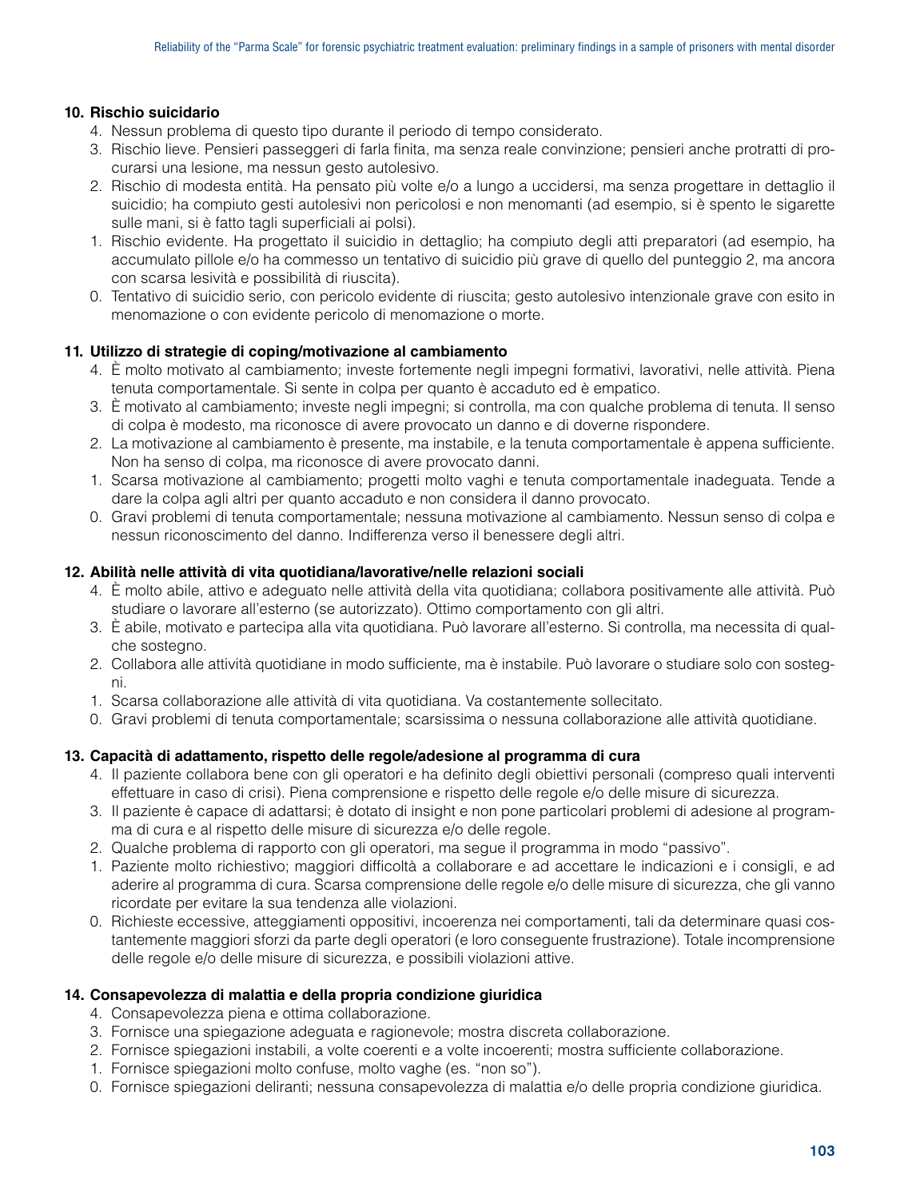**10. Rischio suicidario**

4. Nessun problema di questo tipo durante il periodo di tempo considerato.
3. Rischio lieve. Pensieri passeggeri di farla finita, ma senza reale convinzione; pensieri anche protratti di procurarsi una lesione, ma nessun gesto autolesivo.
2. Rischio di modesta entità. Ha pensato più volte e/o a lungo a uccidersi, ma senza progettare in dettaglio il suicidio; ha compiuto gesti autolesivi non pericolosi e non menomanti (ad esempio, si è spento le sigarette sulle mani, si è fatto tagli superficiali ai polsi).
1. Rischio evidente. Ha progettato il suicidio in dettaglio; ha compiuto degli atti preparatori (ad esempio, ha accumulato pillole e/o ha commesso un tentativo di suicidio più grave di quello del punteggio 2, ma ancora con scarsa lesività e possibilità di riuscita).
0. Tentativo di suicidio serio, con pericolo evidente di riuscita; gesto autolesivo intenzionale grave con esito in menomazione o con evidente pericolo di menomazione o morte.

**11. Utilizzo di strategie di coping/motivazione al cambiamento**

4. È molto motivato al cambiamento; investe fortemente negli impegni formativi, lavorativi, nelle attività. Piena tenuta comportamentale. Si sente in colpa per quanto è accaduto ed è empatico.
3. È motivato al cambiamento; investe negli impegni; si controlla, ma con qualche problema di tenuta. Il senso di colpa è modesto, ma riconosce di avere provocato un danno e di doverne rispondere.
2. La motivazione al cambiamento è presente, ma instabile, e la tenuta comportamentale è appena sufficiente. Non ha senso di colpa, ma riconosce di avere provocato danni.
1. Scarsa motivazione al cambiamento; progetti molto vaghi e tenuta comportamentale inadeguata. Tende a dare la colpa agli altri per quanto accaduto e non considera il danno provocato.
0. Gravi problemi di tenuta comportamentale; nessuna motivazione al cambiamento. Nessun senso di colpa e nessun riconoscimento del danno. Indifferenza verso il benessere degli altri.

**12. Abilità nelle attività di vita quotidiana/lavorative/nelle relazioni sociali**

4. È molto abile, attivo e adeguato nelle attività della vita quotidiana; collabora positivamente alle attività. Può studiare o lavorare all'esterno (se autorizzato). Ottimo comportamento con gli altri.
3. È abile, motivato e partecipa alla vita quotidiana. Può lavorare all'esterno. Si controlla, ma necessita di qualche sostegno.
2. Collabora alle attività quotidiane in modo sufficiente, ma è instabile. Può lavorare o studiare solo con sostegni.
1. Scarsa collaborazione alle attività di vita quotidiana. Va costantemente sollecitato.
0. Gravi problemi di tenuta comportamentale; scarsissima o nessuna collaborazione alle attività quotidiane.

**13. Capacità di adattamento, rispetto delle regole/adesione al programma di cura**

4. Il paziente collabora bene con gli operatori e ha definito degli obiettivi personali (compreso quali interventi effettuare in caso di crisi). Piena comprensione e rispetto delle regole e/o delle misure di sicurezza.
3. Il paziente è capace di adattarsi; è dotato di insight e non pone particolari problemi di adesione al programma di cura e al rispetto delle misure di sicurezza e/o delle regole.
2. Qualche problema di rapporto con gli operatori, ma segue il programma in modo "passivo".
1. Paziente molto richiestivo; maggiori difficoltà a collaborare e ad accettare le indicazioni e i consigli, e ad aderire al programma di cura. Scarsa comprensione delle regole e/o delle misure di sicurezza, che gli vanno ricordate per evitare la sua tendenza alle violazioni.
0. Richieste eccessive, atteggiamenti oppositivi, incoerenza nei comportamenti, tali da determinare quasi costantemente maggiori sforzi da parte degli operatori (e loro conseguente frustrazione). Totale incomprensione delle regole e/o delle misure di sicurezza, e possibili violazioni attive.

**14. Consapevolezza di malattia e della propria condizione giuridica**

4. Consapevolezza piena e ottima collaborazione.
3. Fornisce una spiegazione adeguata e ragionevole; mostra discreta collaborazione.
2. Fornisce spiegazioni instabili, a volte coerenti e a volte incoerenti; mostra sufficiente collaborazione.
1. Fornisce spiegazioni molto confuse, molto vaghe (es. "non so").
0. Fornisce spiegazioni deliranti; nessuna consapevolezza di malattia e/o delle propria condizione giuridica.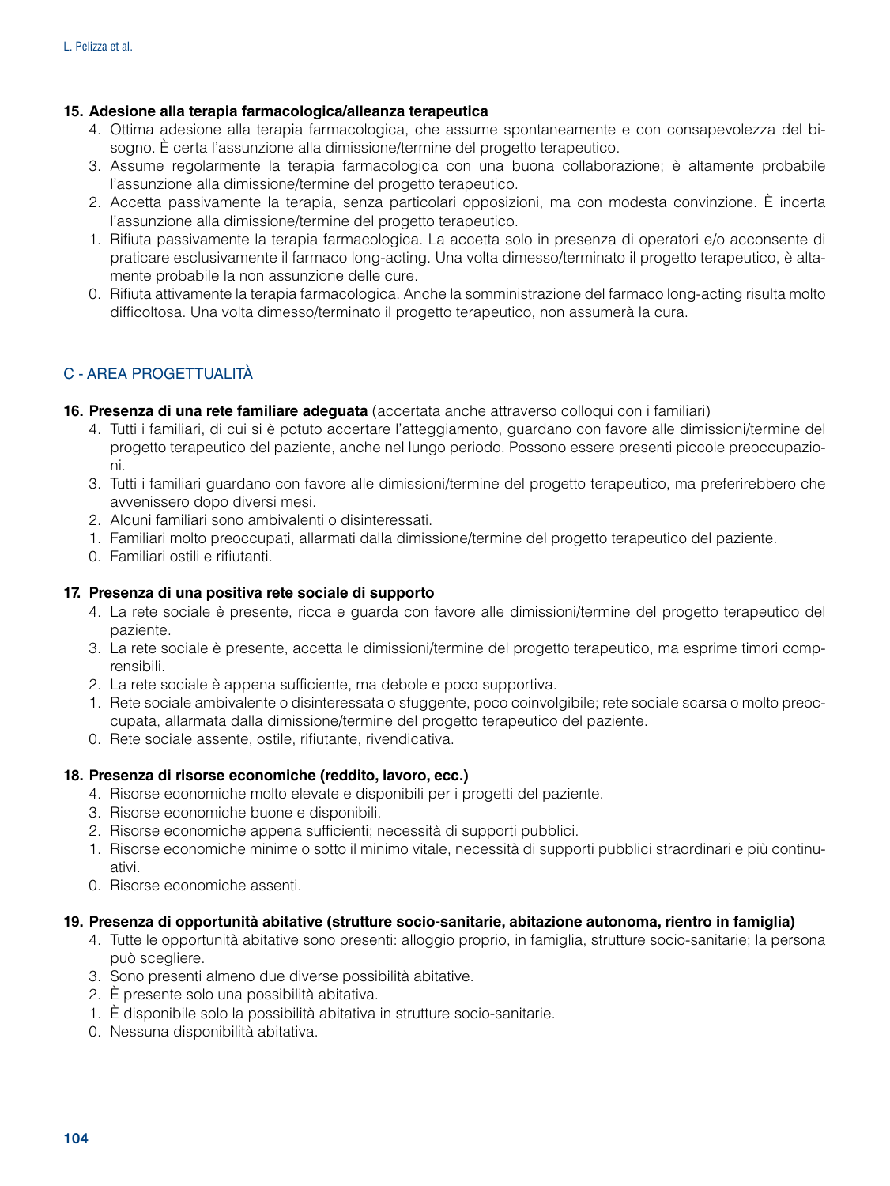**15. Adesione alla terapia farmacologica/alleanza terapeutica**

4. Ottima adesione alla terapia farmacologica, che assume spontaneamente e con consapevolezza del bisogno. È certa l'assunzione alla dimissione/termine del progetto terapeutico.
3. Assume regolarmente la terapia farmacologica con una buona collaborazione; è altamente probabile l'assunzione alla dimissione/termine del progetto terapeutico.
2. Accetta passivamente la terapia, senza particolari opposizioni, ma con modesta convinzione. È incerta l'assunzione alla dimissione/termine del progetto terapeutico.
1. Rifiuta passivamente la terapia farmacologica. La accetta solo in presenza di operatori e/o acconsente di praticare esclusivamente il farmaco long-acting. Una volta dimesso/terminato il progetto terapeutico, è altamente probabile la non assunzione delle cure.
0. Rifiuta attivamente la terapia farmacologica. Anche la somministrazione del farmaco long-acting risulta molto difficoltosa. Una volta dimesso/terminato il progetto terapeutico, non assumerà la cura.

## C - AREA PROGETTUALITÀ

**16. Presenza di una rete familiare adeguata** (accertata anche attraverso colloqui con i familiari)

4. Tutti i familiari, di cui si è potuto accertare l'atteggiamento, guardano con favore alle dimissioni/termine del progetto terapeutico del paziente, anche nel lungo periodo. Possono essere presenti piccole preoccupazioni.
3. Tutti i familiari guardano con favore alle dimissioni/termine del progetto terapeutico, ma preferirebbero che avvenissero dopo diversi mesi.
2. Alcuni familiari sono ambivalenti o disinteressati.
1. Familiari molto preoccupati, allarmati dalla dimissione/termine del progetto terapeutico del paziente.
0. Familiari ostili e rifiutanti.

**17. Presenza di una positiva rete sociale di supporto**

4. La rete sociale è presente, ricca e guarda con favore alle dimissioni/termine del progetto terapeutico del paziente.
3. La rete sociale è presente, accetta le dimissioni/termine del progetto terapeutico, ma esprime timori comprensibili.
2. La rete sociale è appena sufficiente, ma debole e poco supportiva.
1. Rete sociale ambivalente o disinteressata o sfuggente, poco coinvolgibile; rete sociale scarsa o molto preoccupata, allarmata dalla dimissione/termine del progetto terapeutico del paziente.
0. Rete sociale assente, ostile, rifiutante, rivendicativa.

**18. Presenza di risorse economiche (reddito, lavoro, ecc.)**

4. Risorse economiche molto elevate e disponibili per i progetti del paziente.
3. Risorse economiche buone e disponibili.
2. Risorse economiche appena sufficienti; necessità di supporti pubblici.
1. Risorse economiche minime o sotto il minimo vitale, necessità di supporti pubblici straordinari e più continuativi.
0. Risorse economiche assenti.

**19. Presenza di opportunità abitative (strutture socio-sanitarie, abitazione autonoma, rientro in famiglia)**

4. Tutte le opportunità abitative sono presenti: alloggio proprio, in famiglia, strutture socio-sanitarie; la persona può scegliere.
3. Sono presenti almeno due diverse possibilità abitative.
2. È presente solo una possibilità abitativa.
1. È disponibile solo la possibilità abitativa in strutture socio-sanitarie.
0. Nessuna disponibilità abitativa.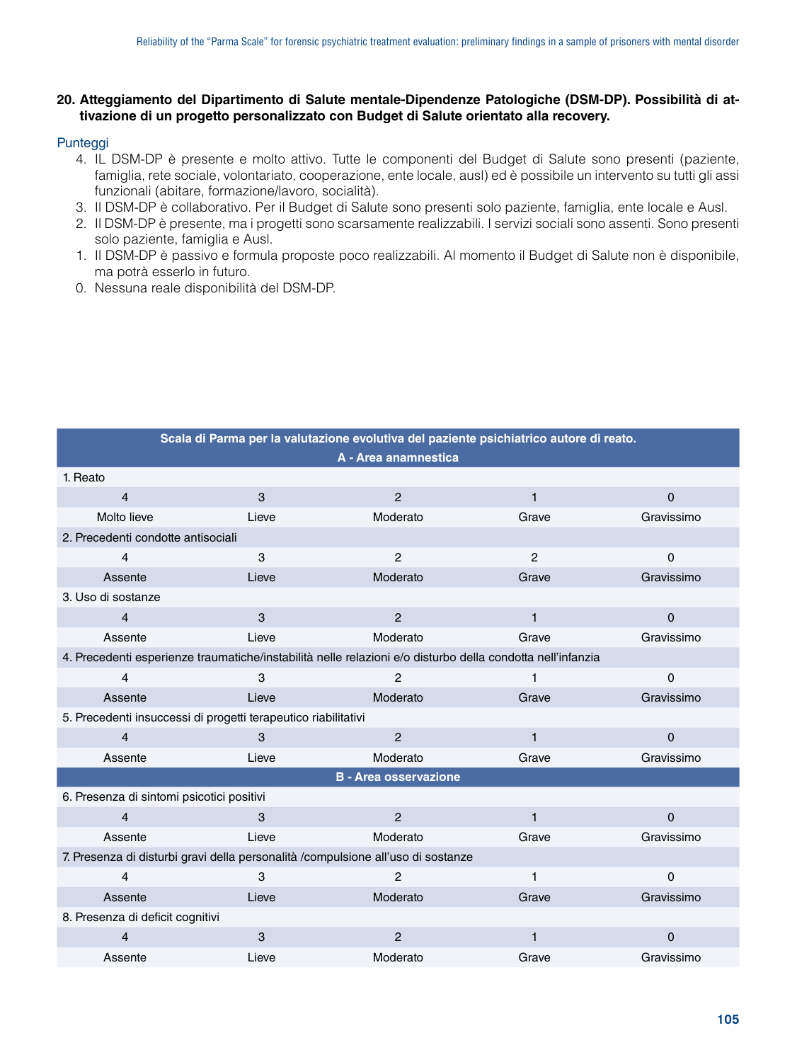**20. Atteggiamento del Dipartimento di Salute mentale-Dipendenze Patologiche (DSM-DP). Possibilità di attivazione di un progetto personalizzato con Budget di Salute orientato alla recovery.**

Punteggi

4. IL DSM-DP è presente e molto attivo. Tutte le componenti del Budget di Salute sono presenti (paziente, famiglia, rete sociale, volontariato, cooperazione, ente locale, ausl) ed è possibile un intervento su tutti gli assi funzionali (abitare, formazione/lavoro, socialità).
3. Il DSM-DP è collaborativo. Per il Budget di Salute sono presenti solo paziente, famiglia, ente locale e Ausl.
2. Il DSM-DP è presente, ma i progetti sono scarsamente realizzabili. I servizi sociali sono assenti. Sono presenti solo paziente, famiglia e Ausl.
1. Il DSM-DP è passivo e formula proposte poco realizzabili. Al momento il Budget di Salute non è disponibile, ma potrà esserlo in futuro.
0. Nessuna reale disponibilità del DSM-DP.

| Scala di Parma per la valutazione evolutiva del paziente psichiatrico autore di reato. | | | | |
|---|---|---|---|---|
| **A - Area anamnestica** | | | | |
| 1. Reato | | | | |
| 4 | 3 | 2 | 1 | 0 |
| Molto lieve | Lieve | Moderato | Grave | Gravissimo |
| 2. Precedenti condotte antisociali | | | | |
| 4 | 3 | 2 | 2 | 0 |
| Assente | Lieve | Moderato | Grave | Gravissimo |
| 3. Uso di sostanze | | | | |
| 4 | 3 | 2 | 1 | 0 |
| Assente | Lieve | Moderato | Grave | Gravissimo |
| 4. Precedenti esperienze traumatiche/instabilità nelle relazioni e/o disturbo della condotta nell'infanzia | | | | |
| 4 | 3 | 2 | 1 | 0 |
| Assente | Lieve | Moderato | Grave | Gravissimo |
| 5. Precedenti insuccessi di progetti terapeutico riabilitativi | | | | |
| 4 | 3 | 2 | 1 | 0 |
| Assente | Lieve | Moderato | Grave | Gravissimo |
| **B - Area osservazione** | | | | |
| 6. Presenza di sintomi psicotici positivi | | | | |
| 4 | 3 | 2 | 1 | 0 |
| Assente | Lieve | Moderato | Grave | Gravissimo |
| 7. Presenza di disturbi gravi della personalità /compulsione all'uso di sostanze | | | | |
| 4 | 3 | 2 | 1 | 0 |
| Assente | Lieve | Moderato | Grave | Gravissimo |
| 8. Presenza di deficit cognitivi | | | | |
| 4 | 3 | 2 | 1 | 0 |
| Assente | Lieve | Moderato | Grave | Gravissimo |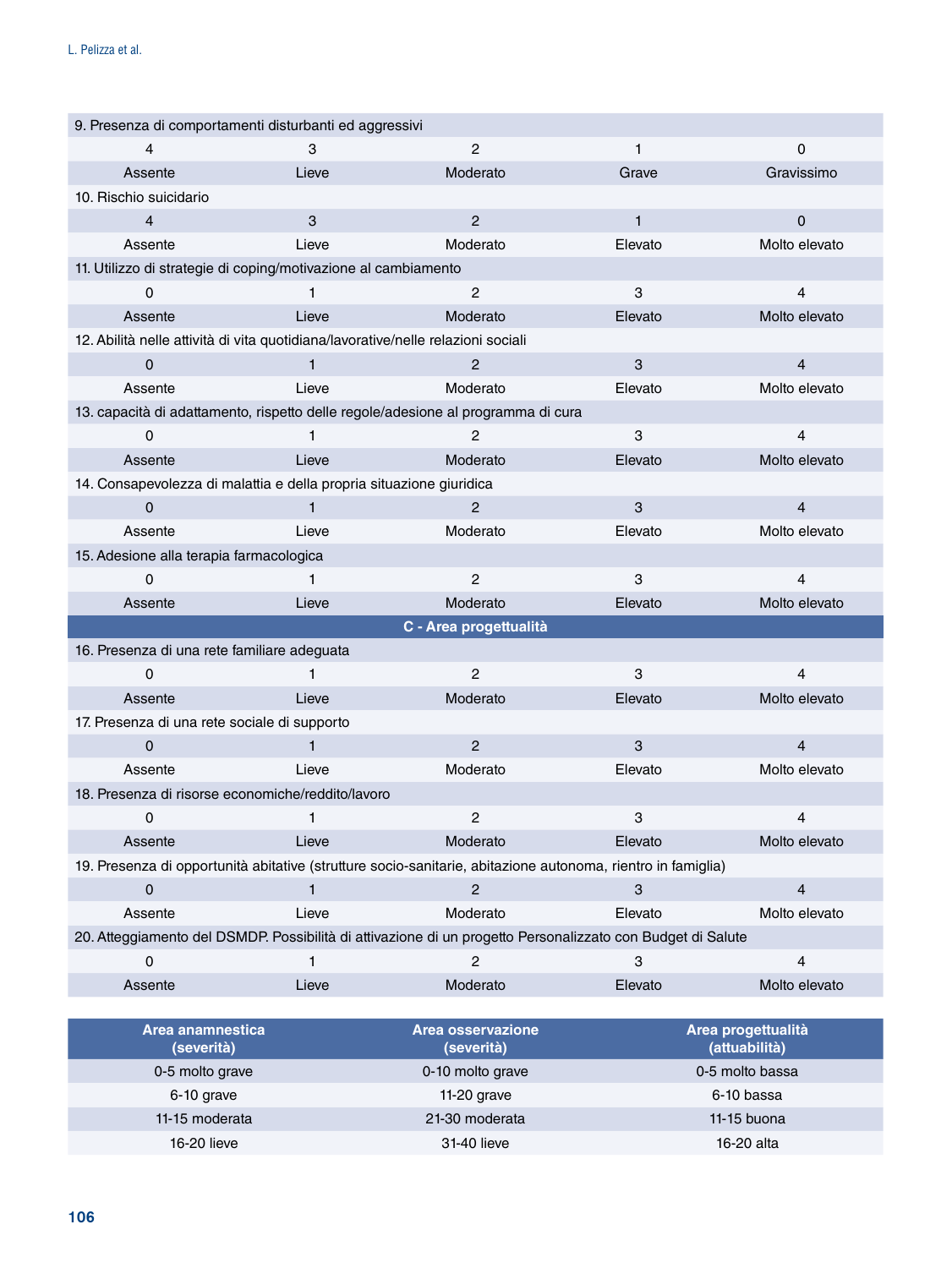| 9. Presenza di comportamenti disturbanti ed aggressivi | | | | |
|---|---|---|---|---|
| 4 | 3 | 2 | 1 | 0 |
| Assente | Lieve | Moderato | Grave | Gravissimo |
| 10. Rischio suicidario | | | | |
| 4 | 3 | 2 | 1 | 0 |
| Assente | Lieve | Moderato | Elevato | Molto elevato |
| 11. Utilizzo di strategie di coping/motivazione al cambiamento | | | | |
| 0 | 1 | 2 | 3 | 4 |
| Assente | Lieve | Moderato | Elevato | Molto elevato |
| 12. Abilità nelle attività di vita quotidiana/lavorative/nelle relazioni sociali | | | | |
| 0 | 1 | 2 | 3 | 4 |
| Assente | Lieve | Moderato | Elevato | Molto elevato |
| 13. capacità di adattamento, rispetto delle regole/adesione al programma di cura | | | | |
| 0 | 1 | 2 | 3 | 4 |
| Assente | Lieve | Moderato | Elevato | Molto elevato |
| 14. Consapevolezza di malattia e della propria situazione giuridica | | | | |
| 0 | 1 | 2 | 3 | 4 |
| Assente | Lieve | Moderato | Elevato | Molto elevato |
| 15. Adesione alla terapia farmacologica | | | | |
| 0 | 1 | 2 | 3 | 4 |
| Assente | Lieve | Moderato | Elevato | Molto elevato |
| **C - Area progettualità** | | | | |
| 16. Presenza di una rete familiare adeguata | | | | |
| 0 | 1 | 2 | 3 | 4 |
| Assente | Lieve | Moderato | Elevato | Molto elevato |
| 17. Presenza di una rete sociale di supporto | | | | |
| 0 | 1 | 2 | 3 | 4 |
| Assente | Lieve | Moderato | Elevato | Molto elevato |
| 18. Presenza di risorse economiche/reddito/lavoro | | | | |
| 0 | 1 | 2 | 3 | 4 |
| Assente | Lieve | Moderato | Elevato | Molto elevato |
| 19. Presenza di opportunità abitative (strutture socio-sanitarie, abitazione autonoma, rientro in famiglia) | | | | |
| 0 | 1 | 2 | 3 | 4 |
| Assente | Lieve | Moderato | Elevato | Molto elevato |
| 20. Atteggiamento del DSMDP. Possibilità di attivazione di un progetto Personalizzato con Budget di Salute | | | | |
| 0 | 1 | 2 | 3 | 4 |
| Assente | Lieve | Moderato | Elevato | Molto elevato |

| Area anamnestica (severità) | Area osservazione (severità) | Area progettualità (attuabilità) |
|---|---|---|
| 0-5 molto grave | 0-10 molto grave | 0-5 molto bassa |
| 6-10 grave | 11-20 grave | 6-10 bassa |
| 11-15 moderata | 21-30 moderata | 11-15 buona |
| 16-20 lieve | 31-40 lieve | 16-20 alta |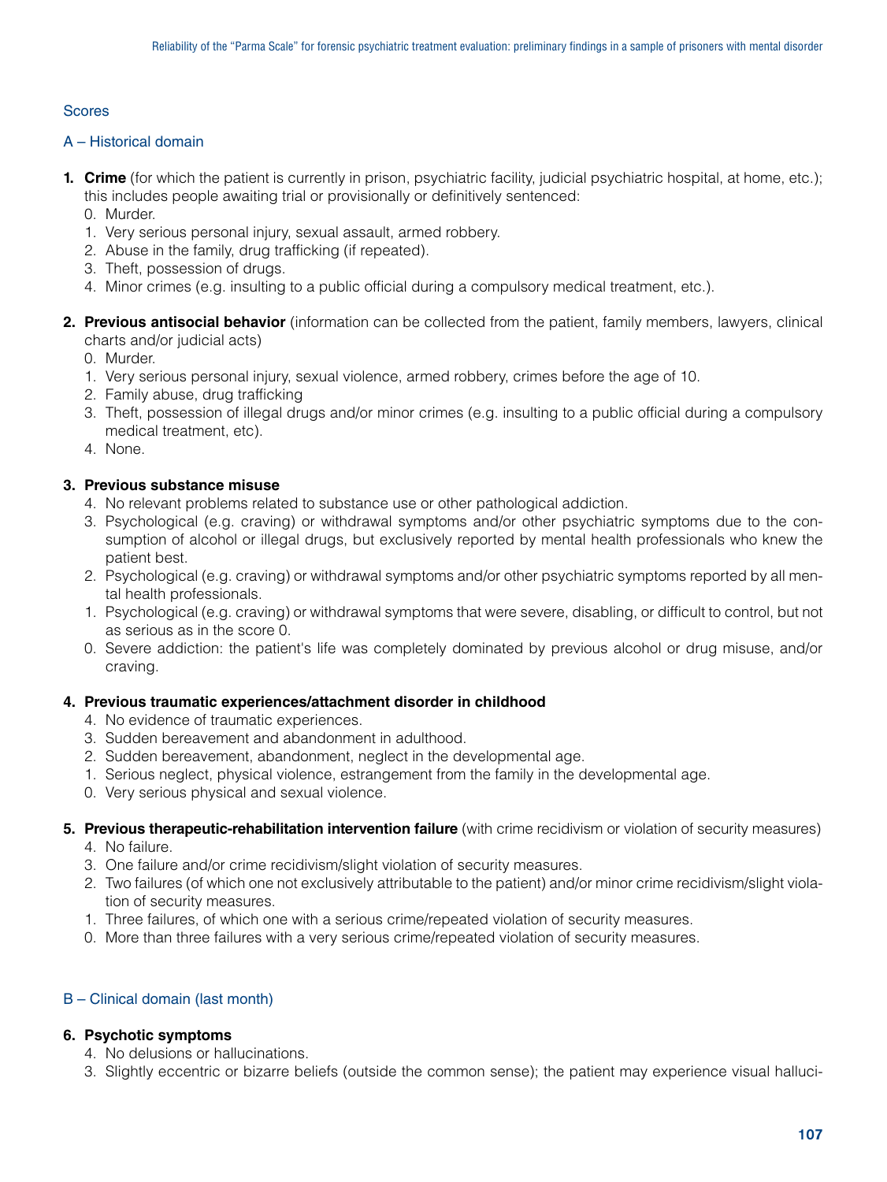## Scores

### A – Historical domain

1. **Crime** (for which the patient is currently in prison, psychiatric facility, judicial psychiatric hospital, at home, etc.); this includes people awaiting trial or provisionally or definitively sentenced:
   0. Murder.
   1. Very serious personal injury, sexual assault, armed robbery.
   2. Abuse in the family, drug trafficking (if repeated).
   3. Theft, possession of drugs.
   4. Minor crimes (e.g. insulting to a public official during a compulsory medical treatment, etc.).

2. **Previous antisocial behavior** (information can be collected from the patient, family members, lawyers, clinical charts and/or judicial acts)
   0. Murder.
   1. Very serious personal injury, sexual violence, armed robbery, crimes before the age of 10.
   2. Family abuse, drug trafficking
   3. Theft, possession of illegal drugs and/or minor crimes (e.g. insulting to a public official during a compulsory medical treatment, etc).
   4. None.

3. **Previous substance misuse**
   4. No relevant problems related to substance use or other pathological addiction.
   3. Psychological (e.g. craving) or withdrawal symptoms and/or other psychiatric symptoms due to the consumption of alcohol or illegal drugs, but exclusively reported by mental health professionals who knew the patient best.
   2. Psychological (e.g. craving) or withdrawal symptoms and/or other psychiatric symptoms reported by all mental health professionals.
   1. Psychological (e.g. craving) or withdrawal symptoms that were severe, disabling, or difficult to control, but not as serious as in the score 0.
   0. Severe addiction: the patient's life was completely dominated by previous alcohol or drug misuse, and/or craving.

4. **Previous traumatic experiences/attachment disorder in childhood**
   4. No evidence of traumatic experiences.
   3. Sudden bereavement and abandonment in adulthood.
   2. Sudden bereavement, abandonment, neglect in the developmental age.
   1. Serious neglect, physical violence, estrangement from the family in the developmental age.
   0. Very serious physical and sexual violence.

5. **Previous therapeutic-rehabilitation intervention failure** (with crime recidivism or violation of security measures)
   4. No failure.
   3. One failure and/or crime recidivism/slight violation of security measures.
   2. Two failures (of which one not exclusively attributable to the patient) and/or minor crime recidivism/slight violation of security measures.
   1. Three failures, of which one with a serious crime/repeated violation of security measures.
   0. More than three failures with a very serious crime/repeated violation of security measures.

### B – Clinical domain (last month)

6. **Psychotic symptoms**
   4. No delusions or hallucinations.
   3. Slightly eccentric or bizarre beliefs (outside the common sense); the patient may experience visual halluci-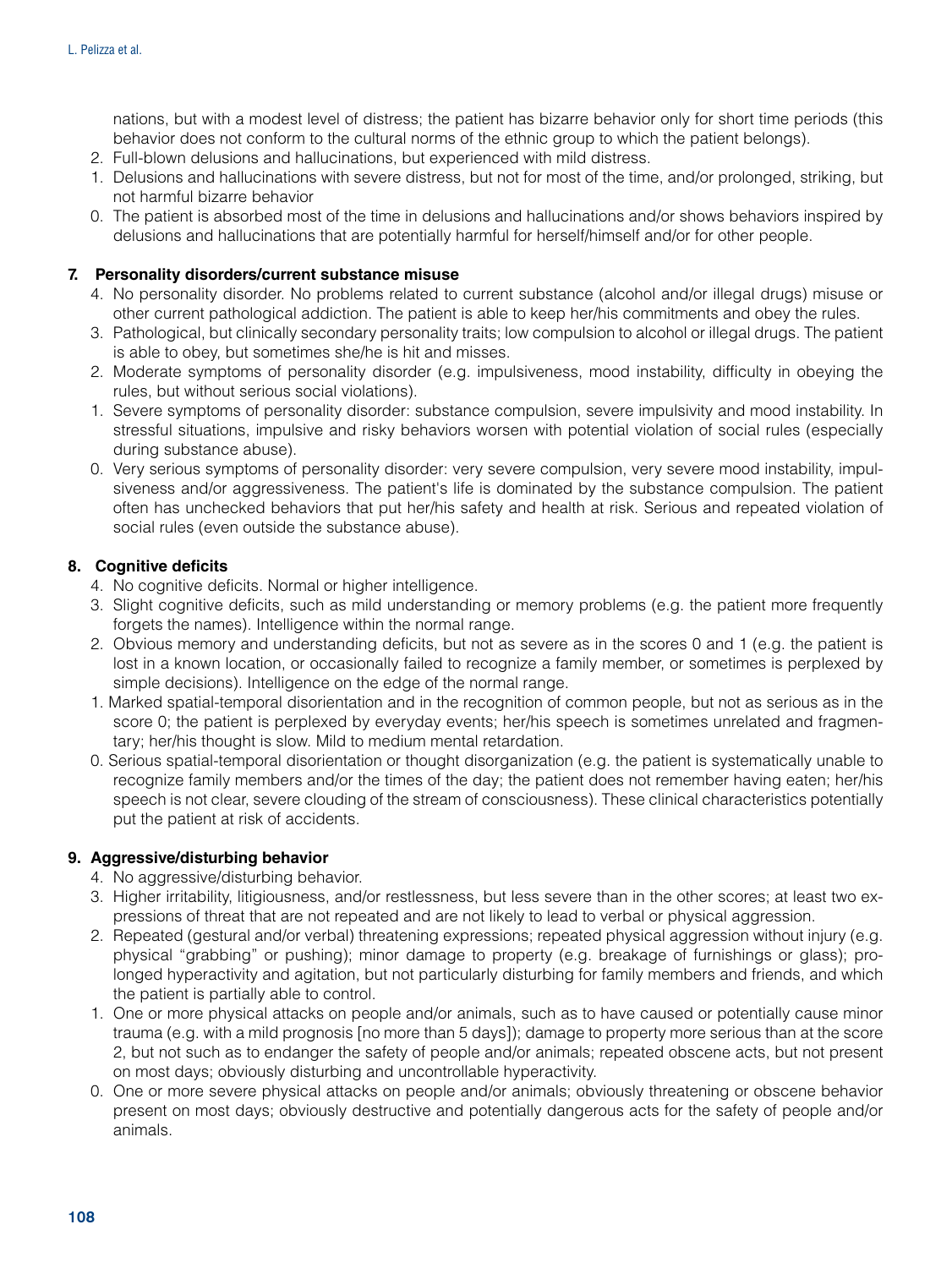nations, but with a modest level of distress; the patient has bizarre behavior only for short time periods (this behavior does not conform to the cultural norms of the ethnic group to which the patient belongs).

2. Full-blown delusions and hallucinations, but experienced with mild distress.
1. Delusions and hallucinations with severe distress, but not for most of the time, and/or prolonged, striking, but not harmful bizarre behavior
0. The patient is absorbed most of the time in delusions and hallucinations and/or shows behaviors inspired by delusions and hallucinations that are potentially harmful for herself/himself and/or for other people.

**7. Personality disorders/current substance misuse**

4. No personality disorder. No problems related to current substance (alcohol and/or illegal drugs) misuse or other current pathological addiction. The patient is able to keep her/his commitments and obey the rules.
3. Pathological, but clinically secondary personality traits; low compulsion to alcohol or illegal drugs. The patient is able to obey, but sometimes she/he is hit and misses.
2. Moderate symptoms of personality disorder (e.g. impulsiveness, mood instability, difficulty in obeying the rules, but without serious social violations).
1. Severe symptoms of personality disorder: substance compulsion, severe impulsivity and mood instability. In stressful situations, impulsive and risky behaviors worsen with potential violation of social rules (especially during substance abuse).
0. Very serious symptoms of personality disorder: very severe compulsion, very severe mood instability, impulsiveness and/or aggressiveness. The patient's life is dominated by the substance compulsion. The patient often has unchecked behaviors that put her/his safety and health at risk. Serious and repeated violation of social rules (even outside the substance abuse).

**8. Cognitive deficits**

4. No cognitive deficits. Normal or higher intelligence.
3. Slight cognitive deficits, such as mild understanding or memory problems (e.g. the patient more frequently forgets the names). Intelligence within the normal range.
2. Obvious memory and understanding deficits, but not as severe as in the scores 0 and 1 (e.g. the patient is lost in a known location, or occasionally failed to recognize a family member, or sometimes is perplexed by simple decisions). Intelligence on the edge of the normal range.
1. Marked spatial-temporal disorientation and in the recognition of common people, but not as serious as in the score 0; the patient is perplexed by everyday events; her/his speech is sometimes unrelated and fragmentary; her/his thought is slow. Mild to medium mental retardation.
0. Serious spatial-temporal disorientation or thought disorganization (e.g. the patient is systematically unable to recognize family members and/or the times of the day; the patient does not remember having eaten; her/his speech is not clear, severe clouding of the stream of consciousness). These clinical characteristics potentially put the patient at risk of accidents.

**9. Aggressive/disturbing behavior**

4. No aggressive/disturbing behavior.
3. Higher irritability, litigiousness, and/or restlessness, but less severe than in the other scores; at least two expressions of threat that are not repeated and are not likely to lead to verbal or physical aggression.
2. Repeated (gestural and/or verbal) threatening expressions; repeated physical aggression without injury (e.g. physical "grabbing" or pushing); minor damage to property (e.g. breakage of furnishings or glass); prolonged hyperactivity and agitation, but not particularly disturbing for family members and friends, and which the patient is partially able to control.
1. One or more physical attacks on people and/or animals, such as to have caused or potentially cause minor trauma (e.g. with a mild prognosis [no more than 5 days]); damage to property more serious than at the score 2, but not such as to endanger the safety of people and/or animals; repeated obscene acts, but not present on most days; obviously disturbing and uncontrollable hyperactivity.
0. One or more severe physical attacks on people and/or animals; obviously threatening or obscene behavior present on most days; obviously destructive and potentially dangerous acts for the safety of people and/or animals.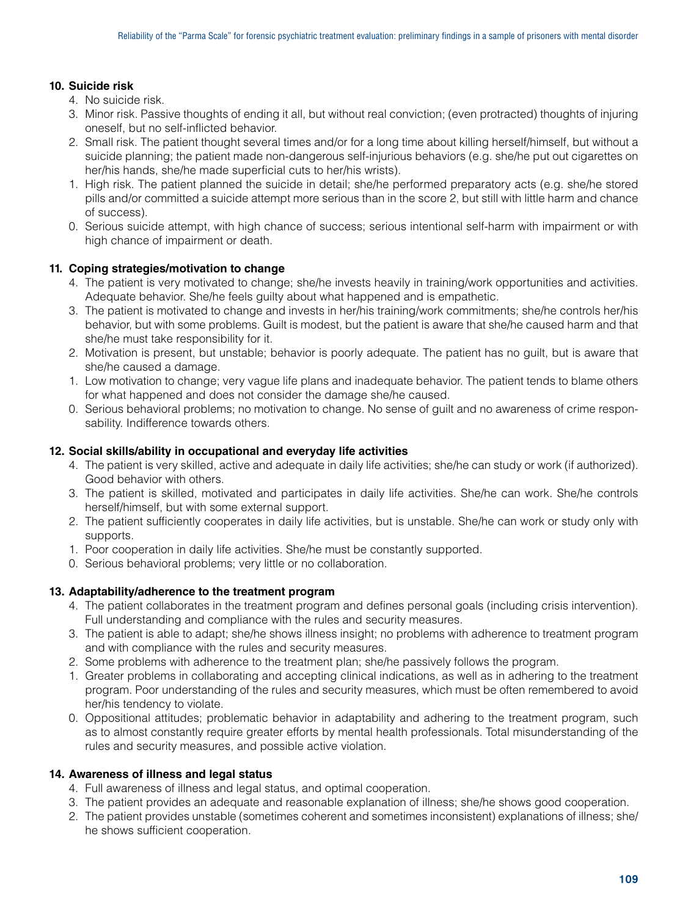**10. Suicide risk**

4. No suicide risk.
3. Minor risk. Passive thoughts of ending it all, but without real conviction; (even protracted) thoughts of injuring oneself, but no self-inflicted behavior.
2. Small risk. The patient thought several times and/or for a long time about killing herself/himself, but without a suicide planning; the patient made non-dangerous self-injurious behaviors (e.g. she/he put out cigarettes on her/his hands, she/he made superficial cuts to her/his wrists).
1. High risk. The patient planned the suicide in detail; she/he performed preparatory acts (e.g. she/he stored pills and/or committed a suicide attempt more serious than in the score 2, but still with little harm and chance of success).
0. Serious suicide attempt, with high chance of success; serious intentional self-harm with impairment or with high chance of impairment or death.

**11. Coping strategies/motivation to change**

4. The patient is very motivated to change; she/he invests heavily in training/work opportunities and activities. Adequate behavior. She/he feels guilty about what happened and is empathetic.
3. The patient is motivated to change and invests in her/his training/work commitments; she/he controls her/his behavior, but with some problems. Guilt is modest, but the patient is aware that she/he caused harm and that she/he must take responsibility for it.
2. Motivation is present, but unstable; behavior is poorly adequate. The patient has no guilt, but is aware that she/he caused a damage.
1. Low motivation to change; very vague life plans and inadequate behavior. The patient tends to blame others for what happened and does not consider the damage she/he caused.
0. Serious behavioral problems; no motivation to change. No sense of guilt and no awareness of crime responsability. Indifference towards others.

**12. Social skills/ability in occupational and everyday life activities**

4. The patient is very skilled, active and adequate in daily life activities; she/he can study or work (if authorized). Good behavior with others.
3. The patient is skilled, motivated and participates in daily life activities. She/he can work. She/he controls herself/himself, but with some external support.
2. The patient sufficiently cooperates in daily life activities, but is unstable. She/he can work or study only with supports.
1. Poor cooperation in daily life activities. She/he must be constantly supported.
0. Serious behavioral problems; very little or no collaboration.

**13. Adaptability/adherence to the treatment program**

4. The patient collaborates in the treatment program and defines personal goals (including crisis intervention). Full understanding and compliance with the rules and security measures.
3. The patient is able to adapt; she/he shows illness insight; no problems with adherence to treatment program and with compliance with the rules and security measures.
2. Some problems with adherence to the treatment plan; she/he passively follows the program.
1. Greater problems in collaborating and accepting clinical indications, as well as in adhering to the treatment program. Poor understanding of the rules and security measures, which must be often remembered to avoid her/his tendency to violate.
0. Oppositional attitudes; problematic behavior in adaptability and adhering to the treatment program, such as to almost constantly require greater efforts by mental health professionals. Total misunderstanding of the rules and security measures, and possible active violation.

**14. Awareness of illness and legal status**

4. Full awareness of illness and legal status, and optimal cooperation.
3. The patient provides an adequate and reasonable explanation of illness; she/he shows good cooperation.
2. The patient provides unstable (sometimes coherent and sometimes inconsistent) explanations of illness; she/he shows sufficient cooperation.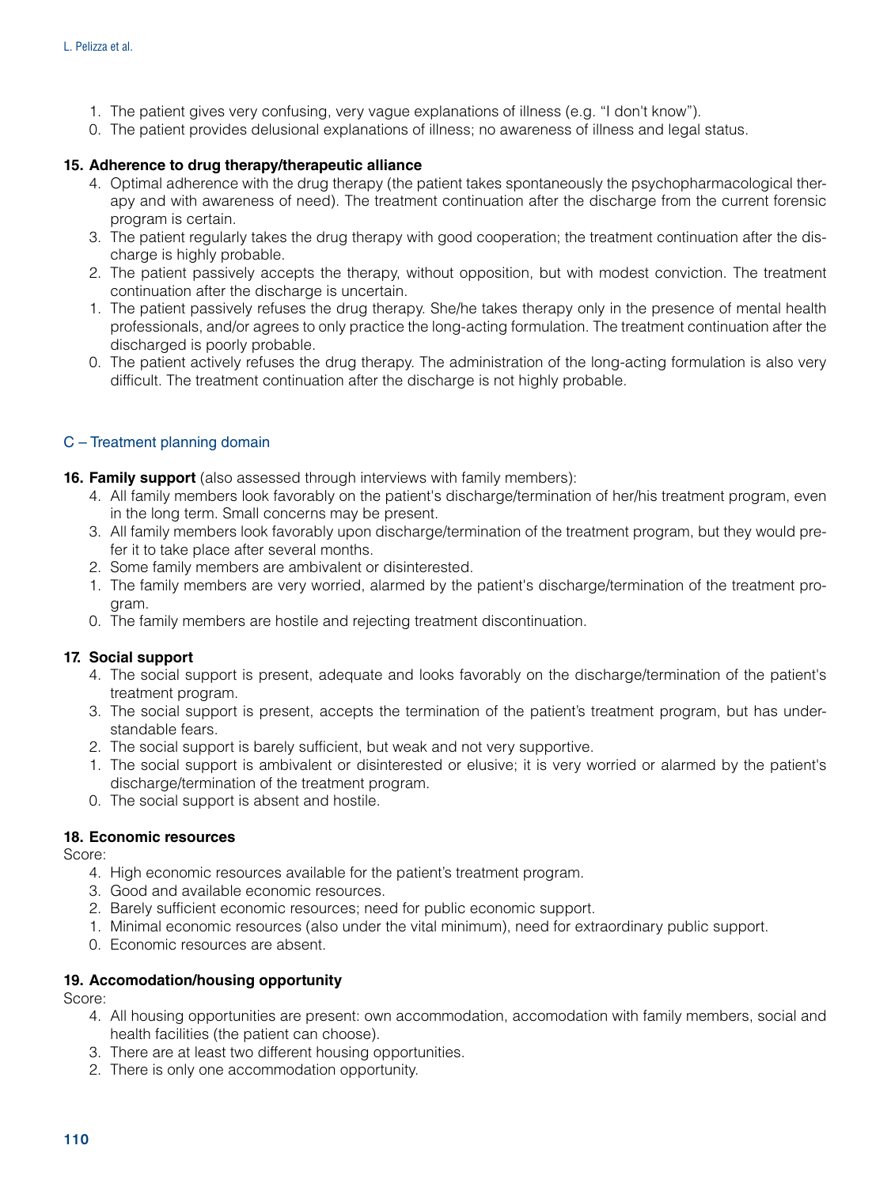1. The patient gives very confusing, very vague explanations of illness (e.g. "I don't know").
0. The patient provides delusional explanations of illness; no awareness of illness and legal status.

**15. Adherence to drug therapy/therapeutic alliance**

4. Optimal adherence with the drug therapy (the patient takes spontaneously the psychopharmacological therapy and with awareness of need). The treatment continuation after the discharge from the current forensic program is certain.
3. The patient regularly takes the drug therapy with good cooperation; the treatment continuation after the discharge is highly probable.
2. The patient passively accepts the therapy, without opposition, but with modest conviction. The treatment continuation after the discharge is uncertain.
1. The patient passively refuses the drug therapy. She/he takes therapy only in the presence of mental health professionals, and/or agrees to only practice the long-acting formulation. The treatment continuation after the discharged is poorly probable.
0. The patient actively refuses the drug therapy. The administration of the long-acting formulation is also very difficult. The treatment continuation after the discharge is not highly probable.

## C – Treatment planning domain

**16. Family support** (also assessed through interviews with family members):

4. All family members look favorably on the patient's discharge/termination of her/his treatment program, even in the long term. Small concerns may be present.
3. All family members look favorably upon discharge/termination of the treatment program, but they would prefer it to take place after several months.
2. Some family members are ambivalent or disinterested.
1. The family members are very worried, alarmed by the patient's discharge/termination of the treatment program.
0. The family members are hostile and rejecting treatment discontinuation.

**17. Social support**

4. The social support is present, adequate and looks favorably on the discharge/termination of the patient's treatment program.
3. The social support is present, accepts the termination of the patient's treatment program, but has understandable fears.
2. The social support is barely sufficient, but weak and not very supportive.
1. The social support is ambivalent or disinterested or elusive; it is very worried or alarmed by the patient's discharge/termination of the treatment program.
0. The social support is absent and hostile.

**18. Economic resources**

Score:

4. High economic resources available for the patient's treatment program.
3. Good and available economic resources.
2. Barely sufficient economic resources; need for public economic support.
1. Minimal economic resources (also under the vital minimum), need for extraordinary public support.
0. Economic resources are absent.

**19. Accomodation/housing opportunity**

Score:

4. All housing opportunities are present: own accommodation, accomodation with family members, social and health facilities (the patient can choose).
3. There are at least two different housing opportunities.
2. There is only one accommodation opportunity.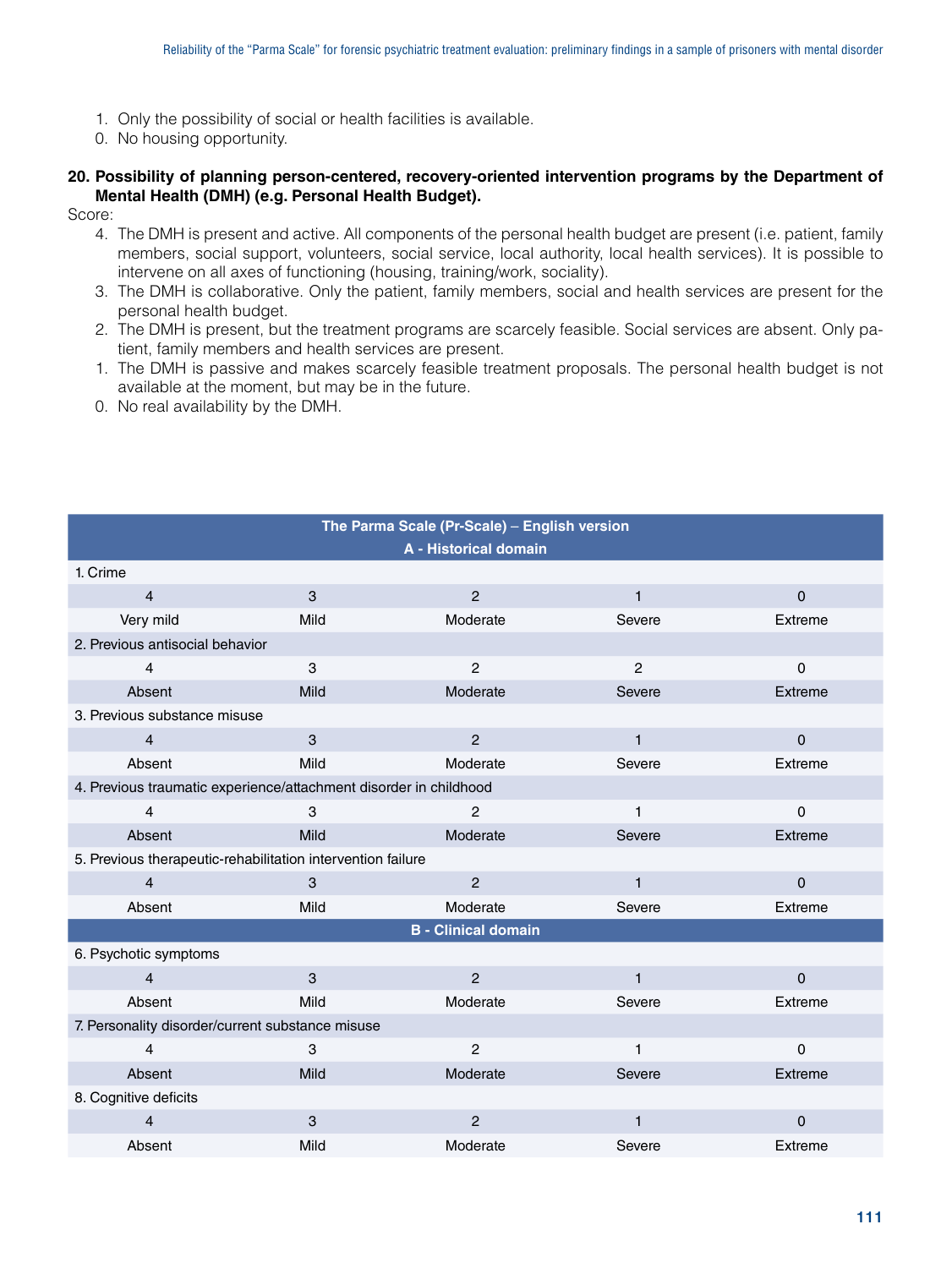1. Only the possibility of social or health facilities is available.
0. No housing opportunity.

**20. Possibility of planning person-centered, recovery-oriented intervention programs by the Department of Mental Health (DMH) (e.g. Personal Health Budget).**

Score:

4. The DMH is present and active. All components of the personal health budget are present (i.e. patient, family members, social support, volunteers, social service, local authority, local health services). It is possible to intervene on all axes of functioning (housing, training/work, sociality).
3. The DMH is collaborative. Only the patient, family members, social and health services are present for the personal health budget.
2. The DMH is present, but the treatment programs are scarcely feasible. Social services are absent. Only patient, family members and health services are present.
1. The DMH is passive and makes scarcely feasible treatment proposals. The personal health budget is not available at the moment, but may be in the future.
0. No real availability by the DMH.

| **The Parma Scale (Pr-Scale) – English version** | | | | |
|---|---|---|---|---|
| **A - Historical domain** | | | | |
| 1. Crime | | | | |
| 4 | 3 | 2 | 1 | 0 |
| Very mild | Mild | Moderate | Severe | Extreme |
| 2. Previous antisocial behavior | | | | |
| 4 | 3 | 2 | 2 | 0 |
| Absent | Mild | Moderate | Severe | Extreme |
| 3. Previous substance misuse | | | | |
| 4 | 3 | 2 | 1 | 0 |
| Absent | Mild | Moderate | Severe | Extreme |
| 4. Previous traumatic experience/attachment disorder in childhood | | | | |
| 4 | 3 | 2 | 1 | 0 |
| Absent | Mild | Moderate | Severe | Extreme |
| 5. Previous therapeutic-rehabilitation intervention failure | | | | |
| 4 | 3 | 2 | 1 | 0 |
| Absent | Mild | Moderate | Severe | Extreme |
| **B - Clinical domain** | | | | |
| 6. Psychotic symptoms | | | | |
| 4 | 3 | 2 | 1 | 0 |
| Absent | Mild | Moderate | Severe | Extreme |
| 7. Personality disorder/current substance misuse | | | | |
| 4 | 3 | 2 | 1 | 0 |
| Absent | Mild | Moderate | Severe | Extreme |
| 8. Cognitive deficits | | | | |
| 4 | 3 | 2 | 1 | 0 |
| Absent | Mild | Moderate | Severe | Extreme |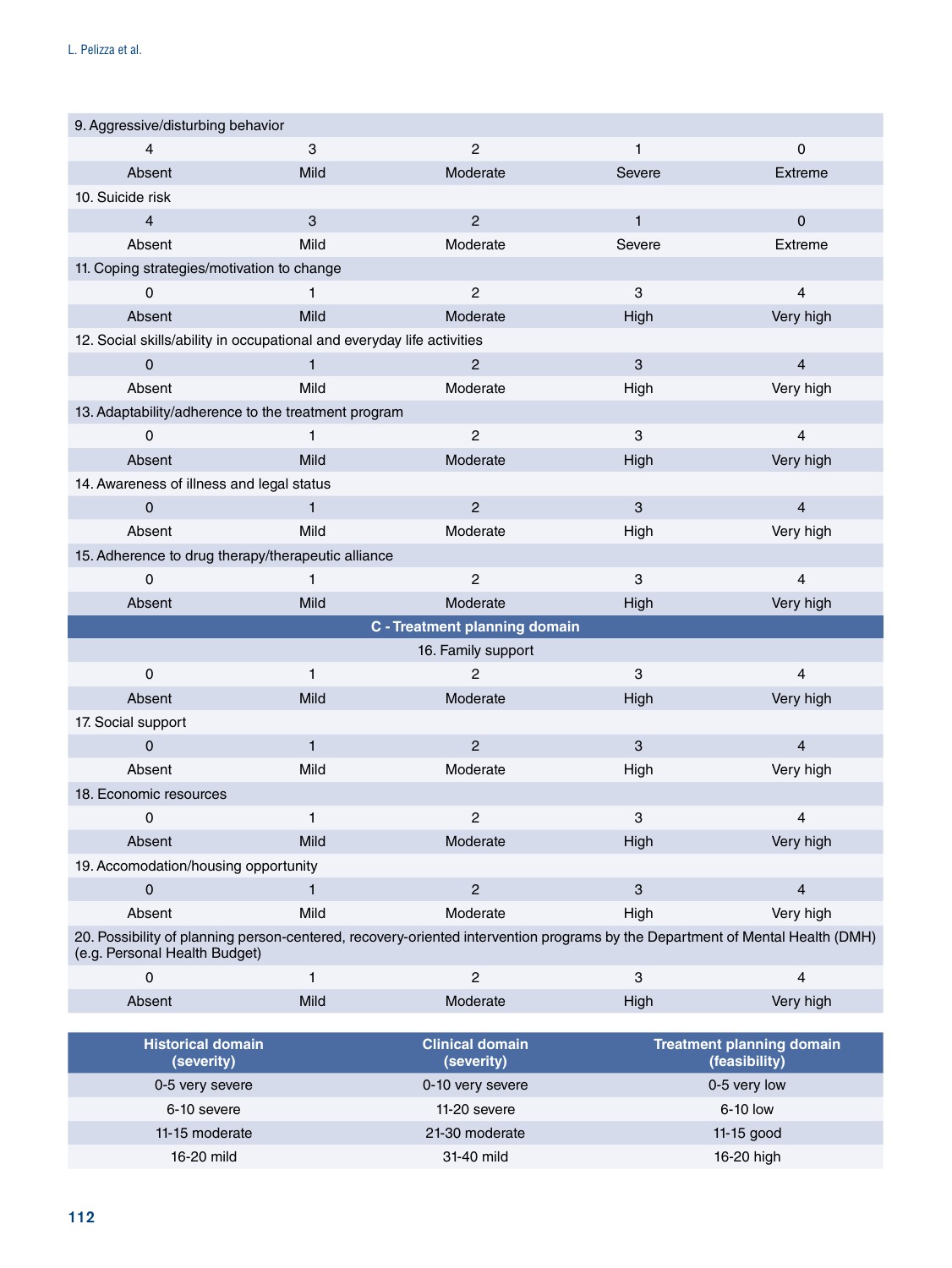| | | | | |
|---|---|---|---|---|
| 9. Aggressive/disturbing behavior | | | | |
| 4 | 3 | 2 | 1 | 0 |
| Absent | Mild | Moderate | Severe | Extreme |
| 10. Suicide risk | | | | |
| 4 | 3 | 2 | 1 | 0 |
| Absent | Mild | Moderate | Severe | Extreme |
| 11. Coping strategies/motivation to change | | | | |
| 0 | 1 | 2 | 3 | 4 |
| Absent | Mild | Moderate | High | Very high |
| 12. Social skills/ability in occupational and everyday life activities | | | | |
| 0 | 1 | 2 | 3 | 4 |
| Absent | Mild | Moderate | High | Very high |
| 13. Adaptability/adherence to the treatment program | | | | |
| 0 | 1 | 2 | 3 | 4 |
| Absent | Mild | Moderate | High | Very high |
| 14. Awareness of illness and legal status | | | | |
| 0 | 1 | 2 | 3 | 4 |
| Absent | Mild | Moderate | High | Very high |
| 15. Adherence to drug therapy/therapeutic alliance | | | | |
| 0 | 1 | 2 | 3 | 4 |
| Absent | Mild | Moderate | High | Very high |
| **C - Treatment planning domain** | | | | |
| 16. Family support | | | | |
| 0 | 1 | 2 | 3 | 4 |
| Absent | Mild | Moderate | High | Very high |
| 17. Social support | | | | |
| 0 | 1 | 2 | 3 | 4 |
| Absent | Mild | Moderate | High | Very high |
| 18. Economic resources | | | | |
| 0 | 1 | 2 | 3 | 4 |
| Absent | Mild | Moderate | High | Very high |
| 19. Accomodation/housing opportunity | | | | |
| 0 | 1 | 2 | 3 | 4 |
| Absent | Mild | Moderate | High | Very high |
| 20. Possibility of planning person-centered, recovery-oriented intervention programs by the Department of Mental Health (DMH) (e.g. Personal Health Budget) | | | | |
| 0 | 1 | 2 | 3 | 4 |
| Absent | Mild | Moderate | High | Very high |

| Historical domain (severity) | Clinical domain (severity) | Treatment planning domain (feasibility) |
|---|---|---|
| 0-5 very severe | 0-10 very severe | 0-5 very low |
| 6-10 severe | 11-20 severe | 6-10 low |
| 11-15 moderate | 21-30 moderate | 11-15 good |
| 16-20 mild | 31-40 mild | 16-20 high |